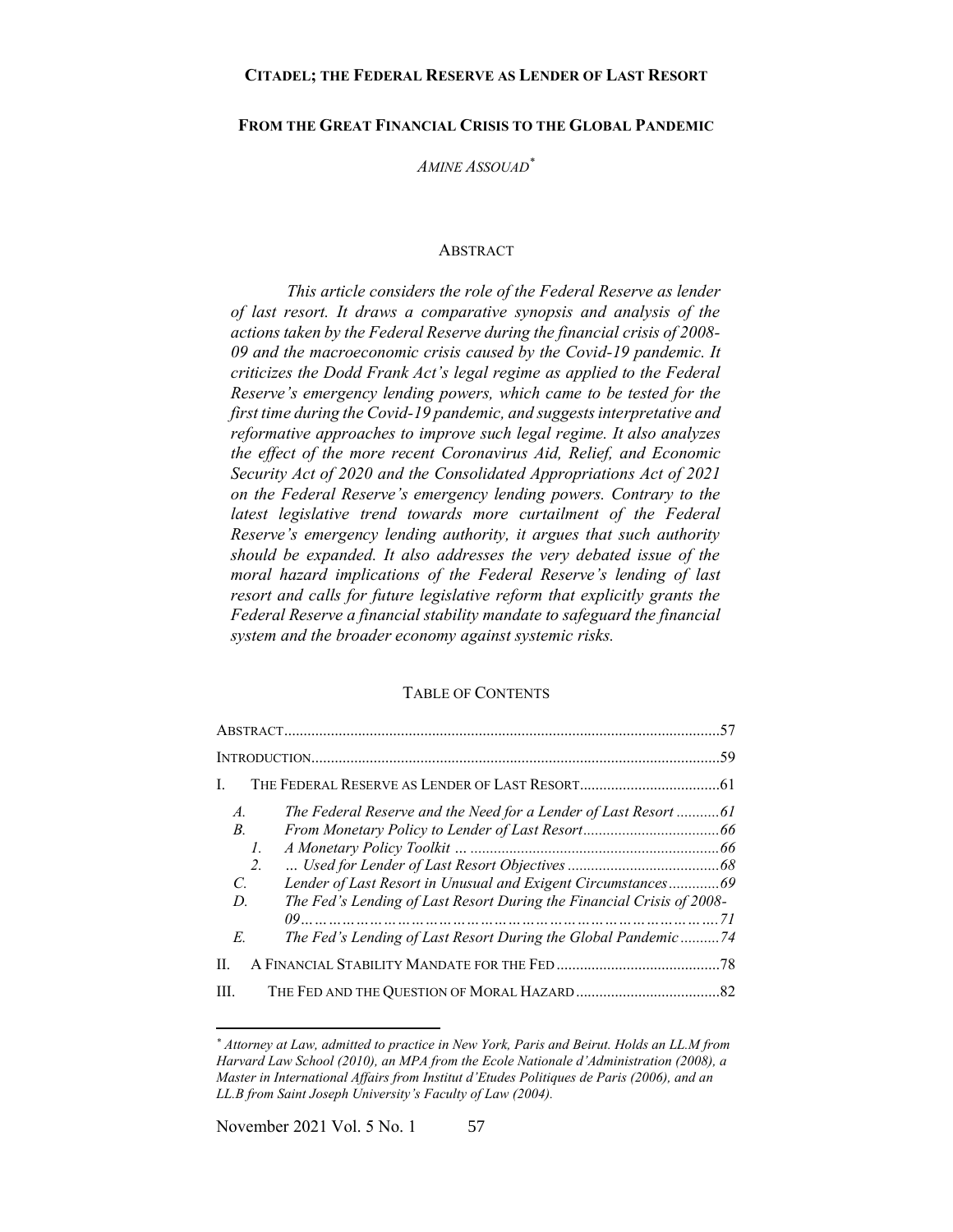# CITADEL; THE FEDERAL RESERVE AS LENDER OF LAST RESORT

## FROM THE GREAT FINANCIAL CRISIS TO THE GLOBAL PANDEMIC

*AMINE ASSOUAD*[*]

### ABSTRACT

*This article considers the role of the Federal Reserve as lender of last resort. It draws a comparative synopsis and analysis of the actions taken by the Federal Reserve during the financial crisis of 2008-09 and the macroeconomic crisis caused by the Covid-19 pandemic. It criticizes the Dodd Frank Act's legal regime as applied to the Federal Reserve's emergency lending powers, which came to be tested for the first time during the Covid-19 pandemic, and suggests interpretative and reformative approaches to improve such legal regime. It also analyzes the effect of the more recent Coronavirus Aid, Relief, and Economic Security Act of 2020 and the Consolidated Appropriations Act of 2021 on the Federal Reserve's emergency lending powers. Contrary to the latest legislative trend towards more curtailment of the Federal Reserve's emergency lending authority, it argues that such authority should be expanded. It also addresses the very debated issue of the moral hazard implications of the Federal Reserve's lending of last resort and calls for future legislative reform that explicitly grants the Federal Reserve a financial stability mandate to safeguard the financial system and the broader economy against systemic risks.*

### TABLE OF CONTENTS

| | | |
|---|---|---|
| ABSTRACT | | 57 |
| INTRODUCTION | | 59 |
| I. | THE FEDERAL RESERVE AS LENDER OF LAST RESORT | 61 |
| *A.* | *The Federal Reserve and the Need for a Lender of Last Resort* | 61 |
| *B.* | *From Monetary Policy to Lender of Last Resort* | 66 |
| *1.* | *A Monetary Policy Toolkit …* | 66 |
| *2.* | *… Used for Lender of Last Resort Objectives* | 68 |
| *C.* | *Lender of Last Resort in Unusual and Exigent Circumstances* | 69 |
| *D.* | *The Fed's Lending of Last Resort During the Financial Crisis of 2008-09* | 71 |
| *E.* | *The Fed's Lending of Last Resort During the Global Pandemic* | 74 |
| II. | A FINANCIAL STABILITY MANDATE FOR THE FED | 78 |
| III. | THE FED AND THE QUESTION OF MORAL HAZARD | 82 |

---

[*] *Attorney at Law, admitted to practice in New York, Paris and Beirut. Holds an LL.M from Harvard Law School (2010), an MPA from the Ecole Nationale d'Administration (2008), a Master in International Affairs from Institut d'Etudes Politiques de Paris (2006), and an LL.B from Saint Joseph University's Faculty of Law (2004).*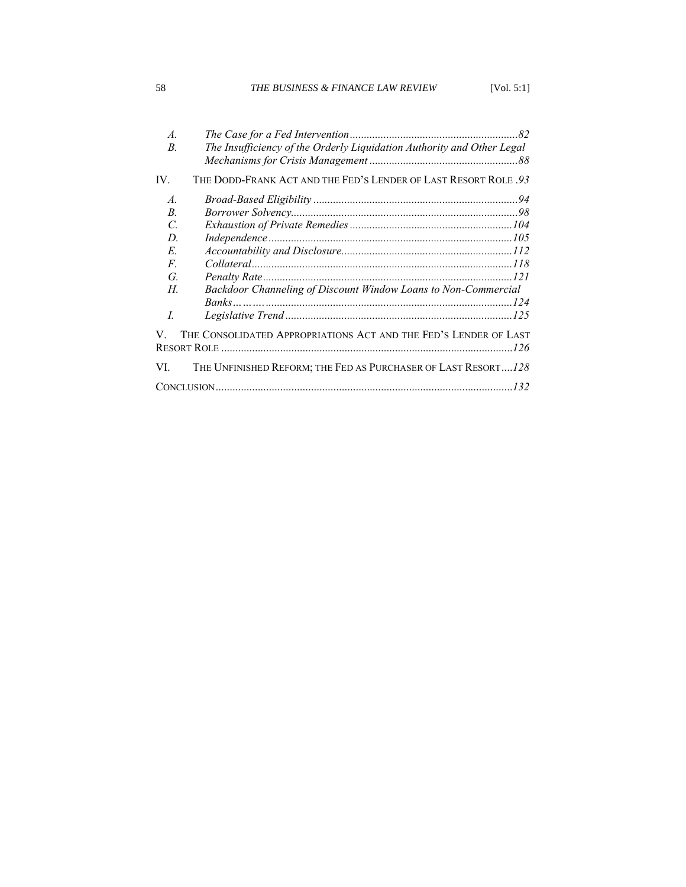*A.* *The Case for a Fed Intervention* ........................................................... *82*
*B.* *The Insufficiency of the Orderly Liquidation Authority and Other Legal Mechanisms for Crisis Management* .................................................... *88*

IV. THE DODD-FRANK ACT AND THE FED'S LENDER OF LAST RESORT ROLE .*93*

*A.* *Broad-Based Eligibility* ......................................................................... *94*
*B.* *Borrower Solvency*................................................................................ *98*
*C.* *Exhaustion of Private Remedies* .......................................................... *104*
*D.* *Independence* ...................................................................................... *105*
*E.* *Accountability and Disclosure*............................................................ *112*
*F.* *Collateral* ............................................................................................ *118*
*G.* *Penalty Rate* ........................................................................................ *121*
*H.* *Backdoor Channeling of Discount Window Loans to Non-Commercial Banks*……..................................................................................... *124*
*I.* *Legislative Trend* ................................................................................ *125*

V. THE CONSOLIDATED APPROPRIATIONS ACT AND THE FED'S LENDER OF LAST RESORT ROLE ....................................................................................................... *126*

VI. THE UNFINISHED REFORM; THE FED AS PURCHASER OF LAST RESORT .... *128*

CONCLUSION ......................................................................................................... *132*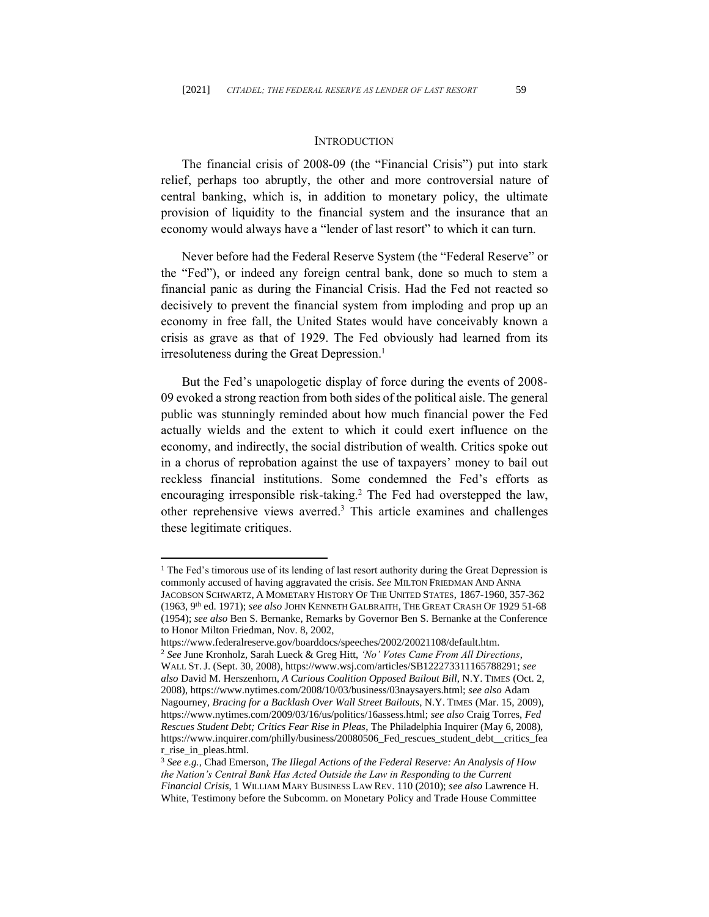## INTRODUCTION

The financial crisis of 2008-09 (the "Financial Crisis") put into stark relief, perhaps too abruptly, the other and more controversial nature of central banking, which is, in addition to monetary policy, the ultimate provision of liquidity to the financial system and the insurance that an economy would always have a "lender of last resort" to which it can turn.

Never before had the Federal Reserve System (the "Federal Reserve" or the "Fed"), or indeed any foreign central bank, done so much to stem a financial panic as during the Financial Crisis. Had the Fed not reacted so decisively to prevent the financial system from imploding and prop up an economy in free fall, the United States would have conceivably known a crisis as grave as that of 1929. The Fed obviously had learned from its irresoluteness during the Great Depression.[1]

But the Fed's unapologetic display of force during the events of 2008-09 evoked a strong reaction from both sides of the political aisle. The general public was stunningly reminded about how much financial power the Fed actually wields and the extent to which it could exert influence on the economy, and indirectly, the social distribution of wealth. Critics spoke out in a chorus of reprobation against the use of taxpayers' money to bail out reckless financial institutions. Some condemned the Fed's efforts as encouraging irresponsible risk-taking.[2] The Fed had overstepped the law, other reprehensive views averred.[3] This article examines and challenges these legitimate critiques.

---

[1] The Fed's timorous use of its lending of last resort authority during the Great Depression is commonly accused of having aggravated the crisis. *See* MILTON FRIEDMAN AND ANNA JACOBSON SCHWARTZ, A MOMETARY HISTORY OF THE UNITED STATES, 1867-1960, 357-362 (1963, 9th ed. 1971); *see also* JOHN KENNETH GALBRAITH, THE GREAT CRASH OF 1929 51-68 (1954); *see also* Ben S. Bernanke, Remarks by Governor Ben S. Bernanke at the Conference to Honor Milton Friedman, Nov. 8, 2002, https://www.federalreserve.gov/boarddocs/speeches/2002/20021108/default.htm.

[2] *See* June Kronholz, Sarah Lueck & Greg Hitt, *'No' Votes Came From All Directions*, WALL ST. J. (Sept. 30, 2008), https://www.wsj.com/articles/SB122273311165788291; *see also* David M. Herszenhorn, *A Curious Coalition Opposed Bailout Bill*, N.Y. TIMES (Oct. 2, 2008), https://www.nytimes.com/2008/10/03/business/03naysayers.html; *see also* Adam Nagourney, *Bracing for a Backlash Over Wall Street Bailouts*, N.Y. TIMES (Mar. 15, 2009), https://www.nytimes.com/2009/03/16/us/politics/16assess.html; *see also* Craig Torres, *Fed Rescues Student Debt; Critics Fear Rise in Pleas*, The Philadelphia Inquirer (May 6, 2008), https://www.inquirer.com/philly/business/20080506_Fed_rescues_student_debt__critics_fear_rise_in_pleas.html.

[3] *See e.g.*, Chad Emerson, *The Illegal Actions of the Federal Reserve: An Analysis of How the Nation's Central Bank Has Acted Outside the Law in Responding to the Current Financial Crisis*, 1 WILLIAM MARY BUSINESS LAW REV. 110 (2010); *see also* Lawrence H. White, Testimony before the Subcomm. on Monetary Policy and Trade House Committee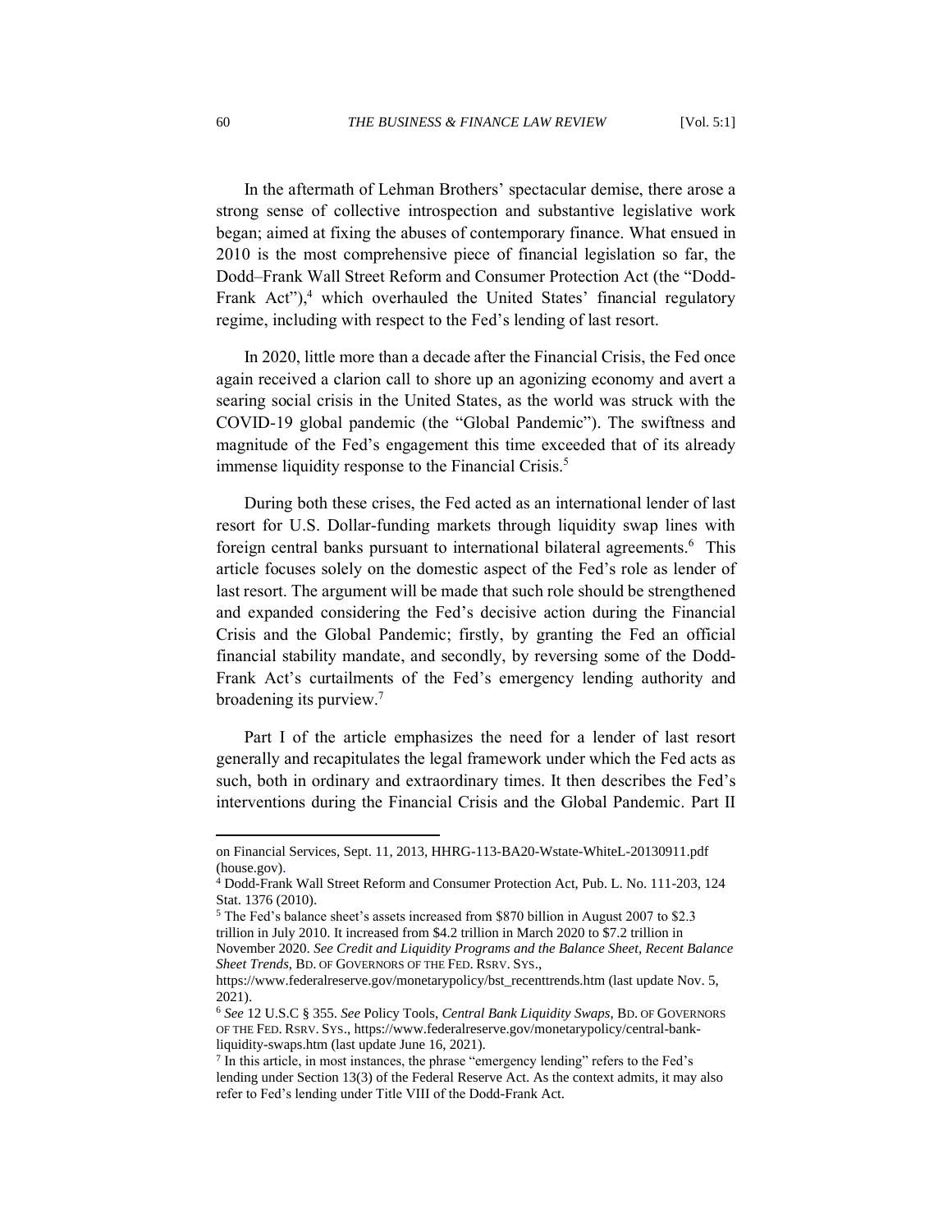In the aftermath of Lehman Brothers' spectacular demise, there arose a strong sense of collective introspection and substantive legislative work began; aimed at fixing the abuses of contemporary finance. What ensued in 2010 is the most comprehensive piece of financial legislation so far, the Dodd–Frank Wall Street Reform and Consumer Protection Act (the "Dodd-Frank Act"),[4] which overhauled the United States' financial regulatory regime, including with respect to the Fed's lending of last resort.

In 2020, little more than a decade after the Financial Crisis, the Fed once again received a clarion call to shore up an agonizing economy and avert a searing social crisis in the United States, as the world was struck with the COVID-19 global pandemic (the "Global Pandemic"). The swiftness and magnitude of the Fed's engagement this time exceeded that of its already immense liquidity response to the Financial Crisis.[5]

During both these crises, the Fed acted as an international lender of last resort for U.S. Dollar-funding markets through liquidity swap lines with foreign central banks pursuant to international bilateral agreements.[6] This article focuses solely on the domestic aspect of the Fed's role as lender of last resort. The argument will be made that such role should be strengthened and expanded considering the Fed's decisive action during the Financial Crisis and the Global Pandemic; firstly, by granting the Fed an official financial stability mandate, and secondly, by reversing some of the Dodd-Frank Act's curtailments of the Fed's emergency lending authority and broadening its purview.[7]

Part I of the article emphasizes the need for a lender of last resort generally and recapitulates the legal framework under which the Fed acts as such, both in ordinary and extraordinary times. It then describes the Fed's interventions during the Financial Crisis and the Global Pandemic. Part II

---

on Financial Services, Sept. 11, 2013, HHRG-113-BA20-Wstate-WhiteL-20130911.pdf (house.gov).

[4] Dodd-Frank Wall Street Reform and Consumer Protection Act, Pub. L. No. 111-203, 124 Stat. 1376 (2010).

[5] The Fed's balance sheet's assets increased from $870 billion in August 2007 to $2.3 trillion in July 2010. It increased from $4.2 trillion in March 2020 to $7.2 trillion in November 2020. *See Credit and Liquidity Programs and the Balance Sheet, Recent Balance Sheet Trends*, BD. OF GOVERNORS OF THE FED. RSRV. SYS., https://www.federalreserve.gov/monetarypolicy/bst_recenttrends.htm (last update Nov. 5, 2021).

[6] *See* 12 U.S.C § 355. *See* Policy Tools, *Central Bank Liquidity Swaps*, BD. OF GOVERNORS OF THE FED. RSRV. SYS., https://www.federalreserve.gov/monetarypolicy/central-bank-liquidity-swaps.htm (last update June 16, 2021).

[7] In this article, in most instances, the phrase "emergency lending" refers to the Fed's lending under Section 13(3) of the Federal Reserve Act. As the context admits, it may also refer to Fed's lending under Title VIII of the Dodd-Frank Act.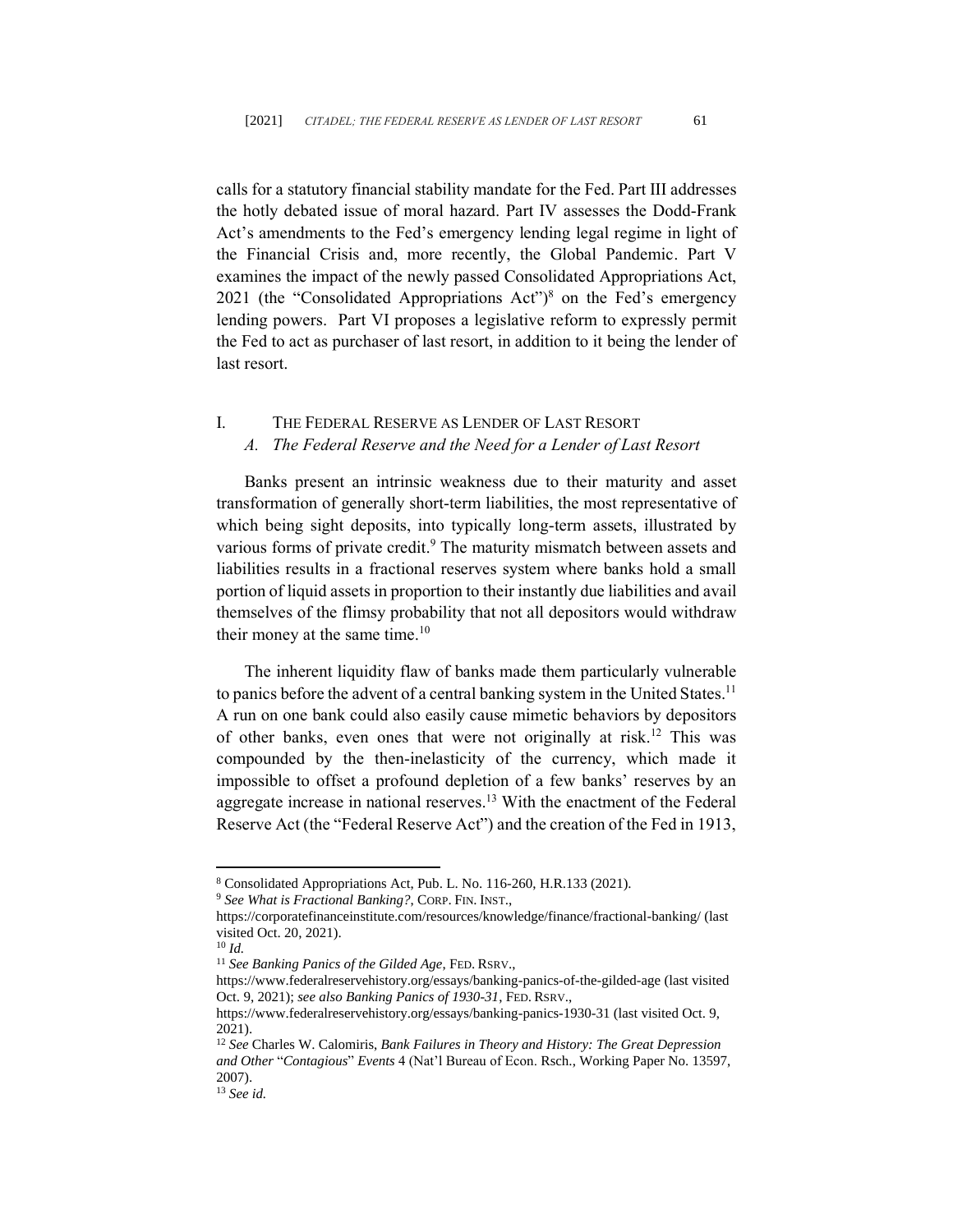calls for a statutory financial stability mandate for the Fed. Part III addresses the hotly debated issue of moral hazard. Part IV assesses the Dodd-Frank Act's amendments to the Fed's emergency lending legal regime in light of the Financial Crisis and, more recently, the Global Pandemic. Part V examines the impact of the newly passed Consolidated Appropriations Act, 2021 (the "Consolidated Appropriations Act")[8] on the Fed's emergency lending powers. Part VI proposes a legislative reform to expressly permit the Fed to act as purchaser of last resort, in addition to it being the lender of last resort.

## I. THE FEDERAL RESERVE AS LENDER OF LAST RESORT

### *A. The Federal Reserve and the Need for a Lender of Last Resort*

Banks present an intrinsic weakness due to their maturity and asset transformation of generally short-term liabilities, the most representative of which being sight deposits, into typically long-term assets, illustrated by various forms of private credit.[9] The maturity mismatch between assets and liabilities results in a fractional reserves system where banks hold a small portion of liquid assets in proportion to their instantly due liabilities and avail themselves of the flimsy probability that not all depositors would withdraw their money at the same time.[10]

The inherent liquidity flaw of banks made them particularly vulnerable to panics before the advent of a central banking system in the United States.[11] A run on one bank could also easily cause mimetic behaviors by depositors of other banks, even ones that were not originally at risk.[12] This was compounded by the then-inelasticity of the currency, which made it impossible to offset a profound depletion of a few banks' reserves by an aggregate increase in national reserves.[13] With the enactment of the Federal Reserve Act (the "Federal Reserve Act") and the creation of the Fed in 1913,

---

[8] Consolidated Appropriations Act, Pub. L. No. 116-260, H.R.133 (2021).

[9] *See What is Fractional Banking?*, CORP. FIN. INST., https://corporatefinanceinstitute.com/resources/knowledge/finance/fractional-banking/ (last visited Oct. 20, 2021).

[10] *Id.*

[11] *See Banking Panics of the Gilded Age*, FED. RSRV., https://www.federalreservehistory.org/essays/banking-panics-of-the-gilded-age (last visited Oct. 9, 2021); *see also Banking Panics of 1930-31*, FED. RSRV., https://www.federalreservehistory.org/essays/banking-panics-1930-31 (last visited Oct. 9, 2021).

[12] *See* Charles W. Calomiris, *Bank Failures in Theory and History: The Great Depression and Other "Contagious" Events* 4 (Nat'l Bureau of Econ. Rsch., Working Paper No. 13597, 2007).

[13] *See id.*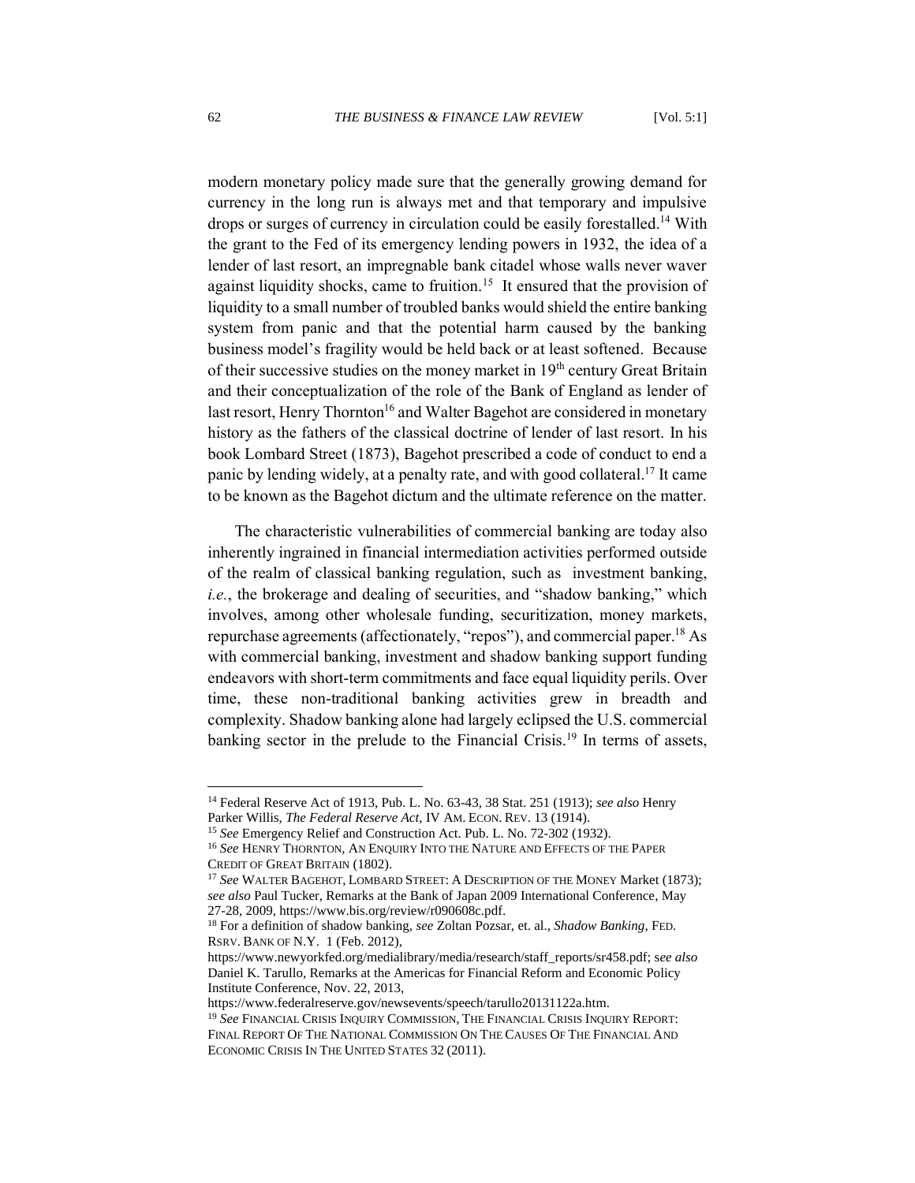modern monetary policy made sure that the generally growing demand for currency in the long run is always met and that temporary and impulsive drops or surges of currency in circulation could be easily forestalled.[14] With the grant to the Fed of its emergency lending powers in 1932, the idea of a lender of last resort, an impregnable bank citadel whose walls never waver against liquidity shocks, came to fruition.[15] It ensured that the provision of liquidity to a small number of troubled banks would shield the entire banking system from panic and that the potential harm caused by the banking business model's fragility would be held back or at least softened. Because of their successive studies on the money market in 19th century Great Britain and their conceptualization of the role of the Bank of England as lender of last resort, Henry Thornton[16] and Walter Bagehot are considered in monetary history as the fathers of the classical doctrine of lender of last resort. In his book Lombard Street (1873), Bagehot prescribed a code of conduct to end a panic by lending widely, at a penalty rate, and with good collateral.[17] It came to be known as the Bagehot dictum and the ultimate reference on the matter.

The characteristic vulnerabilities of commercial banking are today also inherently ingrained in financial intermediation activities performed outside of the realm of classical banking regulation, such as investment banking, *i.e.*, the brokerage and dealing of securities, and "shadow banking," which involves, among other wholesale funding, securitization, money markets, repurchase agreements (affectionately, "repos"), and commercial paper.[18] As with commercial banking, investment and shadow banking support funding endeavors with short-term commitments and face equal liquidity perils. Over time, these non-traditional banking activities grew in breadth and complexity. Shadow banking alone had largely eclipsed the U.S. commercial banking sector in the prelude to the Financial Crisis.[19] In terms of assets,

---

[14] Federal Reserve Act of 1913, Pub. L. No. 63-43, 38 Stat. 251 (1913); *see also* Henry Parker Willis, *The Federal Reserve Act*, IV AM. ECON. REV. 13 (1914).

[15] *See* Emergency Relief and Construction Act. Pub. L. No. 72-302 (1932).

[16] *See* HENRY THORNTON, AN ENQUIRY INTO THE NATURE AND EFFECTS OF THE PAPER CREDIT OF GREAT BRITAIN (1802).

[17] *See* WALTER BAGEHOT, LOMBARD STREET: A DESCRIPTION OF THE MONEY Market (1873); *see also* Paul Tucker, Remarks at the Bank of Japan 2009 International Conference, May 27-28, 2009, https://www.bis.org/review/r090608c.pdf.

[18] For a definition of shadow banking, *see* Zoltan Pozsar, et. al., *Shadow Banking*, FED. RSRV. BANK OF N.Y. 1 (Feb. 2012), https://www.newyorkfed.org/medialibrary/media/research/staff_reports/sr458.pdf; s*ee also* Daniel K. Tarullo, Remarks at the Americas for Financial Reform and Economic Policy Institute Conference, Nov. 22, 2013, https://www.federalreserve.gov/newsevents/speech/tarullo20131122a.htm.

[19] *See* FINANCIAL CRISIS INQUIRY COMMISSION, THE FINANCIAL CRISIS INQUIRY REPORT: FINAL REPORT OF THE NATIONAL COMMISSION ON THE CAUSES OF THE FINANCIAL AND ECONOMIC CRISIS IN THE UNITED STATES 32 (2011).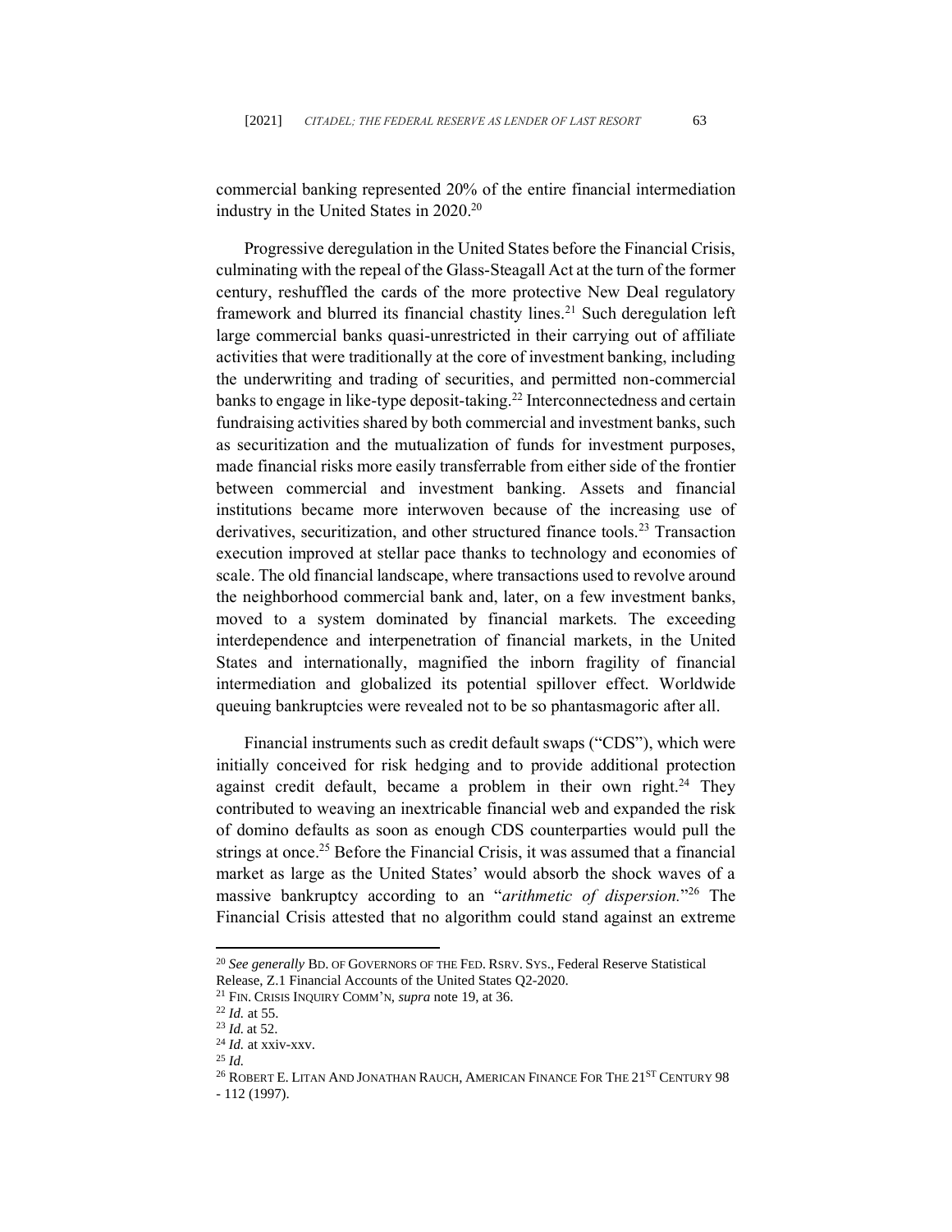commercial banking represented 20% of the entire financial intermediation industry in the United States in 2020.[20]

Progressive deregulation in the United States before the Financial Crisis, culminating with the repeal of the Glass-Steagall Act at the turn of the former century, reshuffled the cards of the more protective New Deal regulatory framework and blurred its financial chastity lines.[21] Such deregulation left large commercial banks quasi-unrestricted in their carrying out of affiliate activities that were traditionally at the core of investment banking, including the underwriting and trading of securities, and permitted non-commercial banks to engage in like-type deposit-taking.[22] Interconnectedness and certain fundraising activities shared by both commercial and investment banks, such as securitization and the mutualization of funds for investment purposes, made financial risks more easily transferrable from either side of the frontier between commercial and investment banking. Assets and financial institutions became more interwoven because of the increasing use of derivatives, securitization, and other structured finance tools.[23] Transaction execution improved at stellar pace thanks to technology and economies of scale. The old financial landscape, where transactions used to revolve around the neighborhood commercial bank and, later, on a few investment banks, moved to a system dominated by financial markets. The exceeding interdependence and interpenetration of financial markets, in the United States and internationally, magnified the inborn fragility of financial intermediation and globalized its potential spillover effect. Worldwide queuing bankruptcies were revealed not to be so phantasmagoric after all.

Financial instruments such as credit default swaps ("CDS"), which were initially conceived for risk hedging and to provide additional protection against credit default, became a problem in their own right.[24] They contributed to weaving an inextricable financial web and expanded the risk of domino defaults as soon as enough CDS counterparties would pull the strings at once.[25] Before the Financial Crisis, it was assumed that a financial market as large as the United States' would absorb the shock waves of a massive bankruptcy according to an "*arithmetic of dispersion.*"[26] The Financial Crisis attested that no algorithm could stand against an extreme

---

[20] *See generally* BD. OF GOVERNORS OF THE FED. RSRV. SYS., Federal Reserve Statistical Release, Z.1 Financial Accounts of the United States Q2-2020.

[21] FIN. CRISIS INQUIRY COMM'N, *supra* note 19, at 36.

[22] *Id.* at 55.

[23] *Id.* at 52.

[24] *Id.* at xxiv-xxv.

[25] *Id.*

[26] ROBERT E. LITAN AND JONATHAN RAUCH, AMERICAN FINANCE FOR THE 21ST CENTURY 98 - 112 (1997).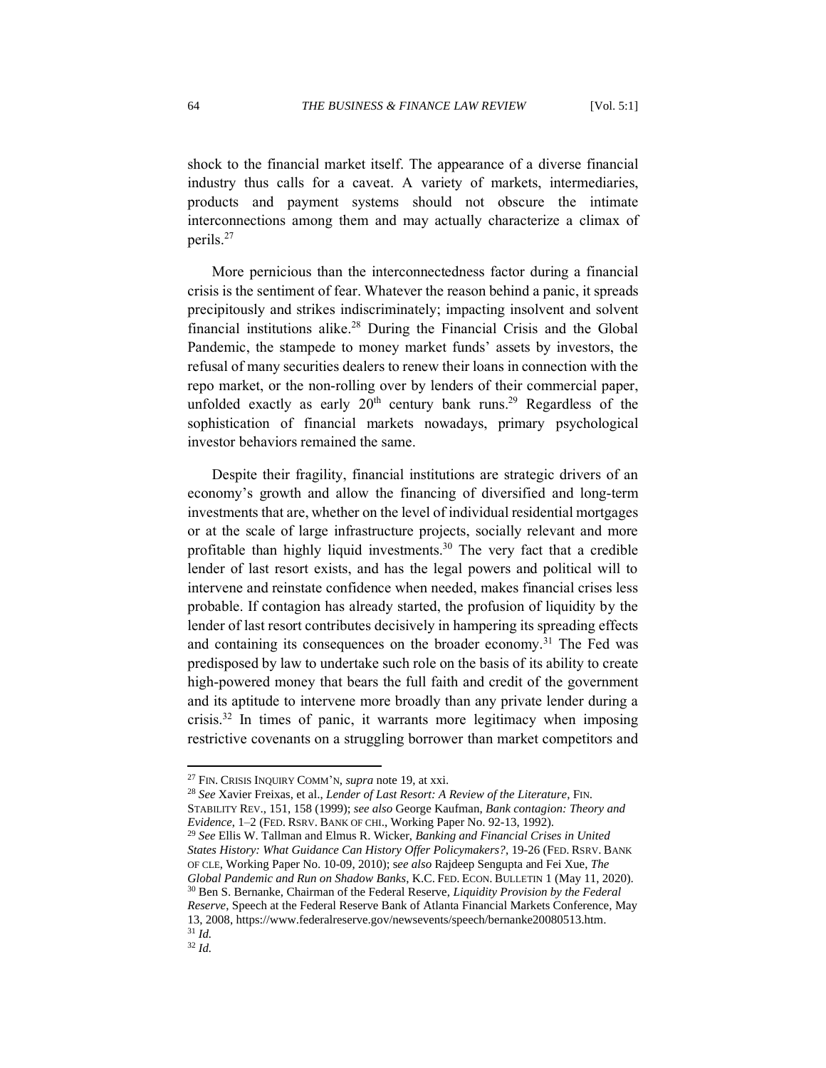shock to the financial market itself. The appearance of a diverse financial industry thus calls for a caveat. A variety of markets, intermediaries, products and payment systems should not obscure the intimate interconnections among them and may actually characterize a climax of perils.[27]

More pernicious than the interconnectedness factor during a financial crisis is the sentiment of fear. Whatever the reason behind a panic, it spreads precipitously and strikes indiscriminately; impacting insolvent and solvent financial institutions alike.[28] During the Financial Crisis and the Global Pandemic, the stampede to money market funds' assets by investors, the refusal of many securities dealers to renew their loans in connection with the repo market, or the non-rolling over by lenders of their commercial paper, unfolded exactly as early 20th century bank runs.[29] Regardless of the sophistication of financial markets nowadays, primary psychological investor behaviors remained the same.

Despite their fragility, financial institutions are strategic drivers of an economy's growth and allow the financing of diversified and long-term investments that are, whether on the level of individual residential mortgages or at the scale of large infrastructure projects, socially relevant and more profitable than highly liquid investments.[30] The very fact that a credible lender of last resort exists, and has the legal powers and political will to intervene and reinstate confidence when needed, makes financial crises less probable. If contagion has already started, the profusion of liquidity by the lender of last resort contributes decisively in hampering its spreading effects and containing its consequences on the broader economy.[31] The Fed was predisposed by law to undertake such role on the basis of its ability to create high-powered money that bears the full faith and credit of the government and its aptitude to intervene more broadly than any private lender during a crisis.[32] In times of panic, it warrants more legitimacy when imposing restrictive covenants on a struggling borrower than market competitors and

---

[27] FIN. CRISIS INQUIRY COMM'N, *supra* note 19, at xxi.

[28] *See* Xavier Freixas, et al., *Lender of Last Resort: A Review of the Literature*, FIN. STABILITY REV., 151, 158 (1999); *see also* George Kaufman, *Bank contagion: Theory and Evidence*, 1–2 (FED. RSRV. BANK OF CHI., Working Paper No. 92-13, 1992).

[29] *See* Ellis W. Tallman and Elmus R. Wicker, *Banking and Financial Crises in United States History: What Guidance Can History Offer Policymakers?*, 19-26 (FED. RSRV. BANK OF CLE, Working Paper No. 10-09, 2010); *see also* Rajdeep Sengupta and Fei Xue, *The Global Pandemic and Run on Shadow Banks*, K.C. FED. ECON. BULLETIN 1 (May 11, 2020).

[30] Ben S. Bernanke, Chairman of the Federal Reserve, *Liquidity Provision by the Federal Reserve*, Speech at the Federal Reserve Bank of Atlanta Financial Markets Conference, May 13, 2008, https://www.federalreserve.gov/newsevents/speech/bernanke20080513.htm.

[31] *Id.*

[32] *Id.*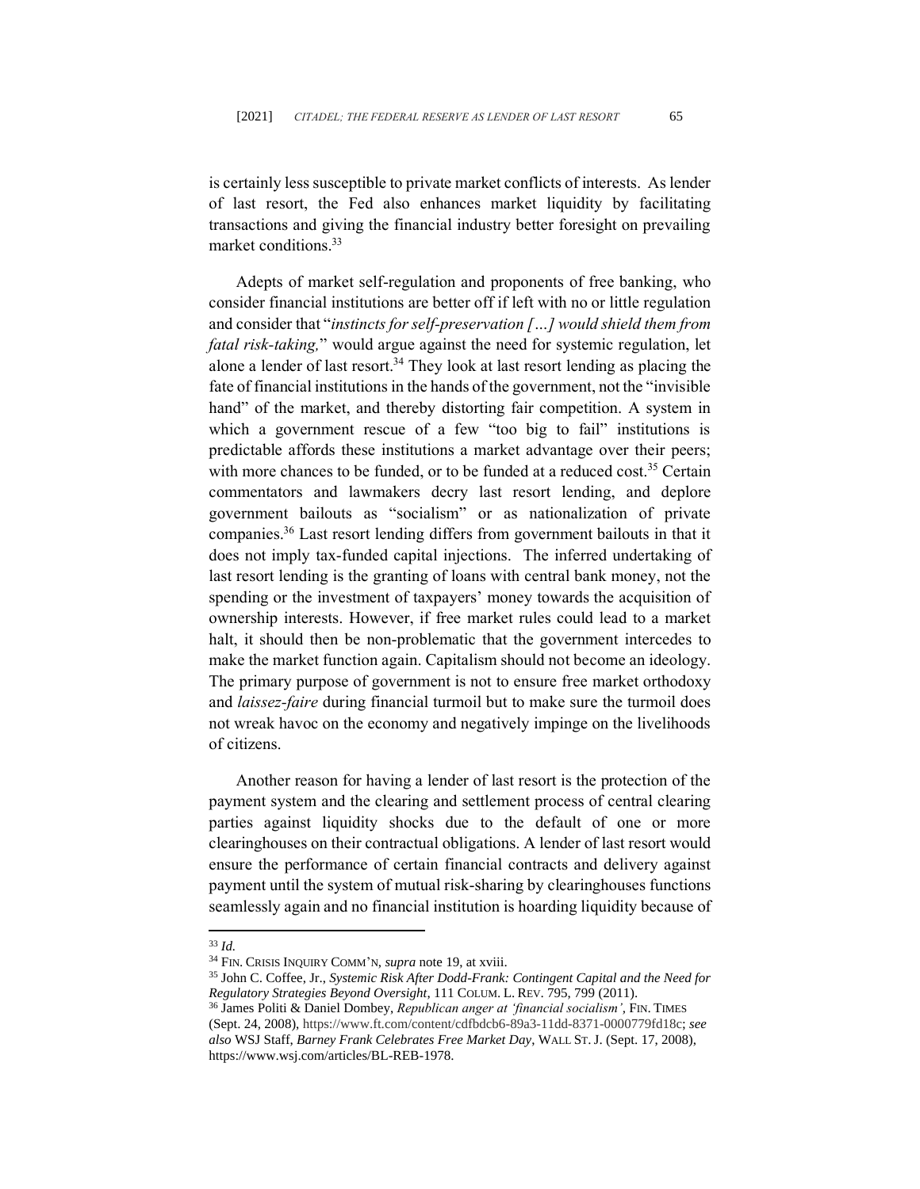is certainly less susceptible to private market conflicts of interests. As lender of last resort, the Fed also enhances market liquidity by facilitating transactions and giving the financial industry better foresight on prevailing market conditions.[33]

Adepts of market self-regulation and proponents of free banking, who consider financial institutions are better off if left with no or little regulation and consider that "*instincts for self-preservation […] would shield them from fatal risk-taking,*" would argue against the need for systemic regulation, let alone a lender of last resort.[34] They look at last resort lending as placing the fate of financial institutions in the hands of the government, not the "invisible hand" of the market, and thereby distorting fair competition. A system in which a government rescue of a few "too big to fail" institutions is predictable affords these institutions a market advantage over their peers; with more chances to be funded, or to be funded at a reduced cost.[35] Certain commentators and lawmakers decry last resort lending, and deplore government bailouts as "socialism" or as nationalization of private companies.[36] Last resort lending differs from government bailouts in that it does not imply tax-funded capital injections. The inferred undertaking of last resort lending is the granting of loans with central bank money, not the spending or the investment of taxpayers' money towards the acquisition of ownership interests. However, if free market rules could lead to a market halt, it should then be non-problematic that the government intercedes to make the market function again. Capitalism should not become an ideology. The primary purpose of government is not to ensure free market orthodoxy and *laissez-faire* during financial turmoil but to make sure the turmoil does not wreak havoc on the economy and negatively impinge on the livelihoods of citizens.

Another reason for having a lender of last resort is the protection of the payment system and the clearing and settlement process of central clearing parties against liquidity shocks due to the default of one or more clearinghouses on their contractual obligations. A lender of last resort would ensure the performance of certain financial contracts and delivery against payment until the system of mutual risk-sharing by clearinghouses functions seamlessly again and no financial institution is hoarding liquidity because of

---

[33] *Id.*

[34] FIN. CRISIS INQUIRY COMM'N, *supra* note 19, at xviii.

[35] John C. Coffee, Jr., *Systemic Risk After Dodd-Frank: Contingent Capital and the Need for Regulatory Strategies Beyond Oversight*, 111 COLUM. L. REV. 795, 799 (2011).

[36] James Politi & Daniel Dombey, *Republican anger at 'financial socialism'*, FIN. TIMES (Sept. 24, 2008), https://www.ft.com/content/cdfbdcb6-89a3-11dd-8371-0000779fd18c; *see also* WSJ Staff, *Barney Frank Celebrates Free Market Day*, WALL ST. J. (Sept. 17, 2008), https://www.wsj.com/articles/BL-REB-1978.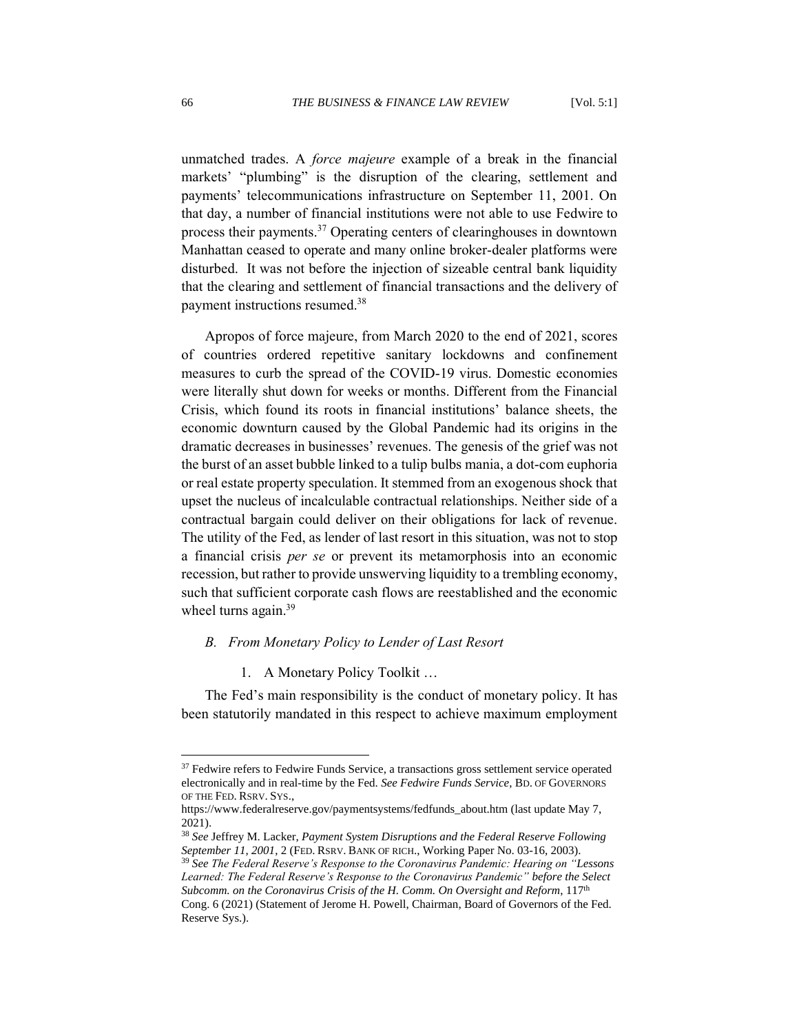unmatched trades. A *force majeure* example of a break in the financial markets' "plumbing" is the disruption of the clearing, settlement and payments' telecommunications infrastructure on September 11, 2001. On that day, a number of financial institutions were not able to use Fedwire to process their payments.[37] Operating centers of clearinghouses in downtown Manhattan ceased to operate and many online broker-dealer platforms were disturbed. It was not before the injection of sizeable central bank liquidity that the clearing and settlement of financial transactions and the delivery of payment instructions resumed.[38]

Apropos of force majeure, from March 2020 to the end of 2021, scores of countries ordered repetitive sanitary lockdowns and confinement measures to curb the spread of the COVID-19 virus. Domestic economies were literally shut down for weeks or months. Different from the Financial Crisis, which found its roots in financial institutions' balance sheets, the economic downturn caused by the Global Pandemic had its origins in the dramatic decreases in businesses' revenues. The genesis of the grief was not the burst of an asset bubble linked to a tulip bulbs mania, a dot-com euphoria or real estate property speculation. It stemmed from an exogenous shock that upset the nucleus of incalculable contractual relationships. Neither side of a contractual bargain could deliver on their obligations for lack of revenue. The utility of the Fed, as lender of last resort in this situation, was not to stop a financial crisis *per se* or prevent its metamorphosis into an economic recession, but rather to provide unswerving liquidity to a trembling economy, such that sufficient corporate cash flows are reestablished and the economic wheel turns again.[39]

### *B. From Monetary Policy to Lender of Last Resort*

#### 1. A Monetary Policy Toolkit …

The Fed's main responsibility is the conduct of monetary policy. It has been statutorily mandated in this respect to achieve maximum employment

---

[37] Fedwire refers to Fedwire Funds Service, a transactions gross settlement service operated electronically and in real-time by the Fed. *See Fedwire Funds Service*, BD. OF GOVERNORS OF THE FED. RSRV. SYS., https://www.federalreserve.gov/paymentsystems/fedfunds_about.htm (last update May 7, 2021).

[38] *See* Jeffrey M. Lacker, *Payment System Disruptions and the Federal Reserve Following September 11, 2001*, 2 (FED. RSRV. BANK OF RICH., Working Paper No. 03-16, 2003).

[39] *See The Federal Reserve's Response to the Coronavirus Pandemic: Hearing on "Lessons Learned: The Federal Reserve's Response to the Coronavirus Pandemic" before the Select Subcomm. on the Coronavirus Crisis of the H. Comm. On Oversight and Reform*, 117th Cong. 6 (2021) (Statement of Jerome H. Powell, Chairman, Board of Governors of the Fed. Reserve Sys.).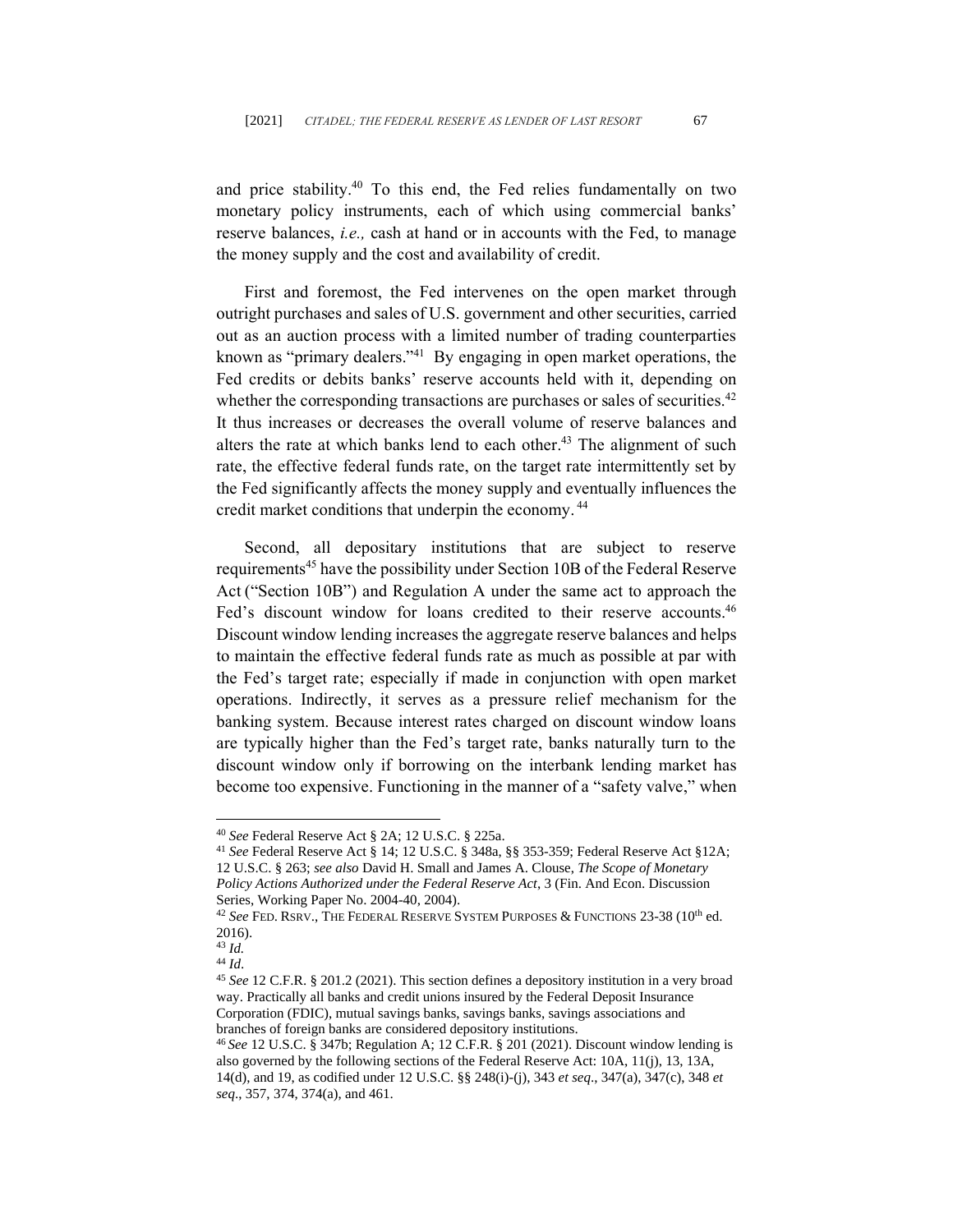and price stability.[40] To this end, the Fed relies fundamentally on two monetary policy instruments, each of which using commercial banks' reserve balances, *i.e.,* cash at hand or in accounts with the Fed, to manage the money supply and the cost and availability of credit.

First and foremost, the Fed intervenes on the open market through outright purchases and sales of U.S. government and other securities, carried out as an auction process with a limited number of trading counterparties known as "primary dealers."[41] By engaging in open market operations, the Fed credits or debits banks' reserve accounts held with it, depending on whether the corresponding transactions are purchases or sales of securities.[42] It thus increases or decreases the overall volume of reserve balances and alters the rate at which banks lend to each other.[43] The alignment of such rate, the effective federal funds rate, on the target rate intermittently set by the Fed significantly affects the money supply and eventually influences the credit market conditions that underpin the economy.[44]

Second, all depositary institutions that are subject to reserve requirements[45] have the possibility under Section 10B of the Federal Reserve Act ("Section 10B") and Regulation A under the same act to approach the Fed's discount window for loans credited to their reserve accounts.[46] Discount window lending increases the aggregate reserve balances and helps to maintain the effective federal funds rate as much as possible at par with the Fed's target rate; especially if made in conjunction with open market operations. Indirectly, it serves as a pressure relief mechanism for the banking system. Because interest rates charged on discount window loans are typically higher than the Fed's target rate, banks naturally turn to the discount window only if borrowing on the interbank lending market has become too expensive. Functioning in the manner of a "safety valve," when

---

[40] *See* Federal Reserve Act § 2A; 12 U.S.C. § 225a.

[41] *See* Federal Reserve Act § 14; 12 U.S.C. § 348a, §§ 353-359; Federal Reserve Act §12A; 12 U.S.C. § 263; *see also* David H. Small and James A. Clouse, *The Scope of Monetary Policy Actions Authorized under the Federal Reserve Act*, 3 (Fin. And Econ. Discussion Series, Working Paper No. 2004-40, 2004).

[42] *See* FED. RSRV., THE FEDERAL RESERVE SYSTEM PURPOSES & FUNCTIONS 23-38 (10th ed. 2016).

[43] *Id.*

[44] *Id.*

[45] *See* 12 C.F.R. § 201.2 (2021). This section defines a depository institution in a very broad way. Practically all banks and credit unions insured by the Federal Deposit Insurance Corporation (FDIC), mutual savings banks, savings banks, savings associations and branches of foreign banks are considered depository institutions.

[46] *See* 12 U.S.C. § 347b; Regulation A; 12 C.F.R. § 201 (2021). Discount window lending is also governed by the following sections of the Federal Reserve Act: 10A, 11(j), 13, 13A, 14(d), and 19, as codified under 12 U.S.C. §§ 248(i)-(j), 343 *et seq*., 347(a), 347(c), 348 *et seq*., 357, 374, 374(a), and 461.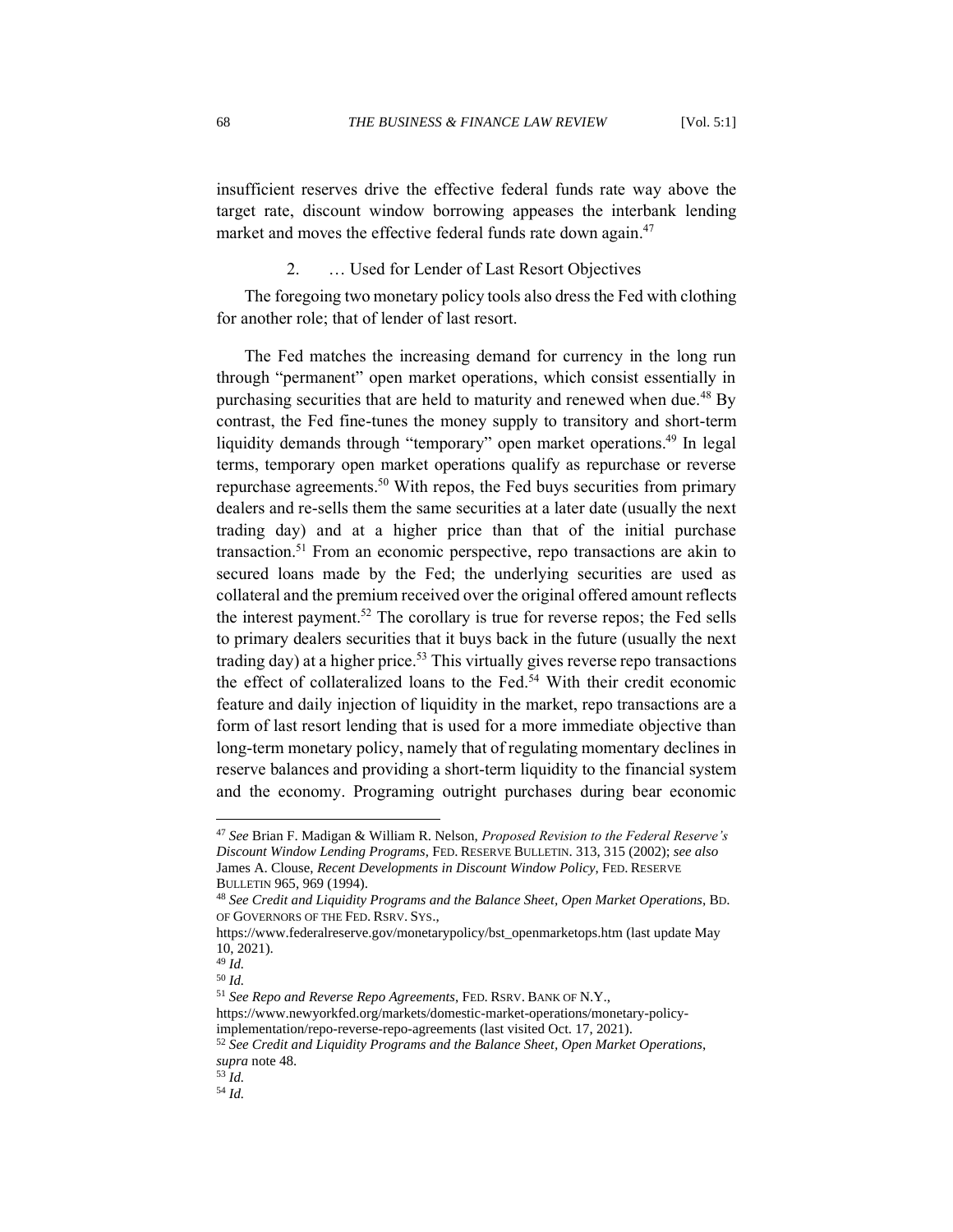insufficient reserves drive the effective federal funds rate way above the target rate, discount window borrowing appeases the interbank lending market and moves the effective federal funds rate down again.[47]

### 2. … Used for Lender of Last Resort Objectives

The foregoing two monetary policy tools also dress the Fed with clothing for another role; that of lender of last resort.

The Fed matches the increasing demand for currency in the long run through "permanent" open market operations, which consist essentially in purchasing securities that are held to maturity and renewed when due.[48] By contrast, the Fed fine-tunes the money supply to transitory and short-term liquidity demands through "temporary" open market operations.[49] In legal terms, temporary open market operations qualify as repurchase or reverse repurchase agreements.[50] With repos, the Fed buys securities from primary dealers and re-sells them the same securities at a later date (usually the next trading day) and at a higher price than that of the initial purchase transaction.[51] From an economic perspective, repo transactions are akin to secured loans made by the Fed; the underlying securities are used as collateral and the premium received over the original offered amount reflects the interest payment.[52] The corollary is true for reverse repos; the Fed sells to primary dealers securities that it buys back in the future (usually the next trading day) at a higher price.[53] This virtually gives reverse repo transactions the effect of collateralized loans to the Fed.[54] With their credit economic feature and daily injection of liquidity in the market, repo transactions are a form of last resort lending that is used for a more immediate objective than long-term monetary policy, namely that of regulating momentary declines in reserve balances and providing a short-term liquidity to the financial system and the economy. Programing outright purchases during bear economic

---

[47] *See* Brian F. Madigan & William R. Nelson, *Proposed Revision to the Federal Reserve's Discount Window Lending Programs*, FED. RESERVE BULLETIN. 313, 315 (2002); *see also* James A. Clouse, *Recent Developments in Discount Window Policy*, FED. RESERVE BULLETIN 965, 969 (1994).

[48] *See Credit and Liquidity Programs and the Balance Sheet, Open Market Operations*, BD. OF GOVERNORS OF THE FED. RSRV. SYS., https://www.federalreserve.gov/monetarypolicy/bst_openmarketops.htm (last update May 10, 2021).

[49] *Id.*

[50] *Id.*

[51] *See Repo and Reverse Repo Agreements*, FED. RSRV. BANK OF N.Y., https://www.newyorkfed.org/markets/domestic-market-operations/monetary-policy-implementation/repo-reverse-repo-agreements (last visited Oct. 17, 2021).

[52] *See Credit and Liquidity Programs and the Balance Sheet, Open Market Operations*, *supra* note 48.

[53] *Id.*

[54] *Id.*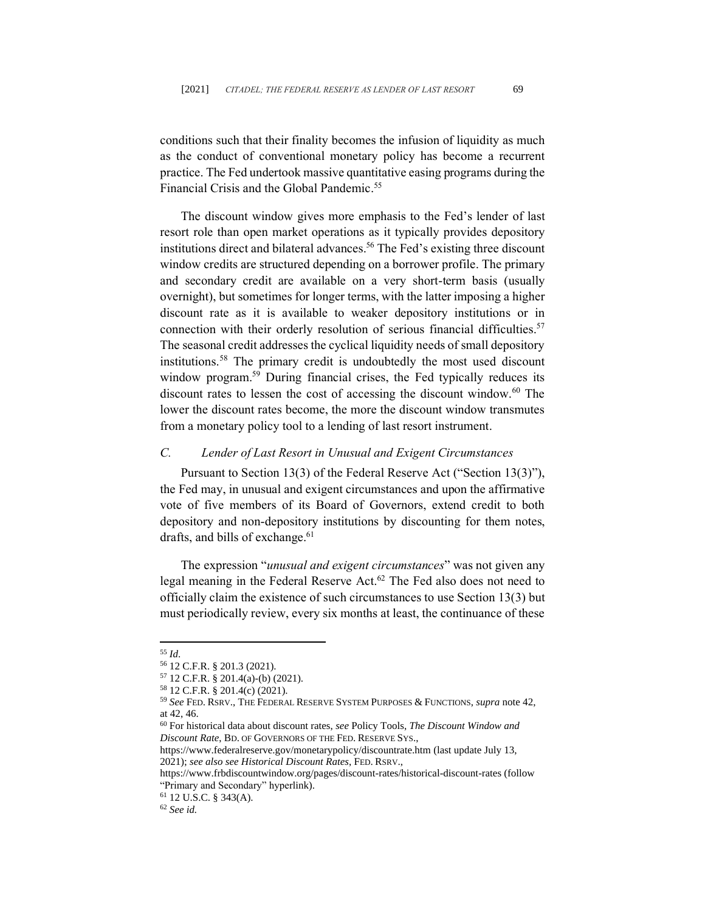conditions such that their finality becomes the infusion of liquidity as much as the conduct of conventional monetary policy has become a recurrent practice. The Fed undertook massive quantitative easing programs during the Financial Crisis and the Global Pandemic.[55]

The discount window gives more emphasis to the Fed's lender of last resort role than open market operations as it typically provides depository institutions direct and bilateral advances.[56] The Fed's existing three discount window credits are structured depending on a borrower profile. The primary and secondary credit are available on a very short-term basis (usually overnight), but sometimes for longer terms, with the latter imposing a higher discount rate as it is available to weaker depository institutions or in connection with their orderly resolution of serious financial difficulties.[57] The seasonal credit addresses the cyclical liquidity needs of small depository institutions.[58] The primary credit is undoubtedly the most used discount window program.[59] During financial crises, the Fed typically reduces its discount rates to lessen the cost of accessing the discount window.[60] The lower the discount rates become, the more the discount window transmutes from a monetary policy tool to a lending of last resort instrument.

### *C. Lender of Last Resort in Unusual and Exigent Circumstances*

Pursuant to Section 13(3) of the Federal Reserve Act ("Section 13(3)"), the Fed may, in unusual and exigent circumstances and upon the affirmative vote of five members of its Board of Governors, extend credit to both depository and non-depository institutions by discounting for them notes, drafts, and bills of exchange.[61]

The expression "*unusual and exigent circumstances*" was not given any legal meaning in the Federal Reserve Act.[62] The Fed also does not need to officially claim the existence of such circumstances to use Section 13(3) but must periodically review, every six months at least, the continuance of these

---

[55] *Id.*

[56] 12 C.F.R. § 201.3 (2021).

[57] 12 C.F.R. § 201.4(a)-(b) (2021).

[58] 12 C.F.R. § 201.4(c) (2021).

[59] *See* FED. RSRV., THE FEDERAL RESERVE SYSTEM PURPOSES & FUNCTIONS, *supra* note 42, at 42, 46.

[60] For historical data about discount rates, *see* Policy Tools, *The Discount Window and Discount Rate*, BD. OF GOVERNORS OF THE FED. RESERVE SYS., https://www.federalreserve.gov/monetarypolicy/discountrate.htm (last update July 13, 2021); *see also see Historical Discount Rates*, FED. RSRV., https://www.frbdiscountwindow.org/pages/discount-rates/historical-discount-rates (follow "Primary and Secondary" hyperlink).

[61] 12 U.S.C. § 343(A).

[62] *See id.*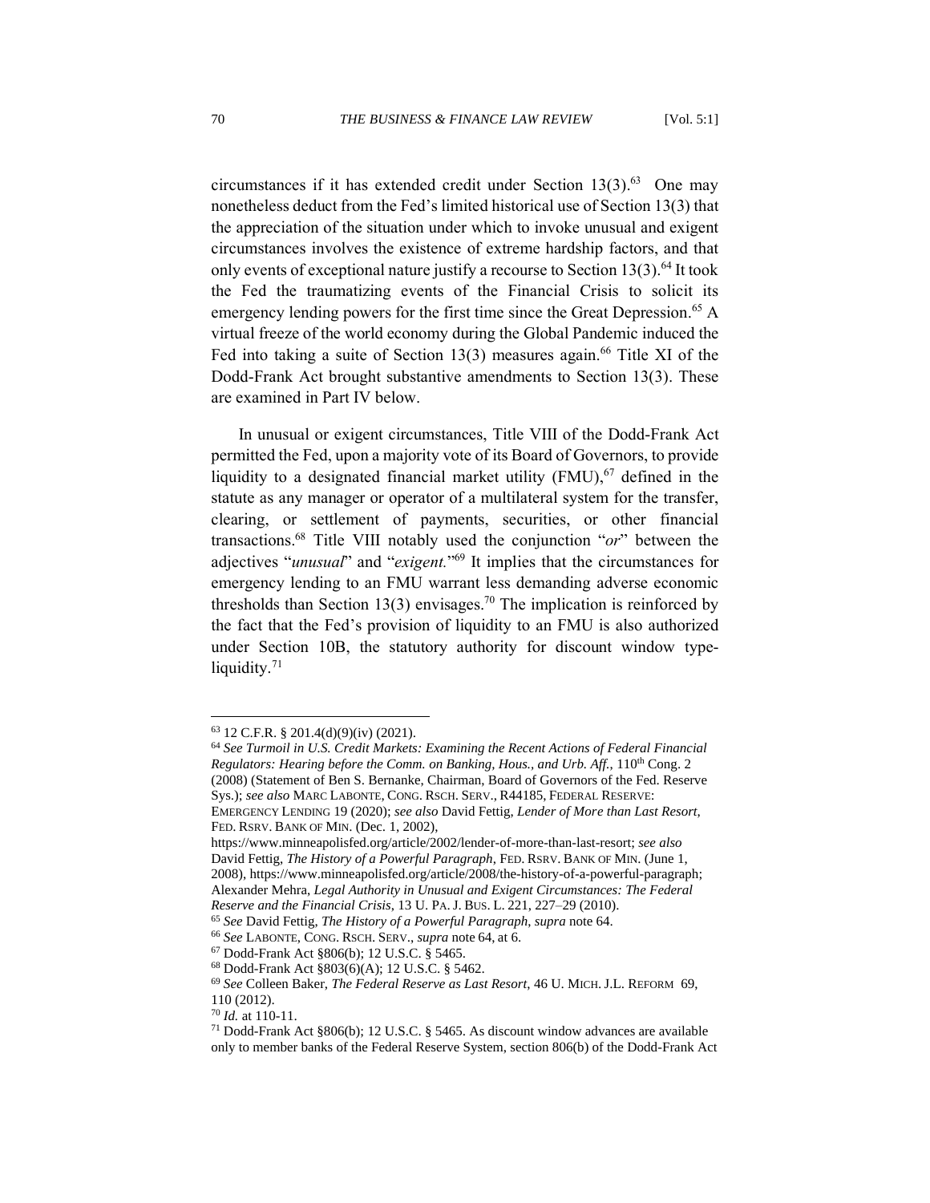circumstances if it has extended credit under Section 13(3).[63] One may nonetheless deduct from the Fed's limited historical use of Section 13(3) that the appreciation of the situation under which to invoke unusual and exigent circumstances involves the existence of extreme hardship factors, and that only events of exceptional nature justify a recourse to Section 13(3).[64] It took the Fed the traumatizing events of the Financial Crisis to solicit its emergency lending powers for the first time since the Great Depression.[65] A virtual freeze of the world economy during the Global Pandemic induced the Fed into taking a suite of Section 13(3) measures again.[66] Title XI of the Dodd-Frank Act brought substantive amendments to Section 13(3). These are examined in Part IV below.

In unusual or exigent circumstances, Title VIII of the Dodd-Frank Act permitted the Fed, upon a majority vote of its Board of Governors, to provide liquidity to a designated financial market utility (FMU),[67] defined in the statute as any manager or operator of a multilateral system for the transfer, clearing, or settlement of payments, securities, or other financial transactions.[68] Title VIII notably used the conjunction "*or*" between the adjectives "*unusual*" and "*exigent.*"[69] It implies that the circumstances for emergency lending to an FMU warrant less demanding adverse economic thresholds than Section 13(3) envisages.[70] The implication is reinforced by the fact that the Fed's provision of liquidity to an FMU is also authorized under Section 10B, the statutory authority for discount window type-liquidity.[71]

---

[63] 12 C.F.R. § 201.4(d)(9)(iv) (2021).

[64] *See Turmoil in U.S. Credit Markets: Examining the Recent Actions of Federal Financial Regulators: Hearing before the Comm. on Banking, Hous., and Urb. Aff.*, 110th Cong. 2 (2008) (Statement of Ben S. Bernanke, Chairman, Board of Governors of the Fed. Reserve Sys.); *see also* MARC LABONTE, CONG. RSCH. SERV., R44185, FEDERAL RESERVE: EMERGENCY LENDING 19 (2020); *see also* David Fettig, *Lender of More than Last Resort*, FED. RSRV. BANK OF MIN. (Dec. 1, 2002), https://www.minneapolisfed.org/article/2002/lender-of-more-than-last-resort; *see also* David Fettig, *The History of a Powerful Paragraph*, FED. RSRV. BANK OF MIN. (June 1, 2008), https://www.minneapolisfed.org/article/2008/the-history-of-a-powerful-paragraph; Alexander Mehra, *Legal Authority in Unusual and Exigent Circumstances: The Federal Reserve and the Financial Crisis*, 13 U. PA. J. BUS. L. 221, 227–29 (2010).

[65] *See* David Fettig, *The History of a Powerful Paragraph*, *supra* note 64.

[66] *See* LABONTE, CONG. RSCH. SERV., *supra* note 64, at 6.

[67] Dodd-Frank Act §806(b); 12 U.S.C. § 5465.

[68] Dodd-Frank Act §803(6)(A); 12 U.S.C. § 5462.

[69] *See* Colleen Baker, *The Federal Reserve as Last Resort*, 46 U. MICH. J.L. REFORM 69, 110 (2012).

[70] *Id.* at 110-11.

[71] Dodd-Frank Act §806(b); 12 U.S.C. § 5465. As discount window advances are available only to member banks of the Federal Reserve System, section 806(b) of the Dodd-Frank Act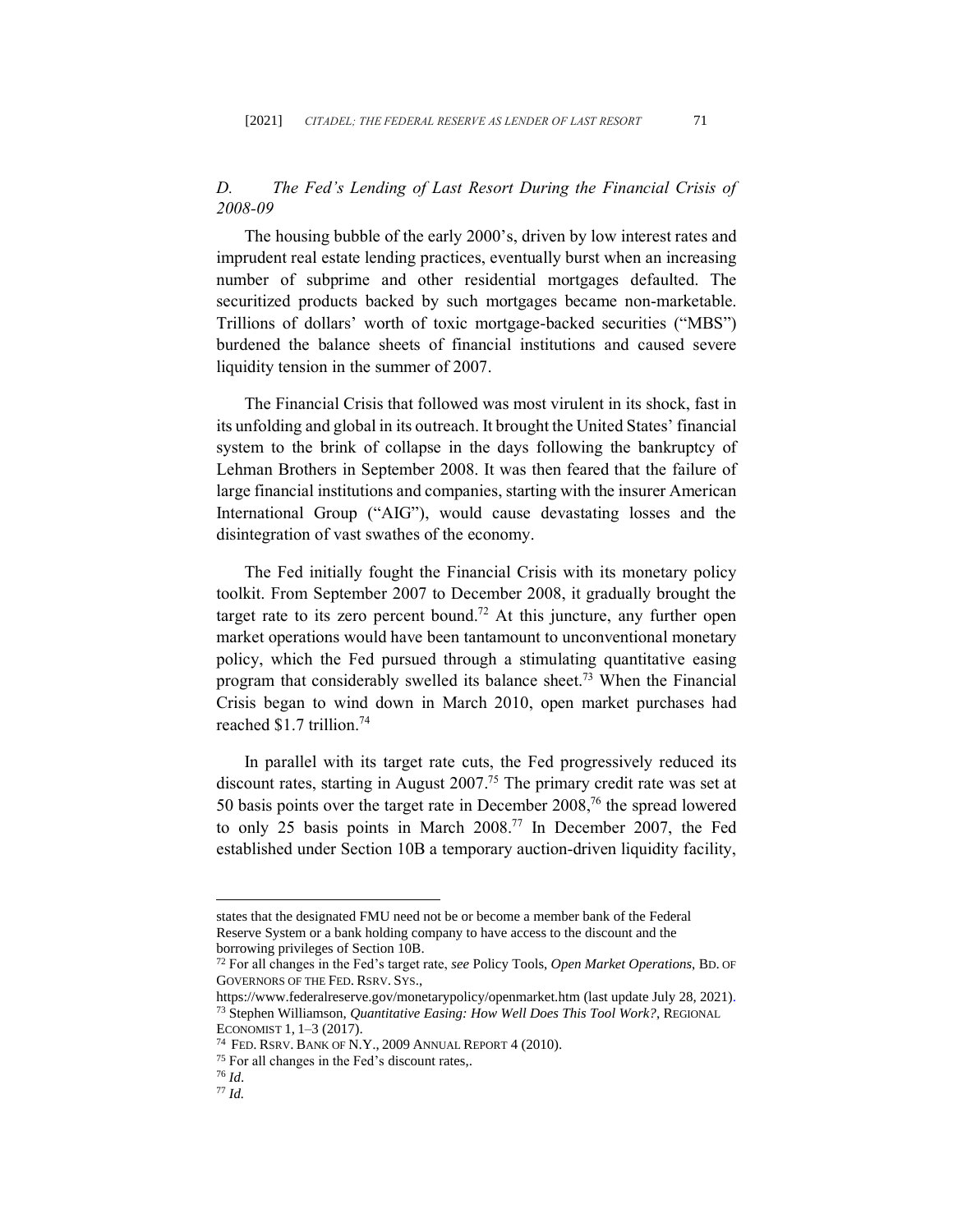*D. The Fed's Lending of Last Resort During the Financial Crisis of 2008-09*

The housing bubble of the early 2000's, driven by low interest rates and imprudent real estate lending practices, eventually burst when an increasing number of subprime and other residential mortgages defaulted. The securitized products backed by such mortgages became non-marketable. Trillions of dollars' worth of toxic mortgage-backed securities ("MBS") burdened the balance sheets of financial institutions and caused severe liquidity tension in the summer of 2007.

The Financial Crisis that followed was most virulent in its shock, fast in its unfolding and global in its outreach. It brought the United States' financial system to the brink of collapse in the days following the bankruptcy of Lehman Brothers in September 2008. It was then feared that the failure of large financial institutions and companies, starting with the insurer American International Group ("AIG"), would cause devastating losses and the disintegration of vast swathes of the economy.

The Fed initially fought the Financial Crisis with its monetary policy toolkit. From September 2007 to December 2008, it gradually brought the target rate to its zero percent bound.[72] At this juncture, any further open market operations would have been tantamount to unconventional monetary policy, which the Fed pursued through a stimulating quantitative easing program that considerably swelled its balance sheet.[73] When the Financial Crisis began to wind down in March 2010, open market purchases had reached $1.7 trillion.[74]

In parallel with its target rate cuts, the Fed progressively reduced its discount rates, starting in August 2007.[75] The primary credit rate was set at 50 basis points over the target rate in December 2008,[76] the spread lowered to only 25 basis points in March 2008.[77] In December 2007, the Fed established under Section 10B a temporary auction-driven liquidity facility,

---

states that the designated FMU need not be or become a member bank of the Federal Reserve System or a bank holding company to have access to the discount and the borrowing privileges of Section 10B.

[72] For all changes in the Fed's target rate, *see* Policy Tools, *Open Market Operations*, BD. OF GOVERNORS OF THE FED. RSRV. SYS., https://www.federalreserve.gov/monetarypolicy/openmarket.htm (last update July 28, 2021).

[73] Stephen Williamson, *Quantitative Easing: How Well Does This Tool Work?*, REGIONAL ECONOMIST 1, 1–3 (2017).

[74] FED. RSRV. BANK OF N.Y., 2009 ANNUAL REPORT 4 (2010).

[75] For all changes in the Fed's discount rates,.

[76] *Id.*

[77] *Id.*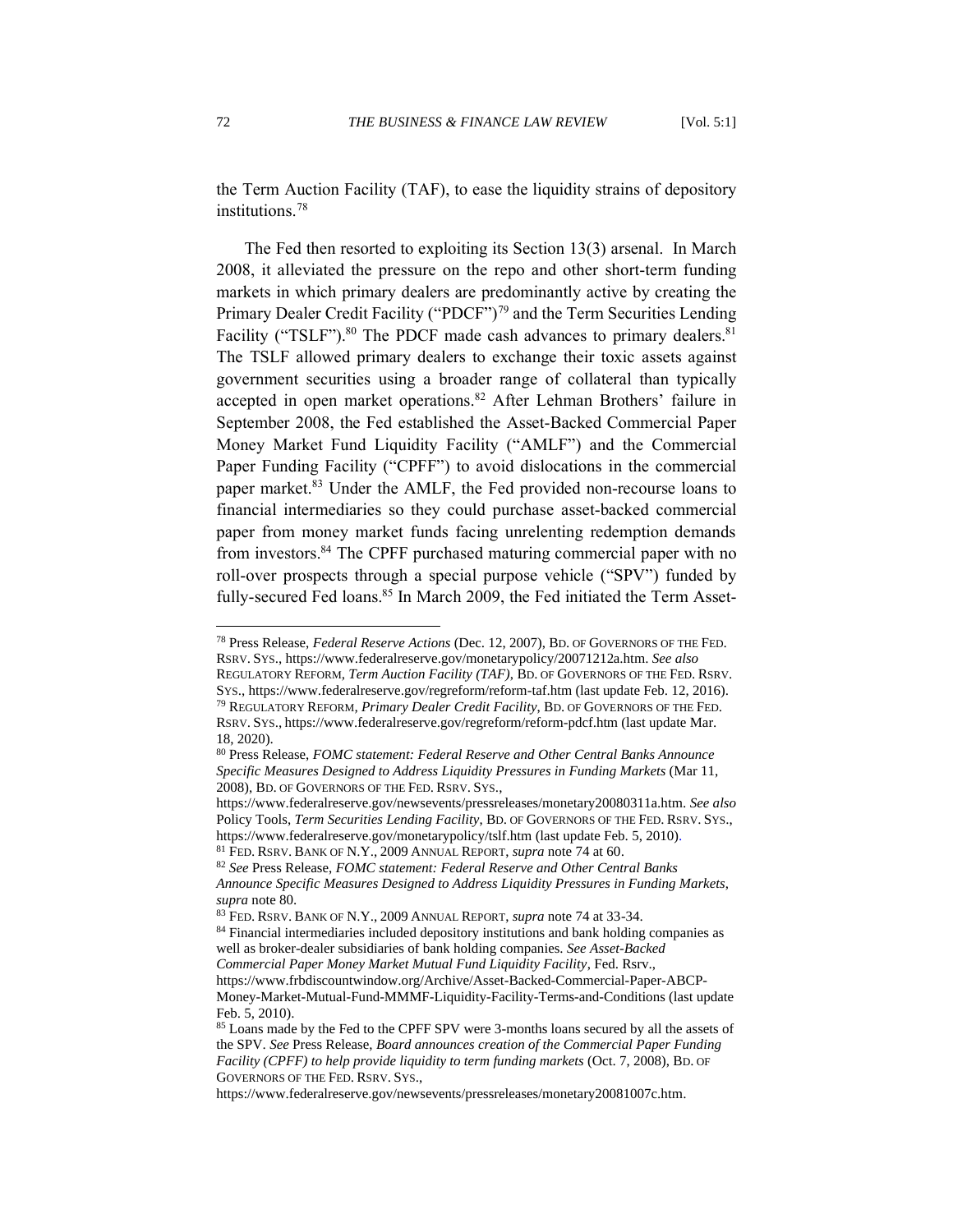the Term Auction Facility (TAF), to ease the liquidity strains of depository institutions.[78]

The Fed then resorted to exploiting its Section 13(3) arsenal. In March 2008, it alleviated the pressure on the repo and other short-term funding markets in which primary dealers are predominantly active by creating the Primary Dealer Credit Facility ("PDCF")[79] and the Term Securities Lending Facility ("TSLF").[80] The PDCF made cash advances to primary dealers.[81] The TSLF allowed primary dealers to exchange their toxic assets against government securities using a broader range of collateral than typically accepted in open market operations.[82] After Lehman Brothers' failure in September 2008, the Fed established the Asset-Backed Commercial Paper Money Market Fund Liquidity Facility ("AMLF") and the Commercial Paper Funding Facility ("CPFF") to avoid dislocations in the commercial paper market.[83] Under the AMLF, the Fed provided non-recourse loans to financial intermediaries so they could purchase asset-backed commercial paper from money market funds facing unrelenting redemption demands from investors.[84] The CPFF purchased maturing commercial paper with no roll-over prospects through a special purpose vehicle ("SPV") funded by fully-secured Fed loans.[85] In March 2009, the Fed initiated the Term Asset-

---

[78] Press Release, *Federal Reserve Actions* (Dec. 12, 2007), BD. OF GOVERNORS OF THE FED. RSRV. SYS., https://www.federalreserve.gov/monetarypolicy/20071212a.htm. *See also* REGULATORY REFORM, *Term Auction Facility (TAF)*, BD. OF GOVERNORS OF THE FED. RSRV. SYS., https://www.federalreserve.gov/regreform/reform-taf.htm (last update Feb. 12, 2016).

[79] REGULATORY REFORM, *Primary Dealer Credit Facility*, BD. OF GOVERNORS OF THE FED. RSRV. SYS., https://www.federalreserve.gov/regreform/reform-pdcf.htm (last update Mar. 18, 2020).

[80] Press Release, *FOMC statement: Federal Reserve and Other Central Banks Announce Specific Measures Designed to Address Liquidity Pressures in Funding Markets* (Mar 11, 2008), BD. OF GOVERNORS OF THE FED. RSRV. SYS., https://www.federalreserve.gov/newsevents/pressreleases/monetary20080311a.htm. *See also* Policy Tools, *Term Securities Lending Facility*, BD. OF GOVERNORS OF THE FED. RSRV. SYS., https://www.federalreserve.gov/monetarypolicy/tslf.htm (last update Feb. 5, 2010).

[81] FED. RSRV. BANK OF N.Y., 2009 ANNUAL REPORT, *supra* note 74 at 60.

[82] *See* Press Release, *FOMC statement: Federal Reserve and Other Central Banks Announce Specific Measures Designed to Address Liquidity Pressures in Funding Markets*, *supra* note 80.

[83] FED. RSRV. BANK OF N.Y., 2009 ANNUAL REPORT, *supra* note 74 at 33-34.

[84] Financial intermediaries included depository institutions and bank holding companies as well as broker-dealer subsidiaries of bank holding companies. *See Asset-Backed Commercial Paper Money Market Mutual Fund Liquidity Facility*, Fed. Rsrv., https://www.frbdiscountwindow.org/Archive/Asset-Backed-Commercial-Paper-ABCP-Money-Market-Mutual-Fund-MMMF-Liquidity-Facility-Terms-and-Conditions (last update Feb. 5, 2010).

[85] Loans made by the Fed to the CPFF SPV were 3-months loans secured by all the assets of the SPV. *See* Press Release, *Board announces creation of the Commercial Paper Funding Facility (CPFF) to help provide liquidity to term funding markets* (Oct. 7, 2008), BD. OF GOVERNORS OF THE FED. RSRV. SYS., https://www.federalreserve.gov/newsevents/pressreleases/monetary20081007c.htm.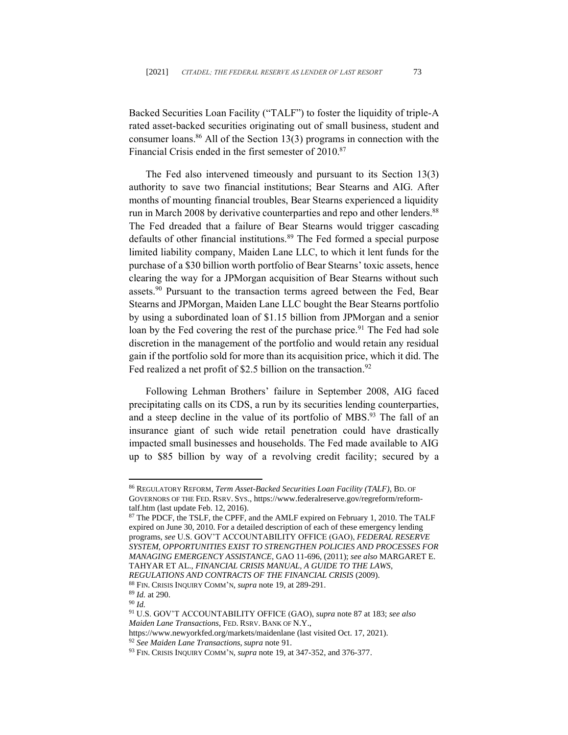Backed Securities Loan Facility ("TALF") to foster the liquidity of triple-A rated asset-backed securities originating out of small business, student and consumer loans.[86] All of the Section 13(3) programs in connection with the Financial Crisis ended in the first semester of 2010.[87]

The Fed also intervened timeously and pursuant to its Section 13(3) authority to save two financial institutions; Bear Stearns and AIG. After months of mounting financial troubles, Bear Stearns experienced a liquidity run in March 2008 by derivative counterparties and repo and other lenders.[88] The Fed dreaded that a failure of Bear Stearns would trigger cascading defaults of other financial institutions.[89] The Fed formed a special purpose limited liability company, Maiden Lane LLC, to which it lent funds for the purchase of a $30 billion worth portfolio of Bear Stearns' toxic assets, hence clearing the way for a JPMorgan acquisition of Bear Stearns without such assets.[90] Pursuant to the transaction terms agreed between the Fed, Bear Stearns and JPMorgan, Maiden Lane LLC bought the Bear Stearns portfolio by using a subordinated loan of $1.15 billion from JPMorgan and a senior loan by the Fed covering the rest of the purchase price.[91] The Fed had sole discretion in the management of the portfolio and would retain any residual gain if the portfolio sold for more than its acquisition price, which it did. The Fed realized a net profit of $2.5 billion on the transaction.[92]

Following Lehman Brothers' failure in September 2008, AIG faced precipitating calls on its CDS, a run by its securities lending counterparties, and a steep decline in the value of its portfolio of MBS.[93] The fall of an insurance giant of such wide retail penetration could have drastically impacted small businesses and households. The Fed made available to AIG up to $85 billion by way of a revolving credit facility; secured by a

---

[86] REGULATORY REFORM, *Term Asset-Backed Securities Loan Facility (TALF)*, BD. OF GOVERNORS OF THE FED. RSRV. SYS., https://www.federalreserve.gov/regreform/reform-talf.htm (last update Feb. 12, 2016).

[87] The PDCF, the TSLF, the CPFF, and the AMLF expired on February 1, 2010. The TALF expired on June 30, 2010. For a detailed description of each of these emergency lending programs, *see* U.S. GOV'T ACCOUNTABILITY OFFICE (GAO), *FEDERAL RESERVE SYSTEM, OPPORTUNITIES EXIST TO STRENGTHEN POLICIES AND PROCESSES FOR MANAGING EMERGENCY ASSISTANCE*, GAO 11-696, (2011); *see also* MARGARET E. TAHYAR ET AL., *FINANCIAL CRISIS MANUAL, A GUIDE TO THE LAWS, REGULATIONS AND CONTRACTS OF THE FINANCIAL CRISIS* (2009).

[88] FIN. CRISIS INQUIRY COMM'N, *supra* note 19, at 289-291.

[89] *Id.* at 290.

[90] *Id.*

[91] U.S. GOV'T ACCOUNTABILITY OFFICE (GAO), *supra* note 87 at 183; *see also Maiden Lane Transactions*, FED. RSRV. BANK OF N.Y., https://www.newyorkfed.org/markets/maidenlane (last visited Oct. 17, 2021).

[92] *See Maiden Lane Transactions*, *supra* note 91.

[93] FIN. CRISIS INQUIRY COMM'N, *supra* note 19, at 347-352, and 376-377.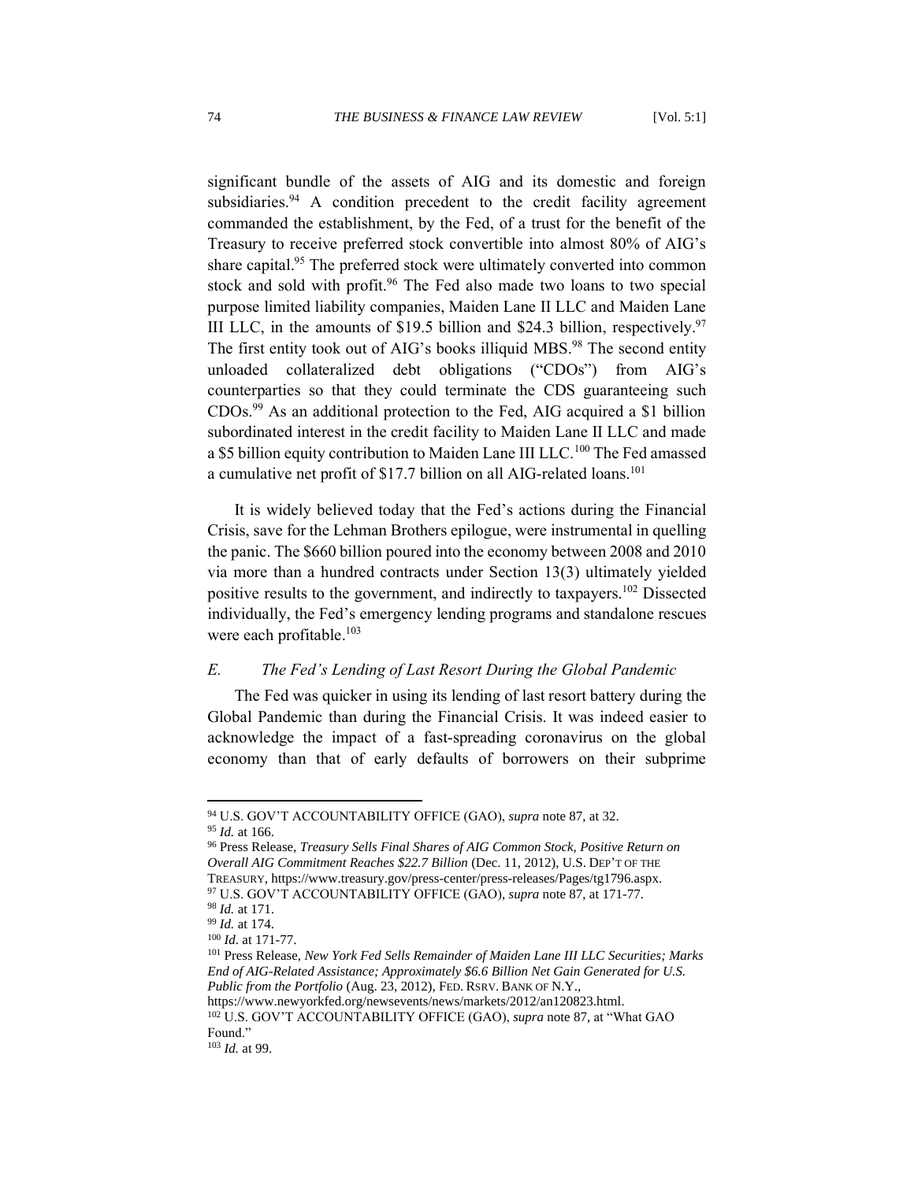significant bundle of the assets of AIG and its domestic and foreign subsidiaries.[94] A condition precedent to the credit facility agreement commanded the establishment, by the Fed, of a trust for the benefit of the Treasury to receive preferred stock convertible into almost 80% of AIG's share capital.[95] The preferred stock were ultimately converted into common stock and sold with profit.[96] The Fed also made two loans to two special purpose limited liability companies, Maiden Lane II LLC and Maiden Lane III LLC, in the amounts of $19.5 billion and $24.3 billion, respectively.[97] The first entity took out of AIG's books illiquid MBS.[98] The second entity unloaded collateralized debt obligations ("CDOs") from AIG's counterparties so that they could terminate the CDS guaranteeing such CDOs.[99] As an additional protection to the Fed, AIG acquired a $1 billion subordinated interest in the credit facility to Maiden Lane II LLC and made a $5 billion equity contribution to Maiden Lane III LLC.[100] The Fed amassed a cumulative net profit of $17.7 billion on all AIG-related loans.[101]

It is widely believed today that the Fed's actions during the Financial Crisis, save for the Lehman Brothers epilogue, were instrumental in quelling the panic. The $660 billion poured into the economy between 2008 and 2010 via more than a hundred contracts under Section 13(3) ultimately yielded positive results to the government, and indirectly to taxpayers.[102] Dissected individually, the Fed's emergency lending programs and standalone rescues were each profitable.[103]

### *E. The Fed's Lending of Last Resort During the Global Pandemic*

The Fed was quicker in using its lending of last resort battery during the Global Pandemic than during the Financial Crisis. It was indeed easier to acknowledge the impact of a fast-spreading coronavirus on the global economy than that of early defaults of borrowers on their subprime

---

[94] U.S. GOV'T ACCOUNTABILITY OFFICE (GAO), *supra* note 87, at 32.

[95] *Id.* at 166.

[96] Press Release, *Treasury Sells Final Shares of AIG Common Stock, Positive Return on Overall AIG Commitment Reaches $22.7 Billion* (Dec. 11, 2012), U.S. DEP'T OF THE TREASURY, https://www.treasury.gov/press-center/press-releases/Pages/tg1796.aspx.

[97] U.S. GOV'T ACCOUNTABILITY OFFICE (GAO), *supra* note 87, at 171-77.

[98] *Id.* at 171.

[99] *Id.* at 174.

[100] *Id*. at 171-77.

[101] Press Release, *New York Fed Sells Remainder of Maiden Lane III LLC Securities; Marks End of AIG-Related Assistance; Approximately $6.6 Billion Net Gain Generated for U.S. Public from the Portfolio* (Aug. 23, 2012), FED. RSRV. BANK OF N.Y., https://www.newyorkfed.org/newsevents/news/markets/2012/an120823.html.

[102] U.S. GOV'T ACCOUNTABILITY OFFICE (GAO), *supra* note 87, at "What GAO Found."

[103] *Id.* at 99.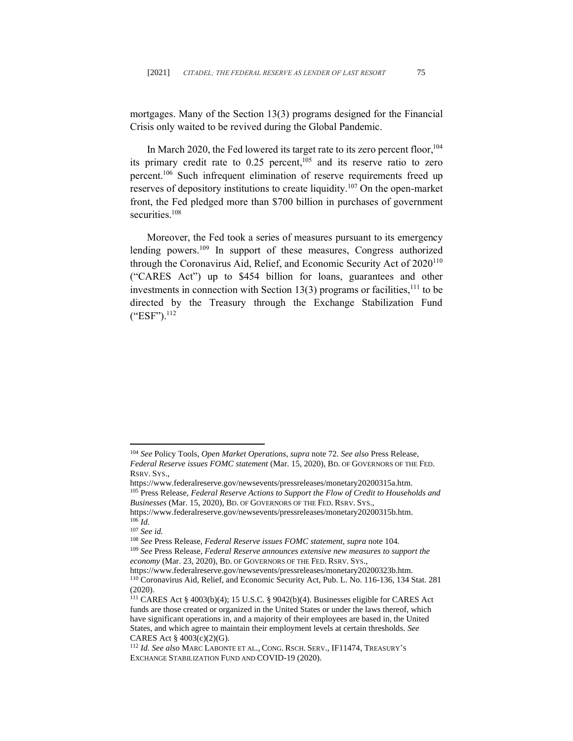mortgages. Many of the Section 13(3) programs designed for the Financial Crisis only waited to be revived during the Global Pandemic.

In March 2020, the Fed lowered its target rate to its zero percent floor,[104] its primary credit rate to 0.25 percent,[105] and its reserve ratio to zero percent.[106] Such infrequent elimination of reserve requirements freed up reserves of depository institutions to create liquidity.[107] On the open-market front, the Fed pledged more than $700 billion in purchases of government securities.[108]

Moreover, the Fed took a series of measures pursuant to its emergency lending powers.[109] In support of these measures, Congress authorized through the Coronavirus Aid, Relief, and Economic Security Act of 2020[110] ("CARES Act") up to $454 billion for loans, guarantees and other investments in connection with Section 13(3) programs or facilities,[111] to be directed by the Treasury through the Exchange Stabilization Fund ("ESF").[112]

---

[104] *See* Policy Tools, *Open Market Operations*, *supra* note 72. *See also* Press Release, *Federal Reserve issues FOMC statement* (Mar. 15, 2020), BD. OF GOVERNORS OF THE FED. RSRV. SYS., https://www.federalreserve.gov/newsevents/pressreleases/monetary20200315a.htm.

[105] Press Release, *Federal Reserve Actions to Support the Flow of Credit to Households and Businesses* (Mar. 15, 2020), BD. OF GOVERNORS OF THE FED. RSRV. SYS., https://www.federalreserve.gov/newsevents/pressreleases/monetary20200315b.htm.

[106] *Id.*

[107] *See id.*

[108] *See* Press Release, *Federal Reserve issues FOMC statement*, *supra* note 104.

[109] *See* Press Release, *Federal Reserve announces extensive new measures to support the economy* (Mar. 23, 2020), BD. OF GOVERNORS OF THE FED. RSRV. SYS., https://www.federalreserve.gov/newsevents/pressreleases/monetary20200323b.htm.

[110] Coronavirus Aid, Relief, and Economic Security Act, Pub. L. No. 116-136, 134 Stat. 281 (2020).

[111] CARES Act § 4003(b)(4); 15 U.S.C. § 9042(b)(4). Businesses eligible for CARES Act funds are those created or organized in the United States or under the laws thereof, which have significant operations in, and a majority of their employees are based in, the United States, and which agree to maintain their employment levels at certain thresholds. *See* CARES Act § 4003(c)(2)(G).

[112] *Id. See also* MARC LABONTE ET AL., CONG. RSCH. SERV., IF11474, TREASURY'S EXCHANGE STABILIZATION FUND AND COVID-19 (2020).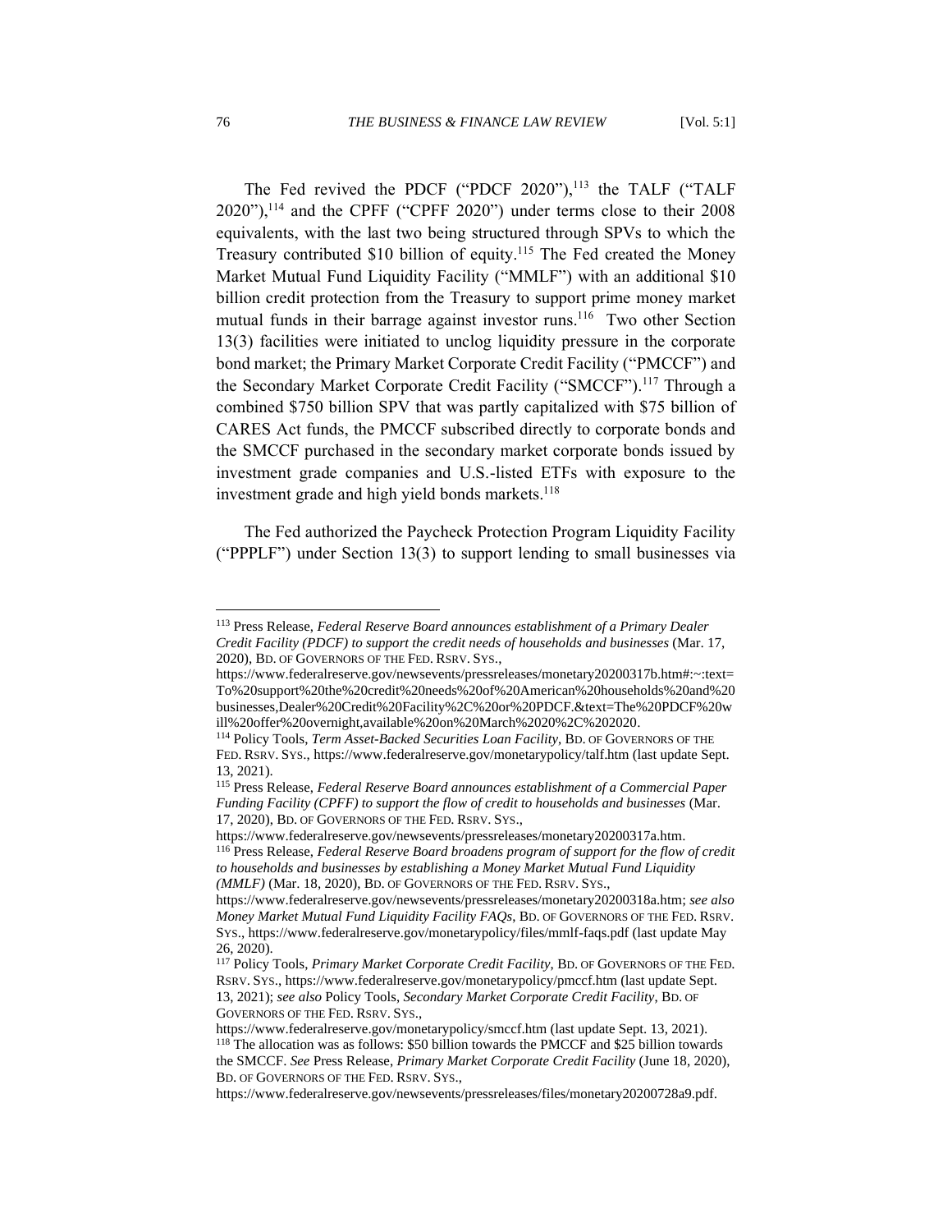The Fed revived the PDCF ("PDCF 2020"),[113] the TALF ("TALF 2020"),[114] and the CPFF ("CPFF 2020") under terms close to their 2008 equivalents, with the last two being structured through SPVs to which the Treasury contributed $10 billion of equity.[115] The Fed created the Money Market Mutual Fund Liquidity Facility ("MMLF") with an additional $10 billion credit protection from the Treasury to support prime money market mutual funds in their barrage against investor runs.[116] Two other Section 13(3) facilities were initiated to unclog liquidity pressure in the corporate bond market; the Primary Market Corporate Credit Facility ("PMCCF") and the Secondary Market Corporate Credit Facility ("SMCCF").[117] Through a combined $750 billion SPV that was partly capitalized with $75 billion of CARES Act funds, the PMCCF subscribed directly to corporate bonds and the SMCCF purchased in the secondary market corporate bonds issued by investment grade companies and U.S.-listed ETFs with exposure to the investment grade and high yield bonds markets.[118]

The Fed authorized the Paycheck Protection Program Liquidity Facility ("PPPLF") under Section 13(3) to support lending to small businesses via

---

[113] Press Release, *Federal Reserve Board announces establishment of a Primary Dealer Credit Facility (PDCF) to support the credit needs of households and businesses* (Mar. 17, 2020), BD. OF GOVERNORS OF THE FED. RSRV. SYS., https://www.federalreserve.gov/newsevents/pressreleases/monetary20200317b.htm#:~:text=To%20support%20the%20credit%20needs%20of%20American%20households%20and%20businesses,Dealer%20Credit%20Facility%2C%20or%20PDCF.&text=The%20PDCF%20will%20offer%20overnight,available%20on%20March%2020%2C%202020.

[114] Policy Tools, *Term Asset-Backed Securities Loan Facility*, BD. OF GOVERNORS OF THE FED. RSRV. SYS., https://www.federalreserve.gov/monetarypolicy/talf.htm (last update Sept. 13, 2021).

[115] Press Release, *Federal Reserve Board announces establishment of a Commercial Paper Funding Facility (CPFF) to support the flow of credit to households and businesses* (Mar. 17, 2020), BD. OF GOVERNORS OF THE FED. RSRV. SYS., https://www.federalreserve.gov/newsevents/pressreleases/monetary20200317a.htm.

[116] Press Release, *Federal Reserve Board broadens program of support for the flow of credit to households and businesses by establishing a Money Market Mutual Fund Liquidity (MMLF)* (Mar. 18, 2020), BD. OF GOVERNORS OF THE FED. RSRV. SYS., https://www.federalreserve.gov/newsevents/pressreleases/monetary20200318a.htm; *see also Money Market Mutual Fund Liquidity Facility FAQs*, BD. OF GOVERNORS OF THE FED. RSRV. SYS., https://www.federalreserve.gov/monetarypolicy/files/mmlf-faqs.pdf (last update May 26, 2020).

[117] Policy Tools, *Primary Market Corporate Credit Facility*, BD. OF GOVERNORS OF THE FED. RSRV. SYS., https://www.federalreserve.gov/monetarypolicy/pmccf.htm (last update Sept. 13, 2021); *see also* Policy Tools, *Secondary Market Corporate Credit Facility*, BD. OF GOVERNORS OF THE FED. RSRV. SYS., https://www.federalreserve.gov/monetarypolicy/smccf.htm (last update Sept. 13, 2021).

[118] The allocation was as follows: $50 billion towards the PMCCF and $25 billion towards the SMCCF. *See* Press Release, *Primary Market Corporate Credit Facility* (June 18, 2020), BD. OF GOVERNORS OF THE FED. RSRV. SYS., https://www.federalreserve.gov/newsevents/pressreleases/files/monetary20200728a9.pdf.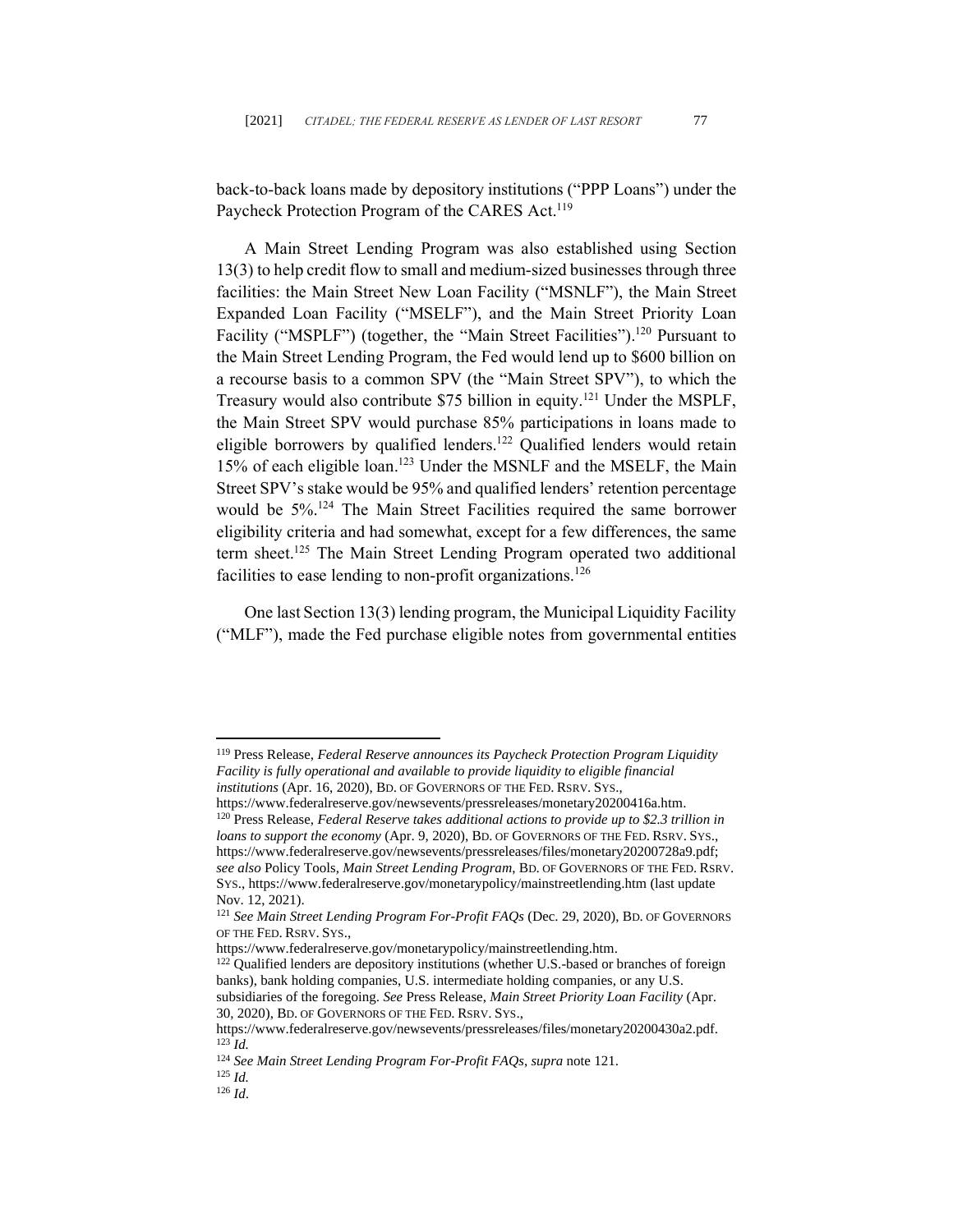back-to-back loans made by depository institutions ("PPP Loans") under the Paycheck Protection Program of the CARES Act.[119]

A Main Street Lending Program was also established using Section 13(3) to help credit flow to small and medium-sized businesses through three facilities: the Main Street New Loan Facility ("MSNLF"), the Main Street Expanded Loan Facility ("MSELF"), and the Main Street Priority Loan Facility ("MSPLF") (together, the "Main Street Facilities").[120] Pursuant to the Main Street Lending Program, the Fed would lend up to $600 billion on a recourse basis to a common SPV (the "Main Street SPV"), to which the Treasury would also contribute $75 billion in equity.[121] Under the MSPLF, the Main Street SPV would purchase 85% participations in loans made to eligible borrowers by qualified lenders.[122] Qualified lenders would retain 15% of each eligible loan.[123] Under the MSNLF and the MSELF, the Main Street SPV's stake would be 95% and qualified lenders' retention percentage would be 5%.[124] The Main Street Facilities required the same borrower eligibility criteria and had somewhat, except for a few differences, the same term sheet.[125] The Main Street Lending Program operated two additional facilities to ease lending to non-profit organizations.[126]

One last Section 13(3) lending program, the Municipal Liquidity Facility ("MLF"), made the Fed purchase eligible notes from governmental entities

---

[119] Press Release, *Federal Reserve announces its Paycheck Protection Program Liquidity Facility is fully operational and available to provide liquidity to eligible financial institutions* (Apr. 16, 2020), BD. OF GOVERNORS OF THE FED. RSRV. SYS., https://www.federalreserve.gov/newsevents/pressreleases/monetary20200416a.htm.

[120] Press Release, *Federal Reserve takes additional actions to provide up to $2.3 trillion in loans to support the economy* (Apr. 9, 2020), BD. OF GOVERNORS OF THE FED. RSRV. SYS., https://www.federalreserve.gov/newsevents/pressreleases/files/monetary20200728a9.pdf; *see also* Policy Tools, *Main Street Lending Program*, BD. OF GOVERNORS OF THE FED. RSRV. SYS., https://www.federalreserve.gov/monetarypolicy/mainstreetlending.htm (last update Nov. 12, 2021).

[121] *See Main Street Lending Program For-Profit FAQs* (Dec. 29, 2020), BD. OF GOVERNORS OF THE FED. RSRV. SYS., https://www.federalreserve.gov/monetarypolicy/mainstreetlending.htm.

[122] Qualified lenders are depository institutions (whether U.S.-based or branches of foreign banks), bank holding companies, U.S. intermediate holding companies, or any U.S. subsidiaries of the foregoing. *See* Press Release, *Main Street Priority Loan Facility* (Apr. 30, 2020), BD. OF GOVERNORS OF THE FED. RSRV. SYS., https://www.federalreserve.gov/newsevents/pressreleases/files/monetary20200430a2.pdf.

[123] *Id.*

[124] *See Main Street Lending Program For-Profit FAQs*, *supra* note 121.

[125] *Id.*

[126] *Id.*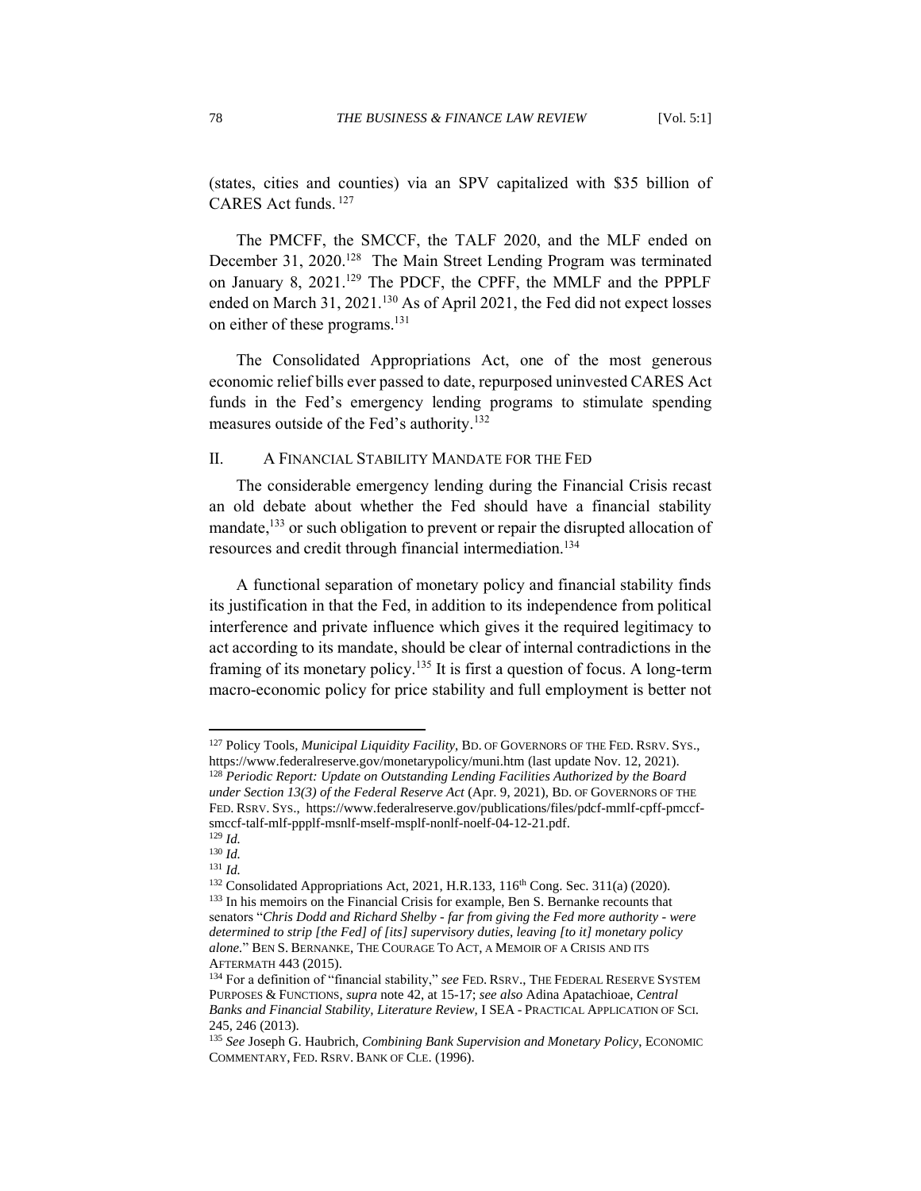(states, cities and counties) via an SPV capitalized with $35 billion of CARES Act funds. [127]

The PMCFF, the SMCCF, the TALF 2020, and the MLF ended on December 31, 2020.[128] The Main Street Lending Program was terminated on January 8, 2021.[129] The PDCF, the CPFF, the MMLF and the PPPLF ended on March 31, 2021.[130] As of April 2021, the Fed did not expect losses on either of these programs.[131]

The Consolidated Appropriations Act, one of the most generous economic relief bills ever passed to date, repurposed uninvested CARES Act funds in the Fed's emergency lending programs to stimulate spending measures outside of the Fed's authority.[132]

## II. A Financial Stability Mandate for the Fed

The considerable emergency lending during the Financial Crisis recast an old debate about whether the Fed should have a financial stability mandate,[133] or such obligation to prevent or repair the disrupted allocation of resources and credit through financial intermediation.[134]

A functional separation of monetary policy and financial stability finds its justification in that the Fed, in addition to its independence from political interference and private influence which gives it the required legitimacy to act according to its mandate, should be clear of internal contradictions in the framing of its monetary policy.[135] It is first a question of focus. A long-term macro-economic policy for price stability and full employment is better not

---

[127] Policy Tools, *Municipal Liquidity Facility*, Bd. of Governors of the Fed. Rsrv. Sys., https://www.federalreserve.gov/monetarypolicy/muni.htm (last update Nov. 12, 2021).

[128] *Periodic Report: Update on Outstanding Lending Facilities Authorized by the Board under Section 13(3) of the Federal Reserve Act* (Apr. 9, 2021), Bd. of Governors of the Fed. Rsrv. Sys., https://www.federalreserve.gov/publications/files/pdcf-mmlf-cpff-pmccf-smccf-talf-mlf-ppplf-msnlf-mself-msplf-nonlf-noelf-04-12-21.pdf.

[129] *Id.*

[130] *Id.*

[131] *Id.*

[132] Consolidated Appropriations Act, 2021, H.R.133, 116th Cong. Sec. 311(a) (2020).

[133] In his memoirs on the Financial Crisis for example, Ben S. Bernanke recounts that senators "*Chris Dodd and Richard Shelby - far from giving the Fed more authority - were determined to strip [the Fed] of [its] supervisory duties, leaving [to it] monetary policy alone.*" Ben S. Bernanke, The Courage To Act, A Memoir of a Crisis and its Aftermath 443 (2015).

[134] For a definition of "financial stability," *see* Fed. Rsrv., The Federal Reserve System Purposes & Functions, *supra* note 42, at 15-17; *see also* Adina Apatachioae, *Central Banks and Financial Stability, Literature Review,* I SEA - Practical Application of Sci. 245, 246 (2013).

[135] *See* Joseph G. Haubrich, *Combining Bank Supervision and Monetary Policy*, Economic Commentary, Fed. Rsrv. Bank of Cle. (1996).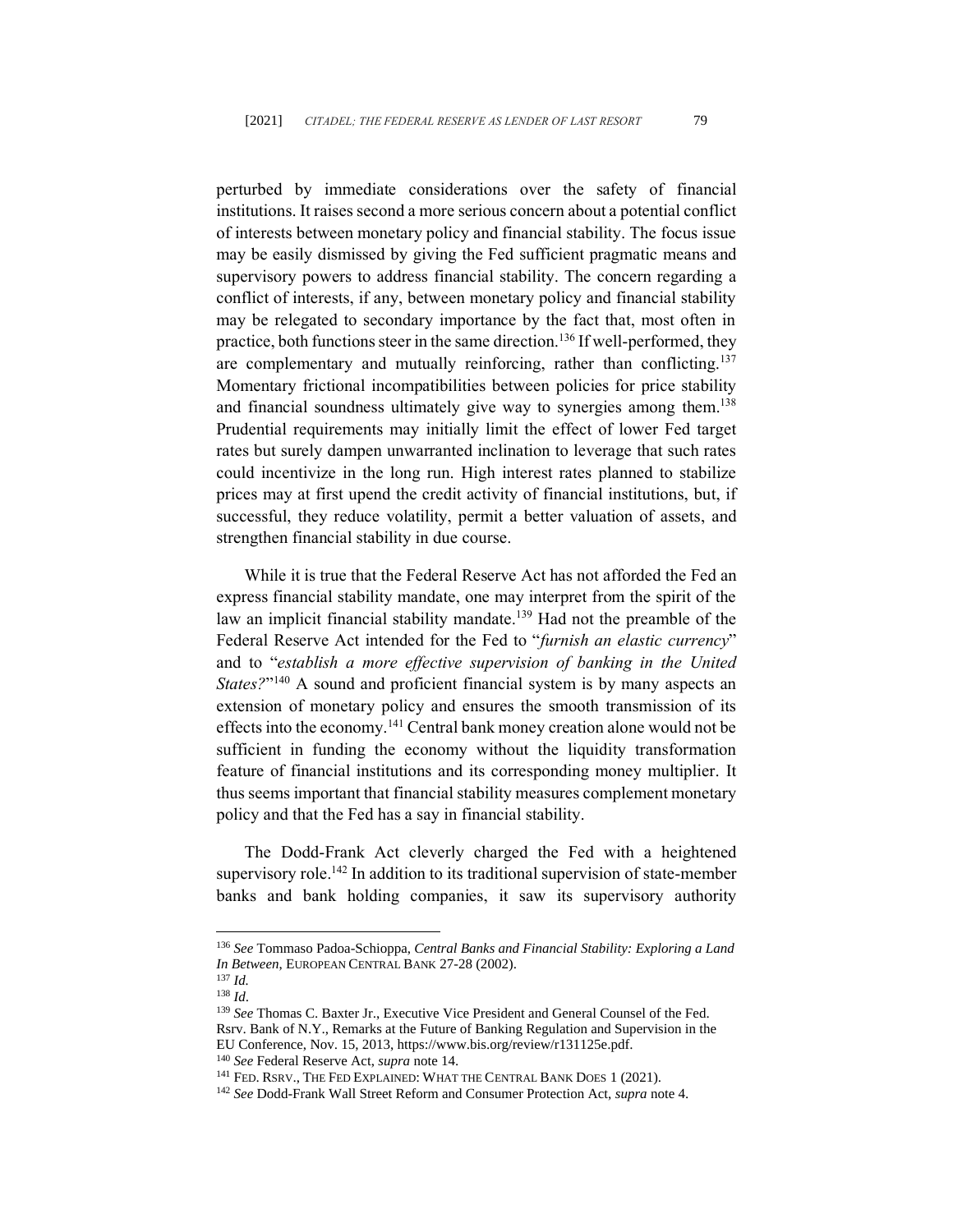perturbed by immediate considerations over the safety of financial institutions. It raises second a more serious concern about a potential conflict of interests between monetary policy and financial stability. The focus issue may be easily dismissed by giving the Fed sufficient pragmatic means and supervisory powers to address financial stability. The concern regarding a conflict of interests, if any, between monetary policy and financial stability may be relegated to secondary importance by the fact that, most often in practice, both functions steer in the same direction.[136] If well-performed, they are complementary and mutually reinforcing, rather than conflicting.[137] Momentary frictional incompatibilities between policies for price stability and financial soundness ultimately give way to synergies among them.[138] Prudential requirements may initially limit the effect of lower Fed target rates but surely dampen unwarranted inclination to leverage that such rates could incentivize in the long run. High interest rates planned to stabilize prices may at first upend the credit activity of financial institutions, but, if successful, they reduce volatility, permit a better valuation of assets, and strengthen financial stability in due course.

While it is true that the Federal Reserve Act has not afforded the Fed an express financial stability mandate, one may interpret from the spirit of the law an implicit financial stability mandate.[139] Had not the preamble of the Federal Reserve Act intended for the Fed to "*furnish an elastic currency*" and to "*establish a more effective supervision of banking in the United States?*"[140] A sound and proficient financial system is by many aspects an extension of monetary policy and ensures the smooth transmission of its effects into the economy.[141] Central bank money creation alone would not be sufficient in funding the economy without the liquidity transformation feature of financial institutions and its corresponding money multiplier. It thus seems important that financial stability measures complement monetary policy and that the Fed has a say in financial stability.

The Dodd-Frank Act cleverly charged the Fed with a heightened supervisory role.[142] In addition to its traditional supervision of state-member banks and bank holding companies, it saw its supervisory authority

---

[136] *See* Tommaso Padoa-Schioppa, *Central Banks and Financial Stability: Exploring a Land In Between*, EUROPEAN CENTRAL BANK 27-28 (2002).

[137] *Id.*

[138] *Id*.

[139] *See* Thomas C. Baxter Jr., Executive Vice President and General Counsel of the Fed. Rsrv. Bank of N.Y., Remarks at the Future of Banking Regulation and Supervision in the EU Conference, Nov. 15, 2013, https://www.bis.org/review/r131125e.pdf.

[140] *See* Federal Reserve Act, *supra* note 14.

[141] FED. RSRV., THE FED EXPLAINED: WHAT THE CENTRAL BANK DOES 1 (2021).

[142] *See* Dodd-Frank Wall Street Reform and Consumer Protection Act, *supra* note 4.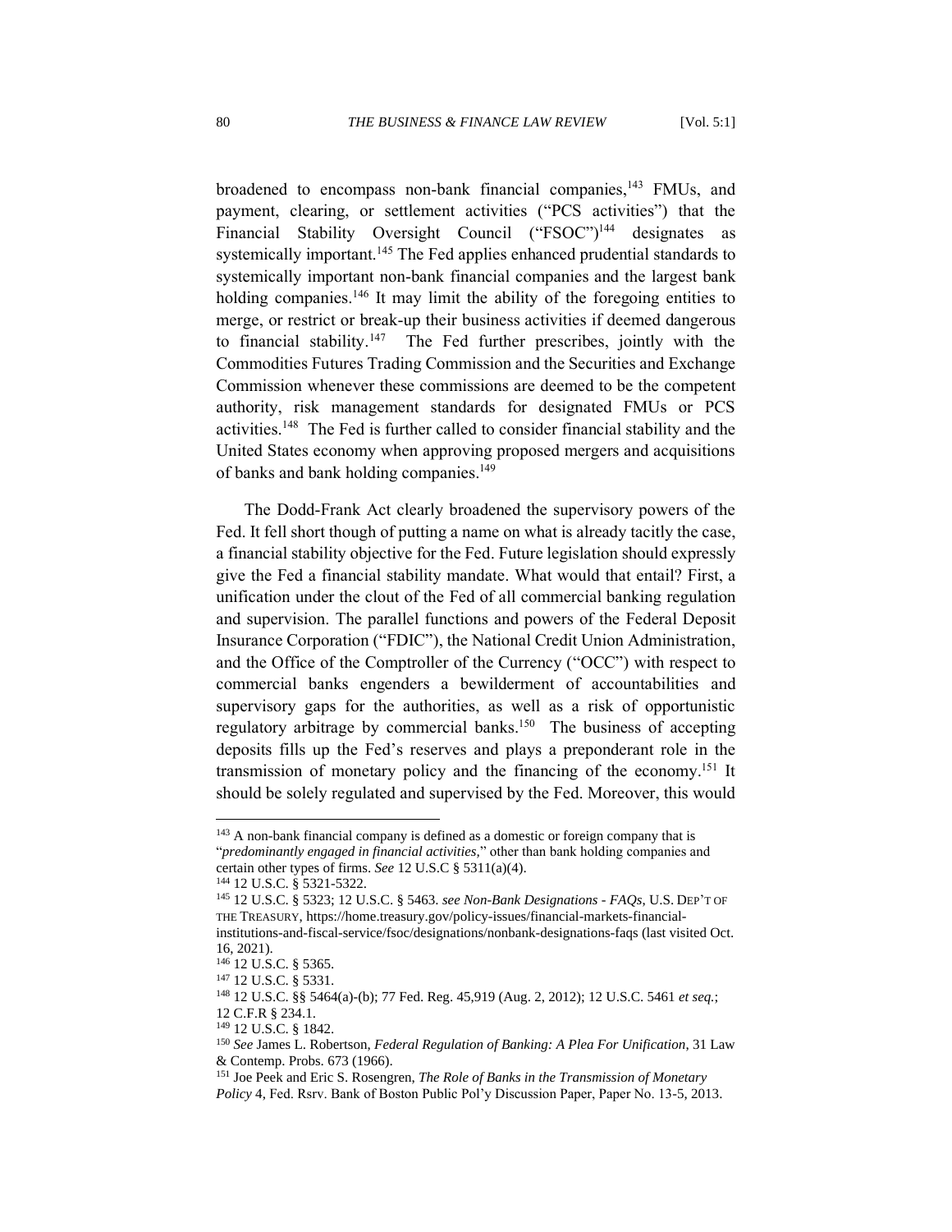broadened to encompass non-bank financial companies,[143] FMUs, and payment, clearing, or settlement activities ("PCS activities") that the Financial Stability Oversight Council ("FSOC")[144] designates as systemically important.[145] The Fed applies enhanced prudential standards to systemically important non-bank financial companies and the largest bank holding companies.[146] It may limit the ability of the foregoing entities to merge, or restrict or break-up their business activities if deemed dangerous to financial stability.[147] The Fed further prescribes, jointly with the Commodities Futures Trading Commission and the Securities and Exchange Commission whenever these commissions are deemed to be the competent authority, risk management standards for designated FMUs or PCS activities.[148] The Fed is further called to consider financial stability and the United States economy when approving proposed mergers and acquisitions of banks and bank holding companies.[149]

The Dodd-Frank Act clearly broadened the supervisory powers of the Fed. It fell short though of putting a name on what is already tacitly the case, a financial stability objective for the Fed. Future legislation should expressly give the Fed a financial stability mandate. What would that entail? First, a unification under the clout of the Fed of all commercial banking regulation and supervision. The parallel functions and powers of the Federal Deposit Insurance Corporation ("FDIC"), the National Credit Union Administration, and the Office of the Comptroller of the Currency ("OCC") with respect to commercial banks engenders a bewilderment of accountabilities and supervisory gaps for the authorities, as well as a risk of opportunistic regulatory arbitrage by commercial banks.[150] The business of accepting deposits fills up the Fed's reserves and plays a preponderant role in the transmission of monetary policy and the financing of the economy.[151] It should be solely regulated and supervised by the Fed. Moreover, this would

---

[143] A non-bank financial company is defined as a domestic or foreign company that is "*predominantly engaged in financial activities,*" other than bank holding companies and certain other types of firms. *See* 12 U.S.C § 5311(a)(4).

[144] 12 U.S.C. § 5321-5322.

[145] 12 U.S.C. § 5323; 12 U.S.C. § 5463. *see Non-Bank Designations - FAQs*, U.S. DEP'T OF THE TREASURY, https://home.treasury.gov/policy-issues/financial-markets-financial-institutions-and-fiscal-service/fsoc/designations/nonbank-designations-faqs (last visited Oct. 16, 2021).

[146] 12 U.S.C. § 5365.

[147] 12 U.S.C. § 5331.

[148] 12 U.S.C. §§ 5464(a)-(b); 77 Fed. Reg. 45,919 (Aug. 2, 2012); 12 U.S.C. 5461 *et seq.*; 12 C.F.R § 234.1.

[149] 12 U.S.C. § 1842.

[150] *See* James L. Robertson, *Federal Regulation of Banking: A Plea For Unification*, 31 Law & Contemp. Probs. 673 (1966).

[151] Joe Peek and Eric S. Rosengren, *The Role of Banks in the Transmission of Monetary Policy* 4, Fed. Rsrv. Bank of Boston Public Pol'y Discussion Paper, Paper No. 13-5, 2013.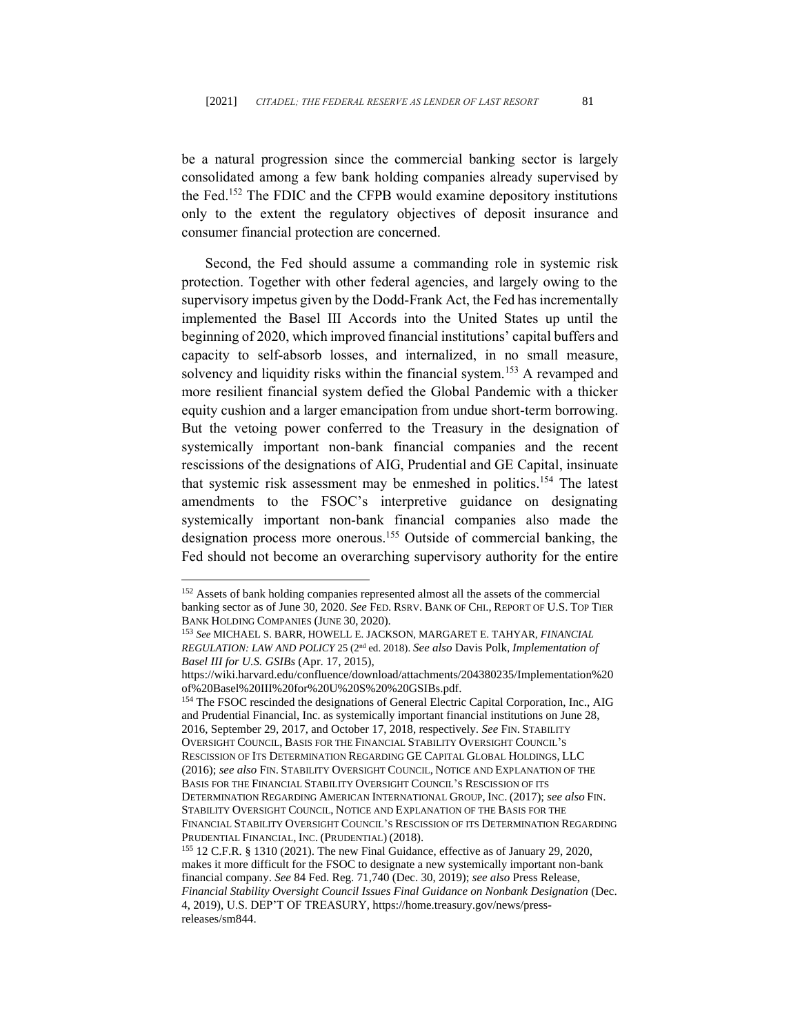be a natural progression since the commercial banking sector is largely consolidated among a few bank holding companies already supervised by the Fed.[152] The FDIC and the CFPB would examine depository institutions only to the extent the regulatory objectives of deposit insurance and consumer financial protection are concerned.

Second, the Fed should assume a commanding role in systemic risk protection. Together with other federal agencies, and largely owing to the supervisory impetus given by the Dodd-Frank Act, the Fed has incrementally implemented the Basel III Accords into the United States up until the beginning of 2020, which improved financial institutions' capital buffers and capacity to self-absorb losses, and internalized, in no small measure, solvency and liquidity risks within the financial system.[153] A revamped and more resilient financial system defied the Global Pandemic with a thicker equity cushion and a larger emancipation from undue short-term borrowing. But the vetoing power conferred to the Treasury in the designation of systemically important non-bank financial companies and the recent rescissions of the designations of AIG, Prudential and GE Capital, insinuate that systemic risk assessment may be enmeshed in politics.[154] The latest amendments to the FSOC's interpretive guidance on designating systemically important non-bank financial companies also made the designation process more onerous.[155] Outside of commercial banking, the Fed should not become an overarching supervisory authority for the entire

---

[152] Assets of bank holding companies represented almost all the assets of the commercial banking sector as of June 30, 2020. *See* FED. RSRV. BANK OF CHI., REPORT OF U.S. TOP TIER BANK HOLDING COMPANIES (JUNE 30, 2020).

[153] *See* MICHAEL S. BARR, HOWELL E. JACKSON, MARGARET E. TAHYAR, *FINANCIAL REGULATION: LAW AND POLICY* 25 (2nd ed. 2018). *See also* Davis Polk, *Implementation of Basel III for U.S. GSIBs* (Apr. 17, 2015), https://wiki.harvard.edu/confluence/download/attachments/204380235/Implementation%20of%20Basel%20III%20for%20U%20S%20%20GSIBs.pdf.

[154] The FSOC rescinded the designations of General Electric Capital Corporation, Inc., AIG and Prudential Financial, Inc. as systemically important financial institutions on June 28, 2016, September 29, 2017, and October 17, 2018, respectively. *See* FIN. STABILITY OVERSIGHT COUNCIL, BASIS FOR THE FINANCIAL STABILITY OVERSIGHT COUNCIL'S RESCISSION OF ITS DETERMINATION REGARDING GE CAPITAL GLOBAL HOLDINGS, LLC (2016); *see also* FIN. STABILITY OVERSIGHT COUNCIL, NOTICE AND EXPLANATION OF THE BASIS FOR THE FINANCIAL STABILITY OVERSIGHT COUNCIL'S RESCISSION OF ITS DETERMINATION REGARDING AMERICAN INTERNATIONAL GROUP, INC. (2017); *see also* FIN. STABILITY OVERSIGHT COUNCIL, NOTICE AND EXPLANATION OF THE BASIS FOR THE FINANCIAL STABILITY OVERSIGHT COUNCIL'S RESCISSION OF ITS DETERMINATION REGARDING PRUDENTIAL FINANCIAL, INC. (PRUDENTIAL) (2018).

[155] 12 C.F.R. § 1310 (2021). The new Final Guidance, effective as of January 29, 2020, makes it more difficult for the FSOC to designate a new systemically important non-bank financial company. *See* 84 Fed. Reg. 71,740 (Dec. 30, 2019); *see also* Press Release, *Financial Stability Oversight Council Issues Final Guidance on Nonbank Designation* (Dec. 4, 2019), U.S. DEP'T OF TREASURY, https://home.treasury.gov/news/press-releases/sm844.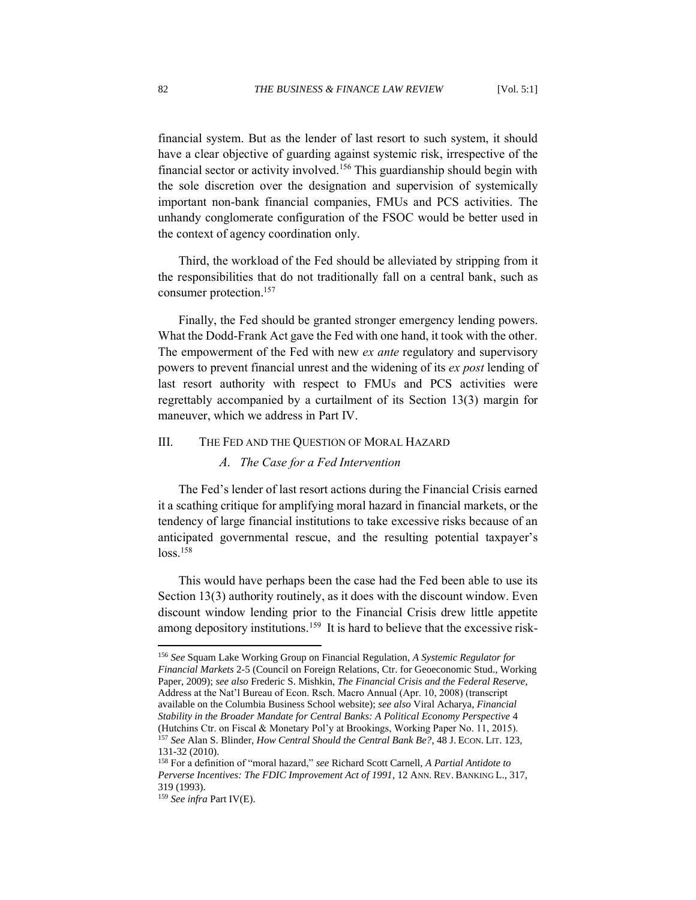financial system. But as the lender of last resort to such system, it should have a clear objective of guarding against systemic risk, irrespective of the financial sector or activity involved.[156] This guardianship should begin with the sole discretion over the designation and supervision of systemically important non-bank financial companies, FMUs and PCS activities. The unhandy conglomerate configuration of the FSOC would be better used in the context of agency coordination only.

Third, the workload of the Fed should be alleviated by stripping from it the responsibilities that do not traditionally fall on a central bank, such as consumer protection.[157]

Finally, the Fed should be granted stronger emergency lending powers. What the Dodd-Frank Act gave the Fed with one hand, it took with the other. The empowerment of the Fed with new *ex ante* regulatory and supervisory powers to prevent financial unrest and the widening of its *ex post* lending of last resort authority with respect to FMUs and PCS activities were regrettably accompanied by a curtailment of its Section 13(3) margin for maneuver, which we address in Part IV.

## III. The Fed and the Question of Moral Hazard

### *A. The Case for a Fed Intervention*

The Fed's lender of last resort actions during the Financial Crisis earned it a scathing critique for amplifying moral hazard in financial markets, or the tendency of large financial institutions to take excessive risks because of an anticipated governmental rescue, and the resulting potential taxpayer's loss.[158]

This would have perhaps been the case had the Fed been able to use its Section 13(3) authority routinely, as it does with the discount window. Even discount window lending prior to the Financial Crisis drew little appetite among depository institutions.[159] It is hard to believe that the excessive risk-

---

[156] *See* Squam Lake Working Group on Financial Regulation, *A Systemic Regulator for Financial Markets* 2-5 (Council on Foreign Relations, Ctr. for Geoeconomic Stud., Working Paper, 2009); *see also* Frederic S. Mishkin, *The Financial Crisis and the Federal Reserve*, Address at the Nat'l Bureau of Econ. Rsch. Macro Annual (Apr. 10, 2008) (transcript available on the Columbia Business School website); *see also* Viral Acharya, *Financial Stability in the Broader Mandate for Central Banks: A Political Economy Perspective* 4 (Hutchins Ctr. on Fiscal & Monetary Pol'y at Brookings, Working Paper No. 11, 2015).

[157] *See* Alan S. Blinder, *How Central Should the Central Bank Be?*, 48 J. ECON. LIT. 123, 131-32 (2010).

[158] For a definition of "moral hazard," *see* Richard Scott Carnell, *A Partial Antidote to Perverse Incentives: The FDIC Improvement Act of 1991*, 12 ANN. REV. BANKING L., 317, 319 (1993).

[159] *See infra* Part IV(E).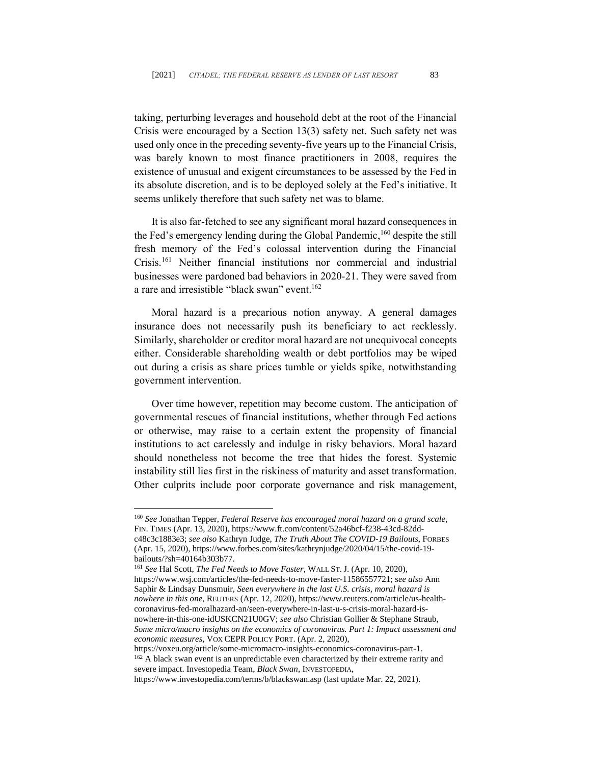taking, perturbing leverages and household debt at the root of the Financial Crisis were encouraged by a Section 13(3) safety net. Such safety net was used only once in the preceding seventy-five years up to the Financial Crisis, was barely known to most finance practitioners in 2008, requires the existence of unusual and exigent circumstances to be assessed by the Fed in its absolute discretion, and is to be deployed solely at the Fed's initiative. It seems unlikely therefore that such safety net was to blame.

It is also far-fetched to see any significant moral hazard consequences in the Fed's emergency lending during the Global Pandemic,[160] despite the still fresh memory of the Fed's colossal intervention during the Financial Crisis.[161] Neither financial institutions nor commercial and industrial businesses were pardoned bad behaviors in 2020-21. They were saved from a rare and irresistible "black swan" event.[162]

Moral hazard is a precarious notion anyway. A general damages insurance does not necessarily push its beneficiary to act recklessly. Similarly, shareholder or creditor moral hazard are not unequivocal concepts either. Considerable shareholding wealth or debt portfolios may be wiped out during a crisis as share prices tumble or yields spike, notwithstanding government intervention.

Over time however, repetition may become custom. The anticipation of governmental rescues of financial institutions, whether through Fed actions or otherwise, may raise to a certain extent the propensity of financial institutions to act carelessly and indulge in risky behaviors. Moral hazard should nonetheless not become the tree that hides the forest. Systemic instability still lies first in the riskiness of maturity and asset transformation. Other culprits include poor corporate governance and risk management,

---

[160] *See* Jonathan Tepper, *Federal Reserve has encouraged moral hazard on a grand scale*, FIN. TIMES (Apr. 13, 2020), https://www.ft.com/content/52a46bcf-f238-43cd-82dd-c48c3c1883e3; *see also* Kathryn Judge, *The Truth About The COVID-19 Bailouts*, FORBES (Apr. 15, 2020), https://www.forbes.com/sites/kathrynjudge/2020/04/15/the-covid-19-bailouts/?sh=40164b303b77.

[161] *See* Hal Scott, *The Fed Needs to Move Faster*, WALL ST. J. (Apr. 10, 2020), https://www.wsj.com/articles/the-fed-needs-to-move-faster-11586557721; *see also* Ann Saphir & Lindsay Dunsmuir, *Seen everywhere in the last U.S. crisis, moral hazard is nowhere in this one*, REUTERS (Apr. 12, 2020), https://www.reuters.com/article/us-health-coronavirus-fed-moralhazard-an/seen-everywhere-in-last-u-s-crisis-moral-hazard-is-nowhere-in-this-one-idUSKCN21U0GV; *see also* Christian Gollier & Stephane Straub, *Some micro/macro insights on the economics of coronavirus. Part 1: Impact assessment and economic measures*, VOX CEPR POLICY PORT. (Apr. 2, 2020), https://voxeu.org/article/some-micromacro-insights-economics-coronavirus-part-1.

[162] A black swan event is an unpredictable even characterized by their extreme rarity and severe impact. Investopedia Team, *Black Swan*, INVESTOPEDIA, https://www.investopedia.com/terms/b/blackswan.asp (last update Mar. 22, 2021).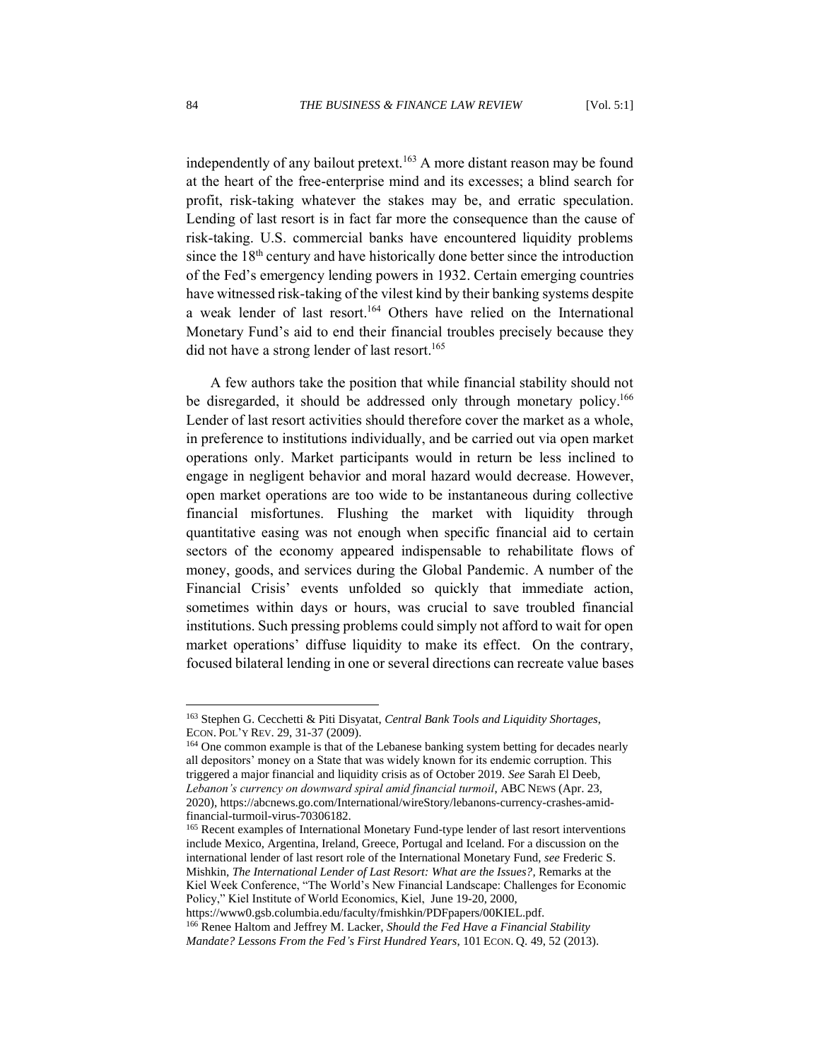independently of any bailout pretext.[163] A more distant reason may be found at the heart of the free-enterprise mind and its excesses; a blind search for profit, risk-taking whatever the stakes may be, and erratic speculation. Lending of last resort is in fact far more the consequence than the cause of risk-taking. U.S. commercial banks have encountered liquidity problems since the 18th century and have historically done better since the introduction of the Fed's emergency lending powers in 1932. Certain emerging countries have witnessed risk-taking of the vilest kind by their banking systems despite a weak lender of last resort.[164] Others have relied on the International Monetary Fund's aid to end their financial troubles precisely because they did not have a strong lender of last resort.[165]

A few authors take the position that while financial stability should not be disregarded, it should be addressed only through monetary policy.[166] Lender of last resort activities should therefore cover the market as a whole, in preference to institutions individually, and be carried out via open market operations only. Market participants would in return be less inclined to engage in negligent behavior and moral hazard would decrease. However, open market operations are too wide to be instantaneous during collective financial misfortunes. Flushing the market with liquidity through quantitative easing was not enough when specific financial aid to certain sectors of the economy appeared indispensable to rehabilitate flows of money, goods, and services during the Global Pandemic. A number of the Financial Crisis' events unfolded so quickly that immediate action, sometimes within days or hours, was crucial to save troubled financial institutions. Such pressing problems could simply not afford to wait for open market operations' diffuse liquidity to make its effect. On the contrary, focused bilateral lending in one or several directions can recreate value bases

---

[163] Stephen G. Cecchetti & Piti Disyatat, *Central Bank Tools and Liquidity Shortages*, ECON. POL'Y REV. 29, 31-37 (2009).

[164] One common example is that of the Lebanese banking system betting for decades nearly all depositors' money on a State that was widely known for its endemic corruption. This triggered a major financial and liquidity crisis as of October 2019. *See* Sarah El Deeb, *Lebanon's currency on downward spiral amid financial turmoil*, ABC NEWS (Apr. 23, 2020), https://abcnews.go.com/International/wireStory/lebanons-currency-crashes-amid-financial-turmoil-virus-70306182.

[165] Recent examples of International Monetary Fund-type lender of last resort interventions include Mexico, Argentina, Ireland, Greece, Portugal and Iceland. For a discussion on the international lender of last resort role of the International Monetary Fund, *see* Frederic S. Mishkin, *The International Lender of Last Resort: What are the Issues?*, Remarks at the Kiel Week Conference, "The World's New Financial Landscape: Challenges for Economic Policy," Kiel Institute of World Economics, Kiel, June 19-20, 2000, https://www0.gsb.columbia.edu/faculty/fmishkin/PDFpapers/00KIEL.pdf.

[166] Renee Haltom and Jeffrey M. Lacker, *Should the Fed Have a Financial Stability Mandate? Lessons From the Fed's First Hundred Years*, 101 ECON. Q. 49, 52 (2013).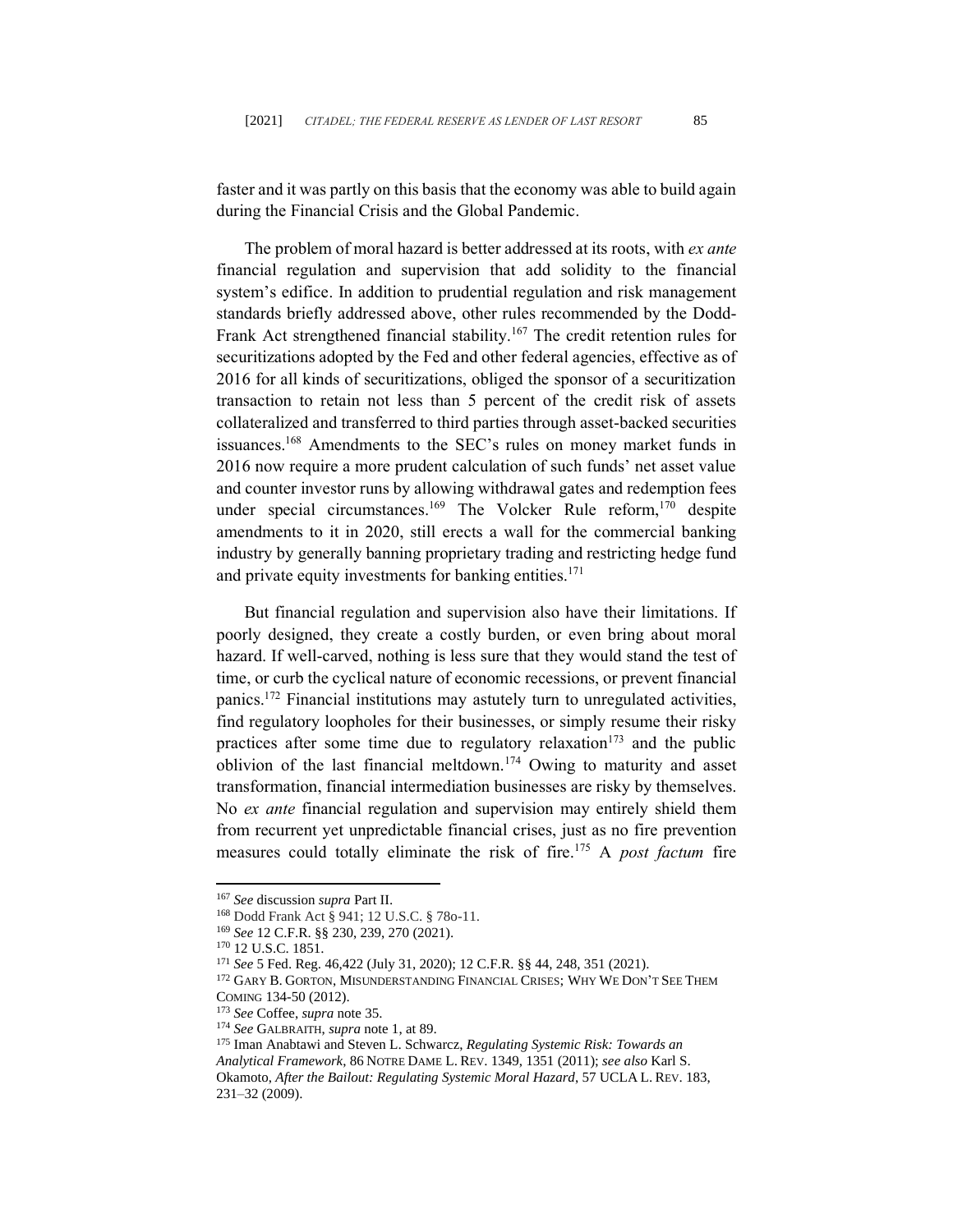faster and it was partly on this basis that the economy was able to build again during the Financial Crisis and the Global Pandemic.

The problem of moral hazard is better addressed at its roots, with *ex ante* financial regulation and supervision that add solidity to the financial system's edifice. In addition to prudential regulation and risk management standards briefly addressed above, other rules recommended by the Dodd-Frank Act strengthened financial stability.[167] The credit retention rules for securitizations adopted by the Fed and other federal agencies, effective as of 2016 for all kinds of securitizations, obliged the sponsor of a securitization transaction to retain not less than 5 percent of the credit risk of assets collateralized and transferred to third parties through asset-backed securities issuances.[168] Amendments to the SEC's rules on money market funds in 2016 now require a more prudent calculation of such funds' net asset value and counter investor runs by allowing withdrawal gates and redemption fees under special circumstances.[169] The Volcker Rule reform,[170] despite amendments to it in 2020, still erects a wall for the commercial banking industry by generally banning proprietary trading and restricting hedge fund and private equity investments for banking entities.[171]

But financial regulation and supervision also have their limitations. If poorly designed, they create a costly burden, or even bring about moral hazard. If well-carved, nothing is less sure that they would stand the test of time, or curb the cyclical nature of economic recessions, or prevent financial panics.[172] Financial institutions may astutely turn to unregulated activities, find regulatory loopholes for their businesses, or simply resume their risky practices after some time due to regulatory relaxation[173] and the public oblivion of the last financial meltdown.[174] Owing to maturity and asset transformation, financial intermediation businesses are risky by themselves. No *ex ante* financial regulation and supervision may entirely shield them from recurrent yet unpredictable financial crises, just as no fire prevention measures could totally eliminate the risk of fire.[175] A *post factum* fire

---

[167] *See* discussion *supra* Part II.

[168] Dodd Frank Act § 941; 12 U.S.C. § 78o-11.

[169] *See* 12 C.F.R. §§ 230, 239, 270 (2021).

[170] 12 U.S.C. 1851.

[171] *See* 5 Fed. Reg. 46,422 (July 31, 2020); 12 C.F.R. §§ 44, 248, 351 (2021).

[172] GARY B. GORTON, MISUNDERSTANDING FINANCIAL CRISES; WHY WE DON'T SEE THEM COMING 134-50 (2012).

[173] *See* Coffee, *supra* note 35.

[174] *See* GALBRAITH, *supra* note 1, at 89.

[175] Iman Anabtawi and Steven L. Schwarcz, *Regulating Systemic Risk: Towards an Analytical Framework*, 86 NOTRE DAME L. REV. 1349, 1351 (2011); *see also* Karl S. Okamoto, *After the Bailout: Regulating Systemic Moral Hazard*, 57 UCLA L. REV. 183, 231–32 (2009).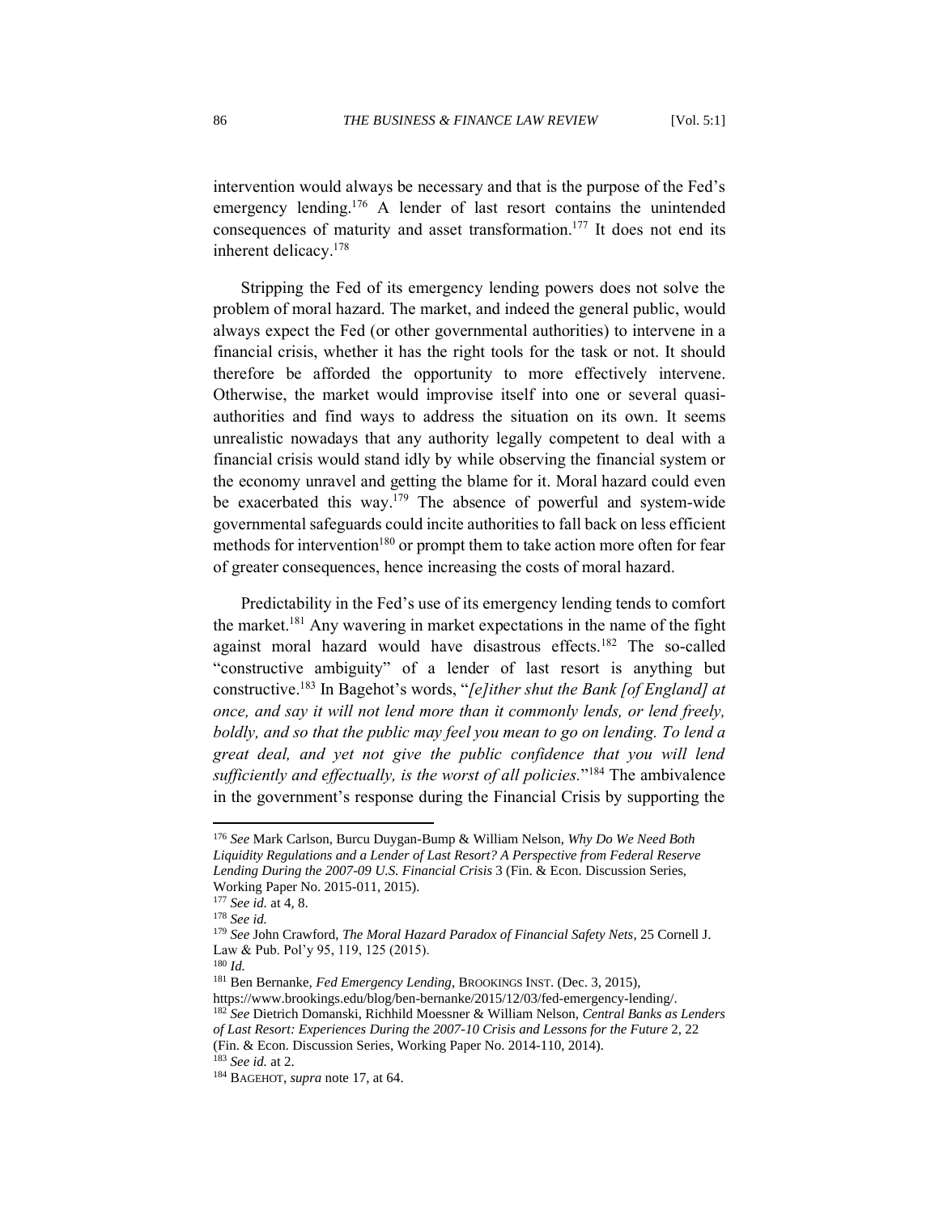intervention would always be necessary and that is the purpose of the Fed's emergency lending.[176] A lender of last resort contains the unintended consequences of maturity and asset transformation.[177] It does not end its inherent delicacy.[178]

Stripping the Fed of its emergency lending powers does not solve the problem of moral hazard. The market, and indeed the general public, would always expect the Fed (or other governmental authorities) to intervene in a financial crisis, whether it has the right tools for the task or not. It should therefore be afforded the opportunity to more effectively intervene. Otherwise, the market would improvise itself into one or several quasi-authorities and find ways to address the situation on its own. It seems unrealistic nowadays that any authority legally competent to deal with a financial crisis would stand idly by while observing the financial system or the economy unravel and getting the blame for it. Moral hazard could even be exacerbated this way.[179] The absence of powerful and system-wide governmental safeguards could incite authorities to fall back on less efficient methods for intervention[180] or prompt them to take action more often for fear of greater consequences, hence increasing the costs of moral hazard.

Predictability in the Fed's use of its emergency lending tends to comfort the market.[181] Any wavering in market expectations in the name of the fight against moral hazard would have disastrous effects.[182] The so-called "constructive ambiguity" of a lender of last resort is anything but constructive.[183] In Bagehot's words, "*[e]ither shut the Bank [of England] at once, and say it will not lend more than it commonly lends, or lend freely, boldly, and so that the public may feel you mean to go on lending. To lend a great deal, and yet not give the public confidence that you will lend sufficiently and effectually, is the worst of all policies.*"[184] The ambivalence in the government's response during the Financial Crisis by supporting the

---

[176] *See* Mark Carlson, Burcu Duygan-Bump & William Nelson, *Why Do We Need Both Liquidity Regulations and a Lender of Last Resort? A Perspective from Federal Reserve Lending During the 2007-09 U.S. Financial Crisis* 3 (Fin. & Econ. Discussion Series, Working Paper No. 2015-011, 2015).

[177] *See id.* at 4, 8.

[178] *See id.*

[179] *See* John Crawford, *The Moral Hazard Paradox of Financial Safety Nets*, 25 Cornell J. Law & Pub. Pol'y 95, 119, 125 (2015).

[180] *Id.*

[181] Ben Bernanke, *Fed Emergency Lending*, BROOKINGS INST. (Dec. 3, 2015), https://www.brookings.edu/blog/ben-bernanke/2015/12/03/fed-emergency-lending/.

[182] *See* Dietrich Domanski, Richhild Moessner & William Nelson, *Central Banks as Lenders of Last Resort: Experiences During the 2007-10 Crisis and Lessons for the Future* 2, 22 (Fin. & Econ. Discussion Series, Working Paper No. 2014-110, 2014).

[183] *See id.* at 2.

[184] BAGEHOT, *supra* note 17, at 64.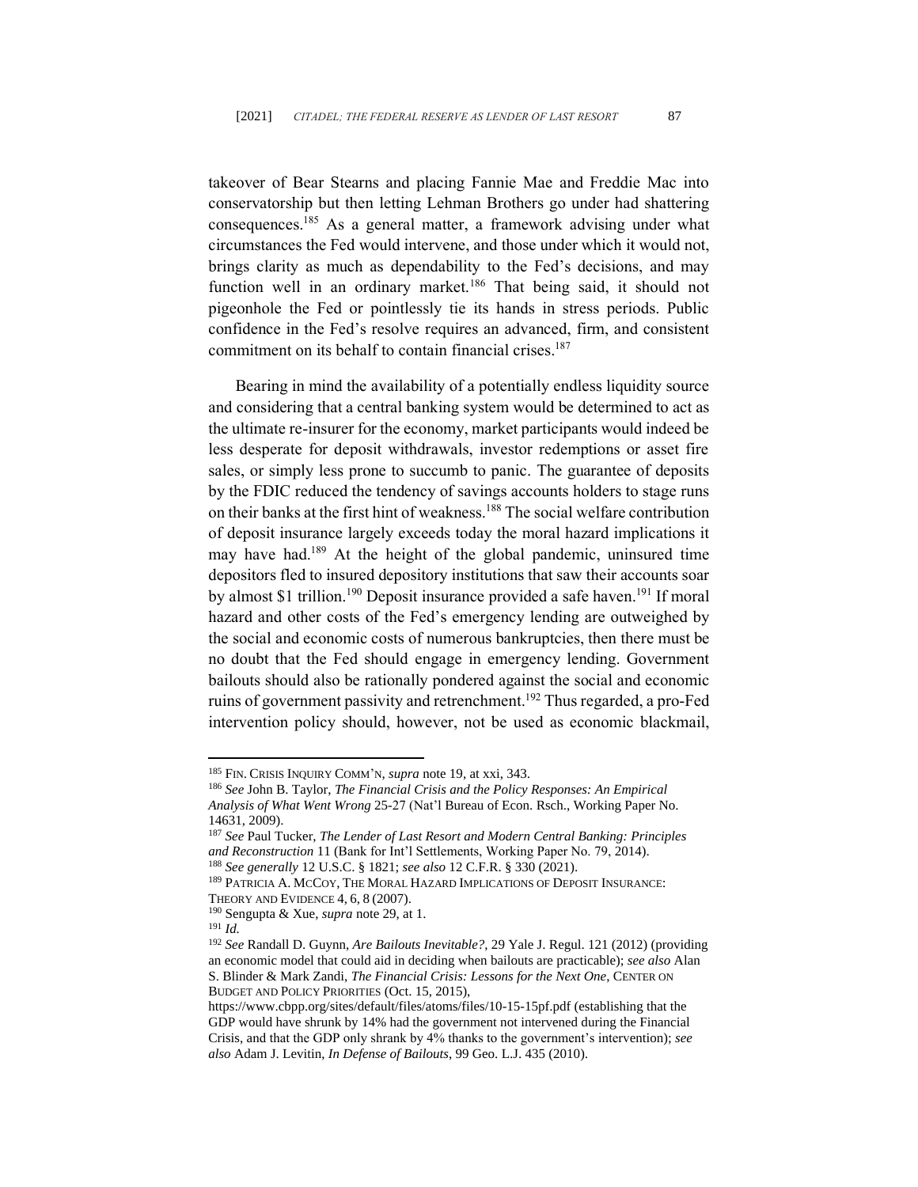takeover of Bear Stearns and placing Fannie Mae and Freddie Mac into conservatorship but then letting Lehman Brothers go under had shattering consequences.[185] As a general matter, a framework advising under what circumstances the Fed would intervene, and those under which it would not, brings clarity as much as dependability to the Fed's decisions, and may function well in an ordinary market.[186] That being said, it should not pigeonhole the Fed or pointlessly tie its hands in stress periods. Public confidence in the Fed's resolve requires an advanced, firm, and consistent commitment on its behalf to contain financial crises.[187]

Bearing in mind the availability of a potentially endless liquidity source and considering that a central banking system would be determined to act as the ultimate re-insurer for the economy, market participants would indeed be less desperate for deposit withdrawals, investor redemptions or asset fire sales, or simply less prone to succumb to panic. The guarantee of deposits by the FDIC reduced the tendency of savings accounts holders to stage runs on their banks at the first hint of weakness.[188] The social welfare contribution of deposit insurance largely exceeds today the moral hazard implications it may have had.[189] At the height of the global pandemic, uninsured time depositors fled to insured depository institutions that saw their accounts soar by almost $1 trillion.[190] Deposit insurance provided a safe haven.[191] If moral hazard and other costs of the Fed's emergency lending are outweighed by the social and economic costs of numerous bankruptcies, then there must be no doubt that the Fed should engage in emergency lending. Government bailouts should also be rationally pondered against the social and economic ruins of government passivity and retrenchment.[192] Thus regarded, a pro-Fed intervention policy should, however, not be used as economic blackmail,

---

[185] FIN. CRISIS INQUIRY COMM'N, *supra* note 19, at xxi, 343.

[186] *See* John B. Taylor, *The Financial Crisis and the Policy Responses: An Empirical Analysis of What Went Wrong* 25-27 (Nat'l Bureau of Econ. Rsch., Working Paper No. 14631, 2009).

[187] *See* Paul Tucker, *The Lender of Last Resort and Modern Central Banking: Principles and Reconstruction* 11 (Bank for Int'l Settlements, Working Paper No. 79, 2014).

[188] *See generally* 12 U.S.C. § 1821; *see also* 12 C.F.R. § 330 (2021).

[189] PATRICIA A. MCCOY, THE MORAL HAZARD IMPLICATIONS OF DEPOSIT INSURANCE: THEORY AND EVIDENCE 4, 6, 8 (2007).

[190] Sengupta & Xue, *supra* note 29, at 1.

[191] *Id.*

[192] *See* Randall D. Guynn, *Are Bailouts Inevitable?*, 29 Yale J. Regul. 121 (2012) (providing an economic model that could aid in deciding when bailouts are practicable); *see also* Alan S. Blinder & Mark Zandi, *The Financial Crisis: Lessons for the Next One*, CENTER ON BUDGET AND POLICY PRIORITIES (Oct. 15, 2015), https://www.cbpp.org/sites/default/files/atoms/files/10-15-15pf.pdf (establishing that the GDP would have shrunk by 14% had the government not intervened during the Financial Crisis, and that the GDP only shrank by 4% thanks to the government's intervention); *see also* Adam J. Levitin, *In Defense of Bailouts*, 99 Geo. L.J. 435 (2010).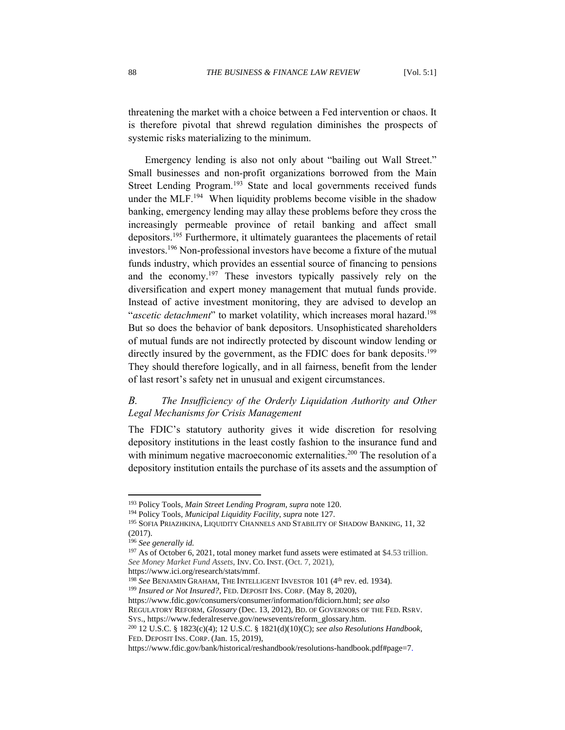threatening the market with a choice between a Fed intervention or chaos. It is therefore pivotal that shrewd regulation diminishes the prospects of systemic risks materializing to the minimum.

Emergency lending is also not only about "bailing out Wall Street." Small businesses and non-profit organizations borrowed from the Main Street Lending Program.[193] State and local governments received funds under the MLF.[194] When liquidity problems become visible in the shadow banking, emergency lending may allay these problems before they cross the increasingly permeable province of retail banking and affect small depositors.[195] Furthermore, it ultimately guarantees the placements of retail investors.[196] Non-professional investors have become a fixture of the mutual funds industry, which provides an essential source of financing to pensions and the economy.[197] These investors typically passively rely on the diversification and expert money management that mutual funds provide. Instead of active investment monitoring, they are advised to develop an "*ascetic detachment*" to market volatility, which increases moral hazard.[198] But so does the behavior of bank depositors. Unsophisticated shareholders of mutual funds are not indirectly protected by discount window lending or directly insured by the government, as the FDIC does for bank deposits.[199] They should therefore logically, and in all fairness, benefit from the lender of last resort's safety net in unusual and exigent circumstances.

### *B. The Insufficiency of the Orderly Liquidation Authority and Other Legal Mechanisms for Crisis Management*

The FDIC's statutory authority gives it wide discretion for resolving depository institutions in the least costly fashion to the insurance fund and with minimum negative macroeconomic externalities.[200] The resolution of a depository institution entails the purchase of its assets and the assumption of

---

[193] Policy Tools, *Main Street Lending Program*, *supra* note 120.

[194] Policy Tools, *Municipal Liquidity Facility*, *supra* note 127.

[195] SOFIA PRIAZHKINA, LIQUIDITY CHANNELS AND STABILITY OF SHADOW BANKING, 11, 32 (2017).

[196] *See generally id.*

[197] As of October 6, 2021, total money market fund assets were estimated at $4.53 trillion. *See Money Market Fund Assets*, INV. CO. INST. (Oct. 7, 2021), https://www.ici.org/research/stats/mmf.

[198] *See* BENJAMIN GRAHAM, THE INTELLIGENT INVESTOR 101 (4th rev. ed. 1934).

[199] *Insured or Not Insured?*, FED. DEPOSIT INS. CORP. (May 8, 2020), https://www.fdic.gov/consumers/consumer/information/fdiciorn.html; *see also* REGULATORY REFORM, *Glossary* (Dec. 13, 2012), BD. OF GOVERNORS OF THE FED. RSRV. SYS., https://www.federalreserve.gov/newsevents/reform_glossary.htm.

[200] 12 U.S.C. § 1823(c)(4); 12 U.S.C. § 1821(d)(10)(C); *see also Resolutions Handbook*, FED. DEPOSIT INS. CORP. (Jan. 15, 2019), https://www.fdic.gov/bank/historical/reshandbook/resolutions-handbook.pdf#page=7.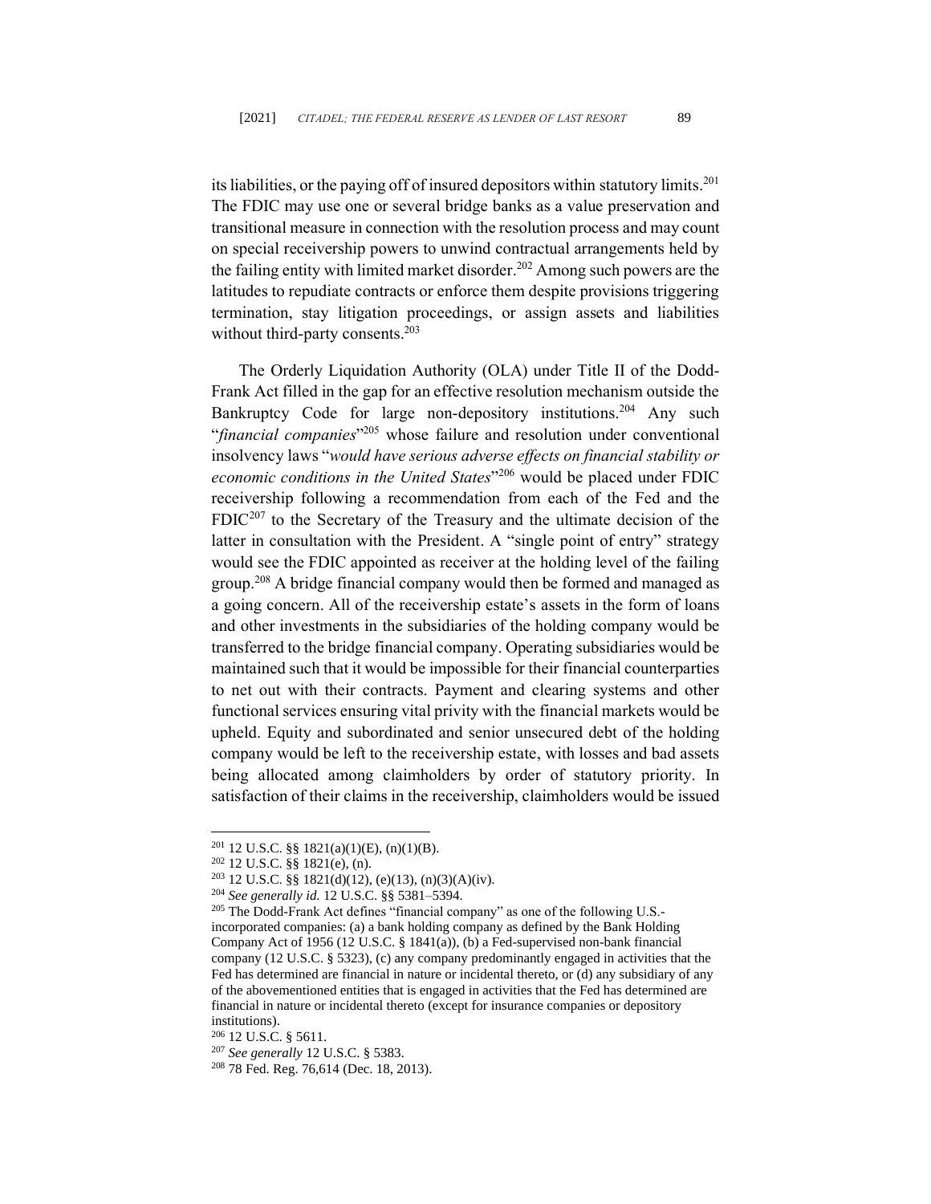its liabilities, or the paying off of insured depositors within statutory limits.[201] The FDIC may use one or several bridge banks as a value preservation and transitional measure in connection with the resolution process and may count on special receivership powers to unwind contractual arrangements held by the failing entity with limited market disorder.[202] Among such powers are the latitudes to repudiate contracts or enforce them despite provisions triggering termination, stay litigation proceedings, or assign assets and liabilities without third-party consents.[203]

The Orderly Liquidation Authority (OLA) under Title II of the Dodd-Frank Act filled in the gap for an effective resolution mechanism outside the Bankruptcy Code for large non-depository institutions.[204] Any such "*financial companies*"[205] whose failure and resolution under conventional insolvency laws "*would have serious adverse effects on financial stability or economic conditions in the United States*"[206] would be placed under FDIC receivership following a recommendation from each of the Fed and the FDIC[207] to the Secretary of the Treasury and the ultimate decision of the latter in consultation with the President. A "single point of entry" strategy would see the FDIC appointed as receiver at the holding level of the failing group.[208] A bridge financial company would then be formed and managed as a going concern. All of the receivership estate's assets in the form of loans and other investments in the subsidiaries of the holding company would be transferred to the bridge financial company. Operating subsidiaries would be maintained such that it would be impossible for their financial counterparties to net out with their contracts. Payment and clearing systems and other functional services ensuring vital privity with the financial markets would be upheld. Equity and subordinated and senior unsecured debt of the holding company would be left to the receivership estate, with losses and bad assets being allocated among claimholders by order of statutory priority. In satisfaction of their claims in the receivership, claimholders would be issued

---

[201] 12 U.S.C. §§ 1821(a)(1)(E), (n)(1)(B).

[202] 12 U.S.C. §§ 1821(e), (n).

[203] 12 U.S.C. §§ 1821(d)(12), (e)(13), (n)(3)(A)(iv).

[204] *See generally id.* 12 U.S.C. §§ 5381–5394.

[205] The Dodd-Frank Act defines "financial company" as one of the following U.S.-incorporated companies: (a) a bank holding company as defined by the Bank Holding Company Act of 1956 (12 U.S.C. § 1841(a)), (b) a Fed-supervised non-bank financial company (12 U.S.C. § 5323), (c) any company predominantly engaged in activities that the Fed has determined are financial in nature or incidental thereto, or (d) any subsidiary of any of the abovementioned entities that is engaged in activities that the Fed has determined are financial in nature or incidental thereto (except for insurance companies or depository institutions).

[206] 12 U.S.C. § 5611.

[207] *See generally* 12 U.S.C. § 5383.

[208] 78 Fed. Reg. 76,614 (Dec. 18, 2013).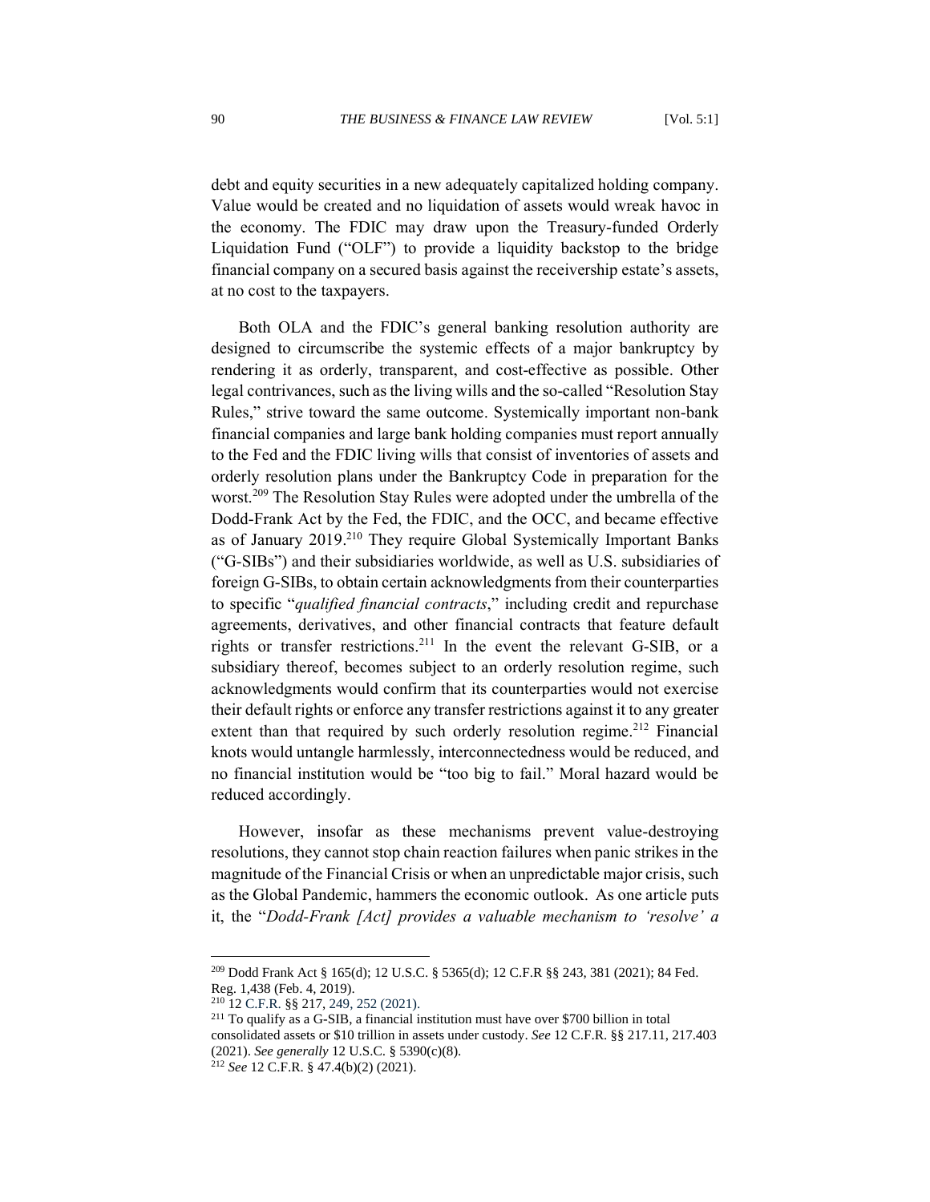debt and equity securities in a new adequately capitalized holding company. Value would be created and no liquidation of assets would wreak havoc in the economy. The FDIC may draw upon the Treasury-funded Orderly Liquidation Fund ("OLF") to provide a liquidity backstop to the bridge financial company on a secured basis against the receivership estate's assets, at no cost to the taxpayers.

Both OLA and the FDIC's general banking resolution authority are designed to circumscribe the systemic effects of a major bankruptcy by rendering it as orderly, transparent, and cost-effective as possible. Other legal contrivances, such as the living wills and the so-called "Resolution Stay Rules," strive toward the same outcome. Systemically important non-bank financial companies and large bank holding companies must report annually to the Fed and the FDIC living wills that consist of inventories of assets and orderly resolution plans under the Bankruptcy Code in preparation for the worst.[209] The Resolution Stay Rules were adopted under the umbrella of the Dodd-Frank Act by the Fed, the FDIC, and the OCC, and became effective as of January 2019.[210] They require Global Systemically Important Banks ("G-SIBs") and their subsidiaries worldwide, as well as U.S. subsidiaries of foreign G-SIBs, to obtain certain acknowledgments from their counterparties to specific "*qualified financial contracts*," including credit and repurchase agreements, derivatives, and other financial contracts that feature default rights or transfer restrictions.[211] In the event the relevant G-SIB, or a subsidiary thereof, becomes subject to an orderly resolution regime, such acknowledgments would confirm that its counterparties would not exercise their default rights or enforce any transfer restrictions against it to any greater extent than that required by such orderly resolution regime.[212] Financial knots would untangle harmlessly, interconnectedness would be reduced, and no financial institution would be "too big to fail." Moral hazard would be reduced accordingly.

However, insofar as these mechanisms prevent value-destroying resolutions, they cannot stop chain reaction failures when panic strikes in the magnitude of the Financial Crisis or when an unpredictable major crisis, such as the Global Pandemic, hammers the economic outlook. As one article puts it, the "*Dodd-Frank [Act] provides a valuable mechanism to 'resolve' a*

---

[209] Dodd Frank Act § 165(d); 12 U.S.C. § 5365(d); 12 C.F.R §§ 243, 381 (2021); 84 Fed. Reg. 1,438 (Feb. 4, 2019).

[210] 12 C.F.R. §§ 217, 249, 252 (2021).

[211] To qualify as a G-SIB, a financial institution must have over $700 billion in total consolidated assets or $10 trillion in assets under custody. *See* 12 C.F.R. §§ 217.11, 217.403 (2021). *See generally* 12 U.S.C. § 5390(c)(8).

[212] *See* 12 C.F.R. § 47.4(b)(2) (2021).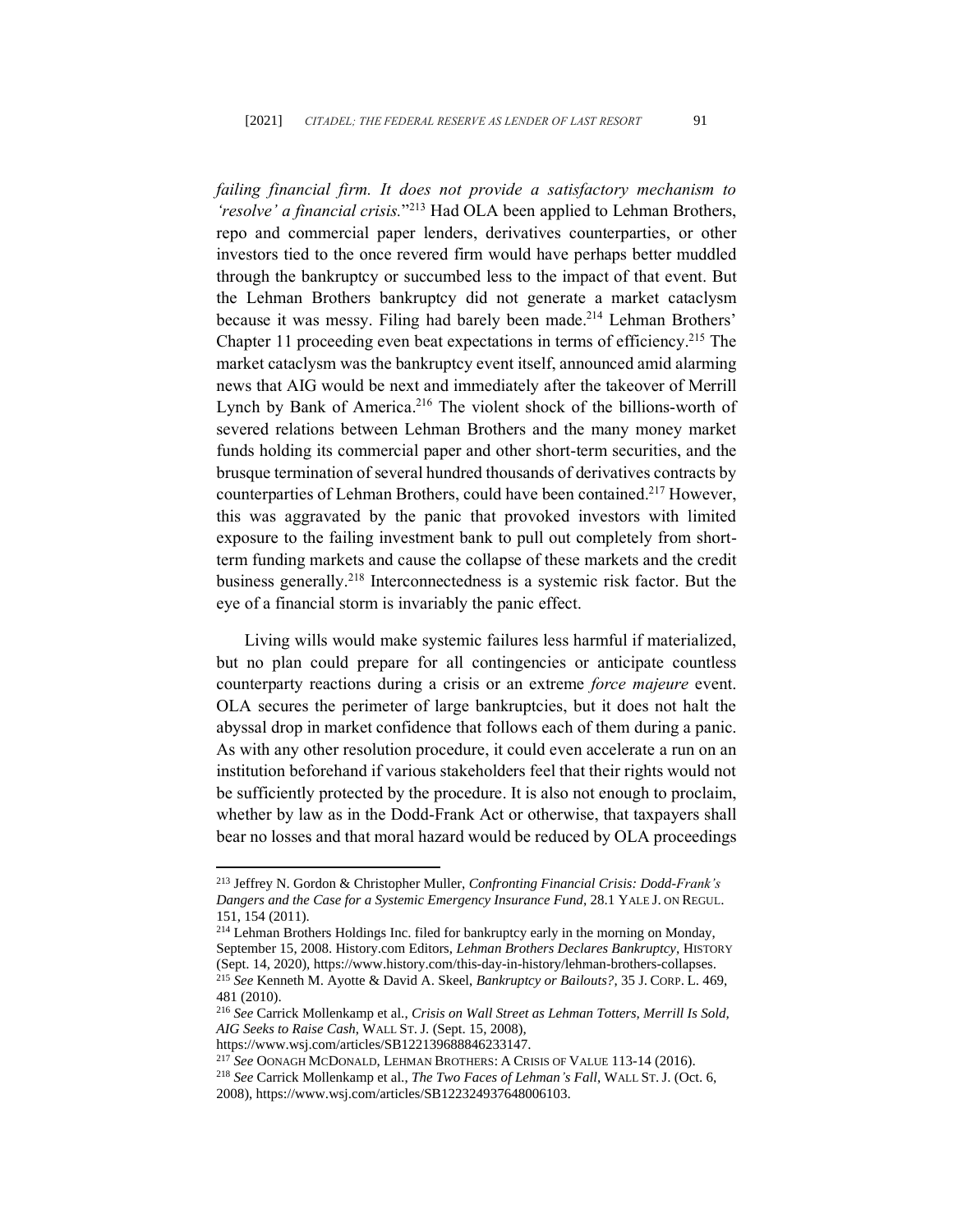*failing financial firm. It does not provide a satisfactory mechanism to 'resolve' a financial crisis.*"[213] Had OLA been applied to Lehman Brothers, repo and commercial paper lenders, derivatives counterparties, or other investors tied to the once revered firm would have perhaps better muddled through the bankruptcy or succumbed less to the impact of that event. But the Lehman Brothers bankruptcy did not generate a market cataclysm because it was messy. Filing had barely been made.[214] Lehman Brothers' Chapter 11 proceeding even beat expectations in terms of efficiency.[215] The market cataclysm was the bankruptcy event itself, announced amid alarming news that AIG would be next and immediately after the takeover of Merrill Lynch by Bank of America.[216] The violent shock of the billions-worth of severed relations between Lehman Brothers and the many money market funds holding its commercial paper and other short-term securities, and the brusque termination of several hundred thousands of derivatives contracts by counterparties of Lehman Brothers, could have been contained.[217] However, this was aggravated by the panic that provoked investors with limited exposure to the failing investment bank to pull out completely from short-term funding markets and cause the collapse of these markets and the credit business generally.[218] Interconnectedness is a systemic risk factor. But the eye of a financial storm is invariably the panic effect.

Living wills would make systemic failures less harmful if materialized, but no plan could prepare for all contingencies or anticipate countless counterparty reactions during a crisis or an extreme *force majeure* event. OLA secures the perimeter of large bankruptcies, but it does not halt the abyssal drop in market confidence that follows each of them during a panic. As with any other resolution procedure, it could even accelerate a run on an institution beforehand if various stakeholders feel that their rights would not be sufficiently protected by the procedure. It is also not enough to proclaim, whether by law as in the Dodd-Frank Act or otherwise, that taxpayers shall bear no losses and that moral hazard would be reduced by OLA proceedings

---

[213] Jeffrey N. Gordon & Christopher Muller, *Confronting Financial Crisis: Dodd-Frank's Dangers and the Case for a Systemic Emergency Insurance Fund*, 28.1 YALE J. ON REGUL. 151, 154 (2011).

[214] Lehman Brothers Holdings Inc. filed for bankruptcy early in the morning on Monday, September 15, 2008. History.com Editors, *Lehman Brothers Declares Bankruptcy*, HISTORY (Sept. 14, 2020), https://www.history.com/this-day-in-history/lehman-brothers-collapses.

[215] *See* Kenneth M. Ayotte & David A. Skeel, *Bankruptcy or Bailouts?*, 35 J. CORP. L. 469, 481 (2010).

[216] *See* Carrick Mollenkamp et al., *Crisis on Wall Street as Lehman Totters, Merrill Is Sold, AIG Seeks to Raise Cash*, WALL ST. J. (Sept. 15, 2008), https://www.wsj.com/articles/SB122139688846233147.

[217] *See* OONAGH MCDONALD, LEHMAN BROTHERS: A CRISIS OF VALUE 113-14 (2016).

[218] *See* Carrick Mollenkamp et al., *The Two Faces of Lehman's Fall*, WALL ST. J. (Oct. 6, 2008), https://www.wsj.com/articles/SB122324937648006103.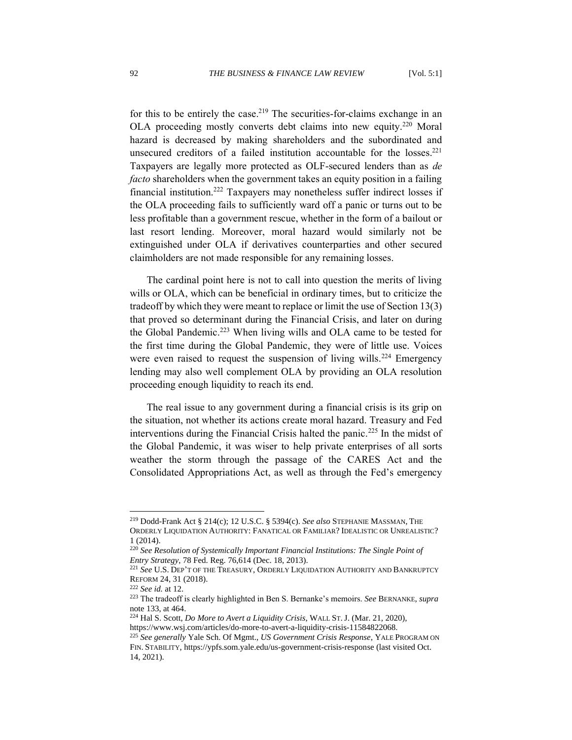for this to be entirely the case.[219] The securities-for-claims exchange in an OLA proceeding mostly converts debt claims into new equity.[220] Moral hazard is decreased by making shareholders and the subordinated and unsecured creditors of a failed institution accountable for the losses.[221] Taxpayers are legally more protected as OLF-secured lenders than as *de facto* shareholders when the government takes an equity position in a failing financial institution.[222] Taxpayers may nonetheless suffer indirect losses if the OLA proceeding fails to sufficiently ward off a panic or turns out to be less profitable than a government rescue, whether in the form of a bailout or last resort lending. Moreover, moral hazard would similarly not be extinguished under OLA if derivatives counterparties and other secured claimholders are not made responsible for any remaining losses.

The cardinal point here is not to call into question the merits of living wills or OLA, which can be beneficial in ordinary times, but to criticize the tradeoff by which they were meant to replace or limit the use of Section 13(3) that proved so determinant during the Financial Crisis, and later on during the Global Pandemic.[223] When living wills and OLA came to be tested for the first time during the Global Pandemic, they were of little use. Voices were even raised to request the suspension of living wills.[224] Emergency lending may also well complement OLA by providing an OLA resolution proceeding enough liquidity to reach its end.

The real issue to any government during a financial crisis is its grip on the situation, not whether its actions create moral hazard. Treasury and Fed interventions during the Financial Crisis halted the panic.[225] In the midst of the Global Pandemic, it was wiser to help private enterprises of all sorts weather the storm through the passage of the CARES Act and the Consolidated Appropriations Act, as well as through the Fed's emergency

---

[219] Dodd-Frank Act § 214(c); 12 U.S.C. § 5394(c). *See also* STEPHANIE MASSMAN, THE ORDERLY LIQUIDATION AUTHORITY: FANATICAL OR FAMILIAR? IDEALISTIC OR UNREALISTIC? 1 (2014).

[220] *See Resolution of Systemically Important Financial Institutions: The Single Point of Entry Strategy*, 78 Fed. Reg. 76,614 (Dec. 18, 2013).

[221] *See* U.S. DEP'T OF THE TREASURY, ORDERLY LIQUIDATION AUTHORITY AND BANKRUPTCY REFORM 24, 31 (2018).

[222] *See id.* at 12.

[223] The tradeoff is clearly highlighted in Ben S. Bernanke's memoirs. *See* BERNANKE, *supra* note 133, at 464.

[224] Hal S. Scott, *Do More to Avert a Liquidity Crisis*, WALL ST. J. (Mar. 21, 2020), https://www.wsj.com/articles/do-more-to-avert-a-liquidity-crisis-11584822068.

[225] *See generally* Yale Sch. Of Mgmt., *US Government Crisis Response*, YALE PROGRAM ON FIN. STABILITY, https://ypfs.som.yale.edu/us-government-crisis-response (last visited Oct. 14, 2021).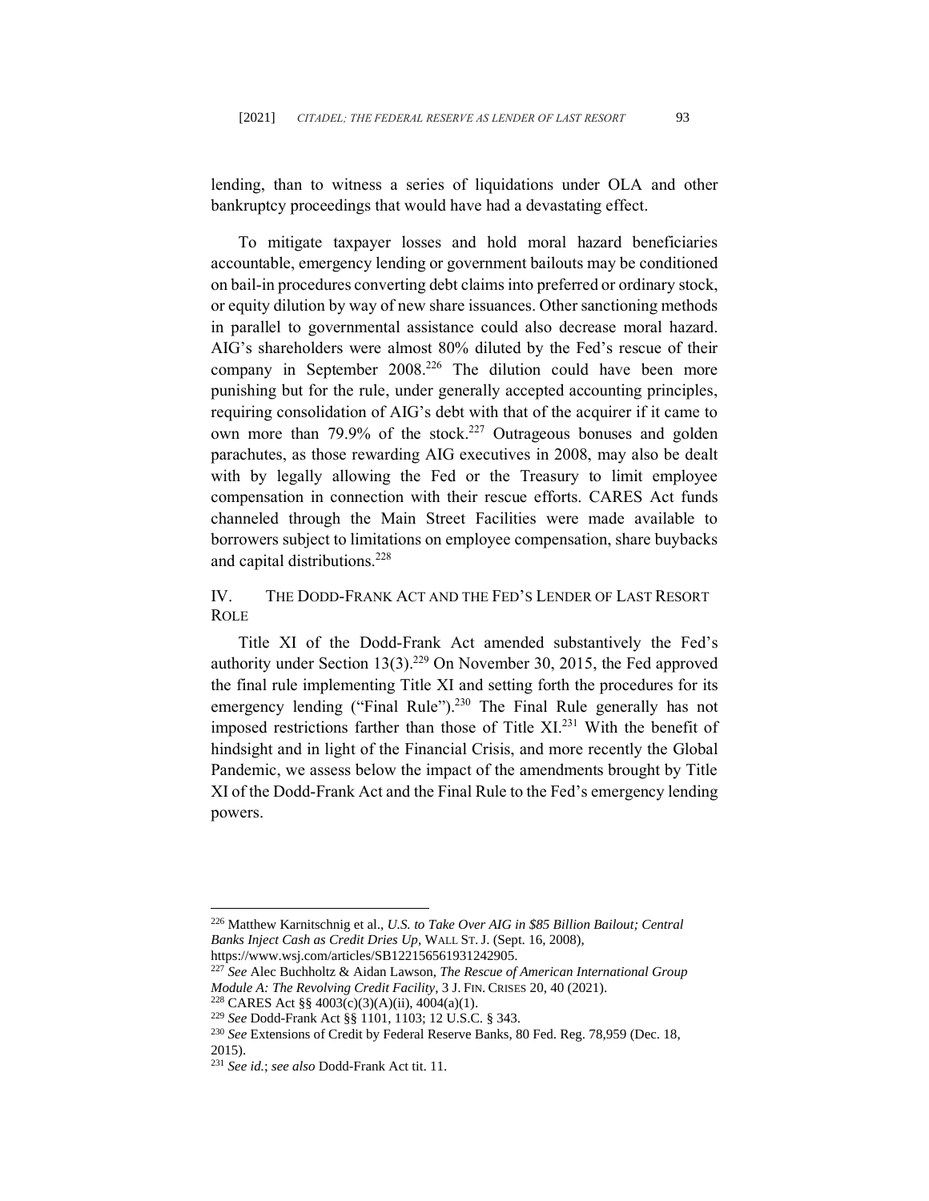lending, than to witness a series of liquidations under OLA and other bankruptcy proceedings that would have had a devastating effect.

To mitigate taxpayer losses and hold moral hazard beneficiaries accountable, emergency lending or government bailouts may be conditioned on bail-in procedures converting debt claims into preferred or ordinary stock, or equity dilution by way of new share issuances. Other sanctioning methods in parallel to governmental assistance could also decrease moral hazard. AIG's shareholders were almost 80% diluted by the Fed's rescue of their company in September 2008.[226] The dilution could have been more punishing but for the rule, under generally accepted accounting principles, requiring consolidation of AIG's debt with that of the acquirer if it came to own more than 79.9% of the stock.[227] Outrageous bonuses and golden parachutes, as those rewarding AIG executives in 2008, may also be dealt with by legally allowing the Fed or the Treasury to limit employee compensation in connection with their rescue efforts. CARES Act funds channeled through the Main Street Facilities were made available to borrowers subject to limitations on employee compensation, share buybacks and capital distributions.[228]

## IV. The Dodd-Frank Act and the Fed's Lender of Last Resort Role

Title XI of the Dodd-Frank Act amended substantively the Fed's authority under Section 13(3).[229] On November 30, 2015, the Fed approved the final rule implementing Title XI and setting forth the procedures for its emergency lending ("Final Rule").[230] The Final Rule generally has not imposed restrictions farther than those of Title XI.[231] With the benefit of hindsight and in light of the Financial Crisis, and more recently the Global Pandemic, we assess below the impact of the amendments brought by Title XI of the Dodd-Frank Act and the Final Rule to the Fed's emergency lending powers.

---

[226] Matthew Karnitschnig et al., *U.S. to Take Over AIG in $85 Billion Bailout; Central Banks Inject Cash as Credit Dries Up*, WALL ST. J. (Sept. 16, 2008), https://www.wsj.com/articles/SB122156561931242905.

[227] *See* Alec Buchholtz & Aidan Lawson, *The Rescue of American International Group Module A: The Revolving Credit Facility*, 3 J. FIN. CRISES 20, 40 (2021).

[228] CARES Act §§ 4003(c)(3)(A)(ii), 4004(a)(1).

[229] *See* Dodd-Frank Act §§ 1101, 1103; 12 U.S.C. § 343.

[230] *See* Extensions of Credit by Federal Reserve Banks, 80 Fed. Reg. 78,959 (Dec. 18, 2015).

[231] *See id.*; *see also* Dodd-Frank Act tit. 11.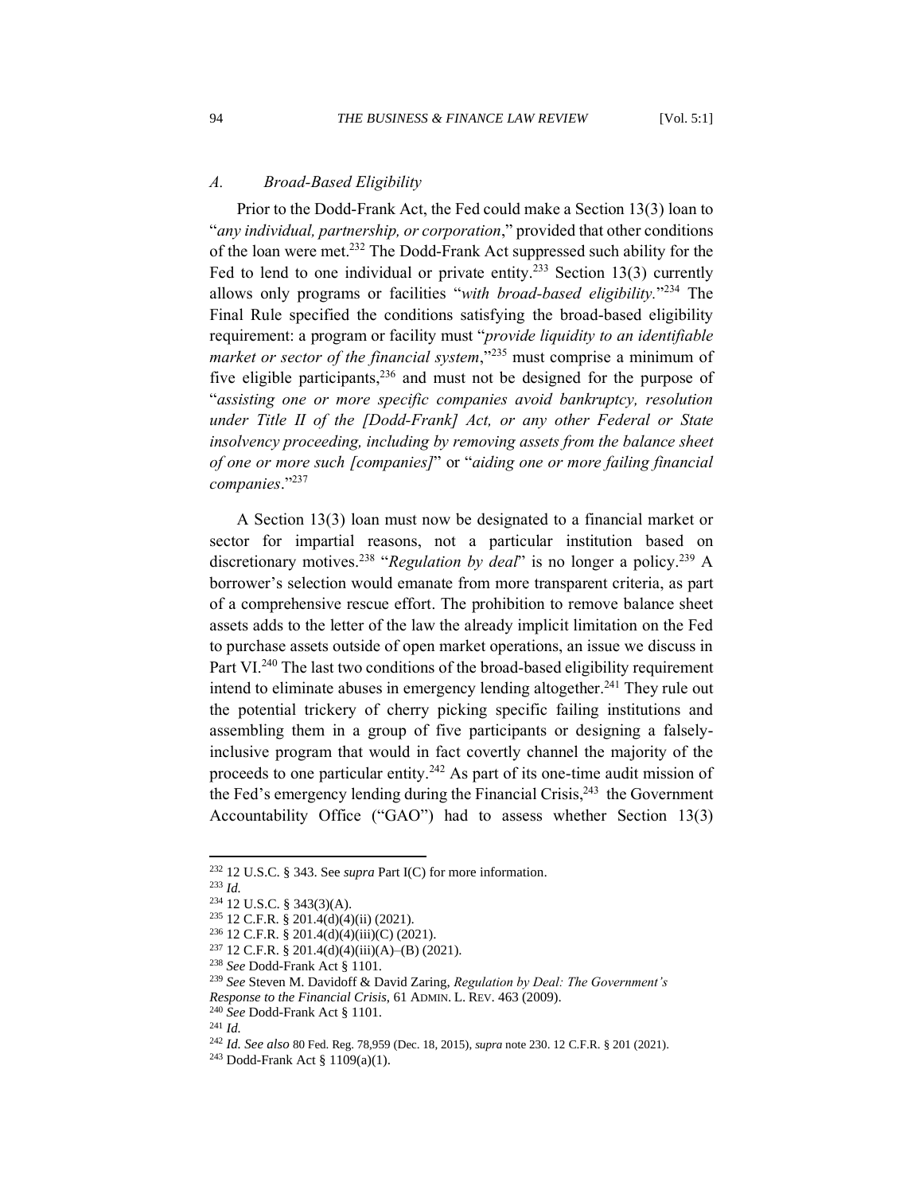### *A. Broad-Based Eligibility*

Prior to the Dodd-Frank Act, the Fed could make a Section 13(3) loan to "*any individual, partnership, or corporation*," provided that other conditions of the loan were met.[232] The Dodd-Frank Act suppressed such ability for the Fed to lend to one individual or private entity.[233] Section 13(3) currently allows only programs or facilities "*with broad-based eligibility.*"[234] The Final Rule specified the conditions satisfying the broad-based eligibility requirement: a program or facility must "*provide liquidity to an identifiable market or sector of the financial system*,"[235] must comprise a minimum of five eligible participants,[236] and must not be designed for the purpose of "*assisting one or more specific companies avoid bankruptcy, resolution under Title II of the [Dodd-Frank] Act, or any other Federal or State insolvency proceeding, including by removing assets from the balance sheet of one or more such [companies]*" or "*aiding one or more failing financial companies*."[237]

A Section 13(3) loan must now be designated to a financial market or sector for impartial reasons, not a particular institution based on discretionary motives.[238] "*Regulation by deal*" is no longer a policy.[239] A borrower's selection would emanate from more transparent criteria, as part of a comprehensive rescue effort. The prohibition to remove balance sheet assets adds to the letter of the law the already implicit limitation on the Fed to purchase assets outside of open market operations, an issue we discuss in Part VI.[240] The last two conditions of the broad-based eligibility requirement intend to eliminate abuses in emergency lending altogether.[241] They rule out the potential trickery of cherry picking specific failing institutions and assembling them in a group of five participants or designing a falsely-inclusive program that would in fact covertly channel the majority of the proceeds to one particular entity.[242] As part of its one-time audit mission of the Fed's emergency lending during the Financial Crisis,[243] the Government Accountability Office ("GAO") had to assess whether Section 13(3)

---

[232] 12 U.S.C. § 343. See *supra* Part I(C) for more information.

[233] *Id.*

[234] 12 U.S.C. § 343(3)(A).

[235] 12 C.F.R. § 201.4(d)(4)(ii) (2021).

[236] 12 C.F.R. § 201.4(d)(4)(iii)(C) (2021).

[237] 12 C.F.R. § 201.4(d)(4)(iii)(A)–(B) (2021).

[238] *See* Dodd-Frank Act § 1101.

[239] *See* Steven M. Davidoff & David Zaring, *Regulation by Deal: The Government's Response to the Financial Crisis*, 61 ADMIN. L. REV. 463 (2009).

[240] *See* Dodd-Frank Act § 1101.

[241] *Id.*

[242] *Id. See also* 80 Fed. Reg. 78,959 (Dec. 18, 2015), *supra* note 230. 12 C.F.R. § 201 (2021).

[243] Dodd-Frank Act § 1109(a)(1).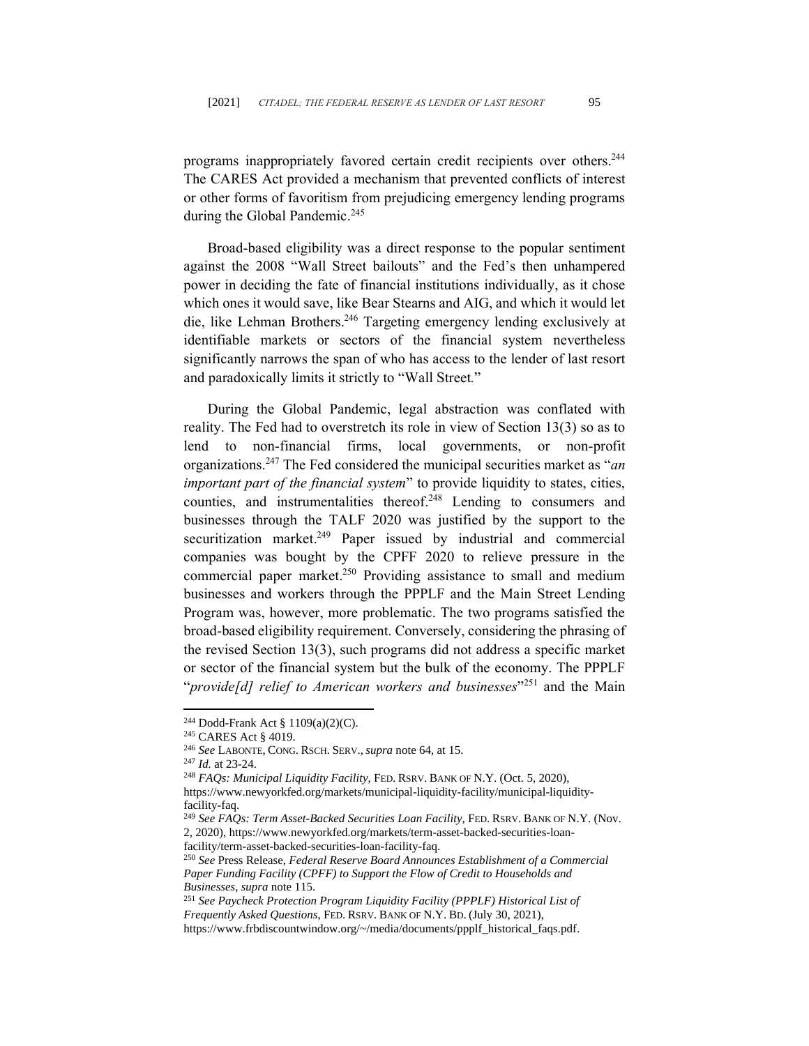programs inappropriately favored certain credit recipients over others.[244] The CARES Act provided a mechanism that prevented conflicts of interest or other forms of favoritism from prejudicing emergency lending programs during the Global Pandemic.[245]

Broad-based eligibility was a direct response to the popular sentiment against the 2008 "Wall Street bailouts" and the Fed's then unhampered power in deciding the fate of financial institutions individually, as it chose which ones it would save, like Bear Stearns and AIG, and which it would let die, like Lehman Brothers.[246] Targeting emergency lending exclusively at identifiable markets or sectors of the financial system nevertheless significantly narrows the span of who has access to the lender of last resort and paradoxically limits it strictly to "Wall Street."

During the Global Pandemic, legal abstraction was conflated with reality. The Fed had to overstretch its role in view of Section 13(3) so as to lend to non-financial firms, local governments, or non-profit organizations.[247] The Fed considered the municipal securities market as "*an important part of the financial system*" to provide liquidity to states, cities, counties, and instrumentalities thereof.[248] Lending to consumers and businesses through the TALF 2020 was justified by the support to the securitization market.[249] Paper issued by industrial and commercial companies was bought by the CPFF 2020 to relieve pressure in the commercial paper market.[250] Providing assistance to small and medium businesses and workers through the PPPLF and the Main Street Lending Program was, however, more problematic. The two programs satisfied the broad-based eligibility requirement. Conversely, considering the phrasing of the revised Section 13(3), such programs did not address a specific market or sector of the financial system but the bulk of the economy. The PPPLF "*provide[d] relief to American workers and businesses*"[251] and the Main

---

[244] Dodd-Frank Act § 1109(a)(2)(C).

[245] CARES Act § 4019.

[246] *See* LABONTE, CONG. RSCH. SERV., *supra* note 64, at 15.

[247] *Id.* at 23-24.

[248] *FAQs: Municipal Liquidity Facility*, FED. RSRV. BANK OF N.Y. (Oct. 5, 2020), https://www.newyorkfed.org/markets/municipal-liquidity-facility/municipal-liquidity-facility-faq.

[249] *See FAQs: Term Asset-Backed Securities Loan Facility*, FED. RSRV. BANK OF N.Y. (Nov. 2, 2020), https://www.newyorkfed.org/markets/term-asset-backed-securities-loan-facility/term-asset-backed-securities-loan-facility-faq.

[250] *See* Press Release, *Federal Reserve Board Announces Establishment of a Commercial Paper Funding Facility (CPFF) to Support the Flow of Credit to Households and Businesses*, *supra* note 115.

[251] *See Paycheck Protection Program Liquidity Facility (PPPLF) Historical List of Frequently Asked Questions*, FED. RSRV. BANK OF N.Y. BD. (July 30, 2021), https://www.frbdiscountwindow.org/~/media/documents/ppplf_historical_faqs.pdf.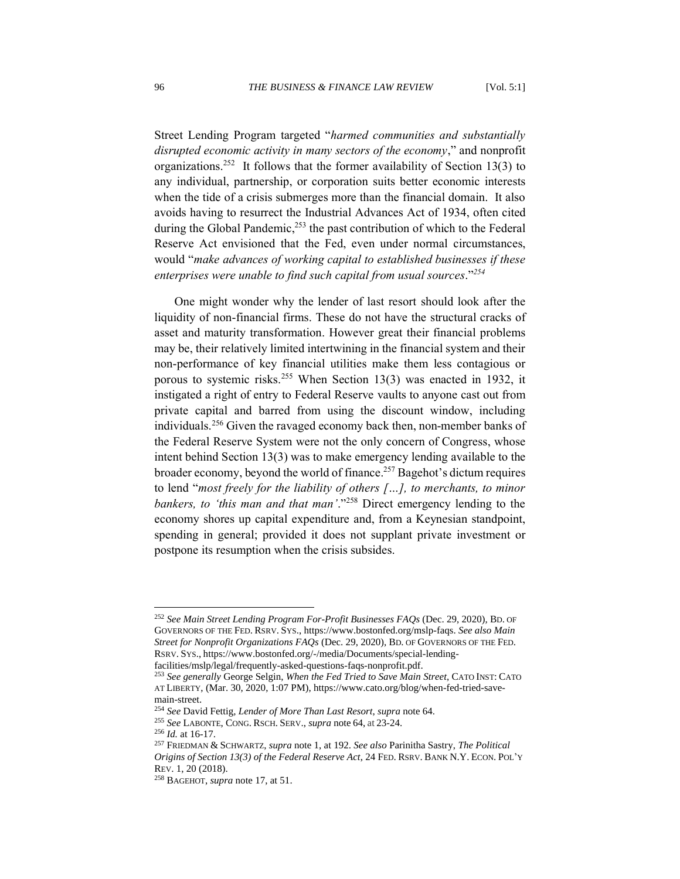Street Lending Program targeted "*harmed communities and substantially disrupted economic activity in many sectors of the economy*," and nonprofit organizations.[252] It follows that the former availability of Section 13(3) to any individual, partnership, or corporation suits better economic interests when the tide of a crisis submerges more than the financial domain. It also avoids having to resurrect the Industrial Advances Act of 1934, often cited during the Global Pandemic,[253] the past contribution of which to the Federal Reserve Act envisioned that the Fed, even under normal circumstances, would "*make advances of working capital to established businesses if these enterprises were unable to find such capital from usual sources*."[254]

One might wonder why the lender of last resort should look after the liquidity of non-financial firms. These do not have the structural cracks of asset and maturity transformation. However great their financial problems may be, their relatively limited intertwining in the financial system and their non-performance of key financial utilities make them less contagious or porous to systemic risks.[255] When Section 13(3) was enacted in 1932, it instigated a right of entry to Federal Reserve vaults to anyone cast out from private capital and barred from using the discount window, including individuals.[256] Given the ravaged economy back then, non-member banks of the Federal Reserve System were not the only concern of Congress, whose intent behind Section 13(3) was to make emergency lending available to the broader economy, beyond the world of finance.[257] Bagehot's dictum requires to lend "*most freely for the liability of others […], to merchants, to minor bankers, to 'this man and that man'*."[258] Direct emergency lending to the economy shores up capital expenditure and, from a Keynesian standpoint, spending in general; provided it does not supplant private investment or postpone its resumption when the crisis subsides.

---

[252] *See Main Street Lending Program For-Profit Businesses FAQs* (Dec. 29, 2020), BD. OF GOVERNORS OF THE FED. RSRV. SYS., https://www.bostonfed.org/mslp-faqs. *See also Main Street for Nonprofit Organizations FAQs* (Dec. 29, 2020), BD. OF GOVERNORS OF THE FED. RSRV. SYS., https://www.bostonfed.org/-/media/Documents/special-lending-facilities/mslp/legal/frequently-asked-questions-faqs-nonprofit.pdf.

[253] *See generally* George Selgin, *When the Fed Tried to Save Main Street*, CATO INST: CATO AT LIBERTY, (Mar. 30, 2020, 1:07 PM), https://www.cato.org/blog/when-fed-tried-save-main-street.

[254] *See* David Fettig, *Lender of More Than Last Resort*, *supra* note 64.

[255] *See* LABONTE, CONG. RSCH. SERV., *supra* note 64, at 23-24.

[256] *Id.* at 16-17.

[257] FRIEDMAN & SCHWARTZ, *supra* note 1, at 192. *See also* Parinitha Sastry, *The Political Origins of Section 13(3) of the Federal Reserve Act*, 24 FED. RSRV. BANK N.Y. ECON. POL'Y REV. 1, 20 (2018).

[258] BAGEHOT, *supra* note 17, at 51.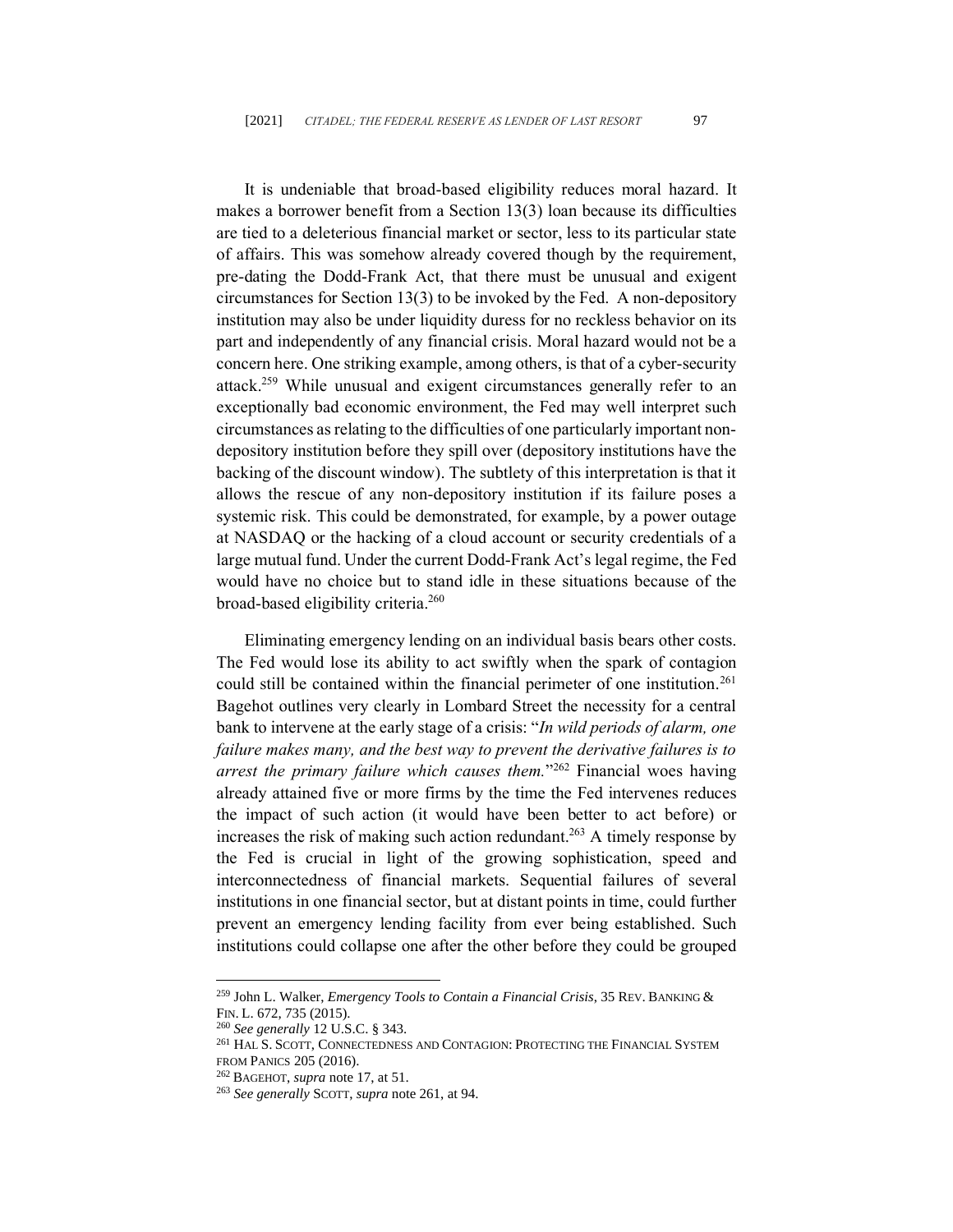It is undeniable that broad-based eligibility reduces moral hazard. It makes a borrower benefit from a Section 13(3) loan because its difficulties are tied to a deleterious financial market or sector, less to its particular state of affairs. This was somehow already covered though by the requirement, pre-dating the Dodd-Frank Act, that there must be unusual and exigent circumstances for Section 13(3) to be invoked by the Fed. A non-depository institution may also be under liquidity duress for no reckless behavior on its part and independently of any financial crisis. Moral hazard would not be a concern here. One striking example, among others, is that of a cyber-security attack.[259] While unusual and exigent circumstances generally refer to an exceptionally bad economic environment, the Fed may well interpret such circumstances as relating to the difficulties of one particularly important non-depository institution before they spill over (depository institutions have the backing of the discount window). The subtlety of this interpretation is that it allows the rescue of any non-depository institution if its failure poses a systemic risk. This could be demonstrated, for example, by a power outage at NASDAQ or the hacking of a cloud account or security credentials of a large mutual fund. Under the current Dodd-Frank Act's legal regime, the Fed would have no choice but to stand idle in these situations because of the broad-based eligibility criteria.[260]

Eliminating emergency lending on an individual basis bears other costs. The Fed would lose its ability to act swiftly when the spark of contagion could still be contained within the financial perimeter of one institution.[261] Bagehot outlines very clearly in Lombard Street the necessity for a central bank to intervene at the early stage of a crisis: "*In wild periods of alarm, one failure makes many, and the best way to prevent the derivative failures is to arrest the primary failure which causes them.*"[262] Financial woes having already attained five or more firms by the time the Fed intervenes reduces the impact of such action (it would have been better to act before) or increases the risk of making such action redundant.[263] A timely response by the Fed is crucial in light of the growing sophistication, speed and interconnectedness of financial markets. Sequential failures of several institutions in one financial sector, but at distant points in time, could further prevent an emergency lending facility from ever being established. Such institutions could collapse one after the other before they could be grouped

---

[259] John L. Walker, *Emergency Tools to Contain a Financial Crisis*, 35 REV. BANKING & FIN. L. 672, 735 (2015).

[260] *See generally* 12 U.S.C. § 343.

[261] HAL S. SCOTT, CONNECTEDNESS AND CONTAGION: PROTECTING THE FINANCIAL SYSTEM FROM PANICS 205 (2016).

[262] BAGEHOT, *supra* note 17, at 51.

[263] *See generally* SCOTT, *supra* note 261, at 94.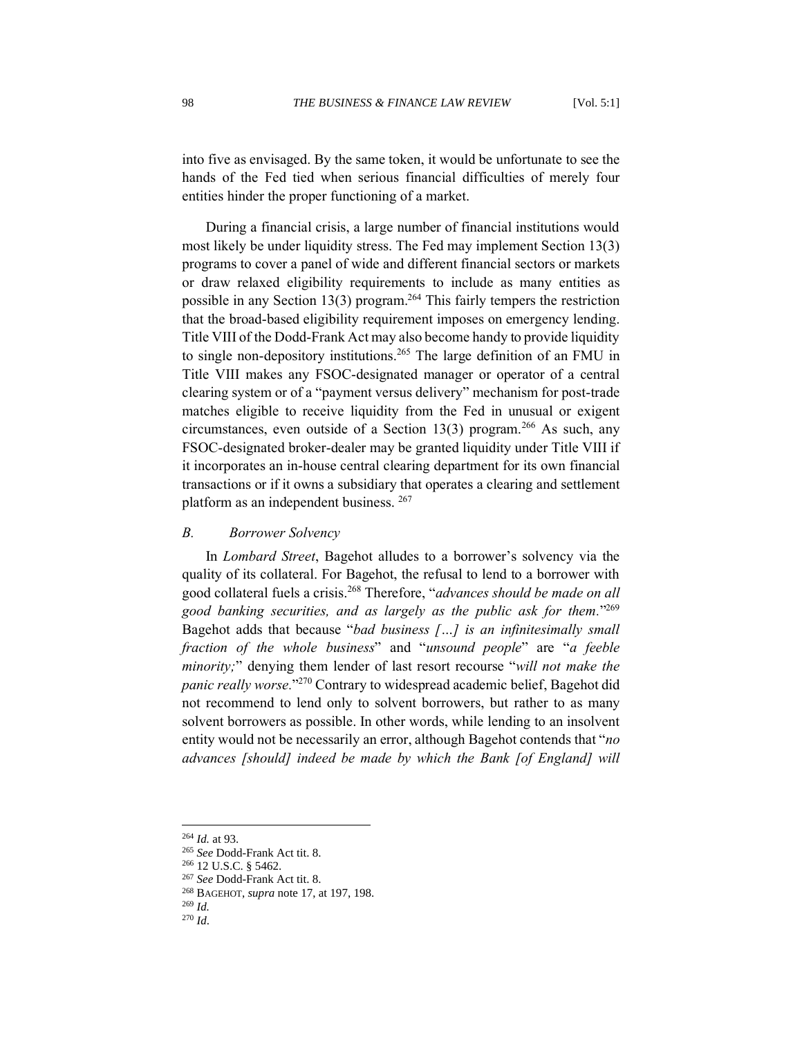into five as envisaged. By the same token, it would be unfortunate to see the hands of the Fed tied when serious financial difficulties of merely four entities hinder the proper functioning of a market.

During a financial crisis, a large number of financial institutions would most likely be under liquidity stress. The Fed may implement Section 13(3) programs to cover a panel of wide and different financial sectors or markets or draw relaxed eligibility requirements to include as many entities as possible in any Section 13(3) program.[264] This fairly tempers the restriction that the broad-based eligibility requirement imposes on emergency lending. Title VIII of the Dodd-Frank Act may also become handy to provide liquidity to single non-depository institutions.[265] The large definition of an FMU in Title VIII makes any FSOC-designated manager or operator of a central clearing system or of a "payment versus delivery" mechanism for post-trade matches eligible to receive liquidity from the Fed in unusual or exigent circumstances, even outside of a Section 13(3) program.[266] As such, any FSOC-designated broker-dealer may be granted liquidity under Title VIII if it incorporates an in-house central clearing department for its own financial transactions or if it owns a subsidiary that operates a clearing and settlement platform as an independent business.[267]

### *B. Borrower Solvency*

In *Lombard Street*, Bagehot alludes to a borrower's solvency via the quality of its collateral. For Bagehot, the refusal to lend to a borrower with good collateral fuels a crisis.[268] Therefore, "*advances should be made on all good banking securities, and as largely as the public ask for them.*"[269] Bagehot adds that because "*bad business […] is an infinitesimally small fraction of the whole business*" and "*unsound people*" are "*a feeble minority;*" denying them lender of last resort recourse "*will not make the panic really worse.*"[270] Contrary to widespread academic belief, Bagehot did not recommend to lend only to solvent borrowers, but rather to as many solvent borrowers as possible. In other words, while lending to an insolvent entity would not be necessarily an error, although Bagehot contends that "*no advances [should] indeed be made by which the Bank [of England] will*

---

[264] *Id.* at 93.

[265] *See* Dodd-Frank Act tit. 8.

[266] 12 U.S.C. § 5462.

[267] *See* Dodd-Frank Act tit. 8.

[268] BAGEHOT, *supra* note 17, at 197, 198.

[269] *Id.*

[270] *Id.*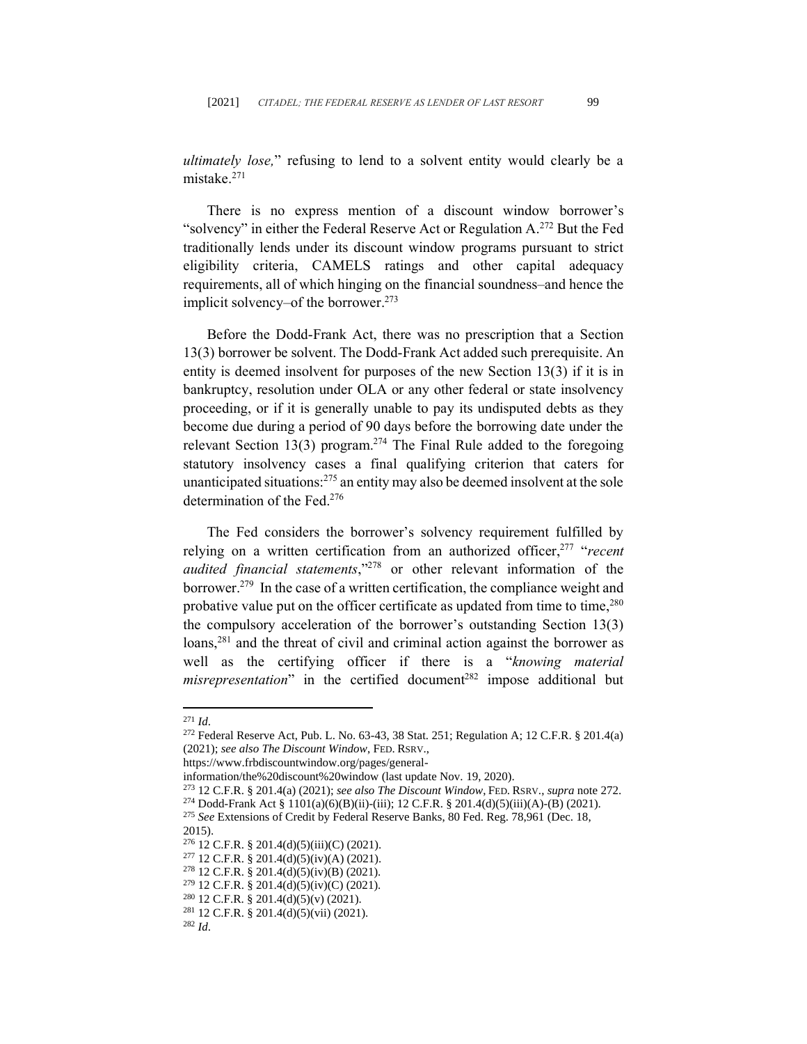*ultimately lose,*" refusing to lend to a solvent entity would clearly be a mistake.[271]

There is no express mention of a discount window borrower's "solvency" in either the Federal Reserve Act or Regulation A.[272] But the Fed traditionally lends under its discount window programs pursuant to strict eligibility criteria, CAMELS ratings and other capital adequacy requirements, all of which hinging on the financial soundness–and hence the implicit solvency–of the borrower.[273]

Before the Dodd-Frank Act, there was no prescription that a Section 13(3) borrower be solvent. The Dodd-Frank Act added such prerequisite. An entity is deemed insolvent for purposes of the new Section 13(3) if it is in bankruptcy, resolution under OLA or any other federal or state insolvency proceeding, or if it is generally unable to pay its undisputed debts as they become due during a period of 90 days before the borrowing date under the relevant Section 13(3) program.[274] The Final Rule added to the foregoing statutory insolvency cases a final qualifying criterion that caters for unanticipated situations:[275] an entity may also be deemed insolvent at the sole determination of the Fed.[276]

The Fed considers the borrower's solvency requirement fulfilled by relying on a written certification from an authorized officer,[277] "*recent audited financial statements*,"[278] or other relevant information of the borrower.[279] In the case of a written certification, the compliance weight and probative value put on the officer certificate as updated from time to time,[280] the compulsory acceleration of the borrower's outstanding Section 13(3) loans,[281] and the threat of civil and criminal action against the borrower as well as the certifying officer if there is a "*knowing material misrepresentation*" in the certified document[282] impose additional but

---

[271] *Id.*

[272] Federal Reserve Act, Pub. L. No. 63-43, 38 Stat. 251; Regulation A; 12 C.F.R. § 201.4(a) (2021); *see also The Discount Window*, FED. RSRV., https://www.frbdiscountwindow.org/pages/general-information/the%20discount%20window (last update Nov. 19, 2020).

[273] 12 C.F.R. § 201.4(a) (2021); *see also The Discount Window*, FED. RSRV., *supra* note 272.

[274] Dodd-Frank Act § 1101(a)(6)(B)(ii)-(iii); 12 C.F.R. § 201.4(d)(5)(iii)(A)-(B) (2021).

[275] *See* Extensions of Credit by Federal Reserve Banks, 80 Fed. Reg. 78,961 (Dec. 18, 2015).

[276] 12 C.F.R. § 201.4(d)(5)(iii)(C) (2021).

[277] 12 C.F.R. § 201.4(d)(5)(iv)(A) (2021).

[278] 12 C.F.R. § 201.4(d)(5)(iv)(B) (2021).

[279] 12 C.F.R. § 201.4(d)(5)(iv)(C) (2021).

[280] 12 C.F.R. § 201.4(d)(5)(v) (2021).

[281] 12 C.F.R. § 201.4(d)(5)(vii) (2021).

[282] *Id.*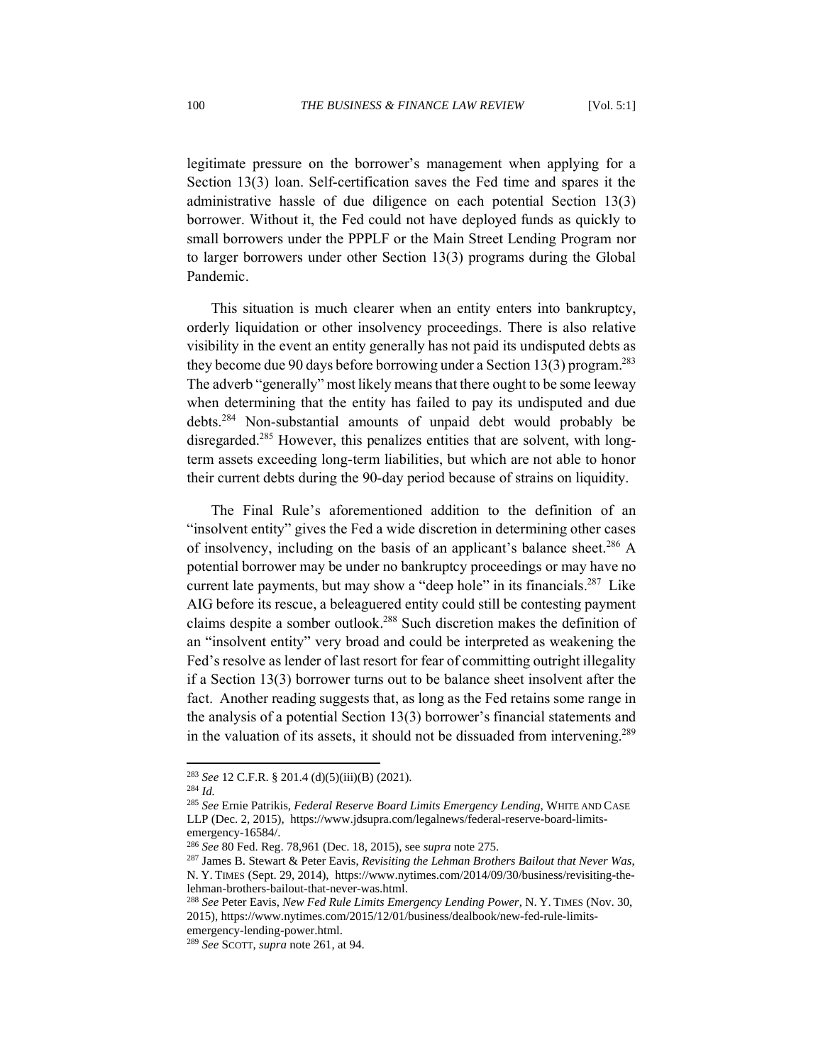legitimate pressure on the borrower's management when applying for a Section 13(3) loan. Self-certification saves the Fed time and spares it the administrative hassle of due diligence on each potential Section 13(3) borrower. Without it, the Fed could not have deployed funds as quickly to small borrowers under the PPPLF or the Main Street Lending Program nor to larger borrowers under other Section 13(3) programs during the Global Pandemic.

This situation is much clearer when an entity enters into bankruptcy, orderly liquidation or other insolvency proceedings. There is also relative visibility in the event an entity generally has not paid its undisputed debts as they become due 90 days before borrowing under a Section 13(3) program.[283] The adverb "generally" most likely means that there ought to be some leeway when determining that the entity has failed to pay its undisputed and due debts.[284] Non-substantial amounts of unpaid debt would probably be disregarded.[285] However, this penalizes entities that are solvent, with long-term assets exceeding long-term liabilities, but which are not able to honor their current debts during the 90-day period because of strains on liquidity.

The Final Rule's aforementioned addition to the definition of an "insolvent entity" gives the Fed a wide discretion in determining other cases of insolvency, including on the basis of an applicant's balance sheet.[286] A potential borrower may be under no bankruptcy proceedings or may have no current late payments, but may show a "deep hole" in its financials.[287] Like AIG before its rescue, a beleaguered entity could still be contesting payment claims despite a somber outlook.[288] Such discretion makes the definition of an "insolvent entity" very broad and could be interpreted as weakening the Fed's resolve as lender of last resort for fear of committing outright illegality if a Section 13(3) borrower turns out to be balance sheet insolvent after the fact. Another reading suggests that, as long as the Fed retains some range in the analysis of a potential Section 13(3) borrower's financial statements and in the valuation of its assets, it should not be dissuaded from intervening.[289]

---

[283] *See* 12 C.F.R. § 201.4 (d)(5)(iii)(B) (2021).

[284] *Id.*

[285] *See* Ernie Patrikis, *Federal Reserve Board Limits Emergency Lending*, WHITE AND CASE LLP (Dec. 2, 2015), https://www.jdsupra.com/legalnews/federal-reserve-board-limits-emergency-16584/.

[286] *See* 80 Fed. Reg. 78,961 (Dec. 18, 2015), see *supra* note 275.

[287] James B. Stewart & Peter Eavis, *Revisiting the Lehman Brothers Bailout that Never Was*, N. Y. TIMES (Sept. 29, 2014), https://www.nytimes.com/2014/09/30/business/revisiting-the-lehman-brothers-bailout-that-never-was.html.

[288] *See* Peter Eavis, *New Fed Rule Limits Emergency Lending Power*, N. Y. TIMES (Nov. 30, 2015), https://www.nytimes.com/2015/12/01/business/dealbook/new-fed-rule-limits-emergency-lending-power.html.

[289] *See* SCOTT, *supra* note 261, at 94.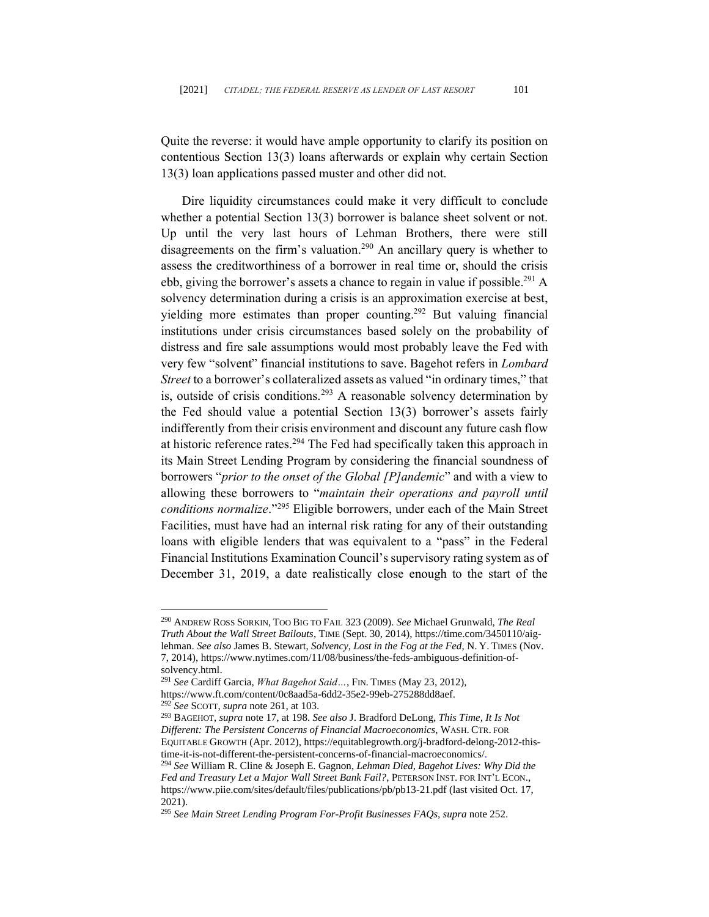Quite the reverse: it would have ample opportunity to clarify its position on contentious Section 13(3) loans afterwards or explain why certain Section 13(3) loan applications passed muster and other did not.

Dire liquidity circumstances could make it very difficult to conclude whether a potential Section 13(3) borrower is balance sheet solvent or not. Up until the very last hours of Lehman Brothers, there were still disagreements on the firm's valuation.[290] An ancillary query is whether to assess the creditworthiness of a borrower in real time or, should the crisis ebb, giving the borrower's assets a chance to regain in value if possible.[291] A solvency determination during a crisis is an approximation exercise at best, yielding more estimates than proper counting.[292] But valuing financial institutions under crisis circumstances based solely on the probability of distress and fire sale assumptions would most probably leave the Fed with very few "solvent" financial institutions to save. Bagehot refers in *Lombard Street* to a borrower's collateralized assets as valued "in ordinary times," that is, outside of crisis conditions.[293] A reasonable solvency determination by the Fed should value a potential Section 13(3) borrower's assets fairly indifferently from their crisis environment and discount any future cash flow at historic reference rates.[294] The Fed had specifically taken this approach in its Main Street Lending Program by considering the financial soundness of borrowers "*prior to the onset of the Global [P]andemic*" and with a view to allowing these borrowers to "*maintain their operations and payroll until conditions normalize*."[295] Eligible borrowers, under each of the Main Street Facilities, must have had an internal risk rating for any of their outstanding loans with eligible lenders that was equivalent to a "pass" in the Federal Financial Institutions Examination Council's supervisory rating system as of December 31, 2019, a date realistically close enough to the start of the

---

[290] ANDREW ROSS SORKIN, TOO BIG TO FAIL 323 (2009). *See* Michael Grunwald, *The Real Truth About the Wall Street Bailouts*, TIME (Sept. 30, 2014), https://time.com/3450110/aig-lehman. *See also* James B. Stewart, *Solvency, Lost in the Fog at the Fed*, N. Y. TIMES (Nov. 7, 2014), https://www.nytimes.com/11/08/business/the-feds-ambiguous-definition-of-solvency.html.

[291] *See* Cardiff Garcia, *What Bagehot Said…*, FIN. TIMES (May 23, 2012), https://www.ft.com/content/0c8aad5a-6dd2-35e2-99eb-275288dd8aef.

[292] *See* SCOTT, *supra* note 261, at 103.

[293] BAGEHOT, *supra* note 17, at 198. *See also* J. Bradford DeLong, *This Time, It Is Not Different: The Persistent Concerns of Financial Macroeconomics*, WASH. CTR. FOR EQUITABLE GROWTH (Apr. 2012), https://equitablegrowth.org/j-bradford-delong-2012-this-time-it-is-not-different-the-persistent-concerns-of-financial-macroeconomics/.

[294] *See* William R. Cline & Joseph E. Gagnon, *Lehman Died, Bagehot Lives: Why Did the Fed and Treasury Let a Major Wall Street Bank Fail?*, PETERSON INST. FOR INT'L ECON., https://www.piie.com/sites/default/files/publications/pb/pb13-21.pdf (last visited Oct. 17, 2021).

[295] *See Main Street Lending Program For-Profit Businesses FAQs*, *supra* note 252.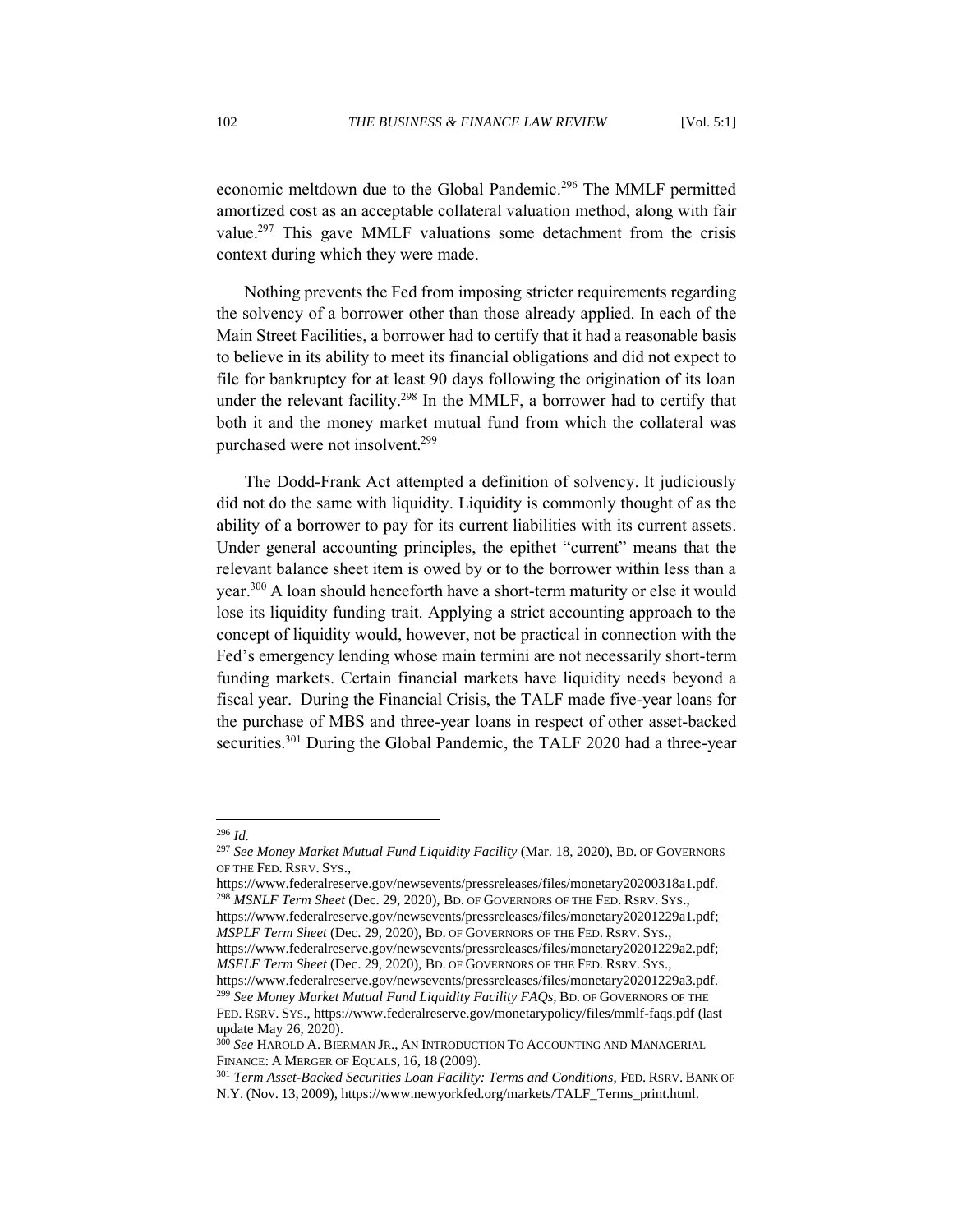economic meltdown due to the Global Pandemic.[296] The MMLF permitted amortized cost as an acceptable collateral valuation method, along with fair value.[297] This gave MMLF valuations some detachment from the crisis context during which they were made.

Nothing prevents the Fed from imposing stricter requirements regarding the solvency of a borrower other than those already applied. In each of the Main Street Facilities, a borrower had to certify that it had a reasonable basis to believe in its ability to meet its financial obligations and did not expect to file for bankruptcy for at least 90 days following the origination of its loan under the relevant facility.[298] In the MMLF, a borrower had to certify that both it and the money market mutual fund from which the collateral was purchased were not insolvent.[299]

The Dodd-Frank Act attempted a definition of solvency. It judiciously did not do the same with liquidity. Liquidity is commonly thought of as the ability of a borrower to pay for its current liabilities with its current assets. Under general accounting principles, the epithet "current" means that the relevant balance sheet item is owed by or to the borrower within less than a year.[300] A loan should henceforth have a short-term maturity or else it would lose its liquidity funding trait. Applying a strict accounting approach to the concept of liquidity would, however, not be practical in connection with the Fed's emergency lending whose main termini are not necessarily short-term funding markets. Certain financial markets have liquidity needs beyond a fiscal year. During the Financial Crisis, the TALF made five-year loans for the purchase of MBS and three-year loans in respect of other asset-backed securities.[301] During the Global Pandemic, the TALF 2020 had a three-year

---

[296] *Id.*

[297] *See Money Market Mutual Fund Liquidity Facility* (Mar. 18, 2020), BD. OF GOVERNORS OF THE FED. RSRV. SYS., https://www.federalreserve.gov/newsevents/pressreleases/files/monetary20200318a1.pdf.

[298] *MSNLF Term Sheet* (Dec. 29, 2020), BD. OF GOVERNORS OF THE FED. RSRV. SYS., https://www.federalreserve.gov/newsevents/pressreleases/files/monetary20201229a1.pdf; *MSPLF Term Sheet* (Dec. 29, 2020), BD. OF GOVERNORS OF THE FED. RSRV. SYS., https://www.federalreserve.gov/newsevents/pressreleases/files/monetary20201229a2.pdf; *MSELF Term Sheet* (Dec. 29, 2020), BD. OF GOVERNORS OF THE FED. RSRV. SYS., https://www.federalreserve.gov/newsevents/pressreleases/files/monetary20201229a3.pdf.

[299] *See Money Market Mutual Fund Liquidity Facility FAQs*, BD. OF GOVERNORS OF THE FED. RSRV. SYS., https://www.federalreserve.gov/monetarypolicy/files/mmlf-faqs.pdf (last update May 26, 2020).

[300] *See* HAROLD A. BIERMAN JR., AN INTRODUCTION TO ACCOUNTING AND MANAGERIAL FINANCE: A MERGER OF EQUALS, 16, 18 (2009).

[301] *Term Asset-Backed Securities Loan Facility: Terms and Conditions*, FED. RSRV. BANK OF N.Y. (Nov. 13, 2009), https://www.newyorkfed.org/markets/TALF_Terms_print.html.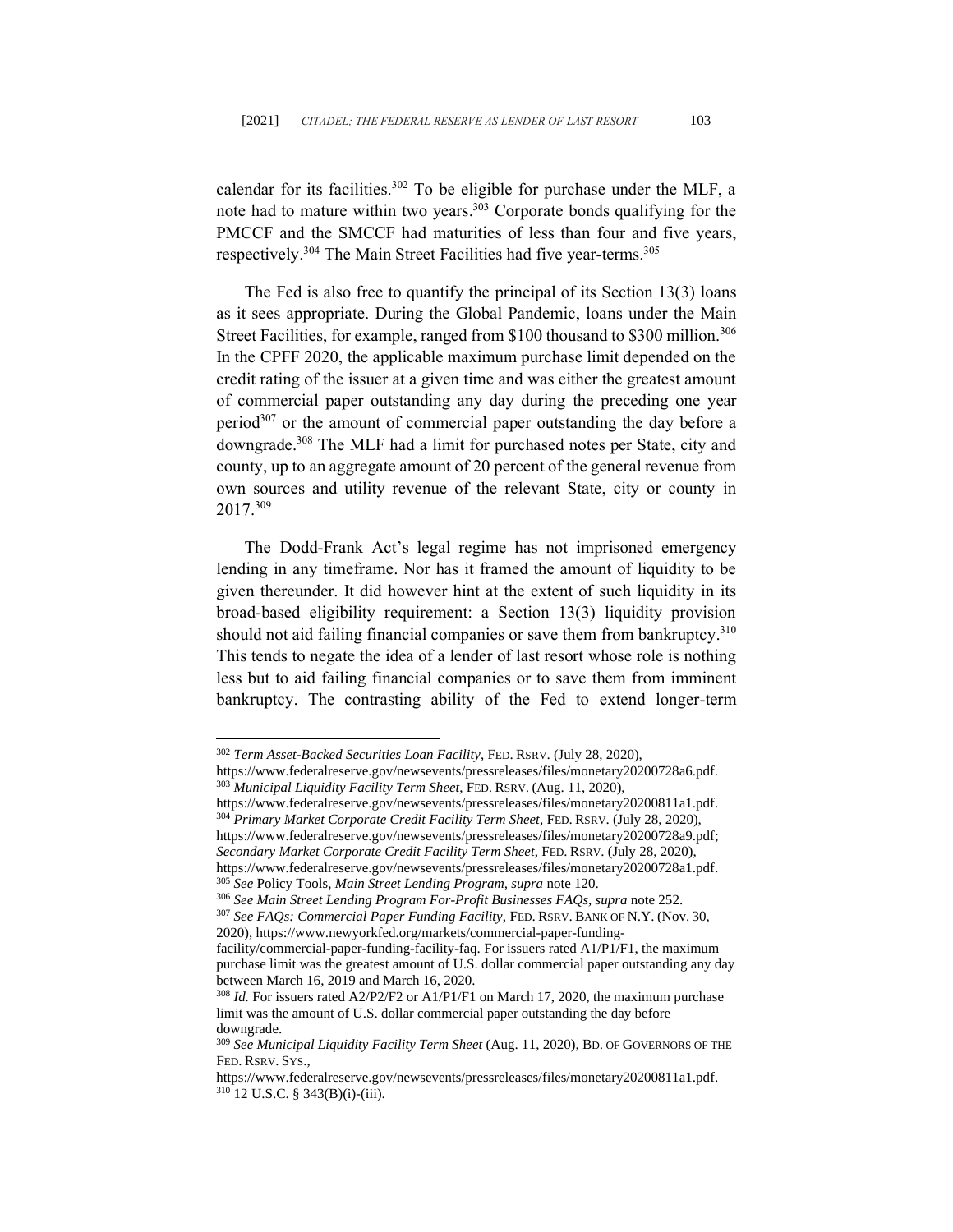calendar for its facilities.[302] To be eligible for purchase under the MLF, a note had to mature within two years.[303] Corporate bonds qualifying for the PMCCF and the SMCCF had maturities of less than four and five years, respectively.[304] The Main Street Facilities had five year-terms.[305]

The Fed is also free to quantify the principal of its Section 13(3) loans as it sees appropriate. During the Global Pandemic, loans under the Main Street Facilities, for example, ranged from $100 thousand to $300 million.[306] In the CPFF 2020, the applicable maximum purchase limit depended on the credit rating of the issuer at a given time and was either the greatest amount of commercial paper outstanding any day during the preceding one year period[307] or the amount of commercial paper outstanding the day before a downgrade.[308] The MLF had a limit for purchased notes per State, city and county, up to an aggregate amount of 20 percent of the general revenue from own sources and utility revenue of the relevant State, city or county in 2017.[309]

The Dodd-Frank Act's legal regime has not imprisoned emergency lending in any timeframe. Nor has it framed the amount of liquidity to be given thereunder. It did however hint at the extent of such liquidity in its broad-based eligibility requirement: a Section 13(3) liquidity provision should not aid failing financial companies or save them from bankruptcy.[310] This tends to negate the idea of a lender of last resort whose role is nothing less but to aid failing financial companies or to save them from imminent bankruptcy. The contrasting ability of the Fed to extend longer-term

---

[302] *Term Asset-Backed Securities Loan Facility*, FED. RSRV. (July 28, 2020), https://www.federalreserve.gov/newsevents/pressreleases/files/monetary20200728a6.pdf.

[303] *Municipal Liquidity Facility Term Sheet*, FED. RSRV. (Aug. 11, 2020), https://www.federalreserve.gov/newsevents/pressreleases/files/monetary20200811a1.pdf.

[304] *Primary Market Corporate Credit Facility Term Sheet*, FED. RSRV. (July 28, 2020), https://www.federalreserve.gov/newsevents/pressreleases/files/monetary20200728a9.pdf; *Secondary Market Corporate Credit Facility Term Sheet*, FED. RSRV. (July 28, 2020), https://www.federalreserve.gov/newsevents/pressreleases/files/monetary20200728a1.pdf.

[305] *See* Policy Tools, *Main Street Lending Program*, *supra* note 120.

[306] *See Main Street Lending Program For-Profit Businesses FAQs*, *supra* note 252.

[307] *See FAQs: Commercial Paper Funding Facility*, FED. RSRV. BANK OF N.Y. (Nov. 30, 2020), https://www.newyorkfed.org/markets/commercial-paper-funding-facility/commercial-paper-funding-facility-faq. For issuers rated A1/P1/F1, the maximum purchase limit was the greatest amount of U.S. dollar commercial paper outstanding any day between March 16, 2019 and March 16, 2020.

[308] *Id.* For issuers rated A2/P2/F2 or A1/P1/F1 on March 17, 2020, the maximum purchase limit was the amount of U.S. dollar commercial paper outstanding the day before downgrade.

[309] *See Municipal Liquidity Facility Term Sheet* (Aug. 11, 2020), BD. OF GOVERNORS OF THE FED. RSRV. SYS., https://www.federalreserve.gov/newsevents/pressreleases/files/monetary20200811a1.pdf.

[310] 12 U.S.C. § 343(B)(i)-(iii).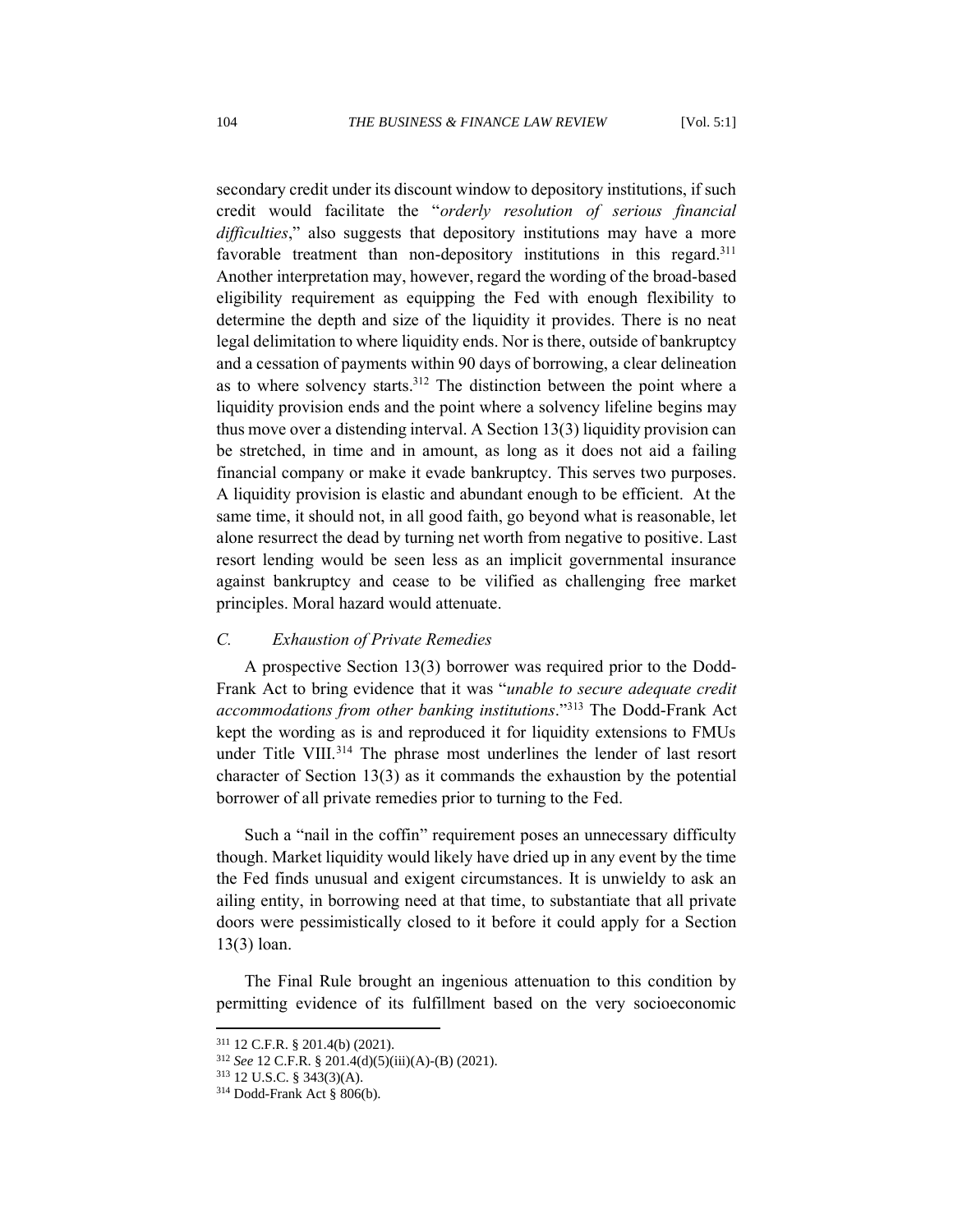secondary credit under its discount window to depository institutions, if such credit would facilitate the "*orderly resolution of serious financial difficulties*," also suggests that depository institutions may have a more favorable treatment than non-depository institutions in this regard.[311] Another interpretation may, however, regard the wording of the broad-based eligibility requirement as equipping the Fed with enough flexibility to determine the depth and size of the liquidity it provides. There is no neat legal delimitation to where liquidity ends. Nor is there, outside of bankruptcy and a cessation of payments within 90 days of borrowing, a clear delineation as to where solvency starts.[312] The distinction between the point where a liquidity provision ends and the point where a solvency lifeline begins may thus move over a distending interval. A Section 13(3) liquidity provision can be stretched, in time and in amount, as long as it does not aid a failing financial company or make it evade bankruptcy. This serves two purposes. A liquidity provision is elastic and abundant enough to be efficient. At the same time, it should not, in all good faith, go beyond what is reasonable, let alone resurrect the dead by turning net worth from negative to positive. Last resort lending would be seen less as an implicit governmental insurance against bankruptcy and cease to be vilified as challenging free market principles. Moral hazard would attenuate.

### *C. Exhaustion of Private Remedies*

A prospective Section 13(3) borrower was required prior to the Dodd-Frank Act to bring evidence that it was "*unable to secure adequate credit accommodations from other banking institutions*."[313] The Dodd-Frank Act kept the wording as is and reproduced it for liquidity extensions to FMUs under Title VIII.[314] The phrase most underlines the lender of last resort character of Section 13(3) as it commands the exhaustion by the potential borrower of all private remedies prior to turning to the Fed.

Such a "nail in the coffin" requirement poses an unnecessary difficulty though. Market liquidity would likely have dried up in any event by the time the Fed finds unusual and exigent circumstances. It is unwieldy to ask an ailing entity, in borrowing need at that time, to substantiate that all private doors were pessimistically closed to it before it could apply for a Section 13(3) loan.

The Final Rule brought an ingenious attenuation to this condition by permitting evidence of its fulfillment based on the very socioeconomic

---

[311] 12 C.F.R. § 201.4(b) (2021).

[312] *See* 12 C.F.R. § 201.4(d)(5)(iii)(A)-(B) (2021).

[313] 12 U.S.C. § 343(3)(A).

[314] Dodd-Frank Act § 806(b).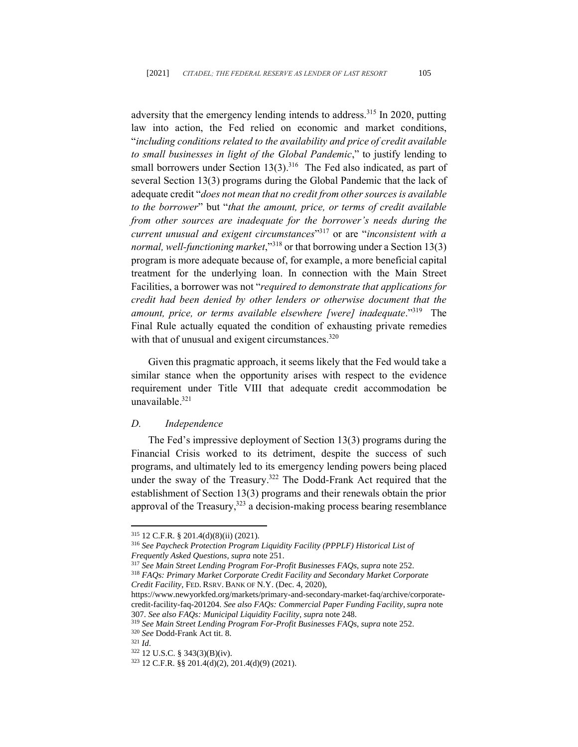adversity that the emergency lending intends to address.[315] In 2020, putting law into action, the Fed relied on economic and market conditions, "*including conditions related to the availability and price of credit available to small businesses in light of the Global Pandemic*," to justify lending to small borrowers under Section 13(3).[316] The Fed also indicated, as part of several Section 13(3) programs during the Global Pandemic that the lack of adequate credit "*does not mean that no credit from other sources is available to the borrower*" but "*that the amount, price, or terms of credit available from other sources are inadequate for the borrower's needs during the current unusual and exigent circumstances*"[317] or are "*inconsistent with a normal, well-functioning market*,"[318] or that borrowing under a Section 13(3) program is more adequate because of, for example, a more beneficial capital treatment for the underlying loan. In connection with the Main Street Facilities, a borrower was not "*required to demonstrate that applications for credit had been denied by other lenders or otherwise document that the amount, price, or terms available elsewhere [were] inadequate*."[319] The Final Rule actually equated the condition of exhausting private remedies with that of unusual and exigent circumstances.[320]

Given this pragmatic approach, it seems likely that the Fed would take a similar stance when the opportunity arises with respect to the evidence requirement under Title VIII that adequate credit accommodation be unavailable.[321]

### *D. Independence*

The Fed's impressive deployment of Section 13(3) programs during the Financial Crisis worked to its detriment, despite the success of such programs, and ultimately led to its emergency lending powers being placed under the sway of the Treasury.[322] The Dodd-Frank Act required that the establishment of Section 13(3) programs and their renewals obtain the prior approval of the Treasury,[323] a decision-making process bearing resemblance

---

[315] 12 C.F.R. § 201.4(d)(8)(ii) (2021).

[316] *See Paycheck Protection Program Liquidity Facility (PPPLF) Historical List of Frequently Asked Questions*, *supra* note 251.

[317] *See Main Street Lending Program For-Profit Businesses FAQs*, *supra* note 252.

[318] *FAQs: Primary Market Corporate Credit Facility and Secondary Market Corporate Credit Facility*, FED. RSRV. BANK OF N.Y. (Dec. 4, 2020), https://www.newyorkfed.org/markets/primary-and-secondary-market-faq/archive/corporate-credit-facility-faq-201204. *See also FAQs: Commercial Paper Funding Facility*, *supra* note 307. *See also FAQs: Municipal Liquidity Facility*, *supra* note 248.

[319] *See Main Street Lending Program For-Profit Businesses FAQs*, *supra* note 252.

[320] *See* Dodd-Frank Act tit. 8.

[321] *Id*.

[322] 12 U.S.C. § 343(3)(B)(iv).

[323] 12 C.F.R. §§ 201.4(d)(2), 201.4(d)(9) (2021).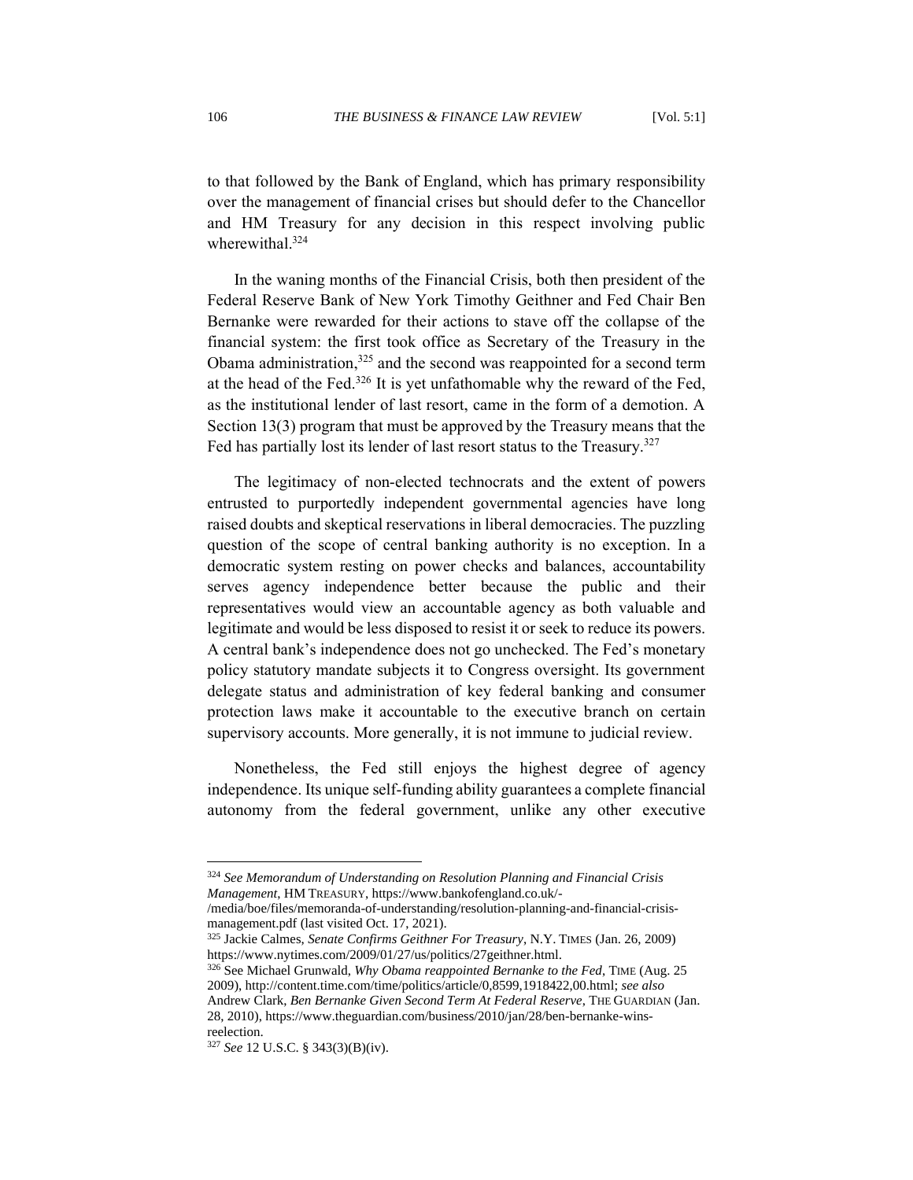to that followed by the Bank of England, which has primary responsibility over the management of financial crises but should defer to the Chancellor and HM Treasury for any decision in this respect involving public wherewithal.[324]

In the waning months of the Financial Crisis, both then president of the Federal Reserve Bank of New York Timothy Geithner and Fed Chair Ben Bernanke were rewarded for their actions to stave off the collapse of the financial system: the first took office as Secretary of the Treasury in the Obama administration,[325] and the second was reappointed for a second term at the head of the Fed.[326] It is yet unfathomable why the reward of the Fed, as the institutional lender of last resort, came in the form of a demotion. A Section 13(3) program that must be approved by the Treasury means that the Fed has partially lost its lender of last resort status to the Treasury.[327]

The legitimacy of non-elected technocrats and the extent of powers entrusted to purportedly independent governmental agencies have long raised doubts and skeptical reservations in liberal democracies. The puzzling question of the scope of central banking authority is no exception. In a democratic system resting on power checks and balances, accountability serves agency independence better because the public and their representatives would view an accountable agency as both valuable and legitimate and would be less disposed to resist it or seek to reduce its powers. A central bank's independence does not go unchecked. The Fed's monetary policy statutory mandate subjects it to Congress oversight. Its government delegate status and administration of key federal banking and consumer protection laws make it accountable to the executive branch on certain supervisory accounts. More generally, it is not immune to judicial review.

Nonetheless, the Fed still enjoys the highest degree of agency independence. Its unique self-funding ability guarantees a complete financial autonomy from the federal government, unlike any other executive

---

[324] *See Memorandum of Understanding on Resolution Planning and Financial Crisis Management*, HM TREASURY, https://www.bankofengland.co.uk/-/media/boe/files/memoranda-of-understanding/resolution-planning-and-financial-crisis-management.pdf (last visited Oct. 17, 2021).

[325] Jackie Calmes, *Senate Confirms Geithner For Treasury*, N.Y. TIMES (Jan. 26, 2009) https://www.nytimes.com/2009/01/27/us/politics/27geithner.html.

[326] See Michael Grunwald, *Why Obama reappointed Bernanke to the Fed*, TIME (Aug. 25 2009), http://content.time.com/time/politics/article/0,8599,1918422,00.html; *see also* Andrew Clark, *Ben Bernanke Given Second Term At Federal Reserve*, THE GUARDIAN (Jan. 28, 2010), https://www.theguardian.com/business/2010/jan/28/ben-bernanke-wins-reelection.

[327] *See* 12 U.S.C. § 343(3)(B)(iv).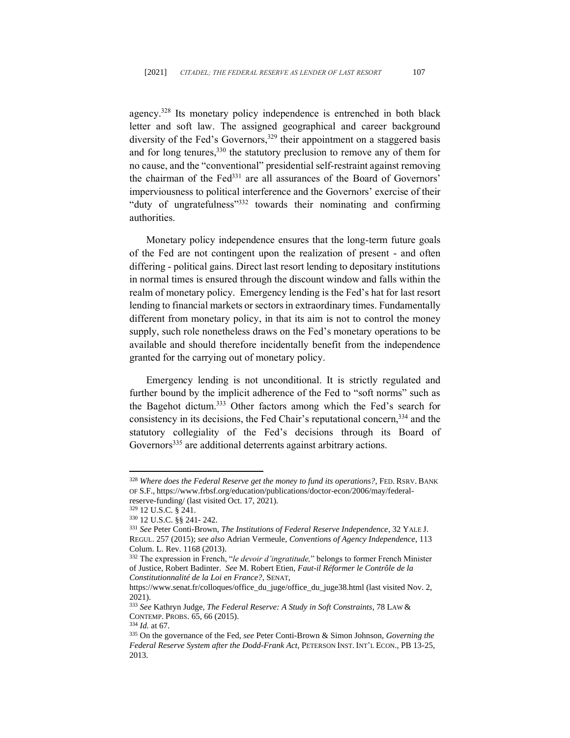agency.[328] Its monetary policy independence is entrenched in both black letter and soft law. The assigned geographical and career background diversity of the Fed's Governors,[329] their appointment on a staggered basis and for long tenures,[330] the statutory preclusion to remove any of them for no cause, and the "conventional" presidential self-restraint against removing the chairman of the Fed[331] are all assurances of the Board of Governors' imperviousness to political interference and the Governors' exercise of their "duty of ungratefulness"[332] towards their nominating and confirming authorities.

Monetary policy independence ensures that the long-term future goals of the Fed are not contingent upon the realization of present - and often differing - political gains. Direct last resort lending to depositary institutions in normal times is ensured through the discount window and falls within the realm of monetary policy. Emergency lending is the Fed's hat for last resort lending to financial markets or sectors in extraordinary times. Fundamentally different from monetary policy, in that its aim is not to control the money supply, such role nonetheless draws on the Fed's monetary operations to be available and should therefore incidentally benefit from the independence granted for the carrying out of monetary policy.

Emergency lending is not unconditional. It is strictly regulated and further bound by the implicit adherence of the Fed to "soft norms" such as the Bagehot dictum.[333] Other factors among which the Fed's search for consistency in its decisions, the Fed Chair's reputational concern,[334] and the statutory collegiality of the Fed's decisions through its Board of Governors[335] are additional deterrents against arbitrary actions.

---

[328] *Where does the Federal Reserve get the money to fund its operations?*, FED. RSRV. BANK OF S.F., https://www.frbsf.org/education/publications/doctor-econ/2006/may/federal-reserve-funding/ (last visited Oct. 17, 2021).

[329] 12 U.S.C. § 241.

[330] 12 U.S.C. §§ 241- 242.

[331] *See* Peter Conti-Brown, *The Institutions of Federal Reserve Independence*, 32 YALE J. REGUL. 257 (2015); *see also* Adrian Vermeule, *Conventions of Agency Independence*, 113 Colum. L. Rev. 1168 (2013).

[332] The expression in French, "*le devoir d'ingratitude,*" belongs to former French Minister of Justice, Robert Badinter. *See* M. Robert Etien, *Faut-il Réformer le Contrôle de la Constitutionnalité de la Loi en France?*, SENAT, https://www.senat.fr/colloques/office_du_juge/office_du_juge38.html (last visited Nov. 2, 2021).

[333] *See* Kathryn Judge, *The Federal Reserve: A Study in Soft Constraints*, 78 LAW & CONTEMP. PROBS. 65, 66 (2015).

[334] *Id.* at 67.

[335] On the governance of the Fed, *see* Peter Conti-Brown & Simon Johnson, *Governing the Federal Reserve System after the Dodd-Frank Act*, PETERSON INST. INT'L ECON., PB 13-25, 2013.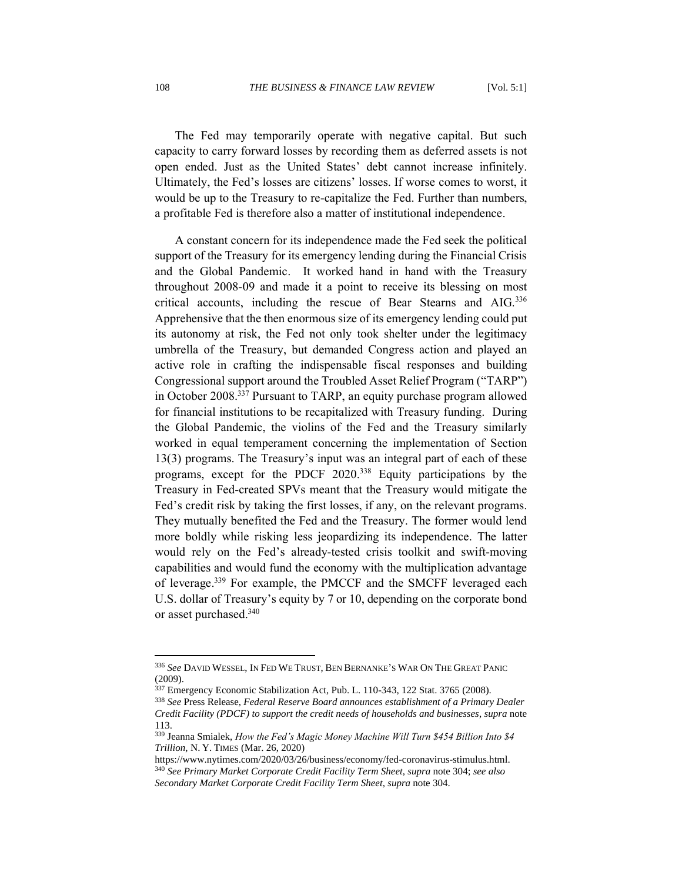The Fed may temporarily operate with negative capital. But such capacity to carry forward losses by recording them as deferred assets is not open ended. Just as the United States' debt cannot increase infinitely. Ultimately, the Fed's losses are citizens' losses. If worse comes to worst, it would be up to the Treasury to re-capitalize the Fed. Further than numbers, a profitable Fed is therefore also a matter of institutional independence.

A constant concern for its independence made the Fed seek the political support of the Treasury for its emergency lending during the Financial Crisis and the Global Pandemic. It worked hand in hand with the Treasury throughout 2008-09 and made it a point to receive its blessing on most critical accounts, including the rescue of Bear Stearns and AIG.[336] Apprehensive that the then enormous size of its emergency lending could put its autonomy at risk, the Fed not only took shelter under the legitimacy umbrella of the Treasury, but demanded Congress action and played an active role in crafting the indispensable fiscal responses and building Congressional support around the Troubled Asset Relief Program ("TARP") in October 2008.[337] Pursuant to TARP, an equity purchase program allowed for financial institutions to be recapitalized with Treasury funding. During the Global Pandemic, the violins of the Fed and the Treasury similarly worked in equal temperament concerning the implementation of Section 13(3) programs. The Treasury's input was an integral part of each of these programs, except for the PDCF 2020.[338] Equity participations by the Treasury in Fed-created SPVs meant that the Treasury would mitigate the Fed's credit risk by taking the first losses, if any, on the relevant programs. They mutually benefited the Fed and the Treasury. The former would lend more boldly while risking less jeopardizing its independence. The latter would rely on the Fed's already-tested crisis toolkit and swift-moving capabilities and would fund the economy with the multiplication advantage of leverage.[339] For example, the PMCCF and the SMCFF leveraged each U.S. dollar of Treasury's equity by 7 or 10, depending on the corporate bond or asset purchased.[340]

---

[336] *See* DAVID WESSEL, IN FED WE TRUST, BEN BERNANKE'S WAR ON THE GREAT PANIC (2009).

[337] Emergency Economic Stabilization Act, Pub. L. 110-343, 122 Stat. 3765 (2008).

[338] *See* Press Release, *Federal Reserve Board announces establishment of a Primary Dealer Credit Facility (PDCF) to support the credit needs of households and businesses*, *supra* note 113.

[339] Jeanna Smialek, *How the Fed's Magic Money Machine Will Turn $454 Billion Into $4 Trillion*, N. Y. TIMES (Mar. 26, 2020) https://www.nytimes.com/2020/03/26/business/economy/fed-coronavirus-stimulus.html.

[340] *See Primary Market Corporate Credit Facility Term Sheet*, *supra* note 304; *see also Secondary Market Corporate Credit Facility Term Sheet*, *supra* note 304.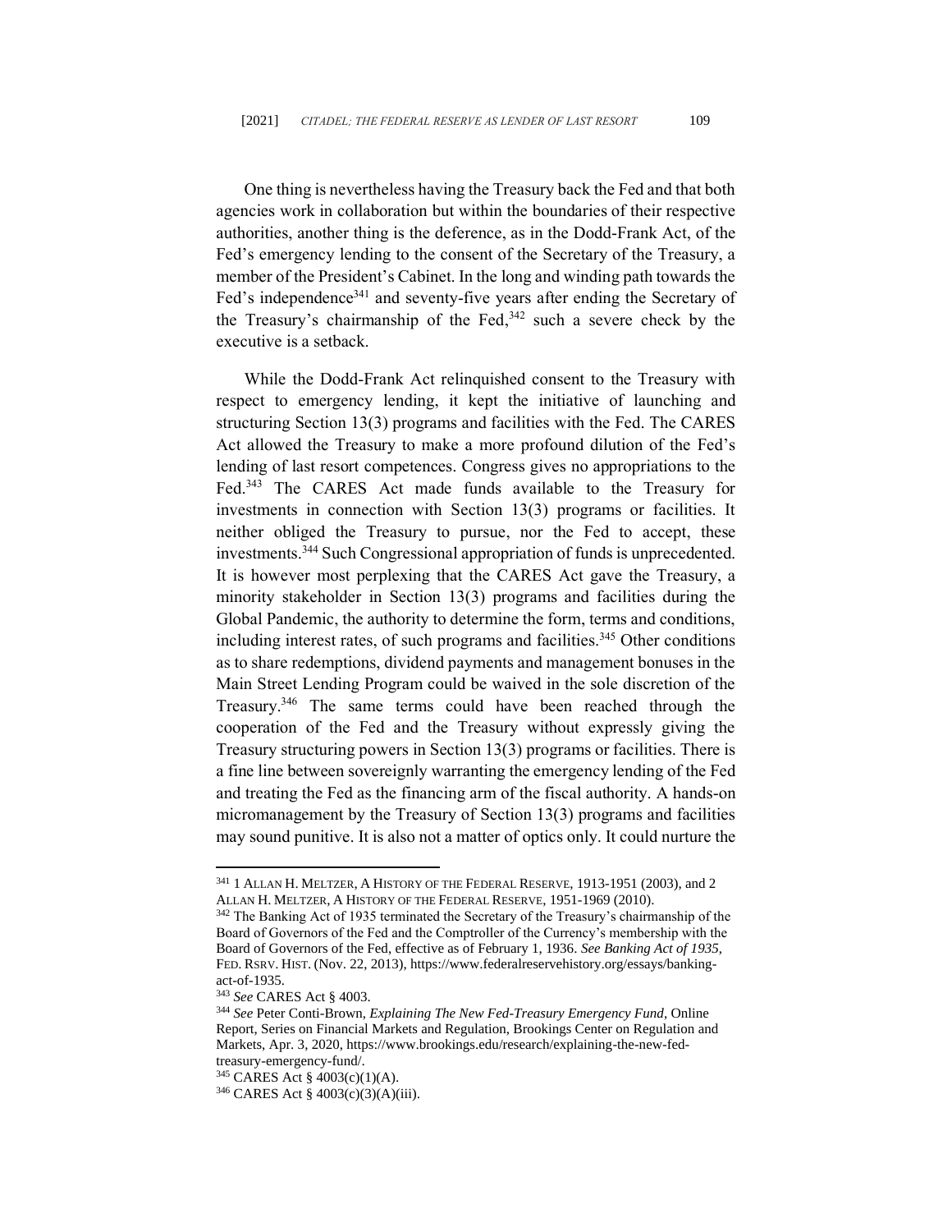One thing is nevertheless having the Treasury back the Fed and that both agencies work in collaboration but within the boundaries of their respective authorities, another thing is the deference, as in the Dodd-Frank Act, of the Fed's emergency lending to the consent of the Secretary of the Treasury, a member of the President's Cabinet. In the long and winding path towards the Fed's independence[341] and seventy-five years after ending the Secretary of the Treasury's chairmanship of the Fed,[342] such a severe check by the executive is a setback.

While the Dodd-Frank Act relinquished consent to the Treasury with respect to emergency lending, it kept the initiative of launching and structuring Section 13(3) programs and facilities with the Fed. The CARES Act allowed the Treasury to make a more profound dilution of the Fed's lending of last resort competences. Congress gives no appropriations to the Fed.[343] The CARES Act made funds available to the Treasury for investments in connection with Section 13(3) programs or facilities. It neither obliged the Treasury to pursue, nor the Fed to accept, these investments.[344] Such Congressional appropriation of funds is unprecedented. It is however most perplexing that the CARES Act gave the Treasury, a minority stakeholder in Section 13(3) programs and facilities during the Global Pandemic, the authority to determine the form, terms and conditions, including interest rates, of such programs and facilities.[345] Other conditions as to share redemptions, dividend payments and management bonuses in the Main Street Lending Program could be waived in the sole discretion of the Treasury.[346] The same terms could have been reached through the cooperation of the Fed and the Treasury without expressly giving the Treasury structuring powers in Section 13(3) programs or facilities. There is a fine line between sovereignly warranting the emergency lending of the Fed and treating the Fed as the financing arm of the fiscal authority. A hands-on micromanagement by the Treasury of Section 13(3) programs and facilities may sound punitive. It is also not a matter of optics only. It could nurture the

---

[341] 1 ALLAN H. MELTZER, A HISTORY OF THE FEDERAL RESERVE, 1913-1951 (2003), and 2 ALLAN H. MELTZER, A HISTORY OF THE FEDERAL RESERVE, 1951-1969 (2010).

[342] The Banking Act of 1935 terminated the Secretary of the Treasury's chairmanship of the Board of Governors of the Fed and the Comptroller of the Currency's membership with the Board of Governors of the Fed, effective as of February 1, 1936. *See Banking Act of 1935*, FED. RSRV. HIST. (Nov. 22, 2013), https://www.federalreservehistory.org/essays/banking-act-of-1935.

[343] *See* CARES Act § 4003.

[344] *See* Peter Conti-Brown, *Explaining The New Fed-Treasury Emergency Fund*, Online Report, Series on Financial Markets and Regulation, Brookings Center on Regulation and Markets, Apr. 3, 2020, https://www.brookings.edu/research/explaining-the-new-fed-treasury-emergency-fund/.

[345] CARES Act § 4003(c)(1)(A).

[346] CARES Act § 4003(c)(3)(A)(iii).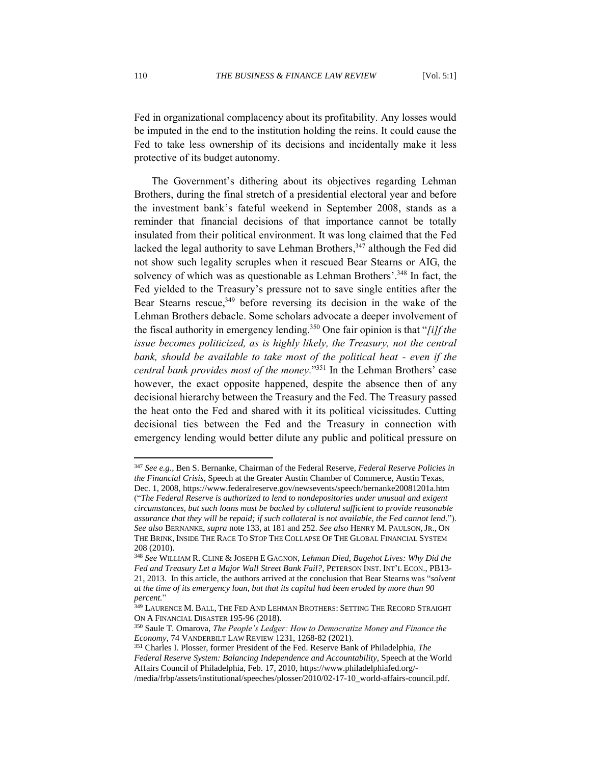Fed in organizational complacency about its profitability. Any losses would be imputed in the end to the institution holding the reins. It could cause the Fed to take less ownership of its decisions and incidentally make it less protective of its budget autonomy.

The Government's dithering about its objectives regarding Lehman Brothers, during the final stretch of a presidential electoral year and before the investment bank's fateful weekend in September 2008, stands as a reminder that financial decisions of that importance cannot be totally insulated from their political environment. It was long claimed that the Fed lacked the legal authority to save Lehman Brothers,[347] although the Fed did not show such legality scruples when it rescued Bear Stearns or AIG, the solvency of which was as questionable as Lehman Brothers'.[348] In fact, the Fed yielded to the Treasury's pressure not to save single entities after the Bear Stearns rescue,[349] before reversing its decision in the wake of the Lehman Brothers debacle. Some scholars advocate a deeper involvement of the fiscal authority in emergency lending.[350] One fair opinion is that "*[i]f the issue becomes politicized, as is highly likely, the Treasury, not the central bank, should be available to take most of the political heat - even if the central bank provides most of the money.*"[351] In the Lehman Brothers' case however, the exact opposite happened, despite the absence then of any decisional hierarchy between the Treasury and the Fed. The Treasury passed the heat onto the Fed and shared with it its political vicissitudes. Cutting decisional ties between the Fed and the Treasury in connection with emergency lending would better dilute any public and political pressure on

---

[347] *See e.g.*, Ben S. Bernanke, Chairman of the Federal Reserve, *Federal Reserve Policies in the Financial Crisis*, Speech at the Greater Austin Chamber of Commerce, Austin Texas, Dec. 1, 2008, https://www.federalreserve.gov/newsevents/speech/bernanke20081201a.htm ("*The Federal Reserve is authorized to lend to nondepositories under unusual and exigent circumstances, but such loans must be backed by collateral sufficient to provide reasonable assurance that they will be repaid; if such collateral is not available, the Fed cannot lend*."). *See also* BERNANKE, *supra* note 133, at 181 and 252. *See also* HENRY M. PAULSON, JR., ON THE BRINK, INSIDE THE RACE TO STOP THE COLLAPSE OF THE GLOBAL FINANCIAL SYSTEM 208 (2010).

[348] *See* WILLIAM R. CLINE & JOSEPH E GAGNON, *Lehman Died, Bagehot Lives: Why Did the Fed and Treasury Let a Major Wall Street Bank Fail?*, PETERSON INST. INT'L ECON., PB13-21, 2013. In this article, the authors arrived at the conclusion that Bear Stearns was "*solvent at the time of its emergency loan, but that its capital had been eroded by more than 90 percent.*"

[349] LAURENCE M. BALL, THE FED AND LEHMAN BROTHERS: SETTING THE RECORD STRAIGHT ON A FINANCIAL DISASTER 195-96 (2018).

[350] Saule T. Omarova, *The People's Ledger: How to Democratize Money and Finance the Economy*, 74 VANDERBILT LAW REVIEW 1231, 1268-82 (2021).

[351] Charles I. Plosser, former President of the Fed. Reserve Bank of Philadelphia, *The Federal Reserve System: Balancing Independence and Accountability*, Speech at the World Affairs Council of Philadelphia, Feb. 17, 2010, https://www.philadelphiafed.org/-/media/frbp/assets/institutional/speeches/plosser/2010/02-17-10_world-affairs-council.pdf.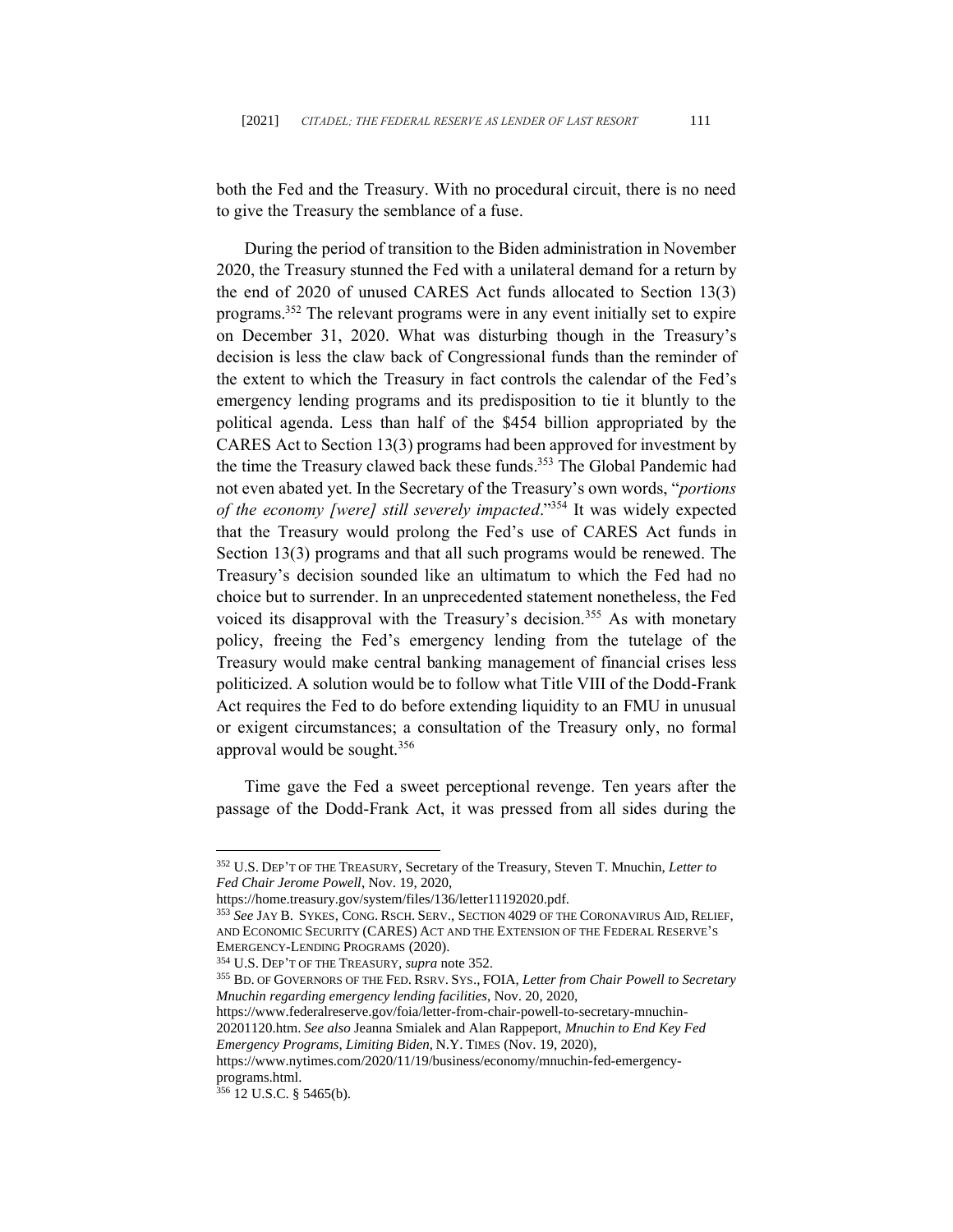both the Fed and the Treasury. With no procedural circuit, there is no need to give the Treasury the semblance of a fuse.

During the period of transition to the Biden administration in November 2020, the Treasury stunned the Fed with a unilateral demand for a return by the end of 2020 of unused CARES Act funds allocated to Section 13(3) programs.[352] The relevant programs were in any event initially set to expire on December 31, 2020. What was disturbing though in the Treasury's decision is less the claw back of Congressional funds than the reminder of the extent to which the Treasury in fact controls the calendar of the Fed's emergency lending programs and its predisposition to tie it bluntly to the political agenda. Less than half of the $454 billion appropriated by the CARES Act to Section 13(3) programs had been approved for investment by the time the Treasury clawed back these funds.[353] The Global Pandemic had not even abated yet. In the Secretary of the Treasury's own words, "*portions of the economy [were] still severely impacted*."[354] It was widely expected that the Treasury would prolong the Fed's use of CARES Act funds in Section 13(3) programs and that all such programs would be renewed. The Treasury's decision sounded like an ultimatum to which the Fed had no choice but to surrender. In an unprecedented statement nonetheless, the Fed voiced its disapproval with the Treasury's decision.[355] As with monetary policy, freeing the Fed's emergency lending from the tutelage of the Treasury would make central banking management of financial crises less politicized. A solution would be to follow what Title VIII of the Dodd-Frank Act requires the Fed to do before extending liquidity to an FMU in unusual or exigent circumstances; a consultation of the Treasury only, no formal approval would be sought.[356]

Time gave the Fed a sweet perceptional revenge. Ten years after the passage of the Dodd-Frank Act, it was pressed from all sides during the

---

[352] U.S. DEP'T OF THE TREASURY, Secretary of the Treasury, Steven T. Mnuchin, *Letter to Fed Chair Jerome Powell*, Nov. 19, 2020, https://home.treasury.gov/system/files/136/letter11192020.pdf.

[353] *See* JAY B. SYKES, CONG. RSCH. SERV., SECTION 4029 OF THE CORONAVIRUS AID, RELIEF, AND ECONOMIC SECURITY (CARES) ACT AND THE EXTENSION OF THE FEDERAL RESERVE'S EMERGENCY-LENDING PROGRAMS (2020).

[354] U.S. DEP'T OF THE TREASURY, *supra* note 352.

[355] BD. OF GOVERNORS OF THE FED. RSRV. SYS., FOIA, *Letter from Chair Powell to Secretary Mnuchin regarding emergency lending facilities*, Nov. 20, 2020, https://www.federalreserve.gov/foia/letter-from-chair-powell-to-secretary-mnuchin-20201120.htm. *See also* Jeanna Smialek and Alan Rappeport, *Mnuchin to End Key Fed Emergency Programs, Limiting Biden*, N.Y. TIMES (Nov. 19, 2020), https://www.nytimes.com/2020/11/19/business/economy/mnuchin-fed-emergency-programs.html.

[356] 12 U.S.C. § 5465(b).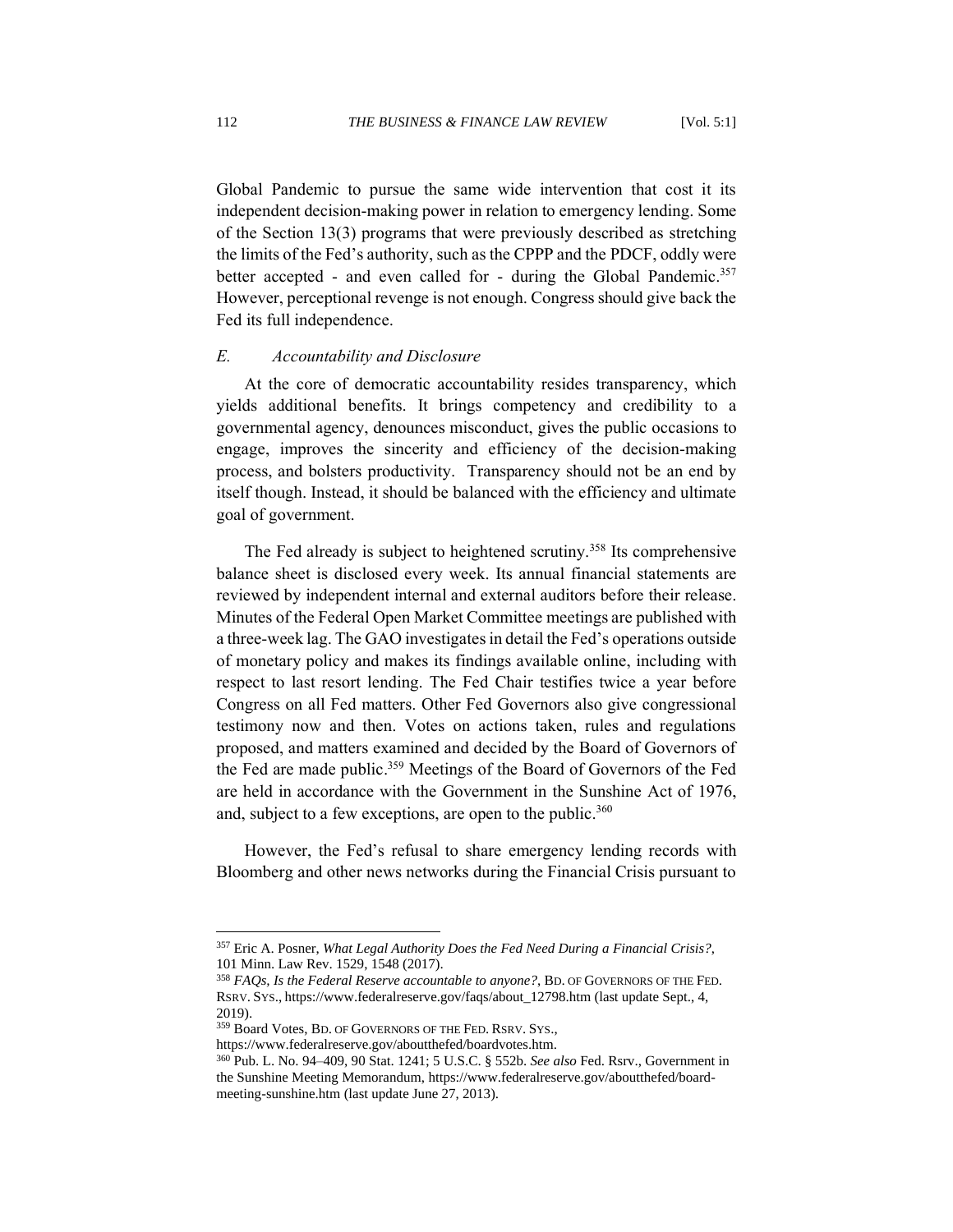Global Pandemic to pursue the same wide intervention that cost it its independent decision-making power in relation to emergency lending. Some of the Section 13(3) programs that were previously described as stretching the limits of the Fed's authority, such as the CPPP and the PDCF, oddly were better accepted - and even called for - during the Global Pandemic.[357] However, perceptional revenge is not enough. Congress should give back the Fed its full independence.

### *E. Accountability and Disclosure*

At the core of democratic accountability resides transparency, which yields additional benefits. It brings competency and credibility to a governmental agency, denounces misconduct, gives the public occasions to engage, improves the sincerity and efficiency of the decision-making process, and bolsters productivity. Transparency should not be an end by itself though. Instead, it should be balanced with the efficiency and ultimate goal of government.

The Fed already is subject to heightened scrutiny.[358] Its comprehensive balance sheet is disclosed every week. Its annual financial statements are reviewed by independent internal and external auditors before their release. Minutes of the Federal Open Market Committee meetings are published with a three-week lag. The GAO investigates in detail the Fed's operations outside of monetary policy and makes its findings available online, including with respect to last resort lending. The Fed Chair testifies twice a year before Congress on all Fed matters. Other Fed Governors also give congressional testimony now and then. Votes on actions taken, rules and regulations proposed, and matters examined and decided by the Board of Governors of the Fed are made public.[359] Meetings of the Board of Governors of the Fed are held in accordance with the Government in the Sunshine Act of 1976, and, subject to a few exceptions, are open to the public.[360]

However, the Fed's refusal to share emergency lending records with Bloomberg and other news networks during the Financial Crisis pursuant to

---

[357] Eric A. Posner, *What Legal Authority Does the Fed Need During a Financial Crisis?*, 101 Minn. Law Rev. 1529, 1548 (2017).

[358] *FAQs, Is the Federal Reserve accountable to anyone?*, BD. OF GOVERNORS OF THE FED. RSRV. SYS., https://www.federalreserve.gov/faqs/about_12798.htm (last update Sept., 4, 2019).

[359] Board Votes, BD. OF GOVERNORS OF THE FED. RSRV. SYS., https://www.federalreserve.gov/aboutthefed/boardvotes.htm.

[360] Pub. L. No. 94–409, 90 Stat. 1241; 5 U.S.C. § 552b. *See also* Fed. Rsrv., Government in the Sunshine Meeting Memorandum, https://www.federalreserve.gov/aboutthefed/board-meeting-sunshine.htm (last update June 27, 2013).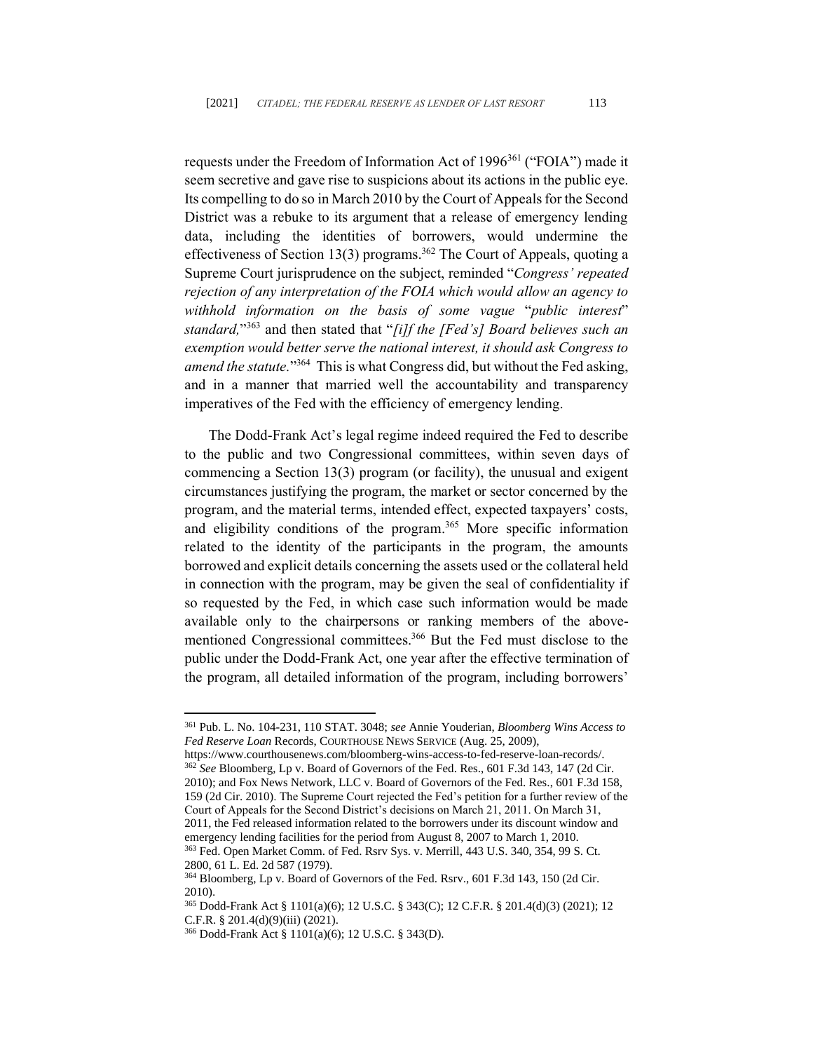requests under the Freedom of Information Act of 1996[361] ("FOIA") made it seem secretive and gave rise to suspicions about its actions in the public eye. Its compelling to do so in March 2010 by the Court of Appeals for the Second District was a rebuke to its argument that a release of emergency lending data, including the identities of borrowers, would undermine the effectiveness of Section 13(3) programs.[362] The Court of Appeals, quoting a Supreme Court jurisprudence on the subject, reminded "*Congress' repeated rejection of any interpretation of the FOIA which would allow an agency to withhold information on the basis of some vague* "*public interest*" *standard,*"[363] and then stated that "*[i]f the [Fed's] Board believes such an exemption would better serve the national interest, it should ask Congress to amend the statute.*"[364] This is what Congress did, but without the Fed asking, and in a manner that married well the accountability and transparency imperatives of the Fed with the efficiency of emergency lending.

The Dodd-Frank Act's legal regime indeed required the Fed to describe to the public and two Congressional committees, within seven days of commencing a Section 13(3) program (or facility), the unusual and exigent circumstances justifying the program, the market or sector concerned by the program, and the material terms, intended effect, expected taxpayers' costs, and eligibility conditions of the program.[365] More specific information related to the identity of the participants in the program, the amounts borrowed and explicit details concerning the assets used or the collateral held in connection with the program, may be given the seal of confidentiality if so requested by the Fed, in which case such information would be made available only to the chairpersons or ranking members of the above-mentioned Congressional committees.[366] But the Fed must disclose to the public under the Dodd-Frank Act, one year after the effective termination of the program, all detailed information of the program, including borrowers'

---

[361] Pub. L. No. 104-231, 110 STAT. 3048; *see* Annie Youderian, *Bloomberg Wins Access to Fed Reserve Loan* Records, COURTHOUSE NEWS SERVICE (Aug. 25, 2009), https://www.courthousenews.com/bloomberg-wins-access-to-fed-reserve-loan-records/.

[362] *See* Bloomberg, Lp v. Board of Governors of the Fed. Res., 601 F.3d 143, 147 (2d Cir. 2010); and Fox News Network, LLC v. Board of Governors of the Fed. Res., 601 F.3d 158, 159 (2d Cir. 2010). The Supreme Court rejected the Fed's petition for a further review of the Court of Appeals for the Second District's decisions on March 21, 2011. On March 31, 2011, the Fed released information related to the borrowers under its discount window and emergency lending facilities for the period from August 8, 2007 to March 1, 2010.

[363] Fed. Open Market Comm. of Fed. Rsrv Sys. v. Merrill, 443 U.S. 340, 354, 99 S. Ct. 2800, 61 L. Ed. 2d 587 (1979).

[364] Bloomberg, Lp v. Board of Governors of the Fed. Rsrv., 601 F.3d 143, 150 (2d Cir. 2010).

[365] Dodd-Frank Act § 1101(a)(6); 12 U.S.C. § 343(C); 12 C.F.R. § 201.4(d)(3) (2021); 12 C.F.R. § 201.4(d)(9)(iii) (2021).

[366] Dodd-Frank Act § 1101(a)(6); 12 U.S.C. § 343(D).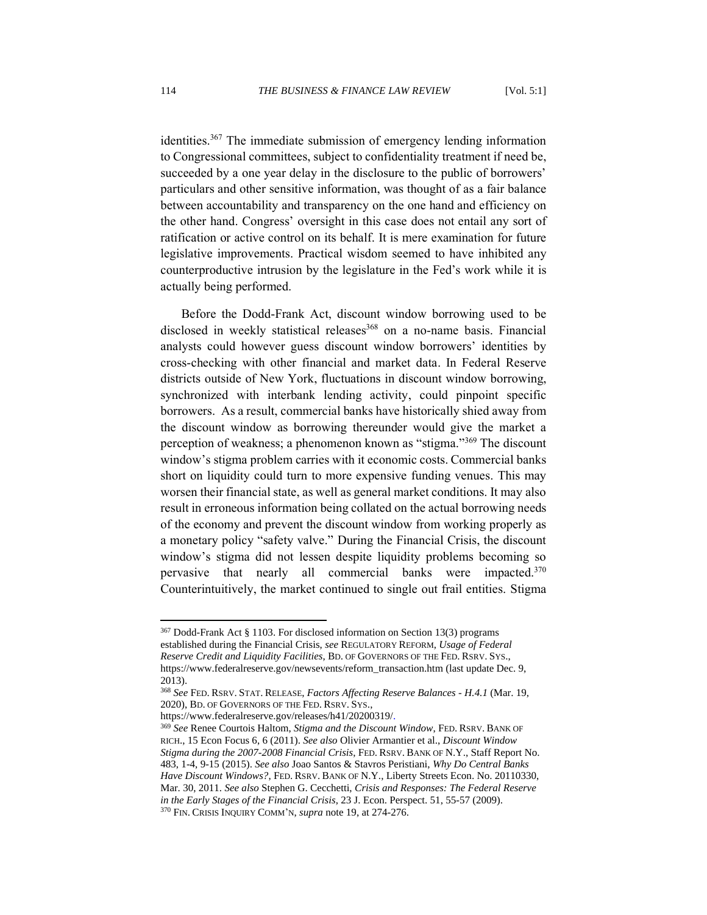identities.[367] The immediate submission of emergency lending information to Congressional committees, subject to confidentiality treatment if need be, succeeded by a one year delay in the disclosure to the public of borrowers' particulars and other sensitive information, was thought of as a fair balance between accountability and transparency on the one hand and efficiency on the other hand. Congress' oversight in this case does not entail any sort of ratification or active control on its behalf. It is mere examination for future legislative improvements. Practical wisdom seemed to have inhibited any counterproductive intrusion by the legislature in the Fed's work while it is actually being performed.

Before the Dodd-Frank Act, discount window borrowing used to be disclosed in weekly statistical releases[368] on a no-name basis. Financial analysts could however guess discount window borrowers' identities by cross-checking with other financial and market data. In Federal Reserve districts outside of New York, fluctuations in discount window borrowing, synchronized with interbank lending activity, could pinpoint specific borrowers. As a result, commercial banks have historically shied away from the discount window as borrowing thereunder would give the market a perception of weakness; a phenomenon known as "stigma."[369] The discount window's stigma problem carries with it economic costs. Commercial banks short on liquidity could turn to more expensive funding venues. This may worsen their financial state, as well as general market conditions. It may also result in erroneous information being collated on the actual borrowing needs of the economy and prevent the discount window from working properly as a monetary policy "safety valve." During the Financial Crisis, the discount window's stigma did not lessen despite liquidity problems becoming so pervasive that nearly all commercial banks were impacted.[370] Counterintuitively, the market continued to single out frail entities. Stigma

---

[367] Dodd-Frank Act § 1103. For disclosed information on Section 13(3) programs established during the Financial Crisis, *see* REGULATORY REFORM, *Usage of Federal Reserve Credit and Liquidity Facilities*, BD. OF GOVERNORS OF THE FED. RSRV. SYS., https://www.federalreserve.gov/newsevents/reform_transaction.htm (last update Dec. 9, 2013).

[368] *See* FED. RSRV. STAT. RELEASE, *Factors Affecting Reserve Balances - H.4.1* (Mar. 19, 2020), BD. OF GOVERNORS OF THE FED. RSRV. SYS., https://www.federalreserve.gov/releases/h41/20200319/.

[369] *See* Renee Courtois Haltom, *Stigma and the Discount Window*, FED. RSRV. BANK OF RICH., 15 Econ Focus 6, 6 (2011). *See also* Olivier Armantier et al., *Discount Window Stigma during the 2007-2008 Financial Crisis*, FED. RSRV. BANK OF N.Y., Staff Report No. 483, 1-4, 9-15 (2015). *See also* Joao Santos & Stavros Peristiani, *Why Do Central Banks Have Discount Windows?*, FED. RSRV. BANK OF N.Y., Liberty Streets Econ. No. 20110330, Mar. 30, 2011. *See also* Stephen G. Cecchetti, *Crisis and Responses: The Federal Reserve in the Early Stages of the Financial Crisis*, 23 J. Econ. Perspect. 51, 55-57 (2009).

[370] FIN. CRISIS INQUIRY COMM'N, *supra* note 19, at 274-276.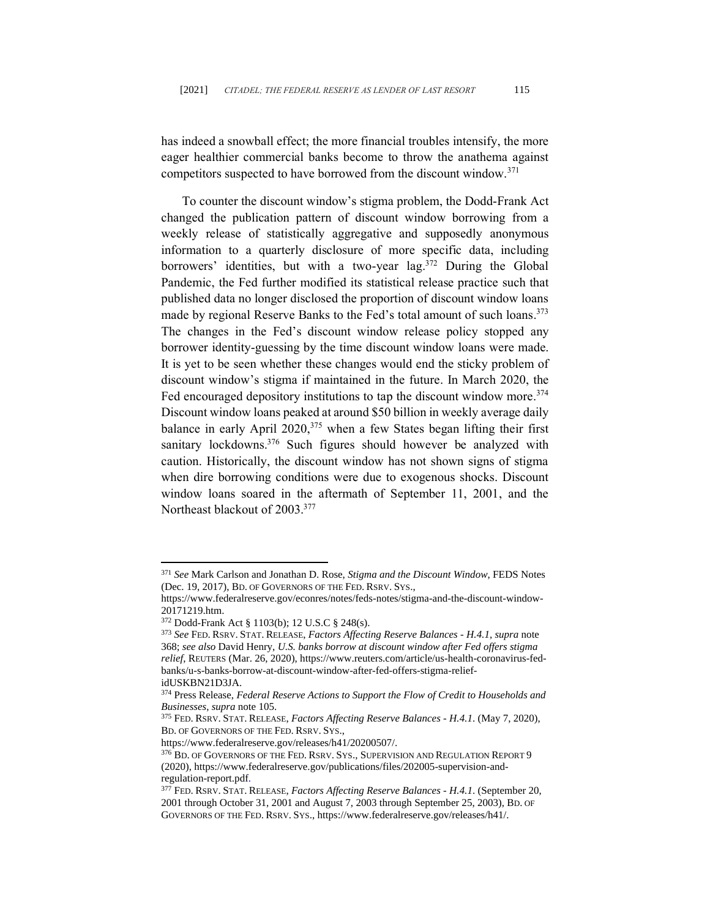has indeed a snowball effect; the more financial troubles intensify, the more eager healthier commercial banks become to throw the anathema against competitors suspected to have borrowed from the discount window.[371]

To counter the discount window's stigma problem, the Dodd-Frank Act changed the publication pattern of discount window borrowing from a weekly release of statistically aggregative and supposedly anonymous information to a quarterly disclosure of more specific data, including borrowers' identities, but with a two-year lag.[372] During the Global Pandemic, the Fed further modified its statistical release practice such that published data no longer disclosed the proportion of discount window loans made by regional Reserve Banks to the Fed's total amount of such loans.[373] The changes in the Fed's discount window release policy stopped any borrower identity-guessing by the time discount window loans were made. It is yet to be seen whether these changes would end the sticky problem of discount window's stigma if maintained in the future. In March 2020, the Fed encouraged depository institutions to tap the discount window more.[374] Discount window loans peaked at around $50 billion in weekly average daily balance in early April 2020,[375] when a few States began lifting their first sanitary lockdowns.[376] Such figures should however be analyzed with caution. Historically, the discount window has not shown signs of stigma when dire borrowing conditions were due to exogenous shocks. Discount window loans soared in the aftermath of September 11, 2001, and the Northeast blackout of 2003.[377]

---

[371] *See* Mark Carlson and Jonathan D. Rose, *Stigma and the Discount Window*, FEDS Notes (Dec. 19, 2017), BD. OF GOVERNORS OF THE FED. RSRV. SYS., https://www.federalreserve.gov/econres/notes/feds-notes/stigma-and-the-discount-window-20171219.htm.

[372] Dodd-Frank Act § 1103(b); 12 U.S.C § 248(s).

[373] *See* FED. RSRV. STAT. RELEASE, *Factors Affecting Reserve Balances - H.4.1*, *supra* note 368; *see also* David Henry, *U.S. banks borrow at discount window after Fed offers stigma relief*, REUTERS (Mar. 26, 2020), https://www.reuters.com/article/us-health-coronavirus-fed-banks/u-s-banks-borrow-at-discount-window-after-fed-offers-stigma-relief-idUSKBN21D3JA.

[374] Press Release, *Federal Reserve Actions to Support the Flow of Credit to Households and Businesses*, *supra* note 105.

[375] FED. RSRV. STAT. RELEASE, *Factors Affecting Reserve Balances - H.4.1.* (May 7, 2020), BD. OF GOVERNORS OF THE FED. RSRV. SYS., https://www.federalreserve.gov/releases/h41/20200507/.

[376] BD. OF GOVERNORS OF THE FED. RSRV. SYS., SUPERVISION AND REGULATION REPORT 9 (2020), https://www.federalreserve.gov/publications/files/202005-supervision-and-regulation-report.pdf.

[377] FED. RSRV. STAT. RELEASE, *Factors Affecting Reserve Balances - H.4.1.* (September 20, 2001 through October 31, 2001 and August 7, 2003 through September 25, 2003), BD. OF GOVERNORS OF THE FED. RSRV. SYS., https://www.federalreserve.gov/releases/h41/.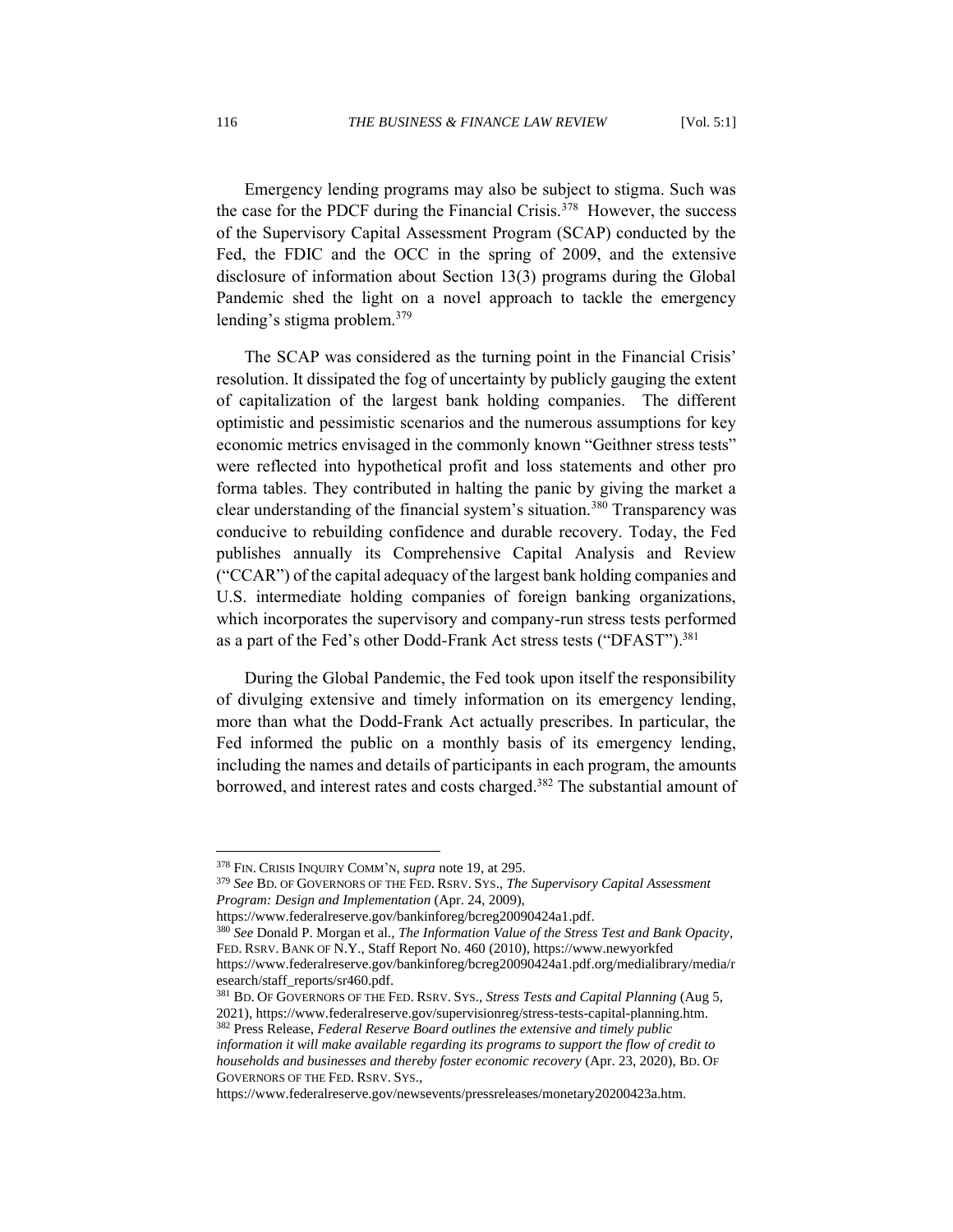Emergency lending programs may also be subject to stigma. Such was the case for the PDCF during the Financial Crisis.[378] However, the success of the Supervisory Capital Assessment Program (SCAP) conducted by the Fed, the FDIC and the OCC in the spring of 2009, and the extensive disclosure of information about Section 13(3) programs during the Global Pandemic shed the light on a novel approach to tackle the emergency lending's stigma problem.[379]

The SCAP was considered as the turning point in the Financial Crisis' resolution. It dissipated the fog of uncertainty by publicly gauging the extent of capitalization of the largest bank holding companies. The different optimistic and pessimistic scenarios and the numerous assumptions for key economic metrics envisaged in the commonly known "Geithner stress tests" were reflected into hypothetical profit and loss statements and other pro forma tables. They contributed in halting the panic by giving the market a clear understanding of the financial system's situation.[380] Transparency was conducive to rebuilding confidence and durable recovery. Today, the Fed publishes annually its Comprehensive Capital Analysis and Review ("CCAR") of the capital adequacy of the largest bank holding companies and U.S. intermediate holding companies of foreign banking organizations, which incorporates the supervisory and company-run stress tests performed as a part of the Fed's other Dodd-Frank Act stress tests ("DFAST").[381]

During the Global Pandemic, the Fed took upon itself the responsibility of divulging extensive and timely information on its emergency lending, more than what the Dodd-Frank Act actually prescribes. In particular, the Fed informed the public on a monthly basis of its emergency lending, including the names and details of participants in each program, the amounts borrowed, and interest rates and costs charged.[382] The substantial amount of

---

[378] FIN. CRISIS INQUIRY COMM'N, *supra* note 19, at 295.

[379] *See* BD. OF GOVERNORS OF THE FED. RSRV. SYS., *The Supervisory Capital Assessment Program: Design and Implementation* (Apr. 24, 2009), https://www.federalreserve.gov/bankinforeg/bcreg20090424a1.pdf.

[380] *See* Donald P. Morgan et al., *The Information Value of the Stress Test and Bank Opacity*, FED. RSRV. BANK OF N.Y., Staff Report No. 460 (2010), https://www.newyorkfed https://www.federalreserve.gov/bankinforeg/bcreg20090424a1.pdf.org/medialibrary/media/research/staff_reports/sr460.pdf.

[381] BD. OF GOVERNORS OF THE FED. RSRV. SYS., *Stress Tests and Capital Planning* (Aug 5, 2021), https://www.federalreserve.gov/supervisionreg/stress-tests-capital-planning.htm.

[382] Press Release, *Federal Reserve Board outlines the extensive and timely public information it will make available regarding its programs to support the flow of credit to households and businesses and thereby foster economic recovery* (Apr. 23, 2020), BD. OF GOVERNORS OF THE FED. RSRV. SYS., https://www.federalreserve.gov/newsevents/pressreleases/monetary20200423a.htm.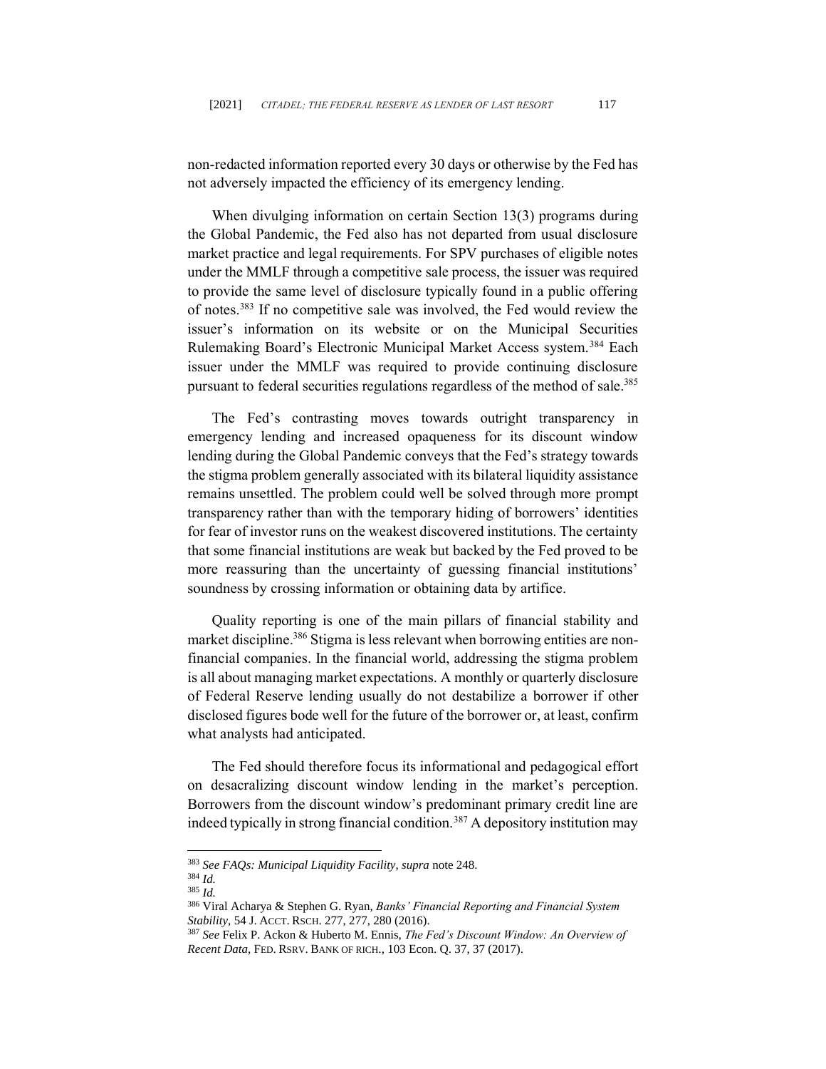non-redacted information reported every 30 days or otherwise by the Fed has not adversely impacted the efficiency of its emergency lending.

When divulging information on certain Section 13(3) programs during the Global Pandemic, the Fed also has not departed from usual disclosure market practice and legal requirements. For SPV purchases of eligible notes under the MMLF through a competitive sale process, the issuer was required to provide the same level of disclosure typically found in a public offering of notes.[383] If no competitive sale was involved, the Fed would review the issuer's information on its website or on the Municipal Securities Rulemaking Board's Electronic Municipal Market Access system.[384] Each issuer under the MMLF was required to provide continuing disclosure pursuant to federal securities regulations regardless of the method of sale.[385]

The Fed's contrasting moves towards outright transparency in emergency lending and increased opaqueness for its discount window lending during the Global Pandemic conveys that the Fed's strategy towards the stigma problem generally associated with its bilateral liquidity assistance remains unsettled. The problem could well be solved through more prompt transparency rather than with the temporary hiding of borrowers' identities for fear of investor runs on the weakest discovered institutions. The certainty that some financial institutions are weak but backed by the Fed proved to be more reassuring than the uncertainty of guessing financial institutions' soundness by crossing information or obtaining data by artifice.

Quality reporting is one of the main pillars of financial stability and market discipline.[386] Stigma is less relevant when borrowing entities are non-financial companies. In the financial world, addressing the stigma problem is all about managing market expectations. A monthly or quarterly disclosure of Federal Reserve lending usually do not destabilize a borrower if other disclosed figures bode well for the future of the borrower or, at least, confirm what analysts had anticipated.

The Fed should therefore focus its informational and pedagogical effort on desacralizing discount window lending in the market's perception. Borrowers from the discount window's predominant primary credit line are indeed typically in strong financial condition.[387] A depository institution may

---

[383] *See FAQs: Municipal Liquidity Facility*, *supra* note 248.

[384] *Id.*

[385] *Id.*

[386] Viral Acharya & Stephen G. Ryan, *Banks' Financial Reporting and Financial System Stability*, 54 J. ACCT. RSCH. 277, 277, 280 (2016).

[387] *See* Felix P. Ackon & Huberto M. Ennis, *The Fed's Discount Window: An Overview of Recent Data*, FED. RSRV. BANK OF RICH., 103 Econ. Q. 37, 37 (2017).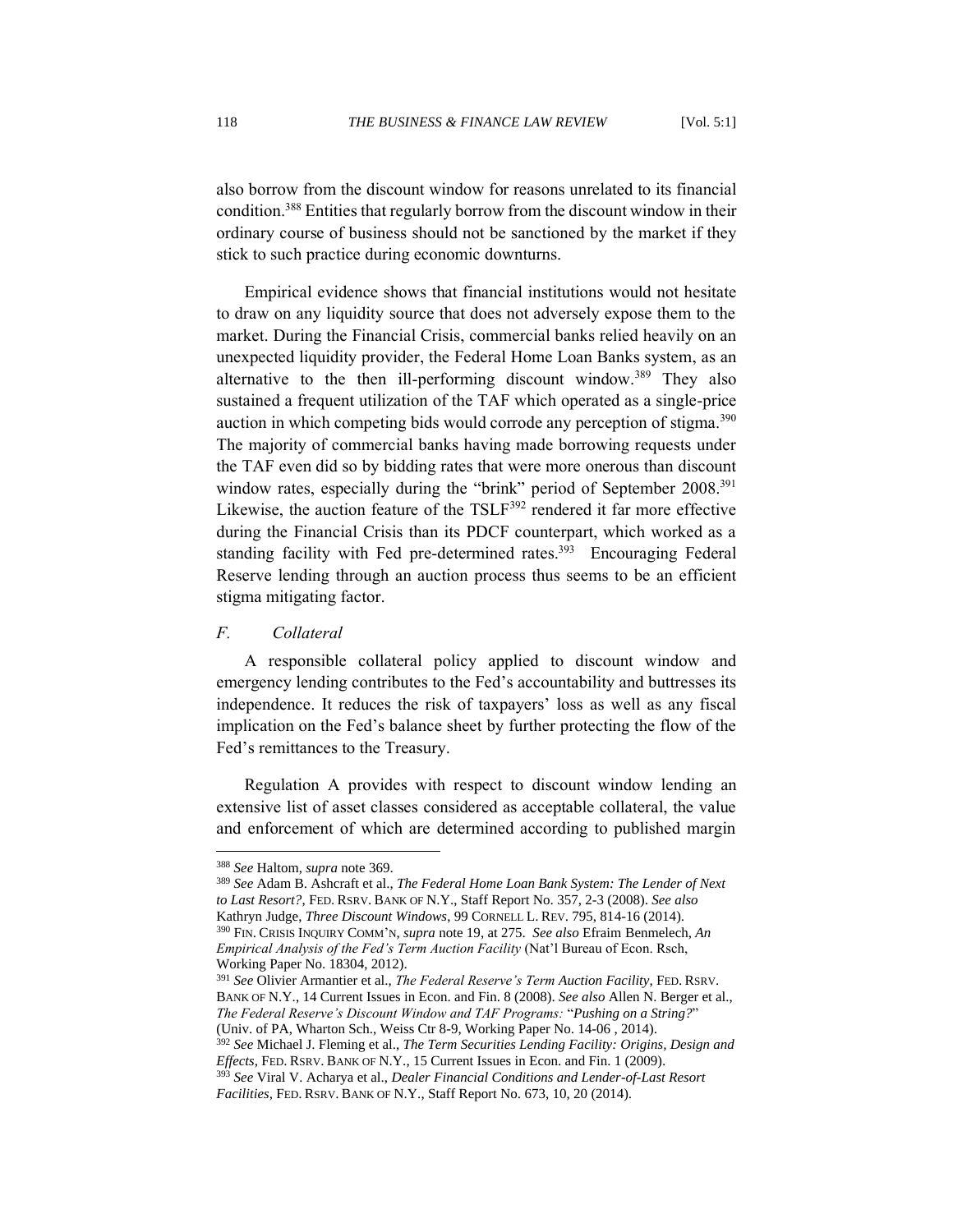also borrow from the discount window for reasons unrelated to its financial condition.[388] Entities that regularly borrow from the discount window in their ordinary course of business should not be sanctioned by the market if they stick to such practice during economic downturns.

Empirical evidence shows that financial institutions would not hesitate to draw on any liquidity source that does not adversely expose them to the market. During the Financial Crisis, commercial banks relied heavily on an unexpected liquidity provider, the Federal Home Loan Banks system, as an alternative to the then ill-performing discount window.[389] They also sustained a frequent utilization of the TAF which operated as a single-price auction in which competing bids would corrode any perception of stigma.[390] The majority of commercial banks having made borrowing requests under the TAF even did so by bidding rates that were more onerous than discount window rates, especially during the "brink" period of September 2008.[391] Likewise, the auction feature of the TSLF[392] rendered it far more effective during the Financial Crisis than its PDCF counterpart, which worked as a standing facility with Fed pre-determined rates.[393] Encouraging Federal Reserve lending through an auction process thus seems to be an efficient stigma mitigating factor.

### *F. Collateral*

A responsible collateral policy applied to discount window and emergency lending contributes to the Fed's accountability and buttresses its independence. It reduces the risk of taxpayers' loss as well as any fiscal implication on the Fed's balance sheet by further protecting the flow of the Fed's remittances to the Treasury.

Regulation A provides with respect to discount window lending an extensive list of asset classes considered as acceptable collateral, the value and enforcement of which are determined according to published margin

---

[388] *See* Haltom, *supra* note 369.

[389] *See* Adam B. Ashcraft et al., *The Federal Home Loan Bank System: The Lender of Next to Last Resort?*, FED. RSRV. BANK OF N.Y., Staff Report No. 357, 2-3 (2008). *See also* Kathryn Judge, *Three Discount Windows*, 99 CORNELL L. REV. 795, 814-16 (2014).

[390] FIN. CRISIS INQUIRY COMM'N, *supra* note 19, at 275. *See also* Efraim Benmelech, *An Empirical Analysis of the Fed's Term Auction Facility* (Nat'l Bureau of Econ. Rsch, Working Paper No. 18304, 2012).

[391] *See* Olivier Armantier et al., *The Federal Reserve's Term Auction Facility*, FED. RSRV. BANK OF N.Y., 14 Current Issues in Econ. and Fin. 8 (2008). *See also* Allen N. Berger et al., *The Federal Reserve's Discount Window and TAF Programs:* "*Pushing on a String?*" (Univ. of PA, Wharton Sch., Weiss Ctr 8-9, Working Paper No. 14-06 , 2014).

[392] *See* Michael J. Fleming et al., *The Term Securities Lending Facility: Origins, Design and Effects*, FED. RSRV. BANK OF N.Y., 15 Current Issues in Econ. and Fin. 1 (2009).

[393] *See* Viral V. Acharya et al., *Dealer Financial Conditions and Lender-of-Last Resort Facilities*, FED. RSRV. BANK OF N.Y., Staff Report No. 673, 10, 20 (2014).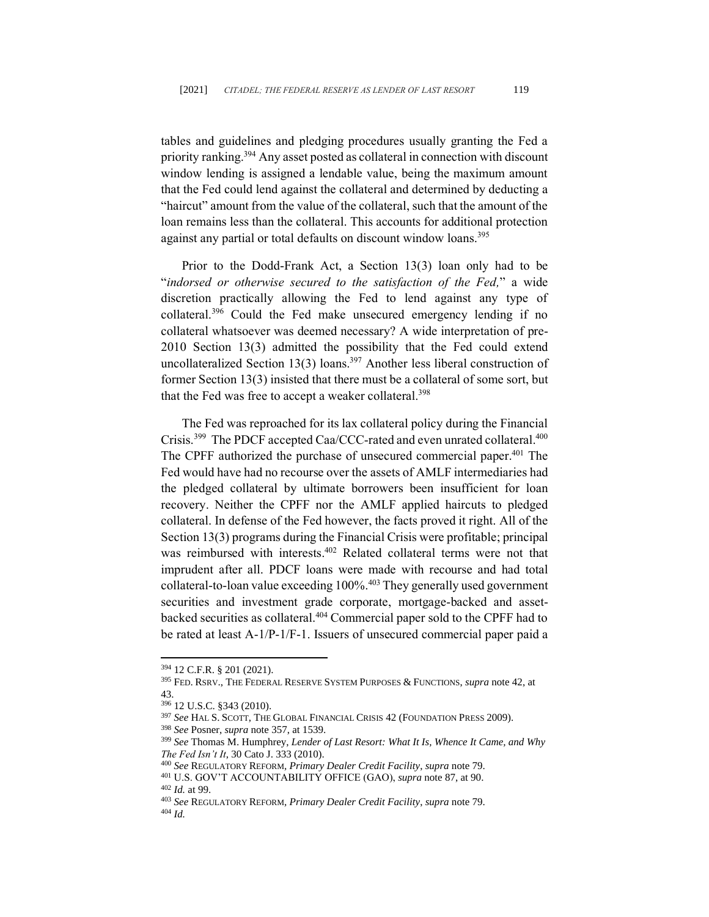tables and guidelines and pledging procedures usually granting the Fed a priority ranking.[394] Any asset posted as collateral in connection with discount window lending is assigned a lendable value, being the maximum amount that the Fed could lend against the collateral and determined by deducting a "haircut" amount from the value of the collateral, such that the amount of the loan remains less than the collateral. This accounts for additional protection against any partial or total defaults on discount window loans.[395]

Prior to the Dodd-Frank Act, a Section 13(3) loan only had to be "*indorsed or otherwise secured to the satisfaction of the Fed,*" a wide discretion practically allowing the Fed to lend against any type of collateral.[396] Could the Fed make unsecured emergency lending if no collateral whatsoever was deemed necessary? A wide interpretation of pre-2010 Section 13(3) admitted the possibility that the Fed could extend uncollateralized Section 13(3) loans.[397] Another less liberal construction of former Section 13(3) insisted that there must be a collateral of some sort, but that the Fed was free to accept a weaker collateral.[398]

The Fed was reproached for its lax collateral policy during the Financial Crisis.[399] The PDCF accepted Caa/CCC-rated and even unrated collateral.[400] The CPFF authorized the purchase of unsecured commercial paper.[401] The Fed would have had no recourse over the assets of AMLF intermediaries had the pledged collateral by ultimate borrowers been insufficient for loan recovery. Neither the CPFF nor the AMLF applied haircuts to pledged collateral. In defense of the Fed however, the facts proved it right. All of the Section 13(3) programs during the Financial Crisis were profitable; principal was reimbursed with interests.[402] Related collateral terms were not that imprudent after all. PDCF loans were made with recourse and had total collateral-to-loan value exceeding 100%.[403] They generally used government securities and investment grade corporate, mortgage-backed and asset-backed securities as collateral.[404] Commercial paper sold to the CPFF had to be rated at least A-1/P-1/F-1. Issuers of unsecured commercial paper paid a

---

[394] 12 C.F.R. § 201 (2021).

[395] FED. RSRV., THE FEDERAL RESERVE SYSTEM PURPOSES & FUNCTIONS, *supra* note 42, at 43.

[396] 12 U.S.C. §343 (2010).

[397] *See* HAL S. SCOTT, THE GLOBAL FINANCIAL CRISIS 42 (FOUNDATION PRESS 2009).

[398] *See* Posner, *supra* note 357, at 1539.

[399] *See* Thomas M. Humphrey, *Lender of Last Resort: What It Is, Whence It Came, and Why The Fed Isn't It*, 30 Cato J. 333 (2010).

[400] *See* REGULATORY REFORM, *Primary Dealer Credit Facility*, *supra* note 79.

[401] U.S. GOV'T ACCOUNTABILITY OFFICE (GAO), *supra* note 87, at 90.

[402] *Id.* at 99.

[403] *See* REGULATORY REFORM, *Primary Dealer Credit Facility*, *supra* note 79.

[404] *Id.*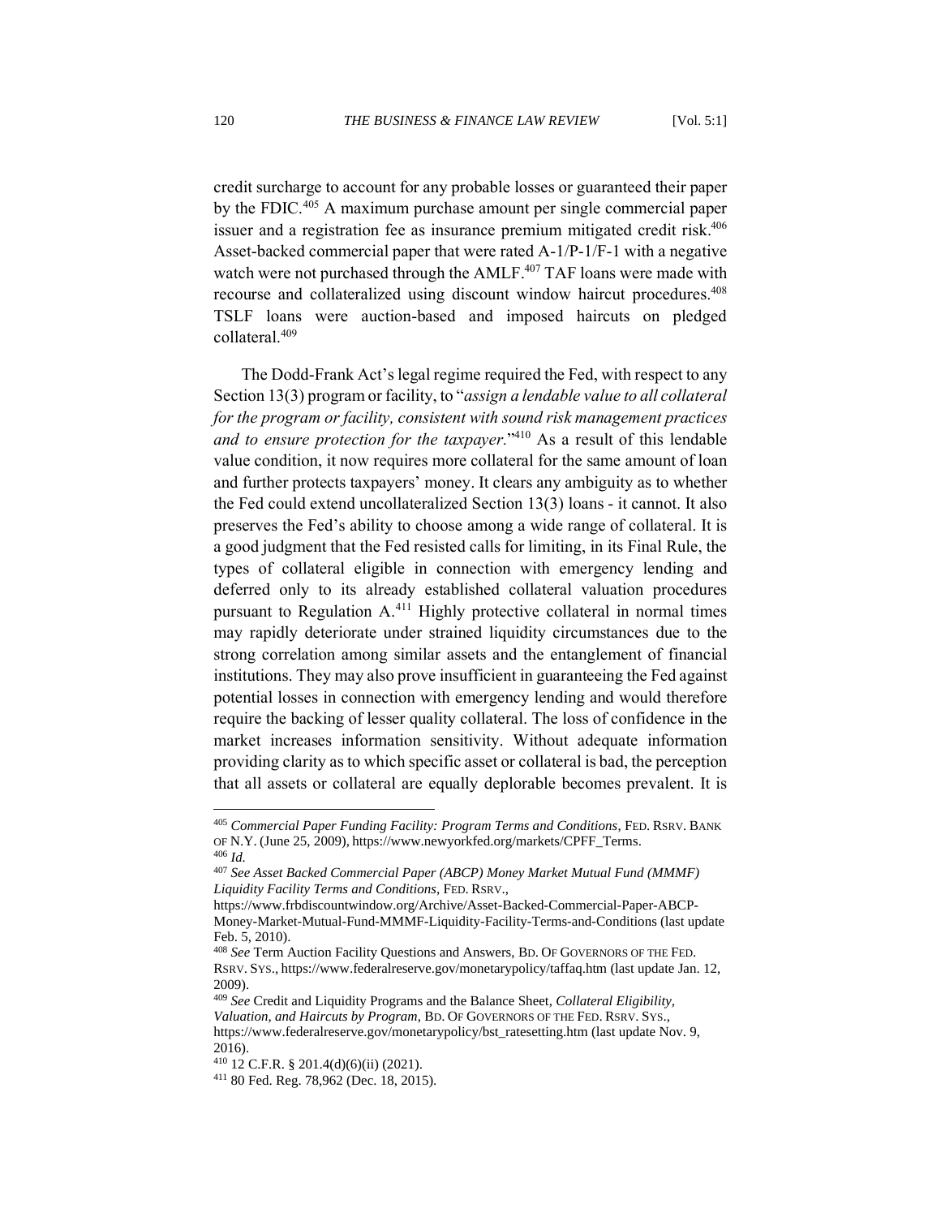credit surcharge to account for any probable losses or guaranteed their paper by the FDIC.[405] A maximum purchase amount per single commercial paper issuer and a registration fee as insurance premium mitigated credit risk.[406] Asset-backed commercial paper that were rated A-1/P-1/F-1 with a negative watch were not purchased through the AMLF.[407] TAF loans were made with recourse and collateralized using discount window haircut procedures.[408] TSLF loans were auction-based and imposed haircuts on pledged collateral.[409]

The Dodd-Frank Act's legal regime required the Fed, with respect to any Section 13(3) program or facility, to "*assign a lendable value to all collateral for the program or facility, consistent with sound risk management practices and to ensure protection for the taxpayer.*"[410] As a result of this lendable value condition, it now requires more collateral for the same amount of loan and further protects taxpayers' money. It clears any ambiguity as to whether the Fed could extend uncollateralized Section 13(3) loans - it cannot. It also preserves the Fed's ability to choose among a wide range of collateral. It is a good judgment that the Fed resisted calls for limiting, in its Final Rule, the types of collateral eligible in connection with emergency lending and deferred only to its already established collateral valuation procedures pursuant to Regulation A.[411] Highly protective collateral in normal times may rapidly deteriorate under strained liquidity circumstances due to the strong correlation among similar assets and the entanglement of financial institutions. They may also prove insufficient in guaranteeing the Fed against potential losses in connection with emergency lending and would therefore require the backing of lesser quality collateral. The loss of confidence in the market increases information sensitivity. Without adequate information providing clarity as to which specific asset or collateral is bad, the perception that all assets or collateral are equally deplorable becomes prevalent. It is

---

[405] *Commercial Paper Funding Facility: Program Terms and Conditions*, FED. RSRV. BANK OF N.Y. (June 25, 2009), https://www.newyorkfed.org/markets/CPFF_Terms.

[406] *Id.*

[407] *See Asset Backed Commercial Paper (ABCP) Money Market Mutual Fund (MMMF) Liquidity Facility Terms and Conditions*, FED. RSRV., https://www.frbdiscountwindow.org/Archive/Asset-Backed-Commercial-Paper-ABCP-Money-Market-Mutual-Fund-MMMF-Liquidity-Facility-Terms-and-Conditions (last update Feb. 5, 2010).

[408] *See* Term Auction Facility Questions and Answers, BD. OF GOVERNORS OF THE FED. RSRV. SYS., https://www.federalreserve.gov/monetarypolicy/taffaq.htm (last update Jan. 12, 2009).

[409] *See* Credit and Liquidity Programs and the Balance Sheet, *Collateral Eligibility, Valuation, and Haircuts by Program*, BD. OF GOVERNORS OF THE FED. RSRV. SYS., https://www.federalreserve.gov/monetarypolicy/bst_ratesetting.htm (last update Nov. 9, 2016).

[410] 12 C.F.R. § 201.4(d)(6)(ii) (2021).

[411] 80 Fed. Reg. 78,962 (Dec. 18, 2015).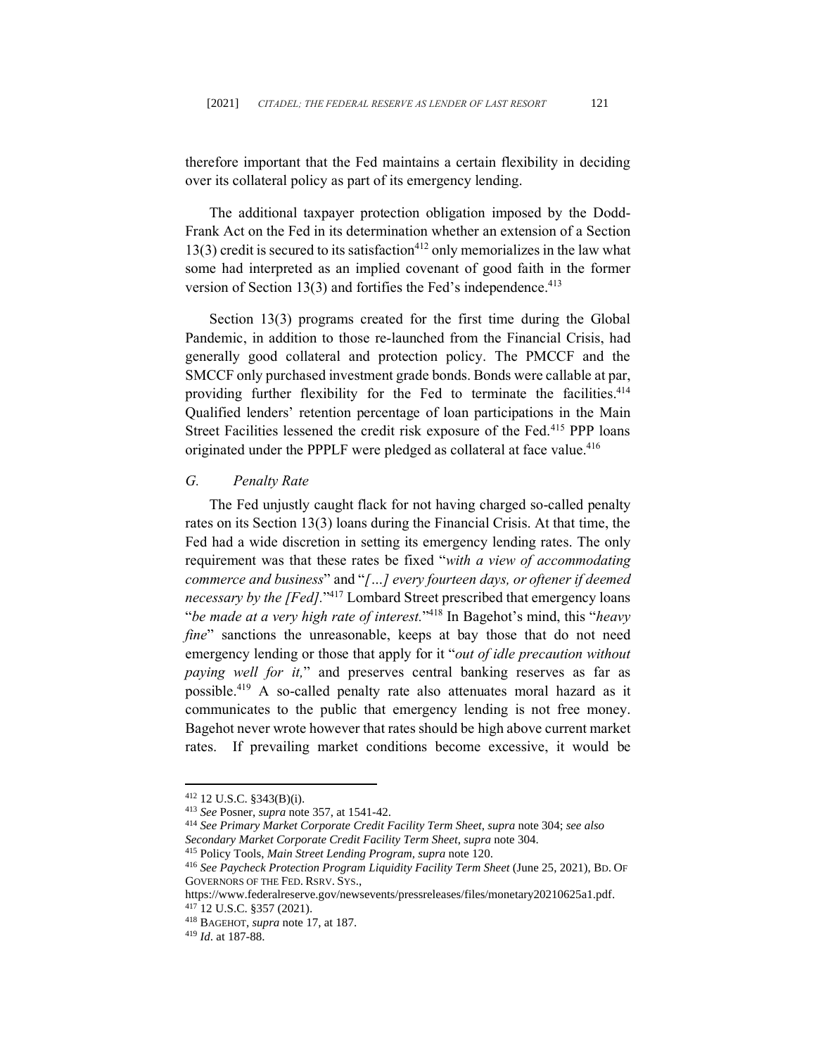therefore important that the Fed maintains a certain flexibility in deciding over its collateral policy as part of its emergency lending.

The additional taxpayer protection obligation imposed by the Dodd-Frank Act on the Fed in its determination whether an extension of a Section 13(3) credit is secured to its satisfaction[412] only memorializes in the law what some had interpreted as an implied covenant of good faith in the former version of Section 13(3) and fortifies the Fed's independence.[413]

Section 13(3) programs created for the first time during the Global Pandemic, in addition to those re-launched from the Financial Crisis, had generally good collateral and protection policy. The PMCCF and the SMCCF only purchased investment grade bonds. Bonds were callable at par, providing further flexibility for the Fed to terminate the facilities.[414] Qualified lenders' retention percentage of loan participations in the Main Street Facilities lessened the credit risk exposure of the Fed.[415] PPP loans originated under the PPPLF were pledged as collateral at face value.[416]

### *G. Penalty Rate*

The Fed unjustly caught flack for not having charged so-called penalty rates on its Section 13(3) loans during the Financial Crisis. At that time, the Fed had a wide discretion in setting its emergency lending rates. The only requirement was that these rates be fixed "*with a view of accommodating commerce and business*" and "*[…] every fourteen days, or oftener if deemed necessary by the [Fed].*"[417] Lombard Street prescribed that emergency loans "*be made at a very high rate of interest.*"[418] In Bagehot's mind, this "*heavy fine*" sanctions the unreasonable, keeps at bay those that do not need emergency lending or those that apply for it "*out of idle precaution without paying well for it,*" and preserves central banking reserves as far as possible.[419] A so-called penalty rate also attenuates moral hazard as it communicates to the public that emergency lending is not free money. Bagehot never wrote however that rates should be high above current market rates. If prevailing market conditions become excessive, it would be

---

[412] 12 U.S.C. §343(B)(i).

[413] *See* Posner, *supra* note 357, at 1541-42.

[414] *See Primary Market Corporate Credit Facility Term Sheet*, *supra* note 304; *see also Secondary Market Corporate Credit Facility Term Sheet*, *supra* note 304.

[415] Policy Tools, *Main Street Lending Program*, *supra* note 120.

[416] *See Paycheck Protection Program Liquidity Facility Term Sheet* (June 25, 2021), BD. OF GOVERNORS OF THE FED. RSRV. SYS., https://www.federalreserve.gov/newsevents/pressreleases/files/monetary20210625a1.pdf.

[417] 12 U.S.C. §357 (2021).

[418] BAGEHOT, *supra* note 17, at 187.

[419] *Id*. at 187-88.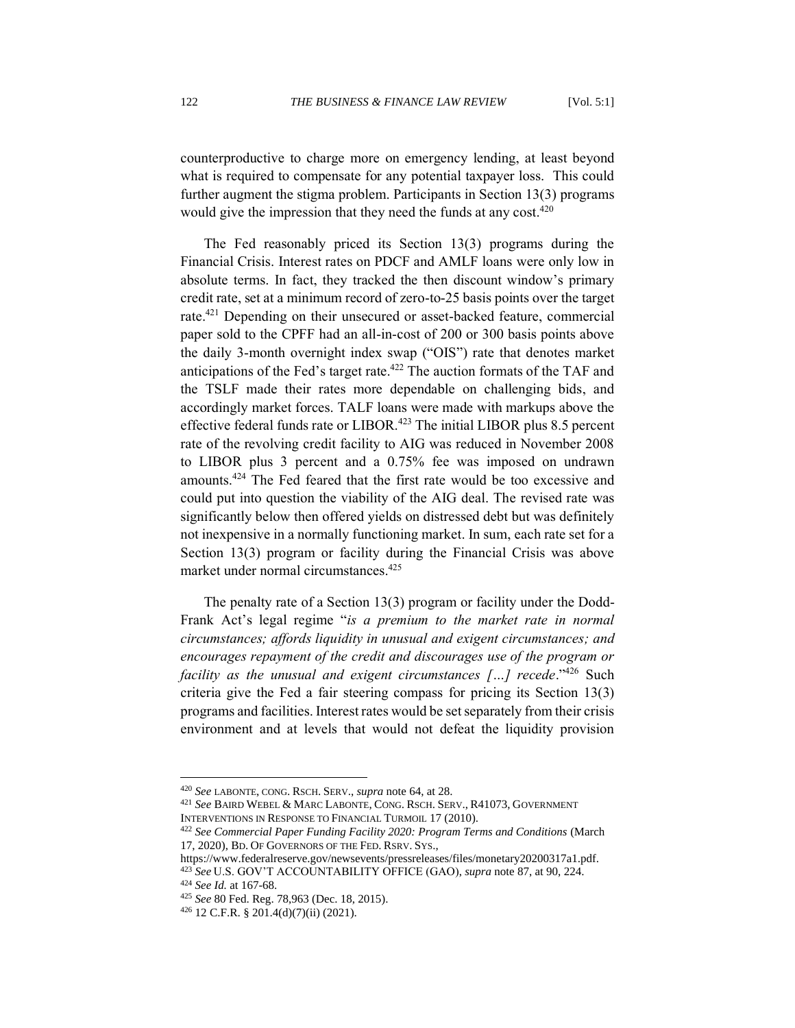counterproductive to charge more on emergency lending, at least beyond what is required to compensate for any potential taxpayer loss. This could further augment the stigma problem. Participants in Section 13(3) programs would give the impression that they need the funds at any cost.[420]

The Fed reasonably priced its Section 13(3) programs during the Financial Crisis. Interest rates on PDCF and AMLF loans were only low in absolute terms. In fact, they tracked the then discount window's primary credit rate, set at a minimum record of zero-to-25 basis points over the target rate.[421] Depending on their unsecured or asset-backed feature, commercial paper sold to the CPFF had an all-in-cost of 200 or 300 basis points above the daily 3-month overnight index swap ("OIS") rate that denotes market anticipations of the Fed's target rate.[422] The auction formats of the TAF and the TSLF made their rates more dependable on challenging bids, and accordingly market forces. TALF loans were made with markups above the effective federal funds rate or LIBOR.[423] The initial LIBOR plus 8.5 percent rate of the revolving credit facility to AIG was reduced in November 2008 to LIBOR plus 3 percent and a 0.75% fee was imposed on undrawn amounts.[424] The Fed feared that the first rate would be too excessive and could put into question the viability of the AIG deal. The revised rate was significantly below then offered yields on distressed debt but was definitely not inexpensive in a normally functioning market. In sum, each rate set for a Section 13(3) program or facility during the Financial Crisis was above market under normal circumstances.[425]

The penalty rate of a Section 13(3) program or facility under the Dodd-Frank Act's legal regime "*is a premium to the market rate in normal circumstances; affords liquidity in unusual and exigent circumstances; and encourages repayment of the credit and discourages use of the program or facility as the unusual and exigent circumstances […] recede*."[426] Such criteria give the Fed a fair steering compass for pricing its Section 13(3) programs and facilities. Interest rates would be set separately from their crisis environment and at levels that would not defeat the liquidity provision

---

[420] *See* LABONTE, CONG. RSCH. SERV., *supra* note 64, at 28.

[421] *See* BAIRD WEBEL & MARC LABONTE, CONG. RSCH. SERV., R41073, GOVERNMENT INTERVENTIONS IN RESPONSE TO FINANCIAL TURMOIL 17 (2010).

[422] *See Commercial Paper Funding Facility 2020: Program Terms and Conditions* (March 17, 2020), BD. OF GOVERNORS OF THE FED. RSRV. SYS., https://www.federalreserve.gov/newsevents/pressreleases/files/monetary20200317a1.pdf.

[423] *See* U.S. GOV'T ACCOUNTABILITY OFFICE (GAO), *supra* note 87, at 90, 224.

[424] *See Id.* at 167-68.

[425] *See* 80 Fed. Reg. 78,963 (Dec. 18, 2015).

[426] 12 C.F.R. § 201.4(d)(7)(ii) (2021).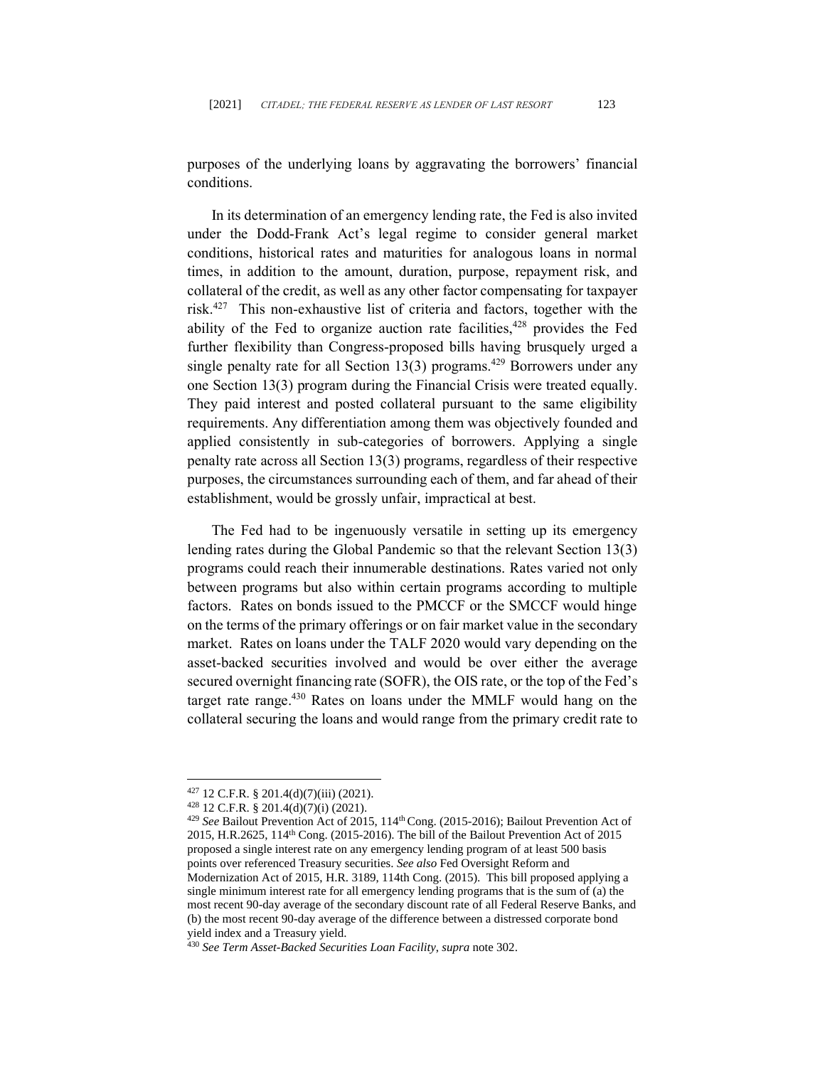purposes of the underlying loans by aggravating the borrowers' financial conditions.

In its determination of an emergency lending rate, the Fed is also invited under the Dodd-Frank Act's legal regime to consider general market conditions, historical rates and maturities for analogous loans in normal times, in addition to the amount, duration, purpose, repayment risk, and collateral of the credit, as well as any other factor compensating for taxpayer risk.[427] This non-exhaustive list of criteria and factors, together with the ability of the Fed to organize auction rate facilities,[428] provides the Fed further flexibility than Congress-proposed bills having brusquely urged a single penalty rate for all Section 13(3) programs.[429] Borrowers under any one Section 13(3) program during the Financial Crisis were treated equally. They paid interest and posted collateral pursuant to the same eligibility requirements. Any differentiation among them was objectively founded and applied consistently in sub-categories of borrowers. Applying a single penalty rate across all Section 13(3) programs, regardless of their respective purposes, the circumstances surrounding each of them, and far ahead of their establishment, would be grossly unfair, impractical at best.

The Fed had to be ingenuously versatile in setting up its emergency lending rates during the Global Pandemic so that the relevant Section 13(3) programs could reach their innumerable destinations. Rates varied not only between programs but also within certain programs according to multiple factors. Rates on bonds issued to the PMCCF or the SMCCF would hinge on the terms of the primary offerings or on fair market value in the secondary market. Rates on loans under the TALF 2020 would vary depending on the asset-backed securities involved and would be over either the average secured overnight financing rate (SOFR), the OIS rate, or the top of the Fed's target rate range.[430] Rates on loans under the MMLF would hang on the collateral securing the loans and would range from the primary credit rate to

---

[427] 12 C.F.R. § 201.4(d)(7)(iii) (2021).

[428] 12 C.F.R. § 201.4(d)(7)(i) (2021).

[429] *See* Bailout Prevention Act of 2015, 114th Cong. (2015-2016); Bailout Prevention Act of 2015, H.R.2625, 114th Cong. (2015-2016). The bill of the Bailout Prevention Act of 2015 proposed a single interest rate on any emergency lending program of at least 500 basis points over referenced Treasury securities. *See also* Fed Oversight Reform and Modernization Act of 2015, H.R. 3189, 114th Cong. (2015). This bill proposed applying a single minimum interest rate for all emergency lending programs that is the sum of (a) the most recent 90-day average of the secondary discount rate of all Federal Reserve Banks, and (b) the most recent 90-day average of the difference between a distressed corporate bond yield index and a Treasury yield.

[430] *See Term Asset-Backed Securities Loan Facility*, *supra* note 302.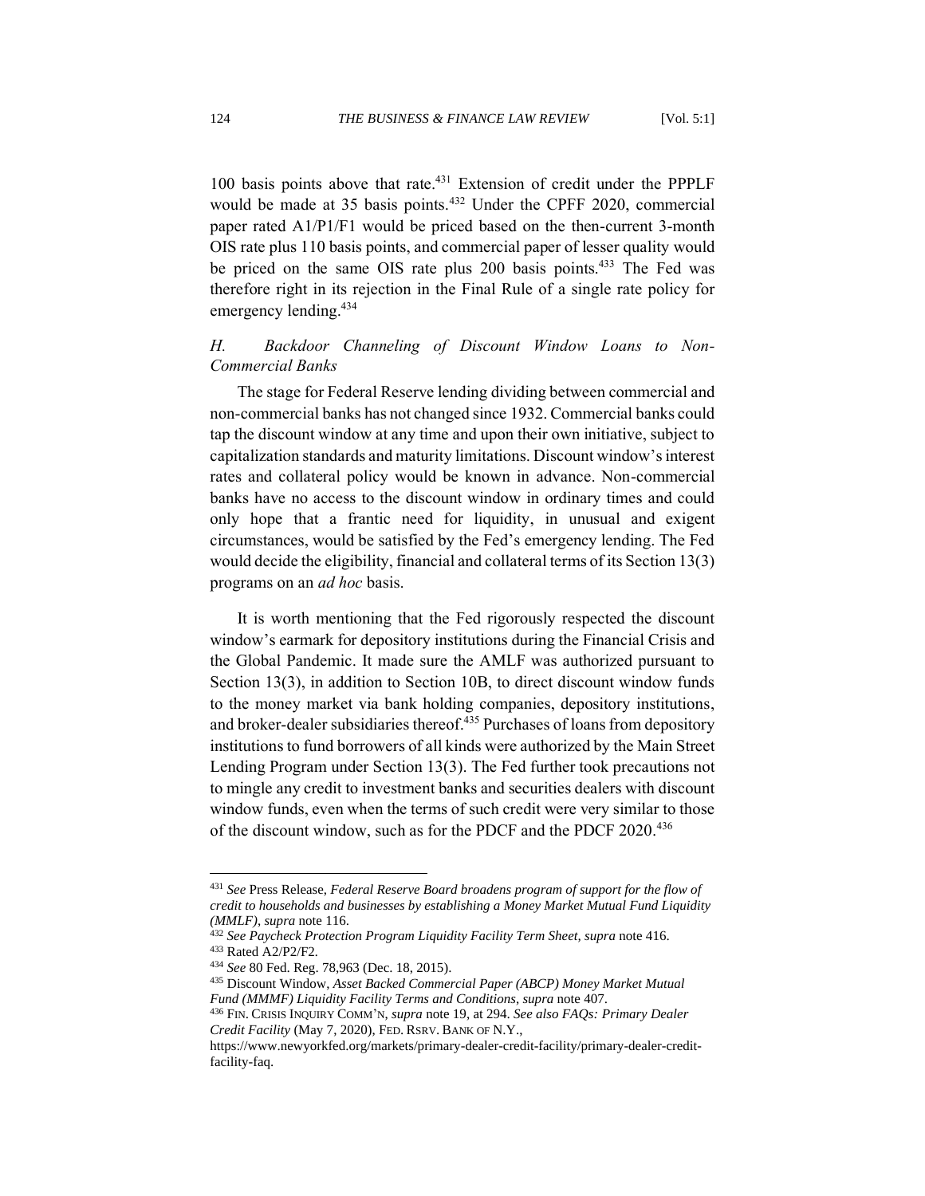100 basis points above that rate.[431] Extension of credit under the PPPLF would be made at 35 basis points.[432] Under the CPFF 2020, commercial paper rated A1/P1/F1 would be priced based on the then-current 3-month OIS rate plus 110 basis points, and commercial paper of lesser quality would be priced on the same OIS rate plus 200 basis points.[433] The Fed was therefore right in its rejection in the Final Rule of a single rate policy for emergency lending.[434]

### *H. Backdoor Channeling of Discount Window Loans to Non-Commercial Banks*

The stage for Federal Reserve lending dividing between commercial and non-commercial banks has not changed since 1932. Commercial banks could tap the discount window at any time and upon their own initiative, subject to capitalization standards and maturity limitations. Discount window's interest rates and collateral policy would be known in advance. Non-commercial banks have no access to the discount window in ordinary times and could only hope that a frantic need for liquidity, in unusual and exigent circumstances, would be satisfied by the Fed's emergency lending. The Fed would decide the eligibility, financial and collateral terms of its Section 13(3) programs on an *ad hoc* basis.

It is worth mentioning that the Fed rigorously respected the discount window's earmark for depository institutions during the Financial Crisis and the Global Pandemic. It made sure the AMLF was authorized pursuant to Section 13(3), in addition to Section 10B, to direct discount window funds to the money market via bank holding companies, depository institutions, and broker-dealer subsidiaries thereof.[435] Purchases of loans from depository institutions to fund borrowers of all kinds were authorized by the Main Street Lending Program under Section 13(3). The Fed further took precautions not to mingle any credit to investment banks and securities dealers with discount window funds, even when the terms of such credit were very similar to those of the discount window, such as for the PDCF and the PDCF 2020.[436]

---

[431] *See* Press Release, *Federal Reserve Board broadens program of support for the flow of credit to households and businesses by establishing a Money Market Mutual Fund Liquidity (MMLF)*, *supra* note 116.

[432] *See Paycheck Protection Program Liquidity Facility Term Sheet, supra* note 416.

[433] Rated A2/P2/F2.

[434] *See* 80 Fed. Reg. 78,963 (Dec. 18, 2015).

[435] Discount Window, *Asset Backed Commercial Paper (ABCP) Money Market Mutual Fund (MMMF) Liquidity Facility Terms and Conditions*, *supra* note 407.

[436] FIN. CRISIS INQUIRY COMM'N, *supra* note 19, at 294. *See also FAQs: Primary Dealer Credit Facility* (May 7, 2020), FED. RSRV. BANK OF N.Y., https://www.newyorkfed.org/markets/primary-dealer-credit-facility/primary-dealer-credit-facility-faq.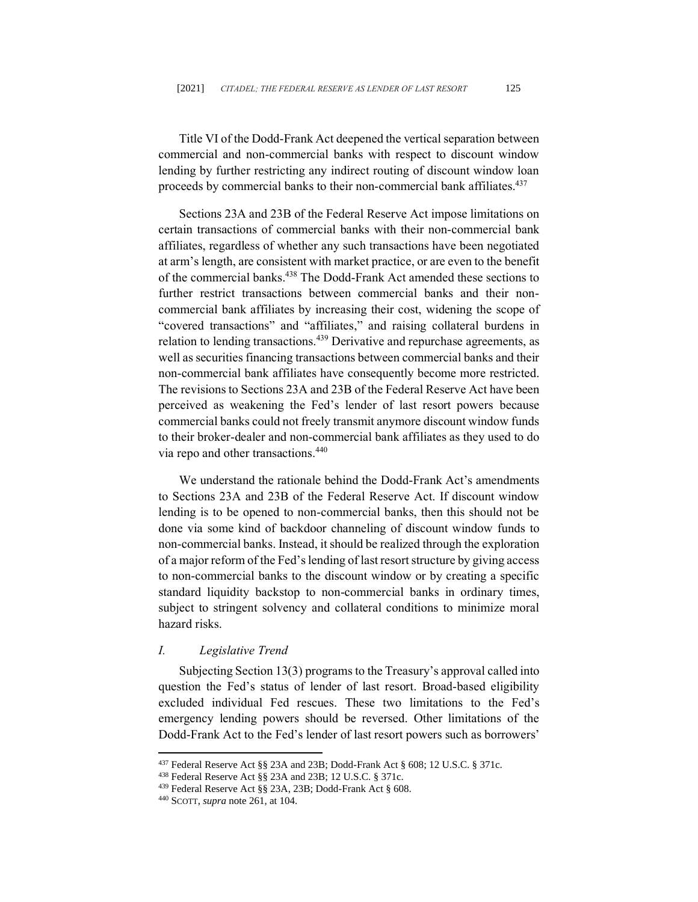Title VI of the Dodd-Frank Act deepened the vertical separation between commercial and non-commercial banks with respect to discount window lending by further restricting any indirect routing of discount window loan proceeds by commercial banks to their non-commercial bank affiliates.[437]

Sections 23A and 23B of the Federal Reserve Act impose limitations on certain transactions of commercial banks with their non-commercial bank affiliates, regardless of whether any such transactions have been negotiated at arm's length, are consistent with market practice, or are even to the benefit of the commercial banks.[438] The Dodd-Frank Act amended these sections to further restrict transactions between commercial banks and their non-commercial bank affiliates by increasing their cost, widening the scope of "covered transactions" and "affiliates," and raising collateral burdens in relation to lending transactions.[439] Derivative and repurchase agreements, as well as securities financing transactions between commercial banks and their non-commercial bank affiliates have consequently become more restricted. The revisions to Sections 23A and 23B of the Federal Reserve Act have been perceived as weakening the Fed's lender of last resort powers because commercial banks could not freely transmit anymore discount window funds to their broker-dealer and non-commercial bank affiliates as they used to do via repo and other transactions.[440]

We understand the rationale behind the Dodd-Frank Act's amendments to Sections 23A and 23B of the Federal Reserve Act. If discount window lending is to be opened to non-commercial banks, then this should not be done via some kind of backdoor channeling of discount window funds to non-commercial banks. Instead, it should be realized through the exploration of a major reform of the Fed's lending of last resort structure by giving access to non-commercial banks to the discount window or by creating a specific standard liquidity backstop to non-commercial banks in ordinary times, subject to stringent solvency and collateral conditions to minimize moral hazard risks.

### *I. Legislative Trend*

Subjecting Section 13(3) programs to the Treasury's approval called into question the Fed's status of lender of last resort. Broad-based eligibility excluded individual Fed rescues. These two limitations to the Fed's emergency lending powers should be reversed. Other limitations of the Dodd-Frank Act to the Fed's lender of last resort powers such as borrowers'

---

[437] Federal Reserve Act §§ 23A and 23B; Dodd-Frank Act § 608; 12 U.S.C. § 371c.

[438] Federal Reserve Act §§ 23A and 23B; 12 U.S.C. § 371c.

[439] Federal Reserve Act §§ 23A, 23B; Dodd-Frank Act § 608.

[440] SCOTT, *supra* note 261, at 104.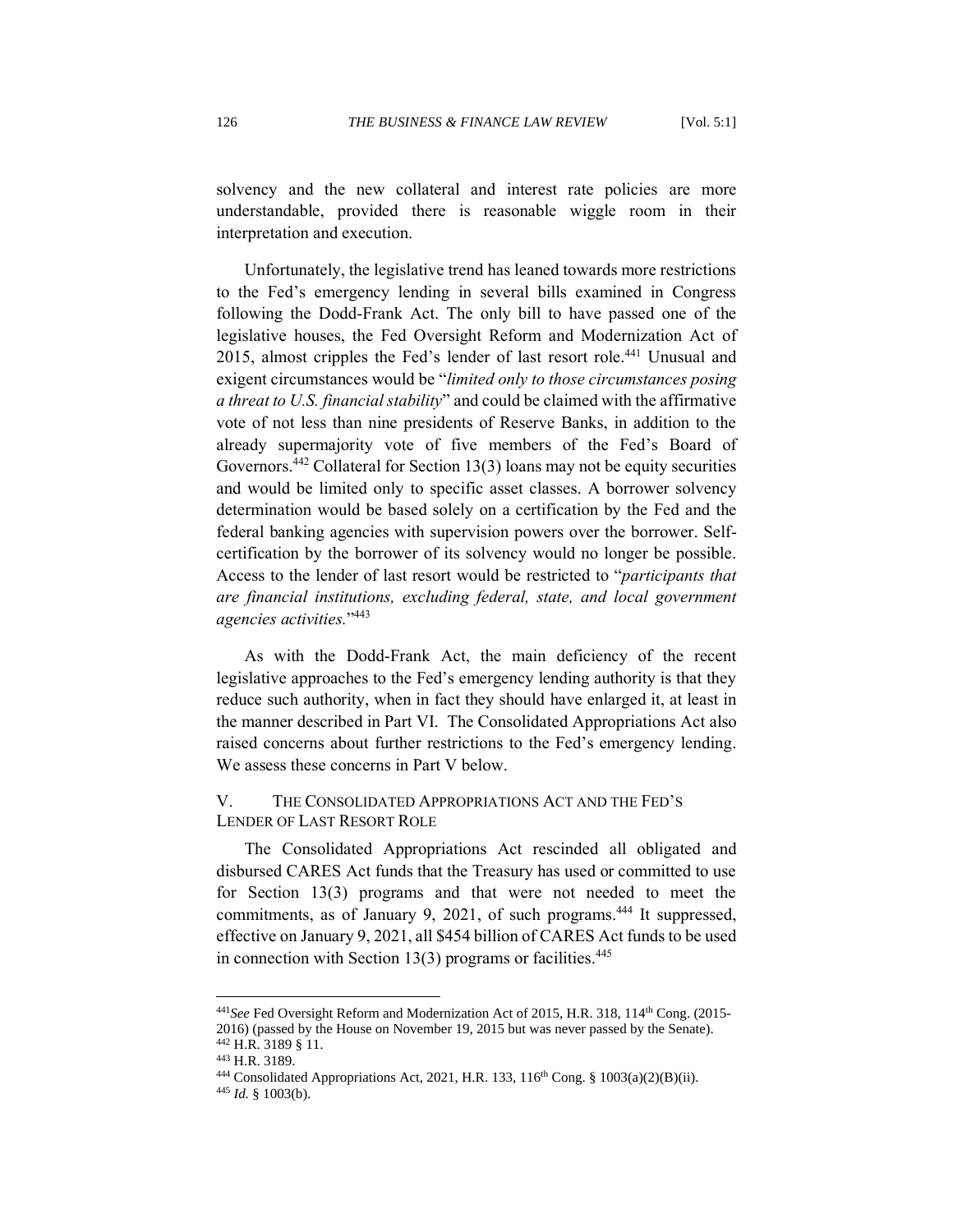solvency and the new collateral and interest rate policies are more understandable, provided there is reasonable wiggle room in their interpretation and execution.

Unfortunately, the legislative trend has leaned towards more restrictions to the Fed's emergency lending in several bills examined in Congress following the Dodd-Frank Act. The only bill to have passed one of the legislative houses, the Fed Oversight Reform and Modernization Act of 2015, almost cripples the Fed's lender of last resort role.[441] Unusual and exigent circumstances would be "*limited only to those circumstances posing a threat to U.S. financial stability*" and could be claimed with the affirmative vote of not less than nine presidents of Reserve Banks, in addition to the already supermajority vote of five members of the Fed's Board of Governors.[442] Collateral for Section 13(3) loans may not be equity securities and would be limited only to specific asset classes. A borrower solvency determination would be based solely on a certification by the Fed and the federal banking agencies with supervision powers over the borrower. Self-certification by the borrower of its solvency would no longer be possible. Access to the lender of last resort would be restricted to "*participants that are financial institutions, excluding federal, state, and local government agencies activities.*"[443]

As with the Dodd-Frank Act, the main deficiency of the recent legislative approaches to the Fed's emergency lending authority is that they reduce such authority, when in fact they should have enlarged it, at least in the manner described in Part VI. The Consolidated Appropriations Act also raised concerns about further restrictions to the Fed's emergency lending. We assess these concerns in Part V below.

## V. THE CONSOLIDATED APPROPRIATIONS ACT AND THE FED'S LENDER OF LAST RESORT ROLE

The Consolidated Appropriations Act rescinded all obligated and disbursed CARES Act funds that the Treasury has used or committed to use for Section 13(3) programs and that were not needed to meet the commitments, as of January 9, 2021, of such programs.[444] It suppressed, effective on January 9, 2021, all $454 billion of CARES Act funds to be used in connection with Section 13(3) programs or facilities.[445]

---

[441] *See* Fed Oversight Reform and Modernization Act of 2015, H.R. 318, 114th Cong. (2015-2016) (passed by the House on November 19, 2015 but was never passed by the Senate).

[442] H.R. 3189 § 11.

[443] H.R. 3189.

[444] Consolidated Appropriations Act, 2021, H.R. 133, 116th Cong. § 1003(a)(2)(B)(ii).

[445] *Id.* § 1003(b).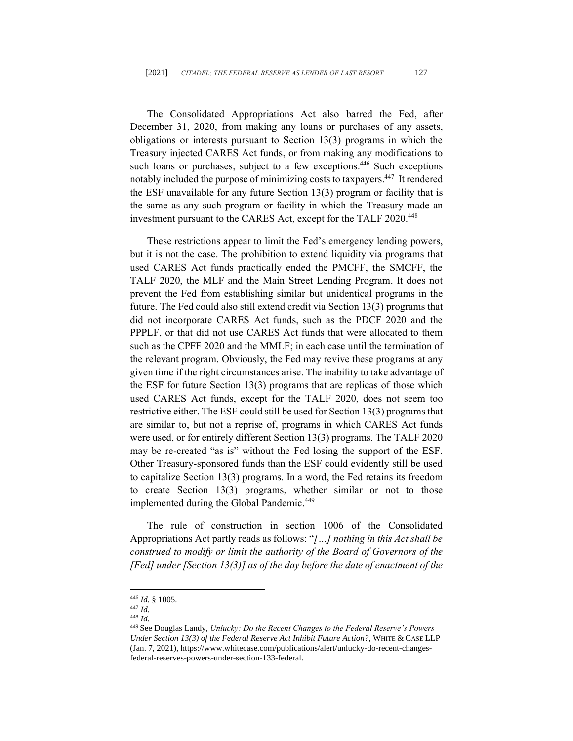The Consolidated Appropriations Act also barred the Fed, after December 31, 2020, from making any loans or purchases of any assets, obligations or interests pursuant to Section 13(3) programs in which the Treasury injected CARES Act funds, or from making any modifications to such loans or purchases, subject to a few exceptions.[446] Such exceptions notably included the purpose of minimizing costs to taxpayers.[447] It rendered the ESF unavailable for any future Section 13(3) program or facility that is the same as any such program or facility in which the Treasury made an investment pursuant to the CARES Act, except for the TALF 2020.[448]

These restrictions appear to limit the Fed's emergency lending powers, but it is not the case. The prohibition to extend liquidity via programs that used CARES Act funds practically ended the PMCFF, the SMCFF, the TALF 2020, the MLF and the Main Street Lending Program. It does not prevent the Fed from establishing similar but unidentical programs in the future. The Fed could also still extend credit via Section 13(3) programs that did not incorporate CARES Act funds, such as the PDCF 2020 and the PPPLF, or that did not use CARES Act funds that were allocated to them such as the CPFF 2020 and the MMLF; in each case until the termination of the relevant program. Obviously, the Fed may revive these programs at any given time if the right circumstances arise. The inability to take advantage of the ESF for future Section 13(3) programs that are replicas of those which used CARES Act funds, except for the TALF 2020, does not seem too restrictive either. The ESF could still be used for Section 13(3) programs that are similar to, but not a reprise of, programs in which CARES Act funds were used, or for entirely different Section 13(3) programs. The TALF 2020 may be re-created "as is" without the Fed losing the support of the ESF. Other Treasury-sponsored funds than the ESF could evidently still be used to capitalize Section 13(3) programs. In a word, the Fed retains its freedom to create Section 13(3) programs, whether similar or not to those implemented during the Global Pandemic.[449]

The rule of construction in section 1006 of the Consolidated Appropriations Act partly reads as follows: "*[…] nothing in this Act shall be construed to modify or limit the authority of the Board of Governors of the [Fed] under [Section 13(3)] as of the day before the date of enactment of the*

---

[446] *Id.* § 1005.

[447] *Id.*

[448] *Id.*

[449] See Douglas Landy, *Unlucky: Do the Recent Changes to the Federal Reserve's Powers Under Section 13(3) of the Federal Reserve Act Inhibit Future Action?*, WHITE & CASE LLP (Jan. 7, 2021), https://www.whitecase.com/publications/alert/unlucky-do-recent-changes-federal-reserves-powers-under-section-133-federal.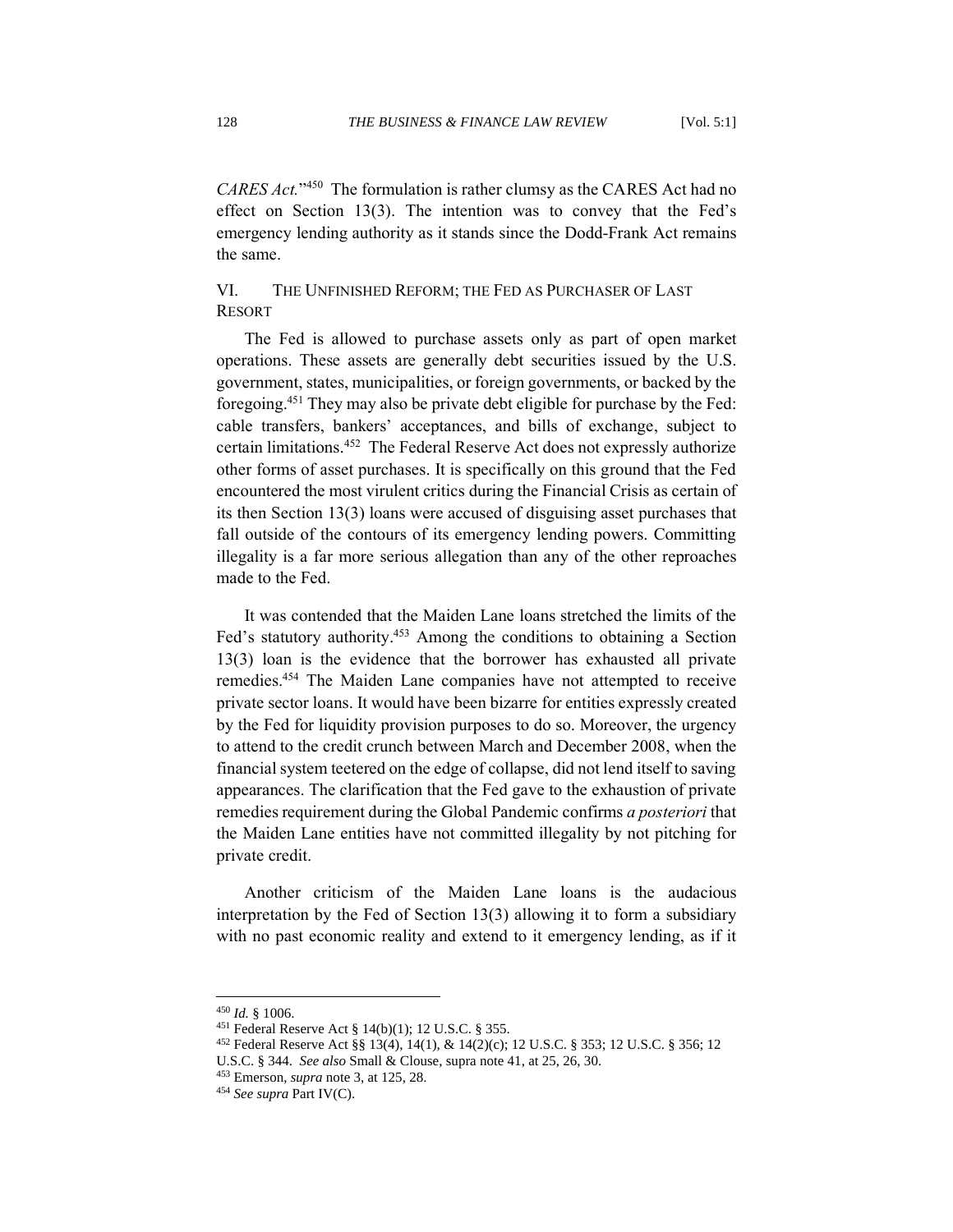*CARES Act*."[450] The formulation is rather clumsy as the CARES Act had no effect on Section 13(3). The intention was to convey that the Fed's emergency lending authority as it stands since the Dodd-Frank Act remains the same.

## VI. THE UNFINISHED REFORM; THE FED AS PURCHASER OF LAST RESORT

The Fed is allowed to purchase assets only as part of open market operations. These assets are generally debt securities issued by the U.S. government, states, municipalities, or foreign governments, or backed by the foregoing.[451] They may also be private debt eligible for purchase by the Fed: cable transfers, bankers' acceptances, and bills of exchange, subject to certain limitations.[452] The Federal Reserve Act does not expressly authorize other forms of asset purchases. It is specifically on this ground that the Fed encountered the most virulent critics during the Financial Crisis as certain of its then Section 13(3) loans were accused of disguising asset purchases that fall outside of the contours of its emergency lending powers. Committing illegality is a far more serious allegation than any of the other reproaches made to the Fed.

It was contended that the Maiden Lane loans stretched the limits of the Fed's statutory authority.[453] Among the conditions to obtaining a Section 13(3) loan is the evidence that the borrower has exhausted all private remedies.[454] The Maiden Lane companies have not attempted to receive private sector loans. It would have been bizarre for entities expressly created by the Fed for liquidity provision purposes to do so. Moreover, the urgency to attend to the credit crunch between March and December 2008, when the financial system teetered on the edge of collapse, did not lend itself to saving appearances. The clarification that the Fed gave to the exhaustion of private remedies requirement during the Global Pandemic confirms *a posteriori* that the Maiden Lane entities have not committed illegality by not pitching for private credit.

Another criticism of the Maiden Lane loans is the audacious interpretation by the Fed of Section 13(3) allowing it to form a subsidiary with no past economic reality and extend to it emergency lending, as if it

---

[450] *Id.* § 1006.

[451] Federal Reserve Act § 14(b)(1); 12 U.S.C. § 355.

[452] Federal Reserve Act §§ 13(4), 14(1), & 14(2)(c); 12 U.S.C. § 353; 12 U.S.C. § 356; 12 U.S.C. § 344. *See also* Small & Clouse, supra note 41, at 25, 26, 30.

[453] Emerson, *supra* note 3, at 125, 28.

[454] *See supra* Part IV(C).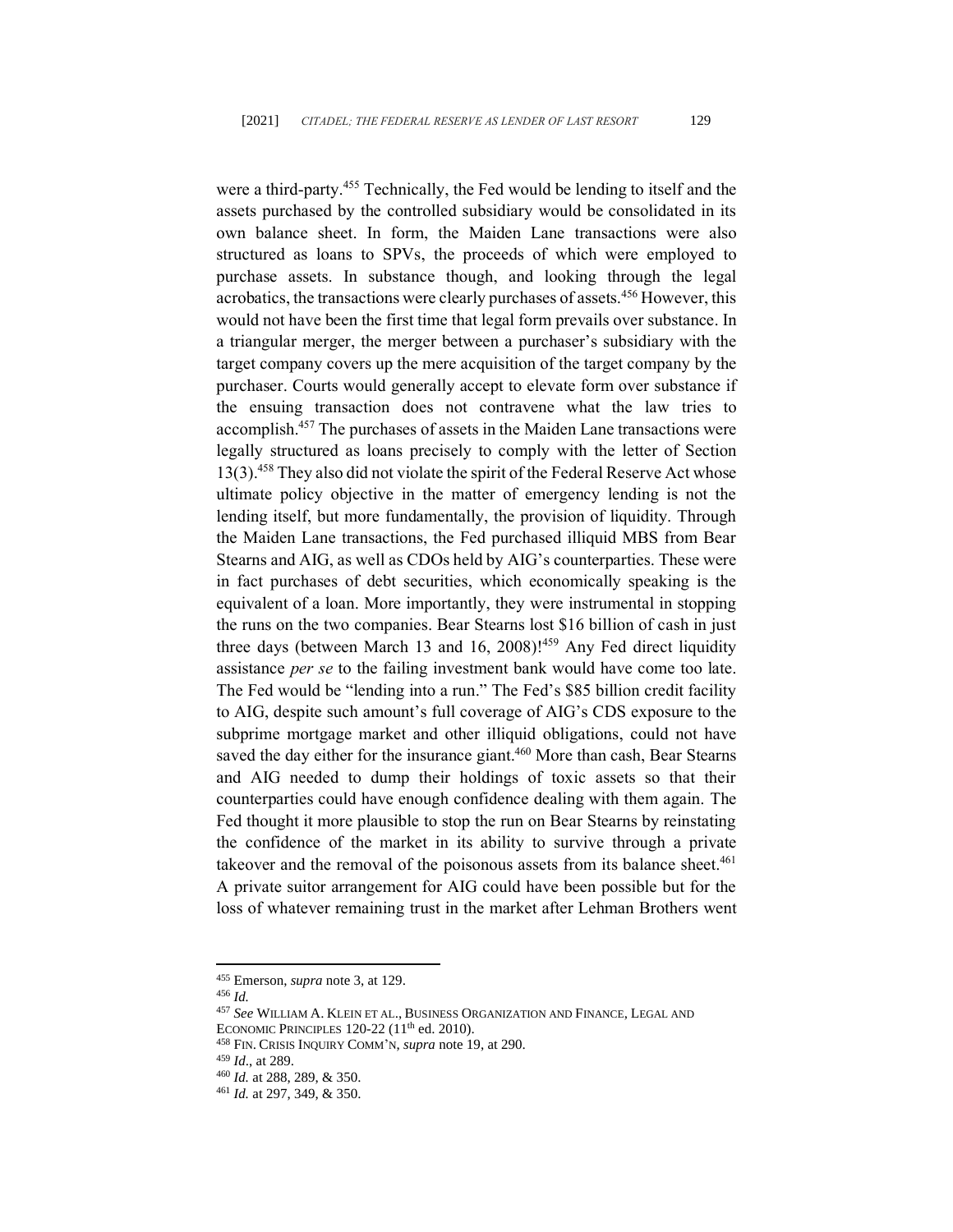were a third-party.[455] Technically, the Fed would be lending to itself and the assets purchased by the controlled subsidiary would be consolidated in its own balance sheet. In form, the Maiden Lane transactions were also structured as loans to SPVs, the proceeds of which were employed to purchase assets. In substance though, and looking through the legal acrobatics, the transactions were clearly purchases of assets.[456] However, this would not have been the first time that legal form prevails over substance. In a triangular merger, the merger between a purchaser's subsidiary with the target company covers up the mere acquisition of the target company by the purchaser. Courts would generally accept to elevate form over substance if the ensuing transaction does not contravene what the law tries to accomplish.[457] The purchases of assets in the Maiden Lane transactions were legally structured as loans precisely to comply with the letter of Section 13(3).[458] They also did not violate the spirit of the Federal Reserve Act whose ultimate policy objective in the matter of emergency lending is not the lending itself, but more fundamentally, the provision of liquidity. Through the Maiden Lane transactions, the Fed purchased illiquid MBS from Bear Stearns and AIG, as well as CDOs held by AIG's counterparties. These were in fact purchases of debt securities, which economically speaking is the equivalent of a loan. More importantly, they were instrumental in stopping the runs on the two companies. Bear Stearns lost $16 billion of cash in just three days (between March 13 and 16, 2008)![459] Any Fed direct liquidity assistance *per se* to the failing investment bank would have come too late. The Fed would be "lending into a run." The Fed's $85 billion credit facility to AIG, despite such amount's full coverage of AIG's CDS exposure to the subprime mortgage market and other illiquid obligations, could not have saved the day either for the insurance giant.[460] More than cash, Bear Stearns and AIG needed to dump their holdings of toxic assets so that their counterparties could have enough confidence dealing with them again. The Fed thought it more plausible to stop the run on Bear Stearns by reinstating the confidence of the market in its ability to survive through a private takeover and the removal of the poisonous assets from its balance sheet.[461] A private suitor arrangement for AIG could have been possible but for the loss of whatever remaining trust in the market after Lehman Brothers went

---

[455] Emerson, *supra* note 3, at 129.

[456] *Id.*

[457] *See* WILLIAM A. KLEIN ET AL., BUSINESS ORGANIZATION AND FINANCE, LEGAL AND ECONOMIC PRINCIPLES 120-22 (11th ed. 2010).

[458] FIN. CRISIS INQUIRY COMM'N, *supra* note 19, at 290.

[459] *Id.*, at 289.

[460] *Id.* at 288, 289, & 350.

[461] *Id.* at 297, 349, & 350.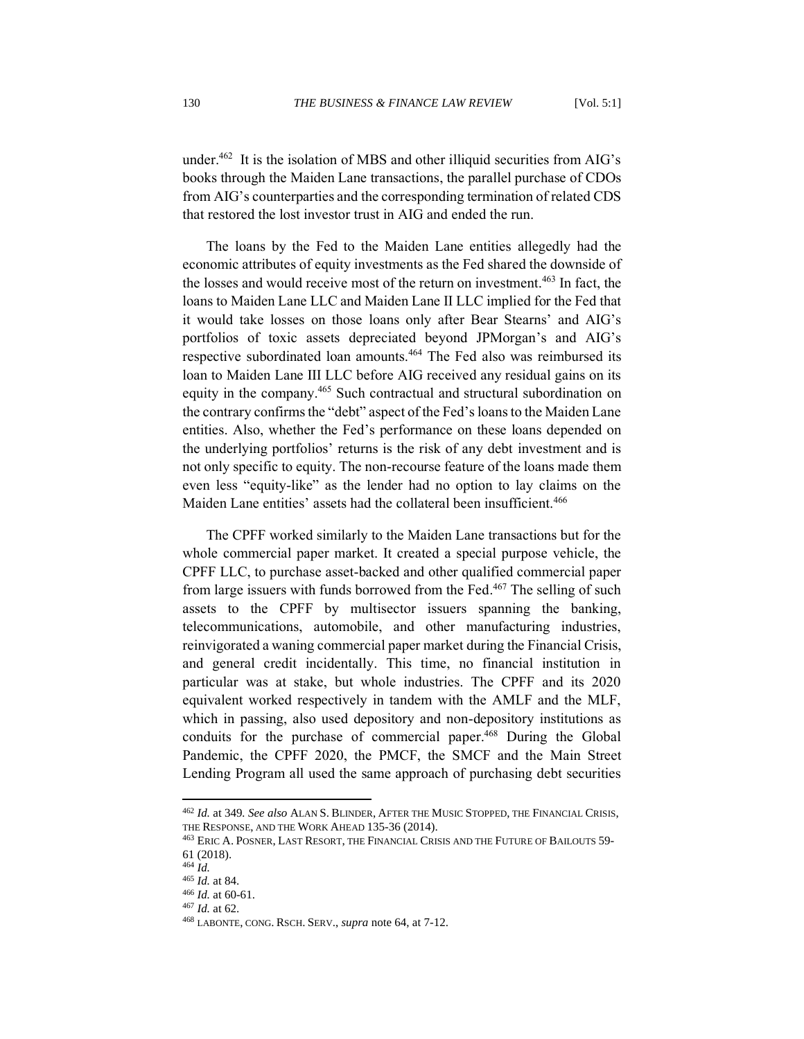under.[462] It is the isolation of MBS and other illiquid securities from AIG's books through the Maiden Lane transactions, the parallel purchase of CDOs from AIG's counterparties and the corresponding termination of related CDS that restored the lost investor trust in AIG and ended the run.

The loans by the Fed to the Maiden Lane entities allegedly had the economic attributes of equity investments as the Fed shared the downside of the losses and would receive most of the return on investment.[463] In fact, the loans to Maiden Lane LLC and Maiden Lane II LLC implied for the Fed that it would take losses on those loans only after Bear Stearns' and AIG's portfolios of toxic assets depreciated beyond JPMorgan's and AIG's respective subordinated loan amounts.[464] The Fed also was reimbursed its loan to Maiden Lane III LLC before AIG received any residual gains on its equity in the company.[465] Such contractual and structural subordination on the contrary confirms the "debt" aspect of the Fed's loans to the Maiden Lane entities. Also, whether the Fed's performance on these loans depended on the underlying portfolios' returns is the risk of any debt investment and is not only specific to equity. The non-recourse feature of the loans made them even less "equity-like" as the lender had no option to lay claims on the Maiden Lane entities' assets had the collateral been insufficient.[466]

The CPFF worked similarly to the Maiden Lane transactions but for the whole commercial paper market. It created a special purpose vehicle, the CPFF LLC, to purchase asset-backed and other qualified commercial paper from large issuers with funds borrowed from the Fed.[467] The selling of such assets to the CPFF by multisector issuers spanning the banking, telecommunications, automobile, and other manufacturing industries, reinvigorated a waning commercial paper market during the Financial Crisis, and general credit incidentally. This time, no financial institution in particular was at stake, but whole industries. The CPFF and its 2020 equivalent worked respectively in tandem with the AMLF and the MLF, which in passing, also used depository and non-depository institutions as conduits for the purchase of commercial paper.[468] During the Global Pandemic, the CPFF 2020, the PMCF, the SMCF and the Main Street Lending Program all used the same approach of purchasing debt securities

---

[462] *Id.* at 349. *See also* ALAN S. BLINDER, AFTER THE MUSIC STOPPED, THE FINANCIAL CRISIS, THE RESPONSE, AND THE WORK AHEAD 135-36 (2014).

[463] ERIC A. POSNER, LAST RESORT, THE FINANCIAL CRISIS AND THE FUTURE OF BAILOUTS 59-61 (2018).

[464] *Id.*

[465] *Id.* at 84.

[466] *Id.* at 60-61.

[467] *Id.* at 62.

[468] LABONTE, CONG. RSCH. SERV., *supra* note 64, at 7-12.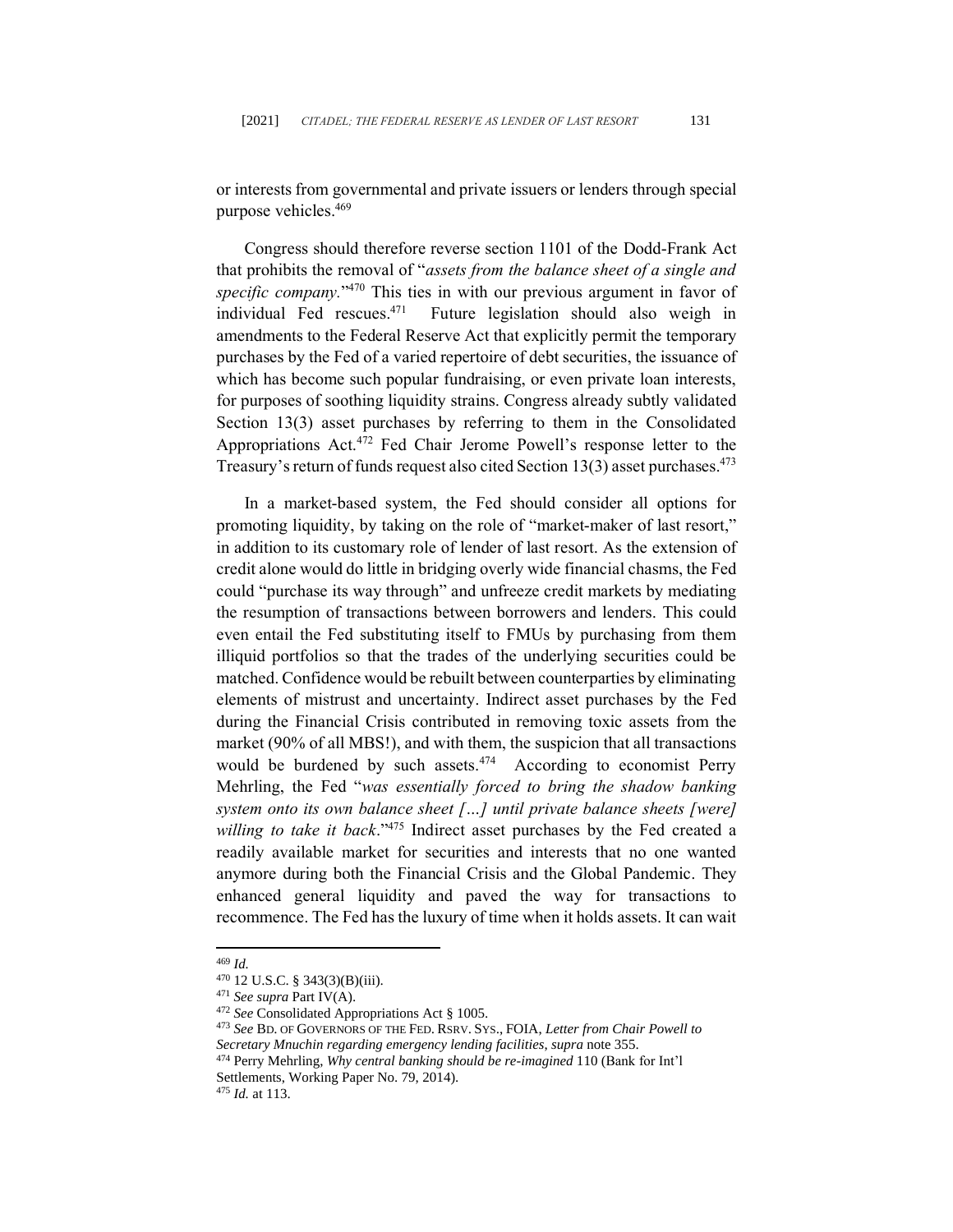or interests from governmental and private issuers or lenders through special purpose vehicles.[469]

Congress should therefore reverse section 1101 of the Dodd-Frank Act that prohibits the removal of "*assets from the balance sheet of a single and specific company.*"[470] This ties in with our previous argument in favor of individual Fed rescues.[471] Future legislation should also weigh in amendments to the Federal Reserve Act that explicitly permit the temporary purchases by the Fed of a varied repertoire of debt securities, the issuance of which has become such popular fundraising, or even private loan interests, for purposes of soothing liquidity strains. Congress already subtly validated Section 13(3) asset purchases by referring to them in the Consolidated Appropriations Act.[472] Fed Chair Jerome Powell's response letter to the Treasury's return of funds request also cited Section 13(3) asset purchases.[473]

In a market-based system, the Fed should consider all options for promoting liquidity, by taking on the role of "market-maker of last resort," in addition to its customary role of lender of last resort. As the extension of credit alone would do little in bridging overly wide financial chasms, the Fed could "purchase its way through" and unfreeze credit markets by mediating the resumption of transactions between borrowers and lenders. This could even entail the Fed substituting itself to FMUs by purchasing from them illiquid portfolios so that the trades of the underlying securities could be matched. Confidence would be rebuilt between counterparties by eliminating elements of mistrust and uncertainty. Indirect asset purchases by the Fed during the Financial Crisis contributed in removing toxic assets from the market (90% of all MBS!), and with them, the suspicion that all transactions would be burdened by such assets.[474] According to economist Perry Mehrling, the Fed "*was essentially forced to bring the shadow banking system onto its own balance sheet […] until private balance sheets [were] willing to take it back*."[475] Indirect asset purchases by the Fed created a readily available market for securities and interests that no one wanted anymore during both the Financial Crisis and the Global Pandemic. They enhanced general liquidity and paved the way for transactions to recommence. The Fed has the luxury of time when it holds assets. It can wait

---

[469] *Id.*

[470] 12 U.S.C. § 343(3)(B)(iii).

[471] *See supra* Part IV(A).

[472] *See* Consolidated Appropriations Act § 1005.

[473] *See* BD. OF GOVERNORS OF THE FED. RSRV. SYS., FOIA, *Letter from Chair Powell to Secretary Mnuchin regarding emergency lending facilities*, *supra* note 355.

[474] Perry Mehrling, *Why central banking should be re-imagined* 110 (Bank for Int'l Settlements, Working Paper No. 79, 2014).

[475] *Id.* at 113.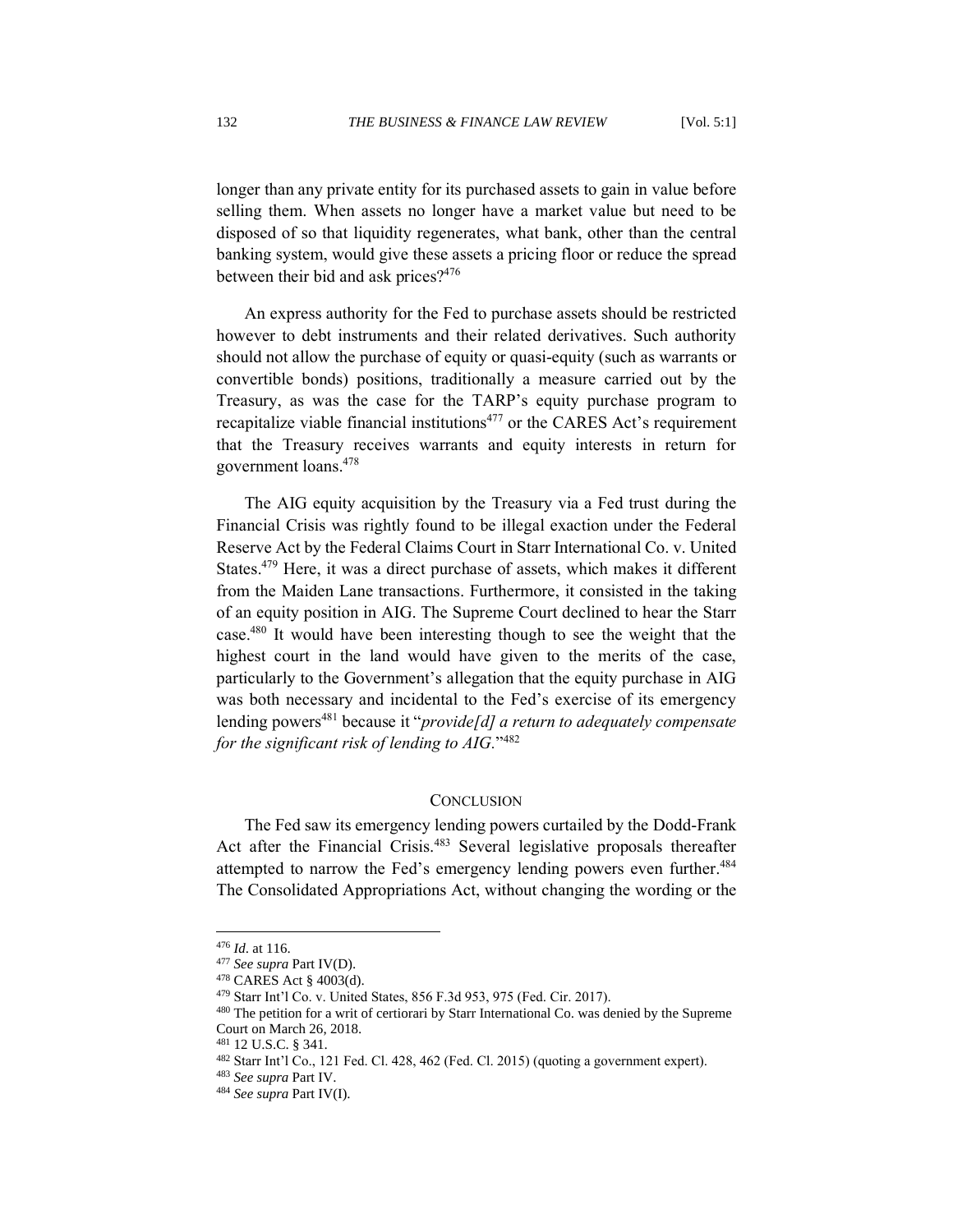longer than any private entity for its purchased assets to gain in value before selling them. When assets no longer have a market value but need to be disposed of so that liquidity regenerates, what bank, other than the central banking system, would give these assets a pricing floor or reduce the spread between their bid and ask prices?[476]

An express authority for the Fed to purchase assets should be restricted however to debt instruments and their related derivatives. Such authority should not allow the purchase of equity or quasi-equity (such as warrants or convertible bonds) positions, traditionally a measure carried out by the Treasury, as was the case for the TARP's equity purchase program to recapitalize viable financial institutions[477] or the CARES Act's requirement that the Treasury receives warrants and equity interests in return for government loans.[478]

The AIG equity acquisition by the Treasury via a Fed trust during the Financial Crisis was rightly found to be illegal exaction under the Federal Reserve Act by the Federal Claims Court in Starr International Co. v. United States.[479] Here, it was a direct purchase of assets, which makes it different from the Maiden Lane transactions. Furthermore, it consisted in the taking of an equity position in AIG. The Supreme Court declined to hear the Starr case.[480] It would have been interesting though to see the weight that the highest court in the land would have given to the merits of the case, particularly to the Government's allegation that the equity purchase in AIG was both necessary and incidental to the Fed's exercise of its emergency lending powers[481] because it "*provide[d] a return to adequately compensate for the significant risk of lending to AIG*."[482]

## CONCLUSION

The Fed saw its emergency lending powers curtailed by the Dodd-Frank Act after the Financial Crisis.[483] Several legislative proposals thereafter attempted to narrow the Fed's emergency lending powers even further.[484] The Consolidated Appropriations Act, without changing the wording or the

---

[476] *Id*. at 116.

[477] *See supra* Part IV(D).

[478] CARES Act § 4003(d).

[479] Starr Int'l Co. v. United States, 856 F.3d 953, 975 (Fed. Cir. 2017).

[480] The petition for a writ of certiorari by Starr International Co. was denied by the Supreme Court on March 26, 2018.

[481] 12 U.S.C. § 341.

[482] Starr Int'l Co., 121 Fed. Cl. 428, 462 (Fed. Cl. 2015) (quoting a government expert).

[483] *See supra* Part IV.

[484] *See supra* Part IV(I).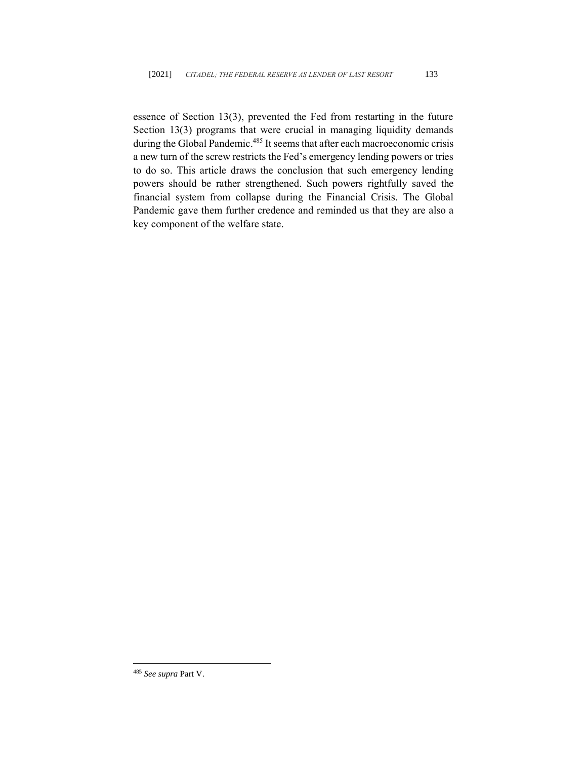essence of Section 13(3), prevented the Fed from restarting in the future Section 13(3) programs that were crucial in managing liquidity demands during the Global Pandemic.[485] It seems that after each macroeconomic crisis a new turn of the screw restricts the Fed's emergency lending powers or tries to do so. This article draws the conclusion that such emergency lending powers should be rather strengthened. Such powers rightfully saved the financial system from collapse during the Financial Crisis. The Global Pandemic gave them further credence and reminded us that they are also a key component of the welfare state.

---

[485] *See supra* Part V.